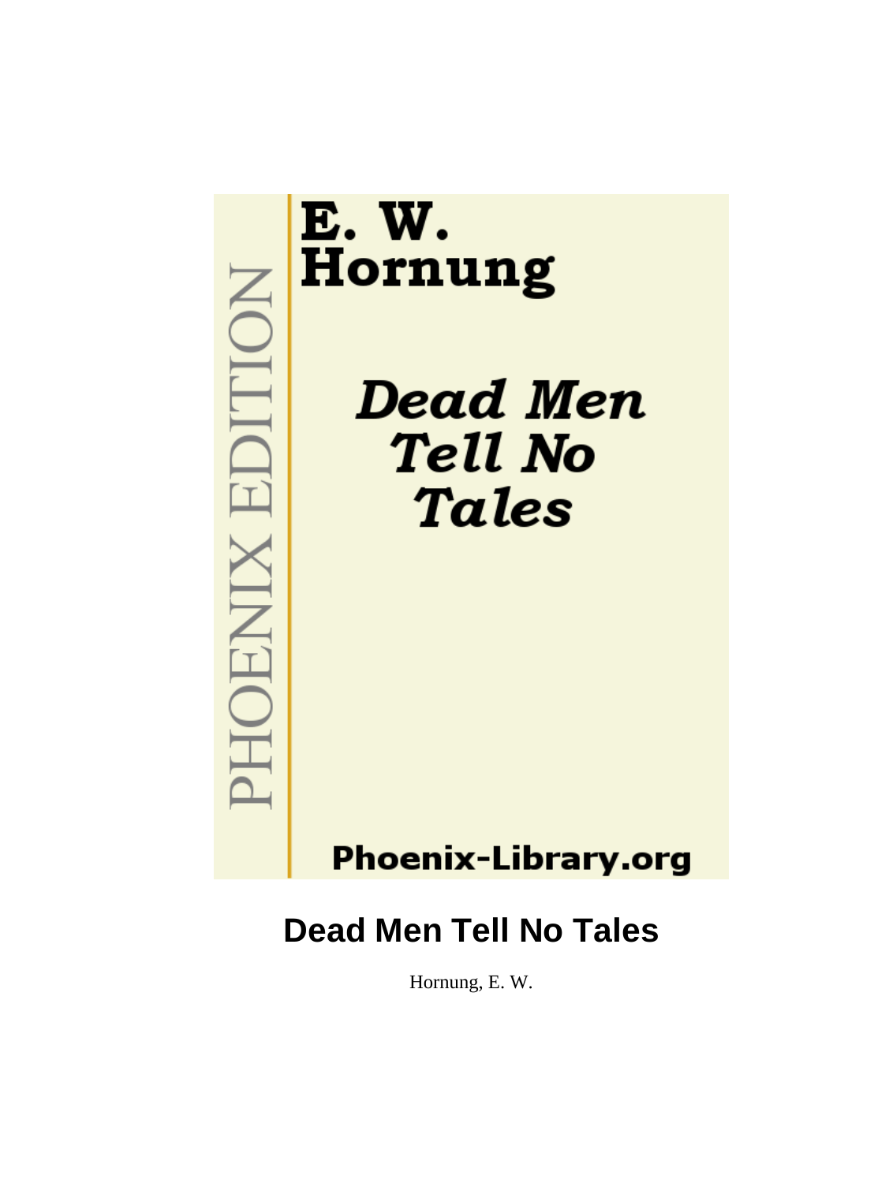PHOENIX EDITION

# E. W. Hornung

## *Dead Men Tell No Tales*

Phoenix-Library.org

# Dead Men Tell No Tales

Hornung, E. W.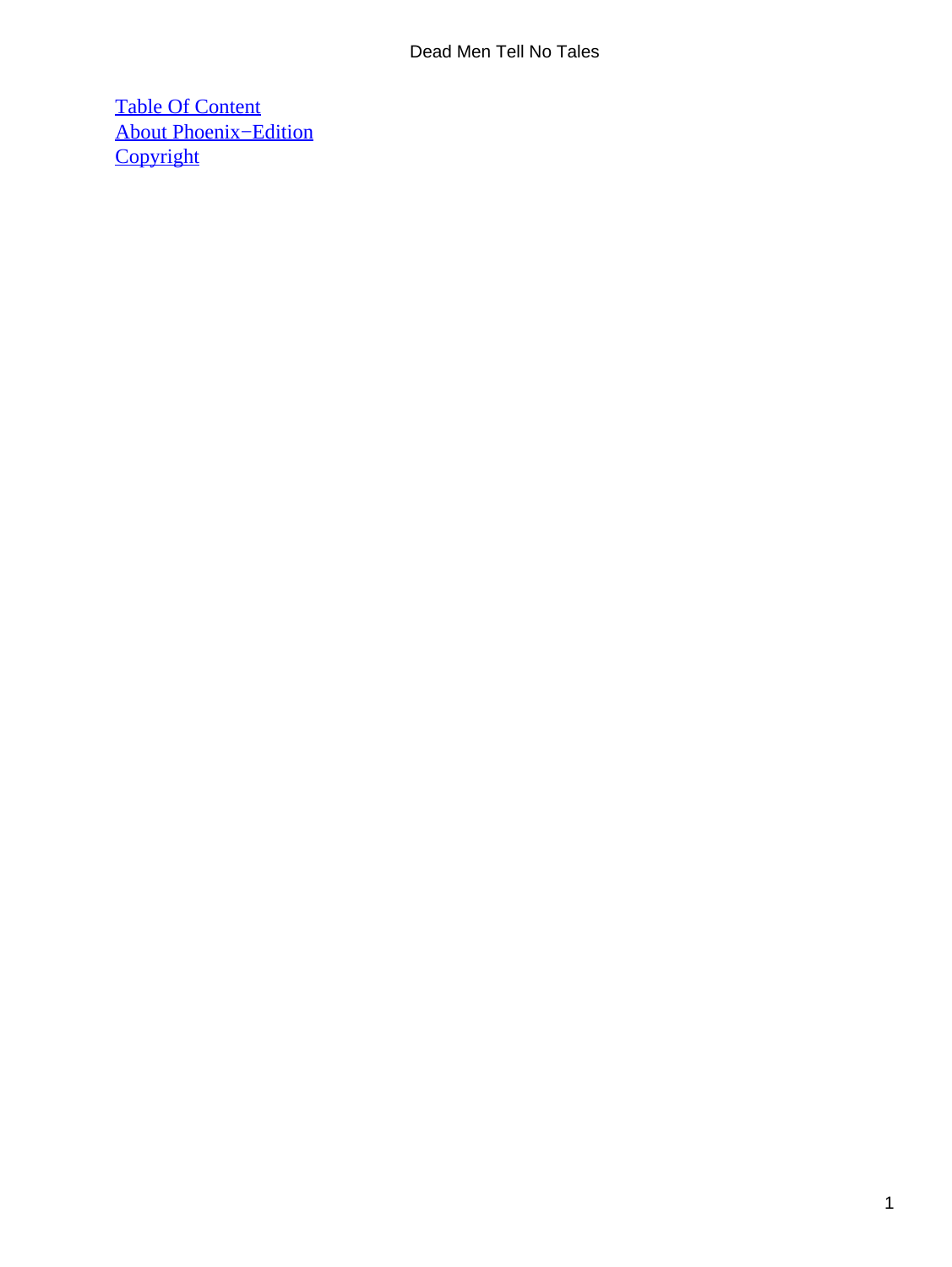[Table Of Content](#)
[About Phoenix−Edition](#)
[Copyright](#)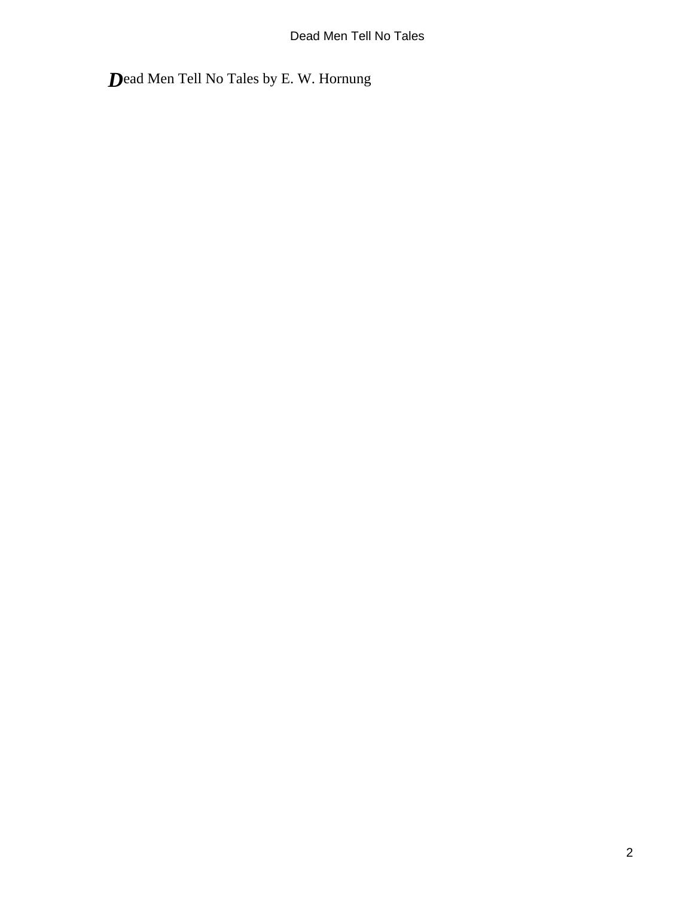Dead Men Tell No Tales by E. W. Hornung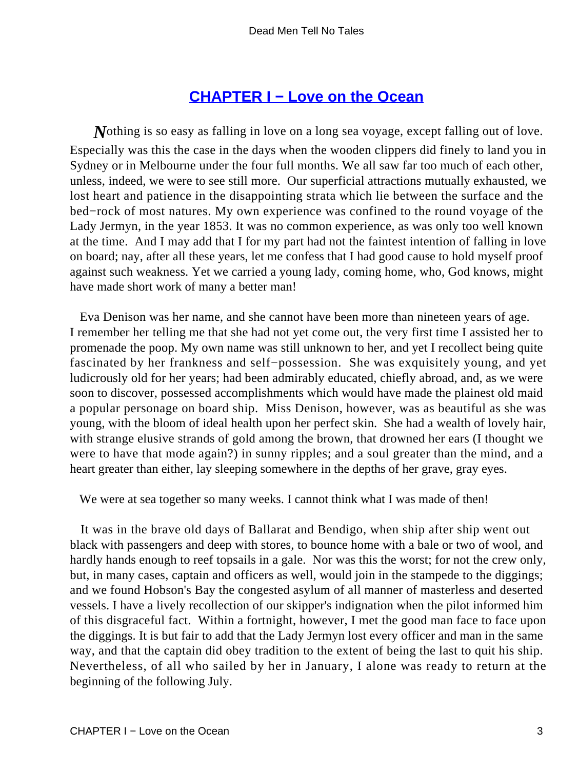## CHAPTER I − Love on the Ocean

*N*othing is so easy as falling in love on a long sea voyage, except falling out of love. Especially was this the case in the days when the wooden clippers did finely to land you in Sydney or in Melbourne under the four full months. We all saw far too much of each other, unless, indeed, we were to see still more. Our superficial attractions mutually exhausted, we lost heart and patience in the disappointing strata which lie between the surface and the bed−rock of most natures. My own experience was confined to the round voyage of the Lady Jermyn, in the year 1853. It was no common experience, as was only too well known at the time. And I may add that I for my part had not the faintest intention of falling in love on board; nay, after all these years, let me confess that I had good cause to hold myself proof against such weakness. Yet we carried a young lady, coming home, who, God knows, might have made short work of many a better man!

Eva Denison was her name, and she cannot have been more than nineteen years of age. I remember her telling me that she had not yet come out, the very first time I assisted her to promenade the poop. My own name was still unknown to her, and yet I recollect being quite fascinated by her frankness and self−possession. She was exquisitely young, and yet ludicrously old for her years; had been admirably educated, chiefly abroad, and, as we were soon to discover, possessed accomplishments which would have made the plainest old maid a popular personage on board ship. Miss Denison, however, was as beautiful as she was young, with the bloom of ideal health upon her perfect skin. She had a wealth of lovely hair, with strange elusive strands of gold among the brown, that drowned her ears (I thought we were to have that mode again?) in sunny ripples; and a soul greater than the mind, and a heart greater than either, lay sleeping somewhere in the depths of her grave, gray eyes.

We were at sea together so many weeks. I cannot think what I was made of then!

It was in the brave old days of Ballarat and Bendigo, when ship after ship went out black with passengers and deep with stores, to bounce home with a bale or two of wool, and hardly hands enough to reef topsails in a gale. Nor was this the worst; for not the crew only, but, in many cases, captain and officers as well, would join in the stampede to the diggings; and we found Hobson's Bay the congested asylum of all manner of masterless and deserted vessels. I have a lively recollection of our skipper's indignation when the pilot informed him of this disgraceful fact. Within a fortnight, however, I met the good man face to face upon the diggings. It is but fair to add that the Lady Jermyn lost every officer and man in the same way, and that the captain did obey tradition to the extent of being the last to quit his ship. Nevertheless, of all who sailed by her in January, I alone was ready to return at the beginning of the following July.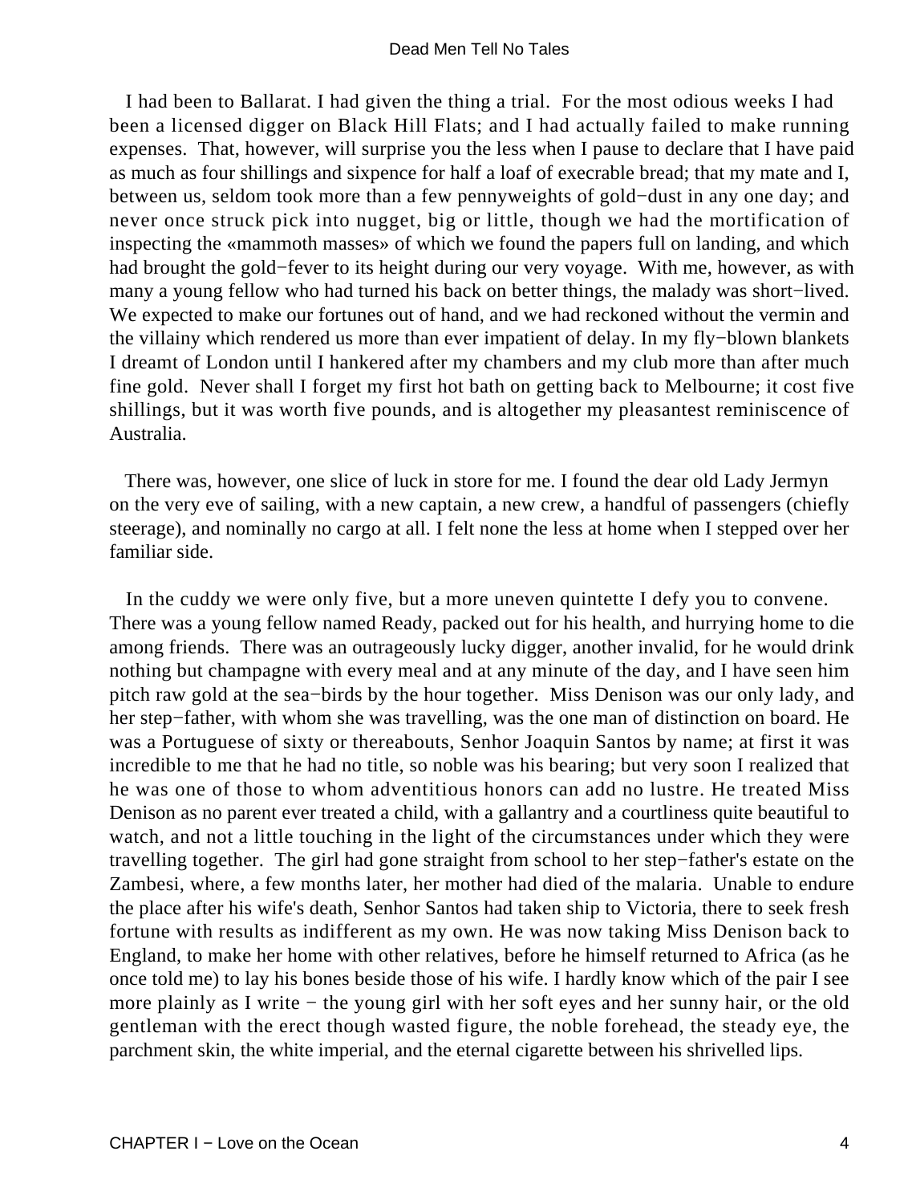I had been to Ballarat. I had given the thing a trial. For the most odious weeks I had been a licensed digger on Black Hill Flats; and I had actually failed to make running expenses. That, however, will surprise you the less when I pause to declare that I have paid as much as four shillings and sixpence for half a loaf of execrable bread; that my mate and I, between us, seldom took more than a few pennyweights of gold−dust in any one day; and never once struck pick into nugget, big or little, though we had the mortification of inspecting the «mammoth masses» of which we found the papers full on landing, and which had brought the gold−fever to its height during our very voyage. With me, however, as with many a young fellow who had turned his back on better things, the malady was short−lived. We expected to make our fortunes out of hand, and we had reckoned without the vermin and the villainy which rendered us more than ever impatient of delay. In my fly−blown blankets I dreamt of London until I hankered after my chambers and my club more than after much fine gold. Never shall I forget my first hot bath on getting back to Melbourne; it cost five shillings, but it was worth five pounds, and is altogether my pleasantest reminiscence of Australia.

There was, however, one slice of luck in store for me. I found the dear old Lady Jermyn on the very eve of sailing, with a new captain, a new crew, a handful of passengers (chiefly steerage), and nominally no cargo at all. I felt none the less at home when I stepped over her familiar side.

In the cuddy we were only five, but a more uneven quintette I defy you to convene. There was a young fellow named Ready, packed out for his health, and hurrying home to die among friends. There was an outrageously lucky digger, another invalid, for he would drink nothing but champagne with every meal and at any minute of the day, and I have seen him pitch raw gold at the sea−birds by the hour together. Miss Denison was our only lady, and her step−father, with whom she was travelling, was the one man of distinction on board. He was a Portuguese of sixty or thereabouts, Senhor Joaquin Santos by name; at first it was incredible to me that he had no title, so noble was his bearing; but very soon I realized that he was one of those to whom adventitious honors can add no lustre. He treated Miss Denison as no parent ever treated a child, with a gallantry and a courtliness quite beautiful to watch, and not a little touching in the light of the circumstances under which they were travelling together. The girl had gone straight from school to her step−father's estate on the Zambesi, where, a few months later, her mother had died of the malaria. Unable to endure the place after his wife's death, Senhor Santos had taken ship to Victoria, there to seek fresh fortune with results as indifferent as my own. He was now taking Miss Denison back to England, to make her home with other relatives, before he himself returned to Africa (as he once told me) to lay his bones beside those of his wife. I hardly know which of the pair I see more plainly as I write − the young girl with her soft eyes and her sunny hair, or the old gentleman with the erect though wasted figure, the noble forehead, the steady eye, the parchment skin, the white imperial, and the eternal cigarette between his shrivelled lips.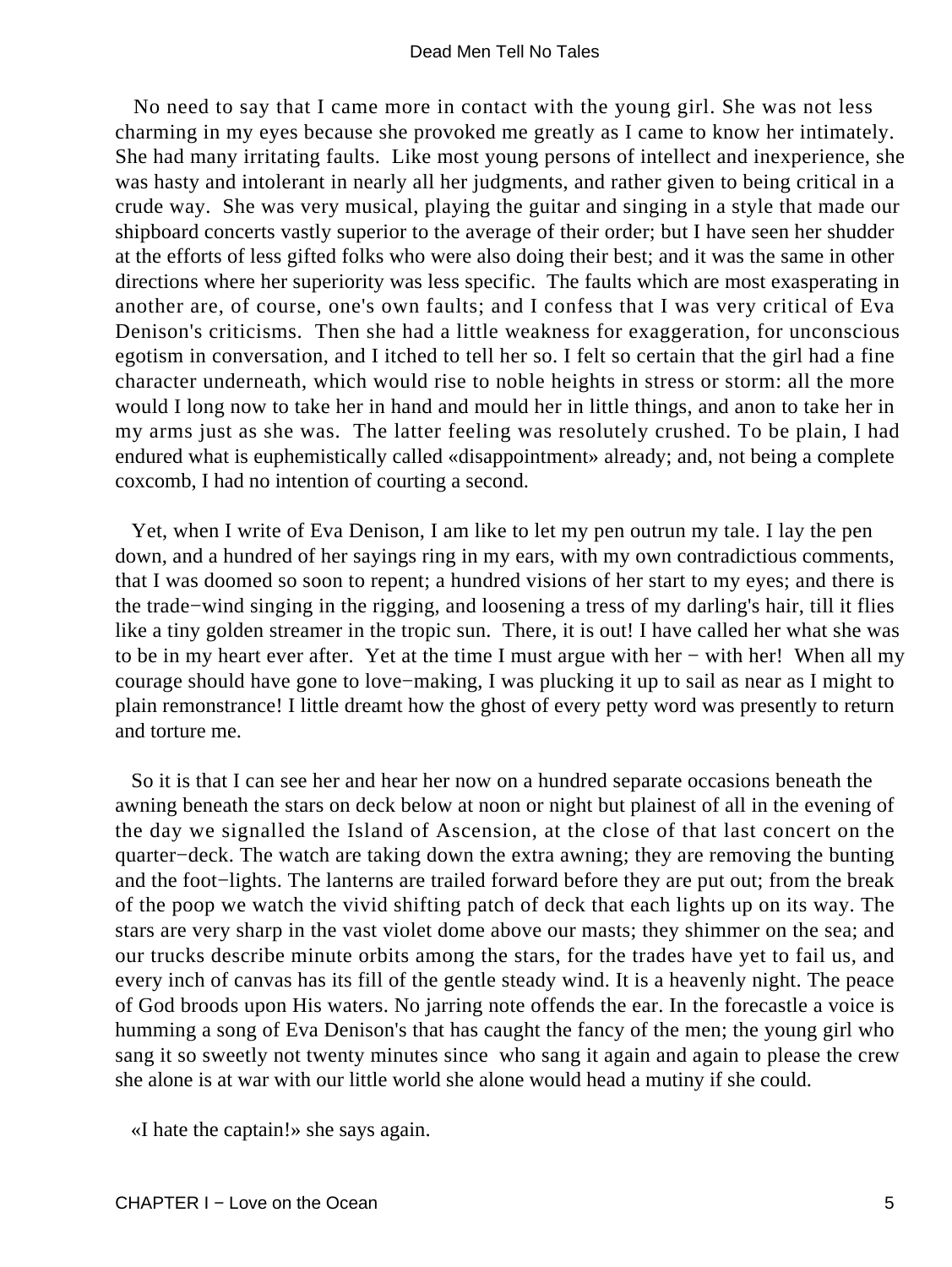No need to say that I came more in contact with the young girl. She was not less charming in my eyes because she provoked me greatly as I came to know her intimately. She had many irritating faults. Like most young persons of intellect and inexperience, she was hasty and intolerant in nearly all her judgments, and rather given to being critical in a crude way. She was very musical, playing the guitar and singing in a style that made our shipboard concerts vastly superior to the average of their order; but I have seen her shudder at the efforts of less gifted folks who were also doing their best; and it was the same in other directions where her superiority was less specific. The faults which are most exasperating in another are, of course, one's own faults; and I confess that I was very critical of Eva Denison's criticisms. Then she had a little weakness for exaggeration, for unconscious egotism in conversation, and I itched to tell her so. I felt so certain that the girl had a fine character underneath, which would rise to noble heights in stress or storm: all the more would I long now to take her in hand and mould her in little things, and anon to take her in my arms just as she was. The latter feeling was resolutely crushed. To be plain, I had endured what is euphemistically called «disappointment» already; and, not being a complete coxcomb, I had no intention of courting a second.

Yet, when I write of Eva Denison, I am like to let my pen outrun my tale. I lay the pen down, and a hundred of her sayings ring in my ears, with my own contradictious comments, that I was doomed so soon to repent; a hundred visions of her start to my eyes; and there is the trade−wind singing in the rigging, and loosening a tress of my darling's hair, till it flies like a tiny golden streamer in the tropic sun. There, it is out! I have called her what she was to be in my heart ever after. Yet at the time I must argue with her − with her! When all my courage should have gone to love−making, I was plucking it up to sail as near as I might to plain remonstrance! I little dreamt how the ghost of every petty word was presently to return and torture me.

So it is that I can see her and hear her now on a hundred separate occasions beneath the awning beneath the stars on deck below at noon or night but plainest of all in the evening of the day we signalled the Island of Ascension, at the close of that last concert on the quarter−deck. The watch are taking down the extra awning; they are removing the bunting and the foot−lights. The lanterns are trailed forward before they are put out; from the break of the poop we watch the vivid shifting patch of deck that each lights up on its way. The stars are very sharp in the vast violet dome above our masts; they shimmer on the sea; and our trucks describe minute orbits among the stars, for the trades have yet to fail us, and every inch of canvas has its fill of the gentle steady wind. It is a heavenly night. The peace of God broods upon His waters. No jarring note offends the ear. In the forecastle a voice is humming a song of Eva Denison's that has caught the fancy of the men; the young girl who sang it so sweetly not twenty minutes since who sang it again and again to please the crew she alone is at war with our little world she alone would head a mutiny if she could.

«I hate the captain!» she says again.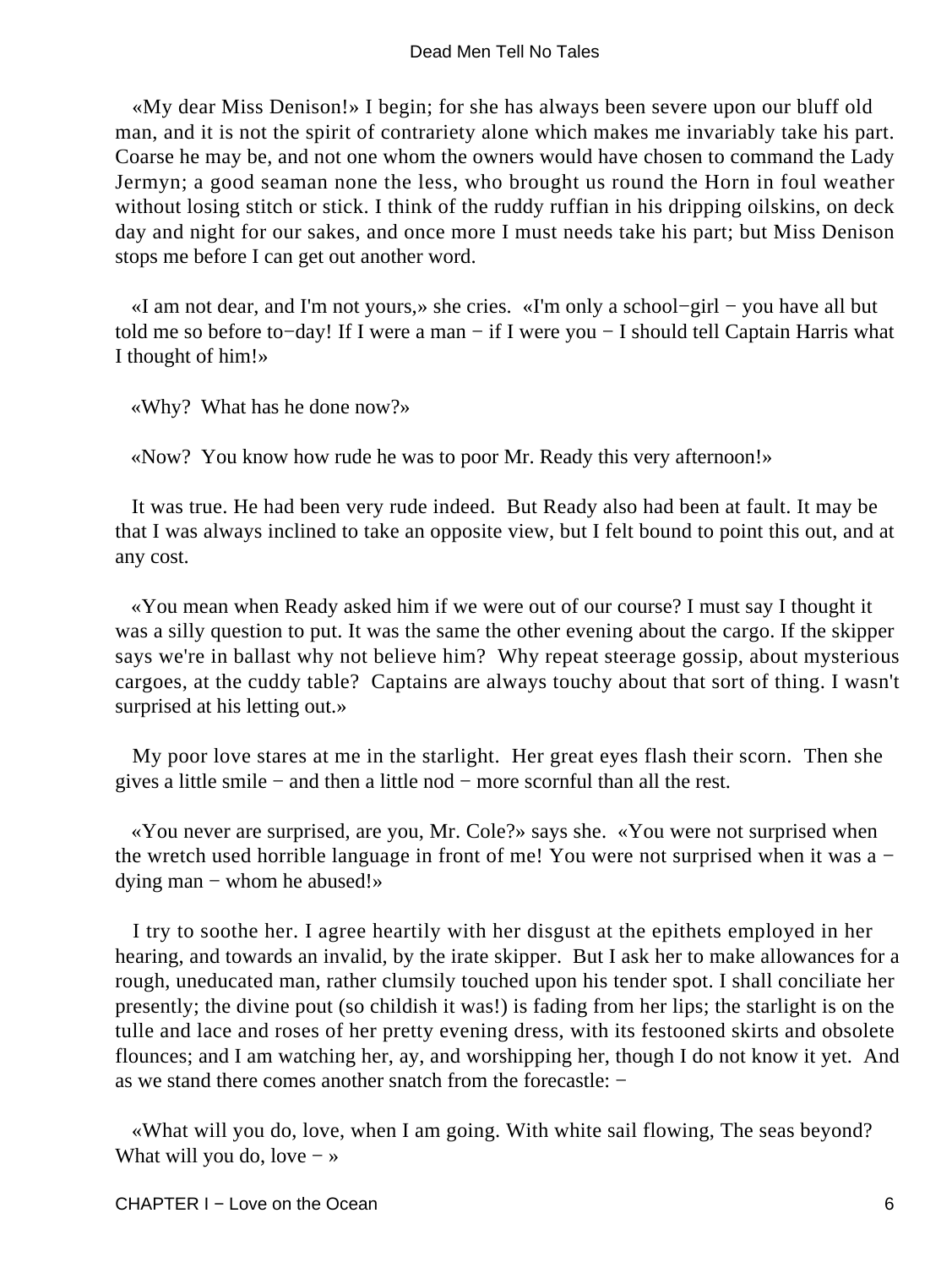«My dear Miss Denison!» I begin; for she has always been severe upon our bluff old man, and it is not the spirit of contrariety alone which makes me invariably take his part. Coarse he may be, and not one whom the owners would have chosen to command the Lady Jermyn; a good seaman none the less, who brought us round the Horn in foul weather without losing stitch or stick. I think of the ruddy ruffian in his dripping oilskins, on deck day and night for our sakes, and once more I must needs take his part; but Miss Denison stops me before I can get out another word.

«I am not dear, and I'm not yours,» she cries. «I'm only a school−girl − you have all but told me so before to−day! If I were a man − if I were you − I should tell Captain Harris what I thought of him!»

«Why? What has he done now?»

«Now? You know how rude he was to poor Mr. Ready this very afternoon!»

It was true. He had been very rude indeed. But Ready also had been at fault. It may be that I was always inclined to take an opposite view, but I felt bound to point this out, and at any cost.

«You mean when Ready asked him if we were out of our course? I must say I thought it was a silly question to put. It was the same the other evening about the cargo. If the skipper says we're in ballast why not believe him? Why repeat steerage gossip, about mysterious cargoes, at the cuddy table? Captains are always touchy about that sort of thing. I wasn't surprised at his letting out.»

My poor love stares at me in the starlight. Her great eyes flash their scorn. Then she gives a little smile − and then a little nod − more scornful than all the rest.

«You never are surprised, are you, Mr. Cole?» says she. «You were not surprised when the wretch used horrible language in front of me! You were not surprised when it was a − dying man − whom he abused!»

I try to soothe her. I agree heartily with her disgust at the epithets employed in her hearing, and towards an invalid, by the irate skipper. But I ask her to make allowances for a rough, uneducated man, rather clumsily touched upon his tender spot. I shall conciliate her presently; the divine pout (so childish it was!) is fading from her lips; the starlight is on the tulle and lace and roses of her pretty evening dress, with its festooned skirts and obsolete flounces; and I am watching her, ay, and worshipping her, though I do not know it yet. And as we stand there comes another snatch from the forecastle: −

«What will you do, love, when I am going. With white sail flowing, The seas beyond? What will you do, love − »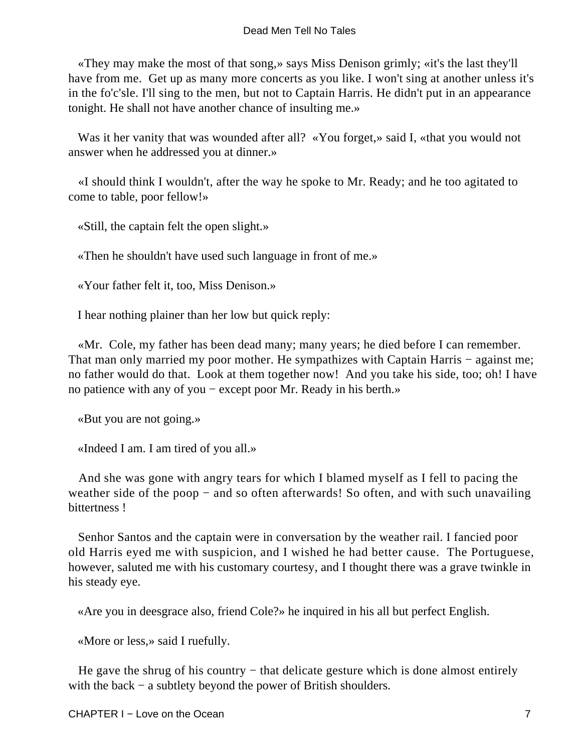«They may make the most of that song,» says Miss Denison grimly; «it's the last they'll have from me. Get up as many more concerts as you like. I won't sing at another unless it's in the fo'c'sle. I'll sing to the men, but not to Captain Harris. He didn't put in an appearance tonight. He shall not have another chance of insulting me.»

Was it her vanity that was wounded after all? «You forget,» said I, «that you would not answer when he addressed you at dinner.»

«I should think I wouldn't, after the way he spoke to Mr. Ready; and he too agitated to come to table, poor fellow!»

«Still, the captain felt the open slight.»

«Then he shouldn't have used such language in front of me.»

«Your father felt it, too, Miss Denison.»

I hear nothing plainer than her low but quick reply:

«Mr. Cole, my father has been dead many; many years; he died before I can remember. That man only married my poor mother. He sympathizes with Captain Harris − against me; no father would do that. Look at them together now! And you take his side, too; oh! I have no patience with any of you − except poor Mr. Ready in his berth.»

«But you are not going.»

«Indeed I am. I am tired of you all.»

And she was gone with angry tears for which I blamed myself as I fell to pacing the weather side of the poop − and so often afterwards! So often, and with such unavailing bittertness !

Senhor Santos and the captain were in conversation by the weather rail. I fancied poor old Harris eyed me with suspicion, and I wished he had better cause. The Portuguese, however, saluted me with his customary courtesy, and I thought there was a grave twinkle in his steady eye.

«Are you in deesgrace also, friend Cole?» he inquired in his all but perfect English.

«More or less,» said I ruefully.

He gave the shrug of his country − that delicate gesture which is done almost entirely with the back − a subtlety beyond the power of British shoulders.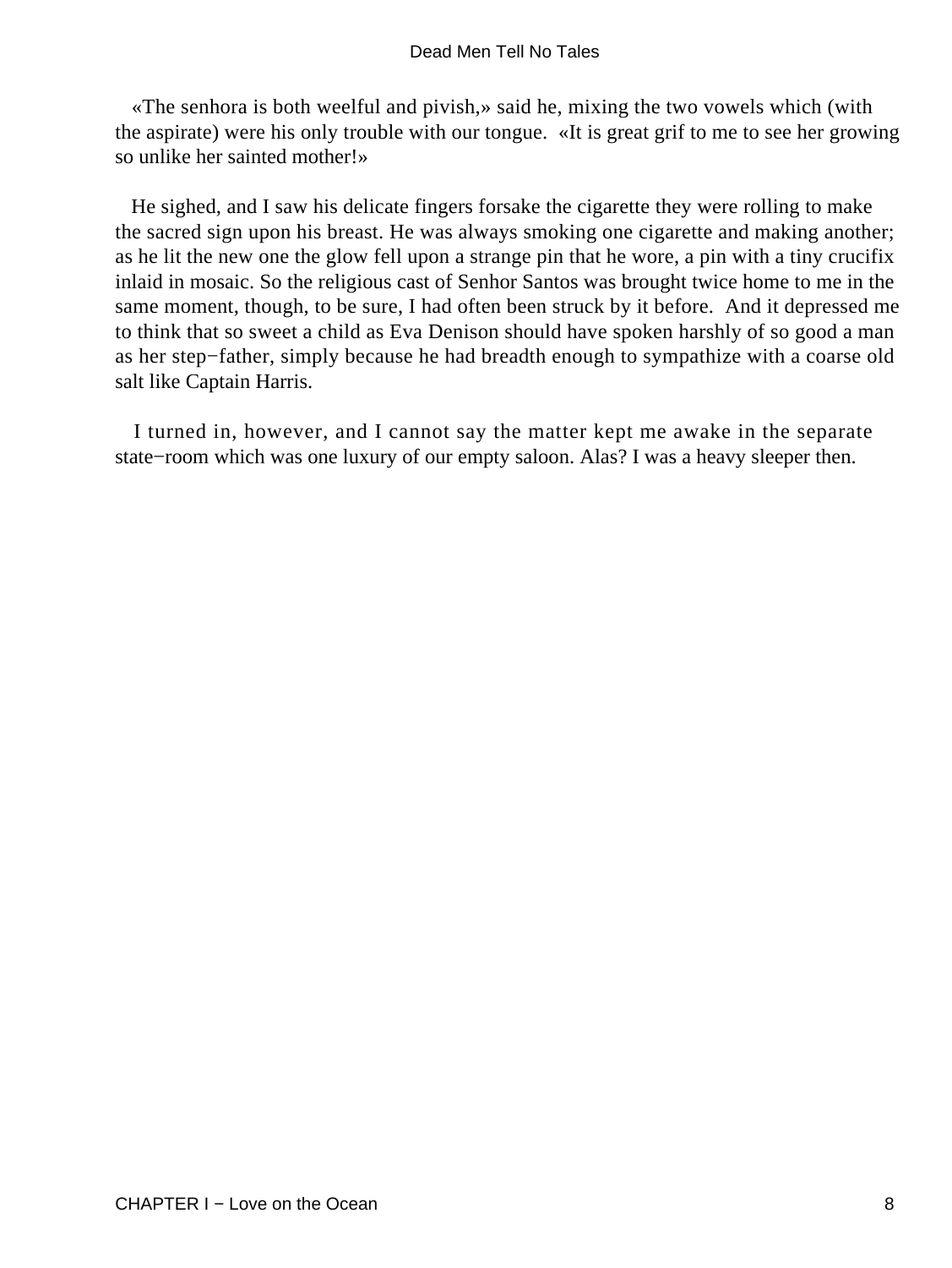«The senhora is both weelful and pivish,» said he, mixing the two vowels which (with the aspirate) were his only trouble with our tongue. «It is great grif to me to see her growing so unlike her sainted mother!»

He sighed, and I saw his delicate fingers forsake the cigarette they were rolling to make the sacred sign upon his breast. He was always smoking one cigarette and making another; as he lit the new one the glow fell upon a strange pin that he wore, a pin with a tiny crucifix inlaid in mosaic. So the religious cast of Senhor Santos was brought twice home to me in the same moment, though, to be sure, I had often been struck by it before. And it depressed me to think that so sweet a child as Eva Denison should have spoken harshly of so good a man as her step−father, simply because he had breadth enough to sympathize with a coarse old salt like Captain Harris.

I turned in, however, and I cannot say the matter kept me awake in the separate state−room which was one luxury of our empty saloon. Alas? I was a heavy sleeper then.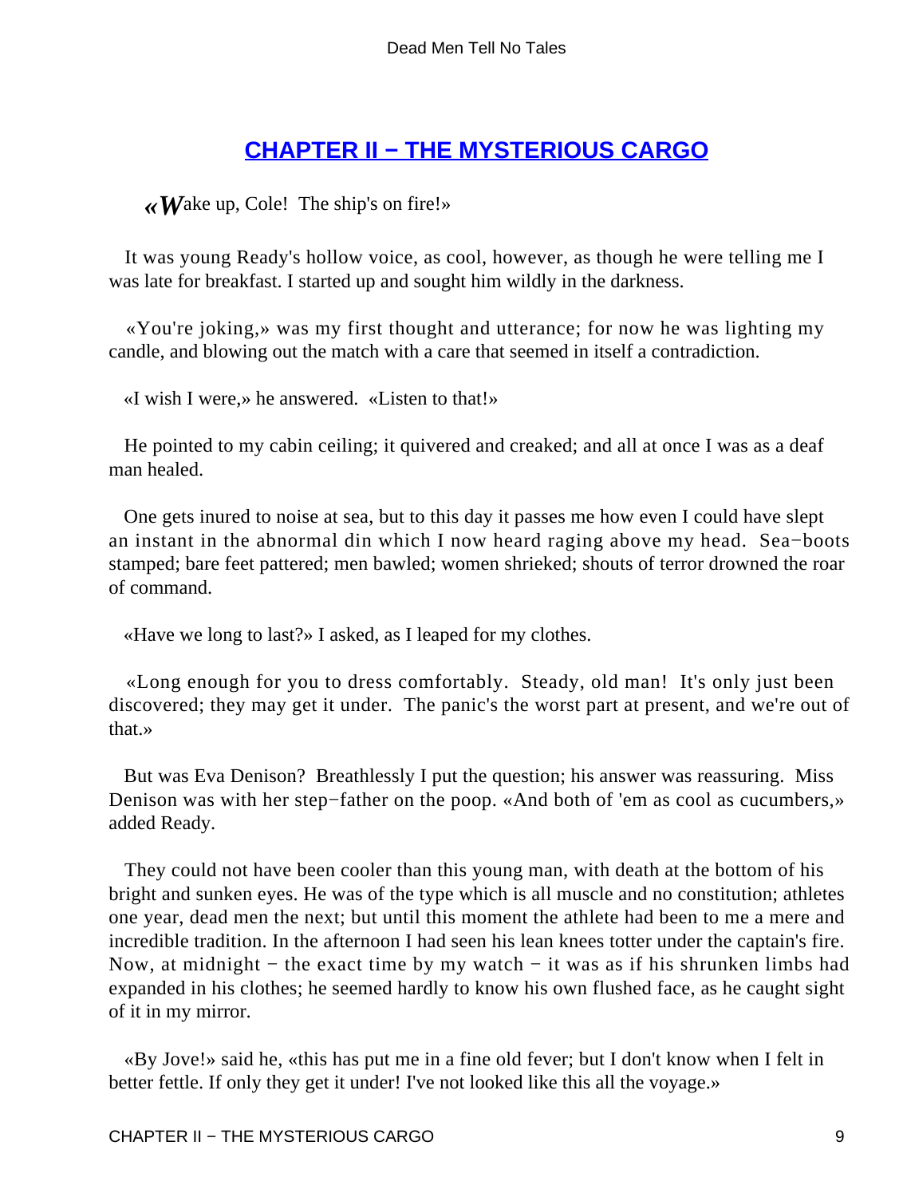## CHAPTER II − THE MYSTERIOUS CARGO

«Wake up, Cole! The ship's on fire!»

It was young Ready's hollow voice, as cool, however, as though he were telling me I was late for breakfast. I started up and sought him wildly in the darkness.

«You're joking,» was my first thought and utterance; for now he was lighting my candle, and blowing out the match with a care that seemed in itself a contradiction.

«I wish I were,» he answered. «Listen to that!»

He pointed to my cabin ceiling; it quivered and creaked; and all at once I was as a deaf man healed.

One gets inured to noise at sea, but to this day it passes me how even I could have slept an instant in the abnormal din which I now heard raging above my head. Sea−boots stamped; bare feet pattered; men bawled; women shrieked; shouts of terror drowned the roar of command.

«Have we long to last?» I asked, as I leaped for my clothes.

«Long enough for you to dress comfortably. Steady, old man! It's only just been discovered; they may get it under. The panic's the worst part at present, and we're out of that.»

But was Eva Denison? Breathlessly I put the question; his answer was reassuring. Miss Denison was with her step−father on the poop. «And both of 'em as cool as cucumbers,» added Ready.

They could not have been cooler than this young man, with death at the bottom of his bright and sunken eyes. He was of the type which is all muscle and no constitution; athletes one year, dead men the next; but until this moment the athlete had been to me a mere and incredible tradition. In the afternoon I had seen his lean knees totter under the captain's fire. Now, at midnight − the exact time by my watch − it was as if his shrunken limbs had expanded in his clothes; he seemed hardly to know his own flushed face, as he caught sight of it in my mirror.

«By Jove!» said he, «this has put me in a fine old fever; but I don't know when I felt in better fettle. If only they get it under! I've not looked like this all the voyage.»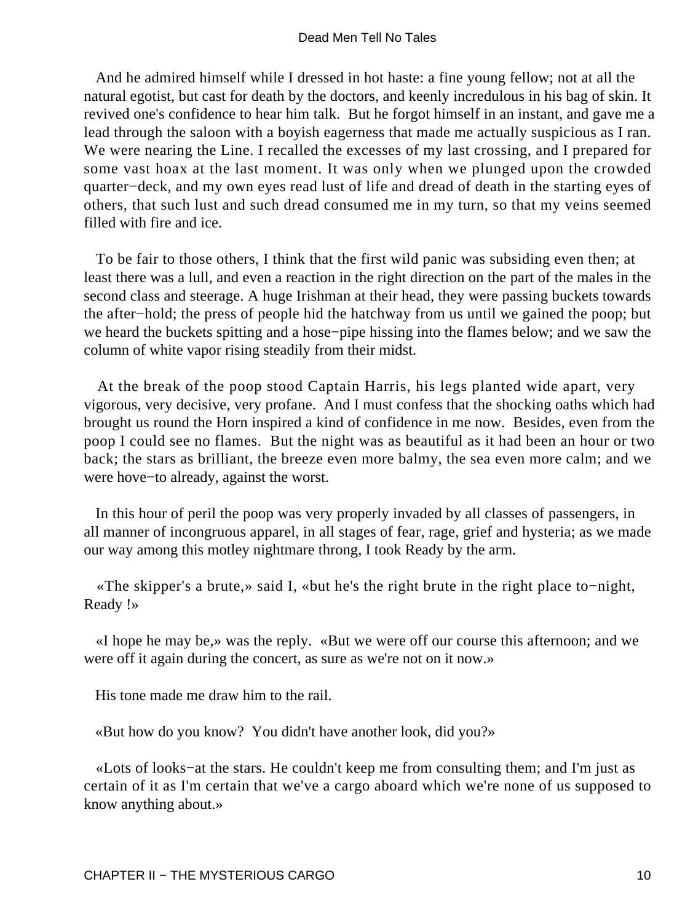And he admired himself while I dressed in hot haste: a fine young fellow; not at all the natural egotist, but cast for death by the doctors, and keenly incredulous in his bag of skin. It revived one's confidence to hear him talk. But he forgot himself in an instant, and gave me a lead through the saloon with a boyish eagerness that made me actually suspicious as I ran. We were nearing the Line. I recalled the excesses of my last crossing, and I prepared for some vast hoax at the last moment. It was only when we plunged upon the crowded quarter−deck, and my own eyes read lust of life and dread of death in the starting eyes of others, that such lust and such dread consumed me in my turn, so that my veins seemed filled with fire and ice.

To be fair to those others, I think that the first wild panic was subsiding even then; at least there was a lull, and even a reaction in the right direction on the part of the males in the second class and steerage. A huge Irishman at their head, they were passing buckets towards the after−hold; the press of people hid the hatchway from us until we gained the poop; but we heard the buckets spitting and a hose−pipe hissing into the flames below; and we saw the column of white vapor rising steadily from their midst.

At the break of the poop stood Captain Harris, his legs planted wide apart, very vigorous, very decisive, very profane. And I must confess that the shocking oaths which had brought us round the Horn inspired a kind of confidence in me now. Besides, even from the poop I could see no flames. But the night was as beautiful as it had been an hour or two back; the stars as brilliant, the breeze even more balmy, the sea even more calm; and we were hove−to already, against the worst.

In this hour of peril the poop was very properly invaded by all classes of passengers, in all manner of incongruous apparel, in all stages of fear, rage, grief and hysteria; as we made our way among this motley nightmare throng, I took Ready by the arm.

«The skipper's a brute,» said I, «but he's the right brute in the right place to−night, Ready !»

«I hope he may be,» was the reply. «But we were off our course this afternoon; and we were off it again during the concert, as sure as we're not on it now.»

His tone made me draw him to the rail.

«But how do you know? You didn't have another look, did you?»

«Lots of looks−at the stars. He couldn't keep me from consulting them; and I'm just as certain of it as I'm certain that we've a cargo aboard which we're none of us supposed to know anything about.»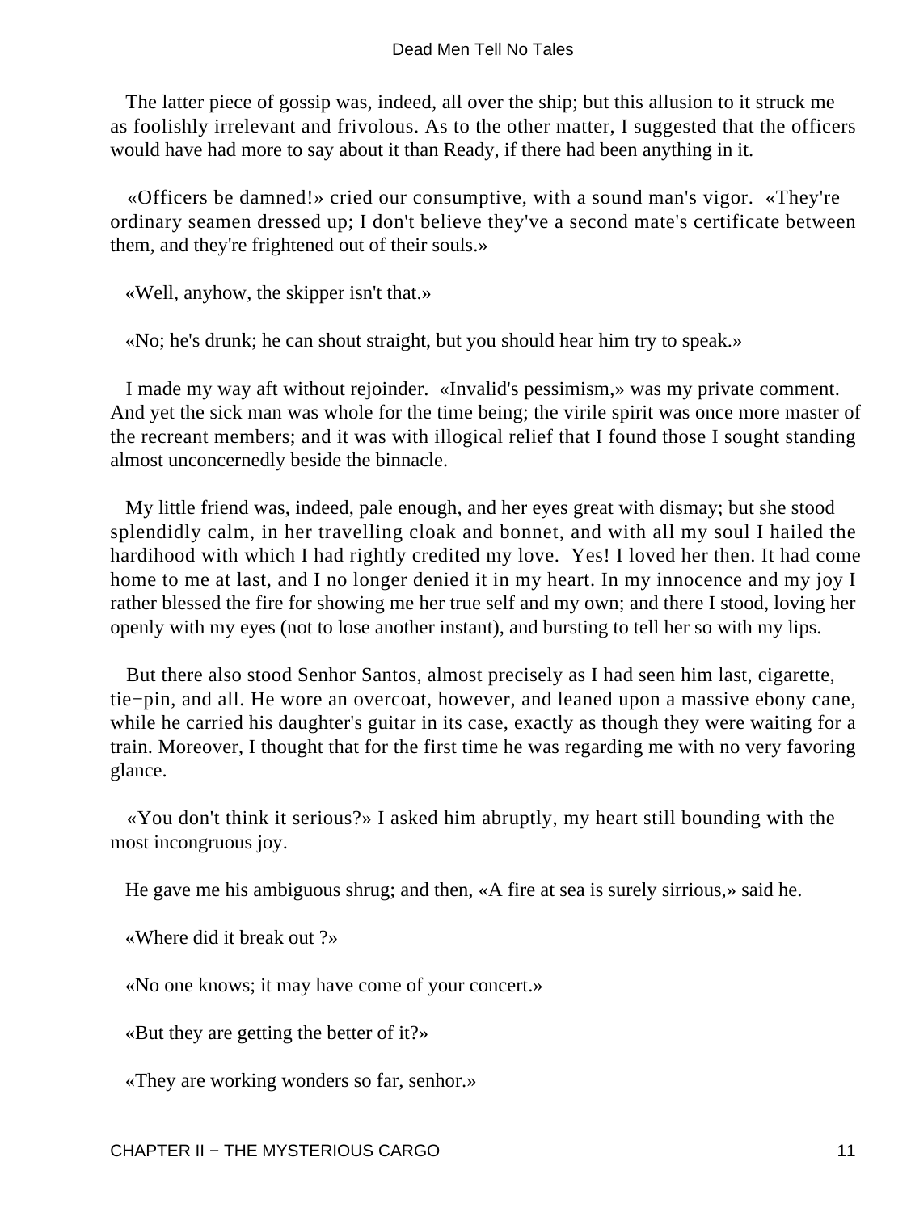The latter piece of gossip was, indeed, all over the ship; but this allusion to it struck me as foolishly irrelevant and frivolous. As to the other matter, I suggested that the officers would have had more to say about it than Ready, if there had been anything in it.

«Officers be damned!» cried our consumptive, with a sound man's vigor. «They're ordinary seamen dressed up; I don't believe they've a second mate's certificate between them, and they're frightened out of their souls.»

«Well, anyhow, the skipper isn't that.»

«No; he's drunk; he can shout straight, but you should hear him try to speak.»

I made my way aft without rejoinder. «Invalid's pessimism,» was my private comment. And yet the sick man was whole for the time being; the virile spirit was once more master of the recreant members; and it was with illogical relief that I found those I sought standing almost unconcernedly beside the binnacle.

My little friend was, indeed, pale enough, and her eyes great with dismay; but she stood splendidly calm, in her travelling cloak and bonnet, and with all my soul I hailed the hardihood with which I had rightly credited my love. Yes! I loved her then. It had come home to me at last, and I no longer denied it in my heart. In my innocence and my joy I rather blessed the fire for showing me her true self and my own; and there I stood, loving her openly with my eyes (not to lose another instant), and bursting to tell her so with my lips.

But there also stood Senhor Santos, almost precisely as I had seen him last, cigarette, tie−pin, and all. He wore an overcoat, however, and leaned upon a massive ebony cane, while he carried his daughter's guitar in its case, exactly as though they were waiting for a train. Moreover, I thought that for the first time he was regarding me with no very favoring glance.

«You don't think it serious?» I asked him abruptly, my heart still bounding with the most incongruous joy.

He gave me his ambiguous shrug; and then, «A fire at sea is surely sirrious,» said he.

«Where did it break out ?»

«No one knows; it may have come of your concert.»

«But they are getting the better of it?»

«They are working wonders so far, senhor.»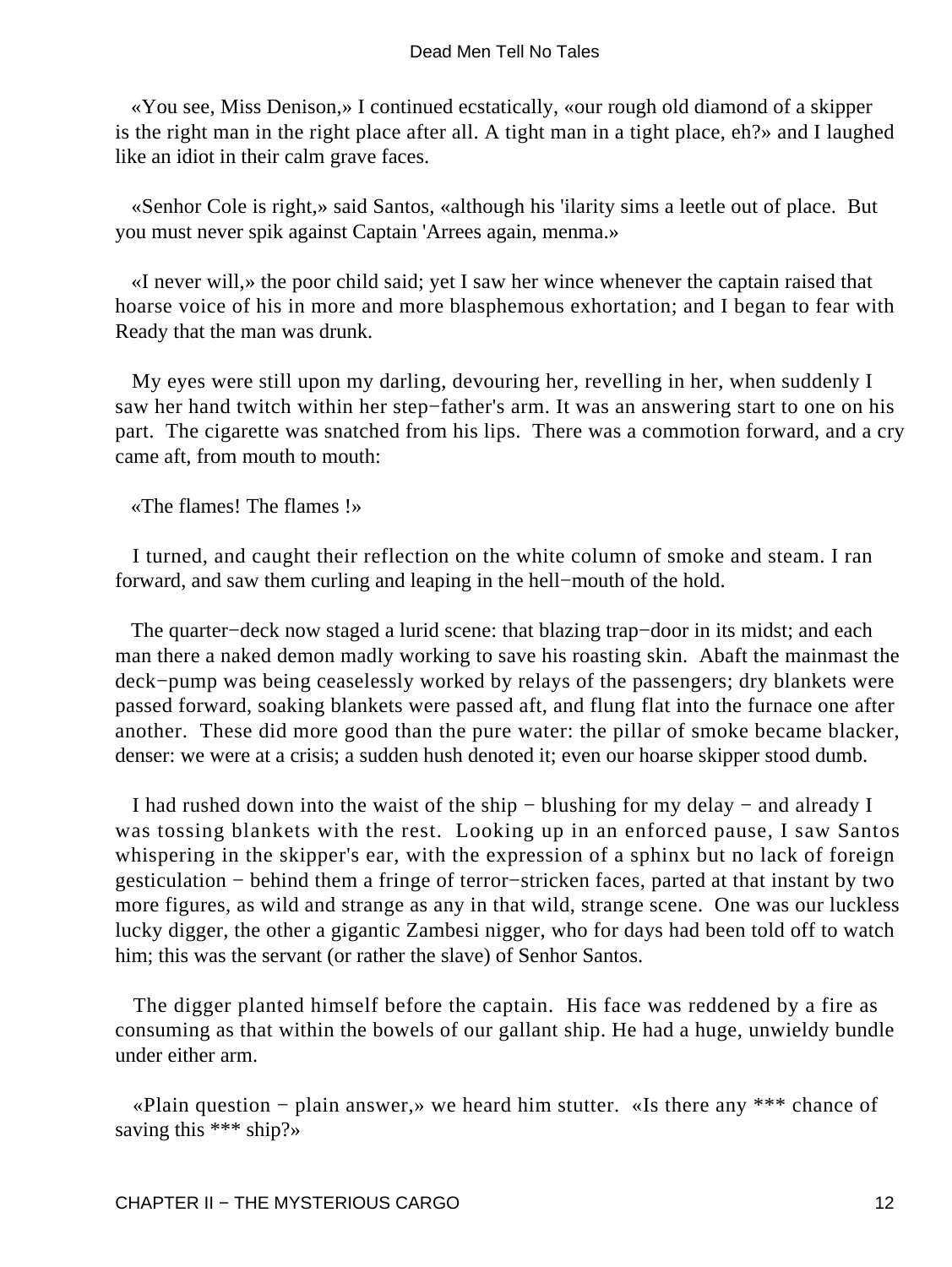«You see, Miss Denison,» I continued ecstatically, «our rough old diamond of a skipper is the right man in the right place after all. A tight man in a tight place, eh?» and I laughed like an idiot in their calm grave faces.

«Senhor Cole is right,» said Santos, «although his 'ilarity sims a leetle out of place. But you must never spik against Captain 'Arrees again, menma.»

«I never will,» the poor child said; yet I saw her wince whenever the captain raised that hoarse voice of his in more and more blasphemous exhortation; and I began to fear with Ready that the man was drunk.

My eyes were still upon my darling, devouring her, revelling in her, when suddenly I saw her hand twitch within her step−father's arm. It was an answering start to one on his part. The cigarette was snatched from his lips. There was a commotion forward, and a cry came aft, from mouth to mouth:

«The flames! The flames !»

I turned, and caught their reflection on the white column of smoke and steam. I ran forward, and saw them curling and leaping in the hell−mouth of the hold.

The quarter−deck now staged a lurid scene: that blazing trap−door in its midst; and each man there a naked demon madly working to save his roasting skin. Abaft the mainmast the deck−pump was being ceaselessly worked by relays of the passengers; dry blankets were passed forward, soaking blankets were passed aft, and flung flat into the furnace one after another. These did more good than the pure water: the pillar of smoke became blacker, denser: we were at a crisis; a sudden hush denoted it; even our hoarse skipper stood dumb.

I had rushed down into the waist of the ship − blushing for my delay − and already I was tossing blankets with the rest. Looking up in an enforced pause, I saw Santos whispering in the skipper's ear, with the expression of a sphinx but no lack of foreign gesticulation − behind them a fringe of terror−stricken faces, parted at that instant by two more figures, as wild and strange as any in that wild, strange scene. One was our luckless lucky digger, the other a gigantic Zambesi nigger, who for days had been told off to watch him; this was the servant (or rather the slave) of Senhor Santos.

The digger planted himself before the captain. His face was reddened by a fire as consuming as that within the bowels of our gallant ship. He had a huge, unwieldy bundle under either arm.

«Plain question − plain answer,» we heard him stutter. «Is there any *** chance of saving this *** ship?»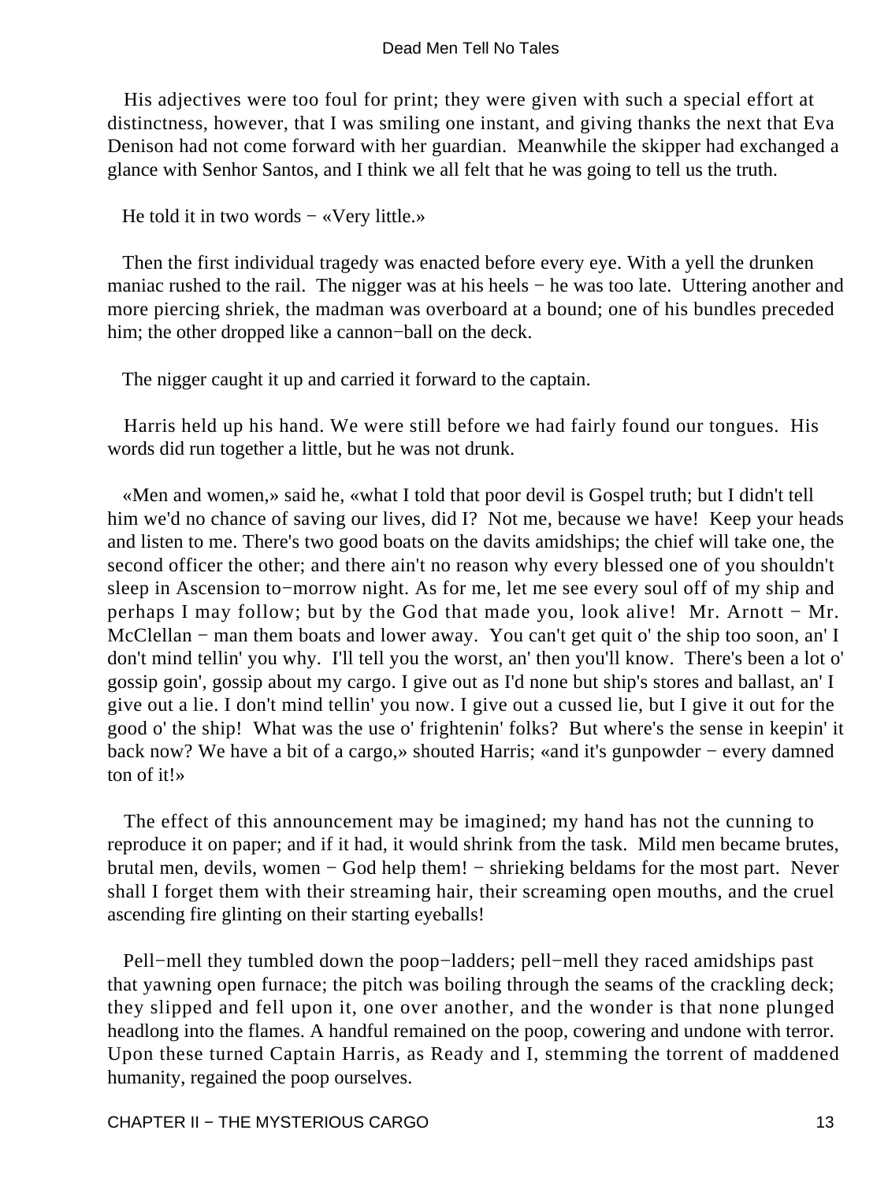His adjectives were too foul for print; they were given with such a special effort at distinctness, however, that I was smiling one instant, and giving thanks the next that Eva Denison had not come forward with her guardian. Meanwhile the skipper had exchanged a glance with Senhor Santos, and I think we all felt that he was going to tell us the truth.

He told it in two words − «Very little.»

Then the first individual tragedy was enacted before every eye. With a yell the drunken maniac rushed to the rail. The nigger was at his heels − he was too late. Uttering another and more piercing shriek, the madman was overboard at a bound; one of his bundles preceded him; the other dropped like a cannon−ball on the deck.

The nigger caught it up and carried it forward to the captain.

Harris held up his hand. We were still before we had fairly found our tongues. His words did run together a little, but he was not drunk.

«Men and women,» said he, «what I told that poor devil is Gospel truth; but I didn't tell him we'd no chance of saving our lives, did I? Not me, because we have! Keep your heads and listen to me. There's two good boats on the davits amidships; the chief will take one, the second officer the other; and there ain't no reason why every blessed one of you shouldn't sleep in Ascension to−morrow night. As for me, let me see every soul off of my ship and perhaps I may follow; but by the God that made you, look alive! Mr. Arnott − Mr. McClellan − man them boats and lower away. You can't get quit o' the ship too soon, an' I don't mind tellin' you why. I'll tell you the worst, an' then you'll know. There's been a lot o' gossip goin', gossip about my cargo. I give out as I'd none but ship's stores and ballast, an' I give out a lie. I don't mind tellin' you now. I give out a cussed lie, but I give it out for the good o' the ship! What was the use o' frightenin' folks? But where's the sense in keepin' it back now? We have a bit of a cargo,» shouted Harris; «and it's gunpowder − every damned ton of it!»

The effect of this announcement may be imagined; my hand has not the cunning to reproduce it on paper; and if it had, it would shrink from the task. Mild men became brutes, brutal men, devils, women − God help them! − shrieking beldams for the most part. Never shall I forget them with their streaming hair, their screaming open mouths, and the cruel ascending fire glinting on their starting eyeballs!

Pell−mell they tumbled down the poop−ladders; pell−mell they raced amidships past that yawning open furnace; the pitch was boiling through the seams of the crackling deck; they slipped and fell upon it, one over another, and the wonder is that none plunged headlong into the flames. A handful remained on the poop, cowering and undone with terror. Upon these turned Captain Harris, as Ready and I, stemming the torrent of maddened humanity, regained the poop ourselves.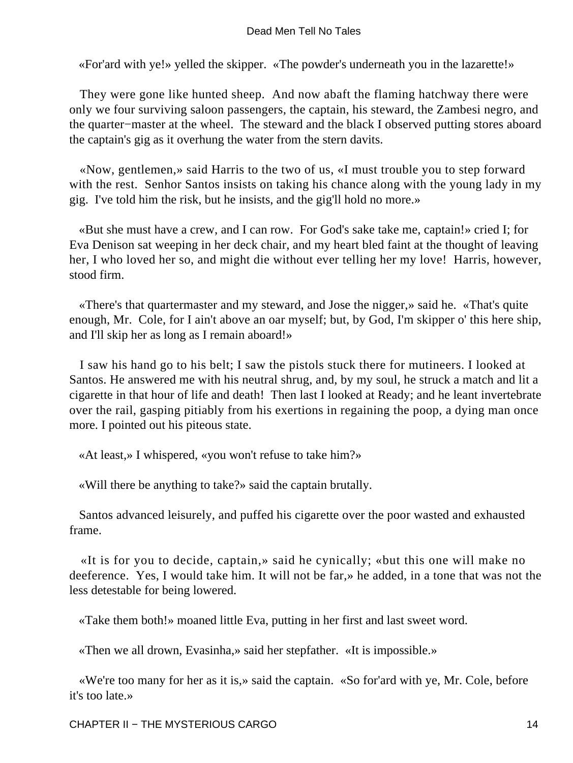«For'ard with ye!» yelled the skipper. «The powder's underneath you in the lazarette!»

They were gone like hunted sheep. And now abaft the flaming hatchway there were only we four surviving saloon passengers, the captain, his steward, the Zambesi negro, and the quarter−master at the wheel. The steward and the black I observed putting stores aboard the captain's gig as it overhung the water from the stern davits.

«Now, gentlemen,» said Harris to the two of us, «I must trouble you to step forward with the rest. Senhor Santos insists on taking his chance along with the young lady in my gig. I've told him the risk, but he insists, and the gig'll hold no more.»

«But she must have a crew, and I can row. For God's sake take me, captain!» cried I; for Eva Denison sat weeping in her deck chair, and my heart bled faint at the thought of leaving her, I who loved her so, and might die without ever telling her my love! Harris, however, stood firm.

«There's that quartermaster and my steward, and Jose the nigger,» said he. «That's quite enough, Mr. Cole, for I ain't above an oar myself; but, by God, I'm skipper o' this here ship, and I'll skip her as long as I remain aboard!»

I saw his hand go to his belt; I saw the pistols stuck there for mutineers. I looked at Santos. He answered me with his neutral shrug, and, by my soul, he struck a match and lit a cigarette in that hour of life and death! Then last I looked at Ready; and he leant invertebrate over the rail, gasping pitiably from his exertions in regaining the poop, a dying man once more. I pointed out his piteous state.

«At least,» I whispered, «you won't refuse to take him?»

«Will there be anything to take?» said the captain brutally.

Santos advanced leisurely, and puffed his cigarette over the poor wasted and exhausted frame.

«It is for you to decide, captain,» said he cynically; «but this one will make no deeference. Yes, I would take him. It will not be far,» he added, in a tone that was not the less detestable for being lowered.

«Take them both!» moaned little Eva, putting in her first and last sweet word.

«Then we all drown, Evasinha,» said her stepfather. «It is impossible.»

«We're too many for her as it is,» said the captain. «So for'ard with ye, Mr. Cole, before it's too late.»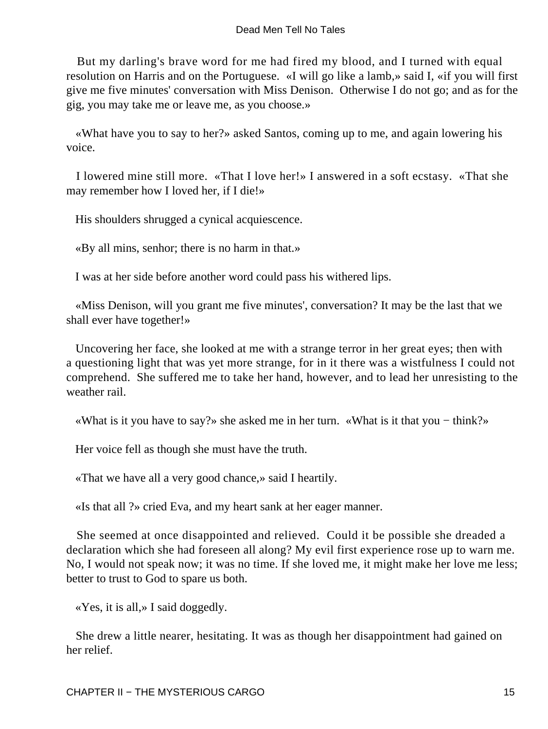But my darling's brave word for me had fired my blood, and I turned with equal resolution on Harris and on the Portuguese. «I will go like a lamb,» said I, «if you will first give me five minutes' conversation with Miss Denison. Otherwise I do not go; and as for the gig, you may take me or leave me, as you choose.»

«What have you to say to her?» asked Santos, coming up to me, and again lowering his voice.

I lowered mine still more. «That I love her!» I answered in a soft ecstasy. «That she may remember how I loved her, if I die!»

His shoulders shrugged a cynical acquiescence.

«By all mins, senhor; there is no harm in that.»

I was at her side before another word could pass his withered lips.

«Miss Denison, will you grant me five minutes', conversation? It may be the last that we shall ever have together!»

Uncovering her face, she looked at me with a strange terror in her great eyes; then with a questioning light that was yet more strange, for in it there was a wistfulness I could not comprehend. She suffered me to take her hand, however, and to lead her unresisting to the weather rail.

«What is it you have to say?» she asked me in her turn. «What is it that you − think?»

Her voice fell as though she must have the truth.

«That we have all a very good chance,» said I heartily.

«Is that all ?» cried Eva, and my heart sank at her eager manner.

She seemed at once disappointed and relieved. Could it be possible she dreaded a declaration which she had foreseen all along? My evil first experience rose up to warn me. No, I would not speak now; it was no time. If she loved me, it might make her love me less; better to trust to God to spare us both.

«Yes, it is all,» I said doggedly.

She drew a little nearer, hesitating. It was as though her disappointment had gained on her relief.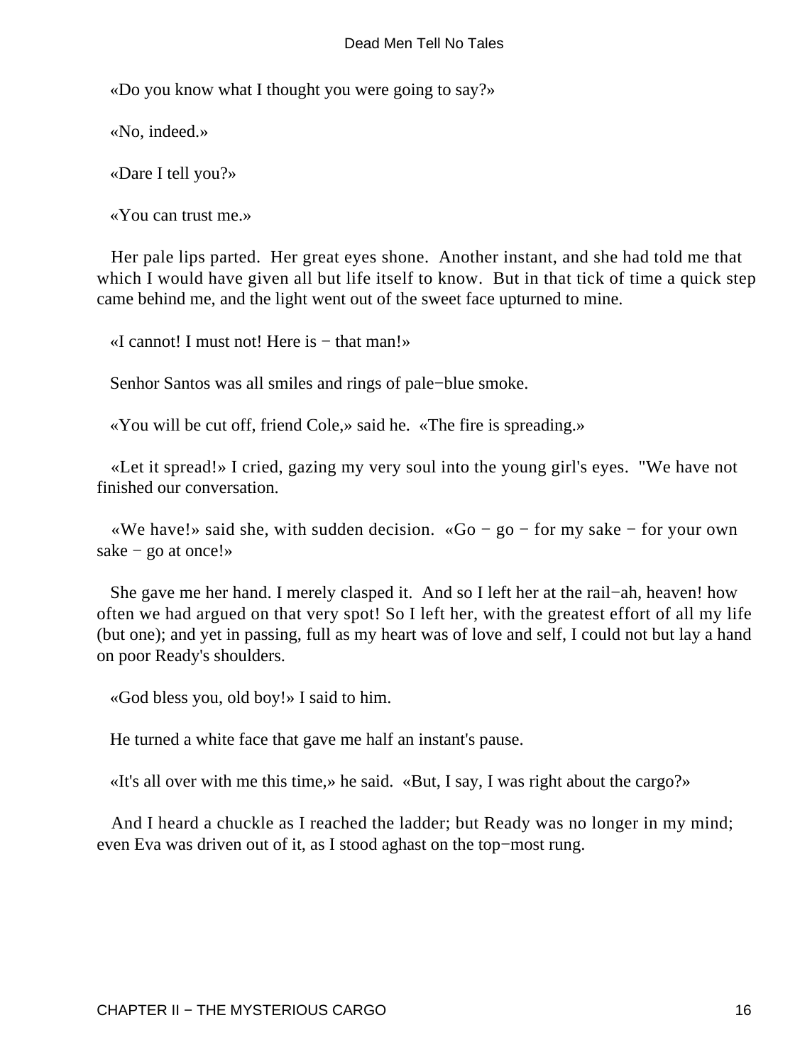«Do you know what I thought you were going to say?»

«No, indeed.»

«Dare I tell you?»

«You can trust me.»

Her pale lips parted. Her great eyes shone. Another instant, and she had told me that which I would have given all but life itself to know. But in that tick of time a quick step came behind me, and the light went out of the sweet face upturned to mine.

«I cannot! I must not! Here is − that man!»

Senhor Santos was all smiles and rings of pale−blue smoke.

«You will be cut off, friend Cole,» said he. «The fire is spreading.»

«Let it spread!» I cried, gazing my very soul into the young girl's eyes. "We have not finished our conversation.

«We have!» said she, with sudden decision. «Go − go − for my sake − for your own sake − go at once!»

She gave me her hand. I merely clasped it. And so I left her at the rail−ah, heaven! how often we had argued on that very spot! So I left her, with the greatest effort of all my life (but one); and yet in passing, full as my heart was of love and self, I could not but lay a hand on poor Ready's shoulders.

«God bless you, old boy!» I said to him.

He turned a white face that gave me half an instant's pause.

«It's all over with me this time,» he said. «But, I say, I was right about the cargo?»

And I heard a chuckle as I reached the ladder; but Ready was no longer in my mind; even Eva was driven out of it, as I stood aghast on the top−most rung.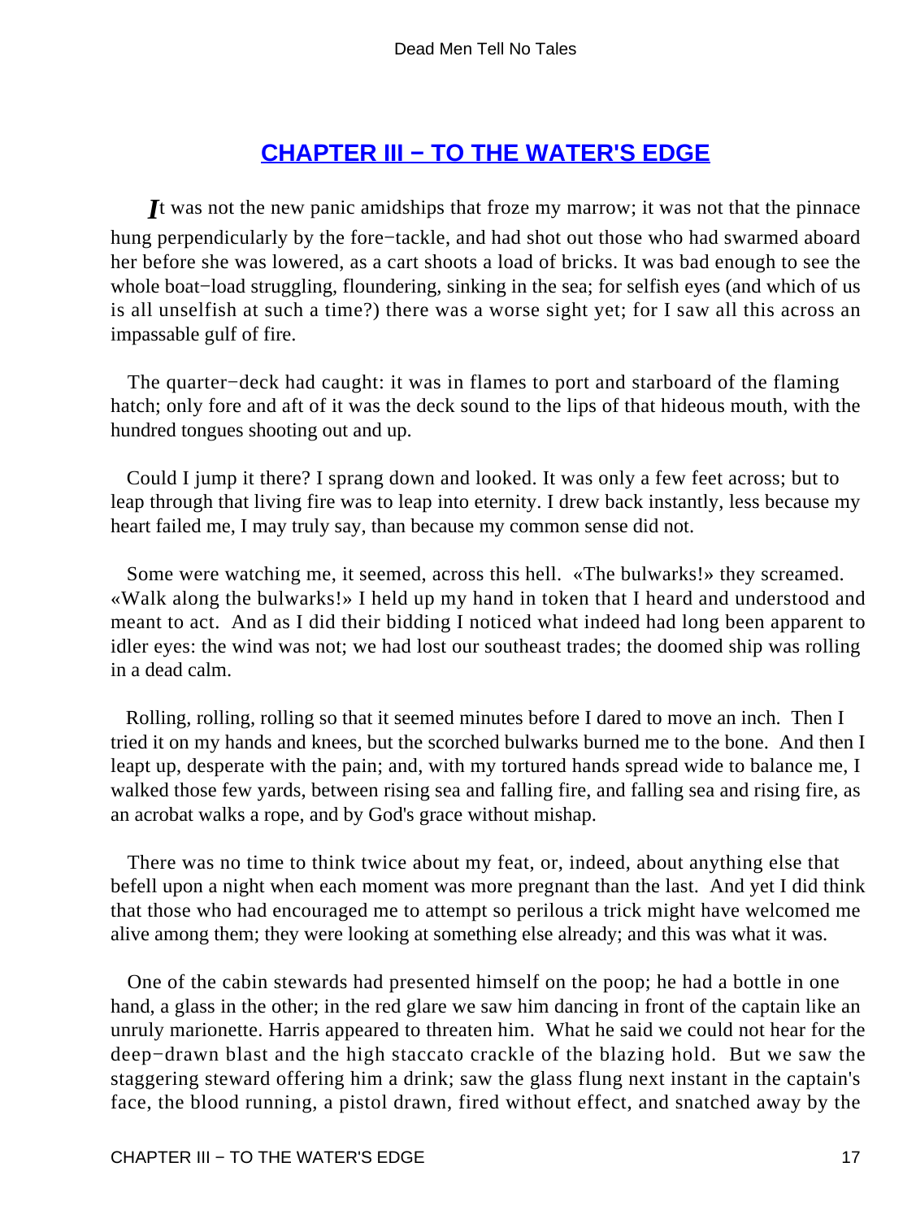## CHAPTER III − TO THE WATER'S EDGE

*I*t was not the new panic amidships that froze my marrow; it was not that the pinnace hung perpendicularly by the fore−tackle, and had shot out those who had swarmed aboard her before she was lowered, as a cart shoots a load of bricks. It was bad enough to see the whole boat−load struggling, floundering, sinking in the sea; for selfish eyes (and which of us is all unselfish at such a time?) there was a worse sight yet; for I saw all this across an impassable gulf of fire.

The quarter−deck had caught: it was in flames to port and starboard of the flaming hatch; only fore and aft of it was the deck sound to the lips of that hideous mouth, with the hundred tongues shooting out and up.

Could I jump it there? I sprang down and looked. It was only a few feet across; but to leap through that living fire was to leap into eternity. I drew back instantly, less because my heart failed me, I may truly say, than because my common sense did not.

Some were watching me, it seemed, across this hell. «The bulwarks!» they screamed. «Walk along the bulwarks!» I held up my hand in token that I heard and understood and meant to act. And as I did their bidding I noticed what indeed had long been apparent to idler eyes: the wind was not; we had lost our southeast trades; the doomed ship was rolling in a dead calm.

Rolling, rolling, rolling so that it seemed minutes before I dared to move an inch. Then I tried it on my hands and knees, but the scorched bulwarks burned me to the bone. And then I leapt up, desperate with the pain; and, with my tortured hands spread wide to balance me, I walked those few yards, between rising sea and falling fire, and falling sea and rising fire, as an acrobat walks a rope, and by God's grace without mishap.

There was no time to think twice about my feat, or, indeed, about anything else that befell upon a night when each moment was more pregnant than the last. And yet I did think that those who had encouraged me to attempt so perilous a trick might have welcomed me alive among them; they were looking at something else already; and this was what it was.

One of the cabin stewards had presented himself on the poop; he had a bottle in one hand, a glass in the other; in the red glare we saw him dancing in front of the captain like an unruly marionette. Harris appeared to threaten him. What he said we could not hear for the deep−drawn blast and the high staccato crackle of the blazing hold. But we saw the staggering steward offering him a drink; saw the glass flung next instant in the captain's face, the blood running, a pistol drawn, fired without effect, and snatched away by the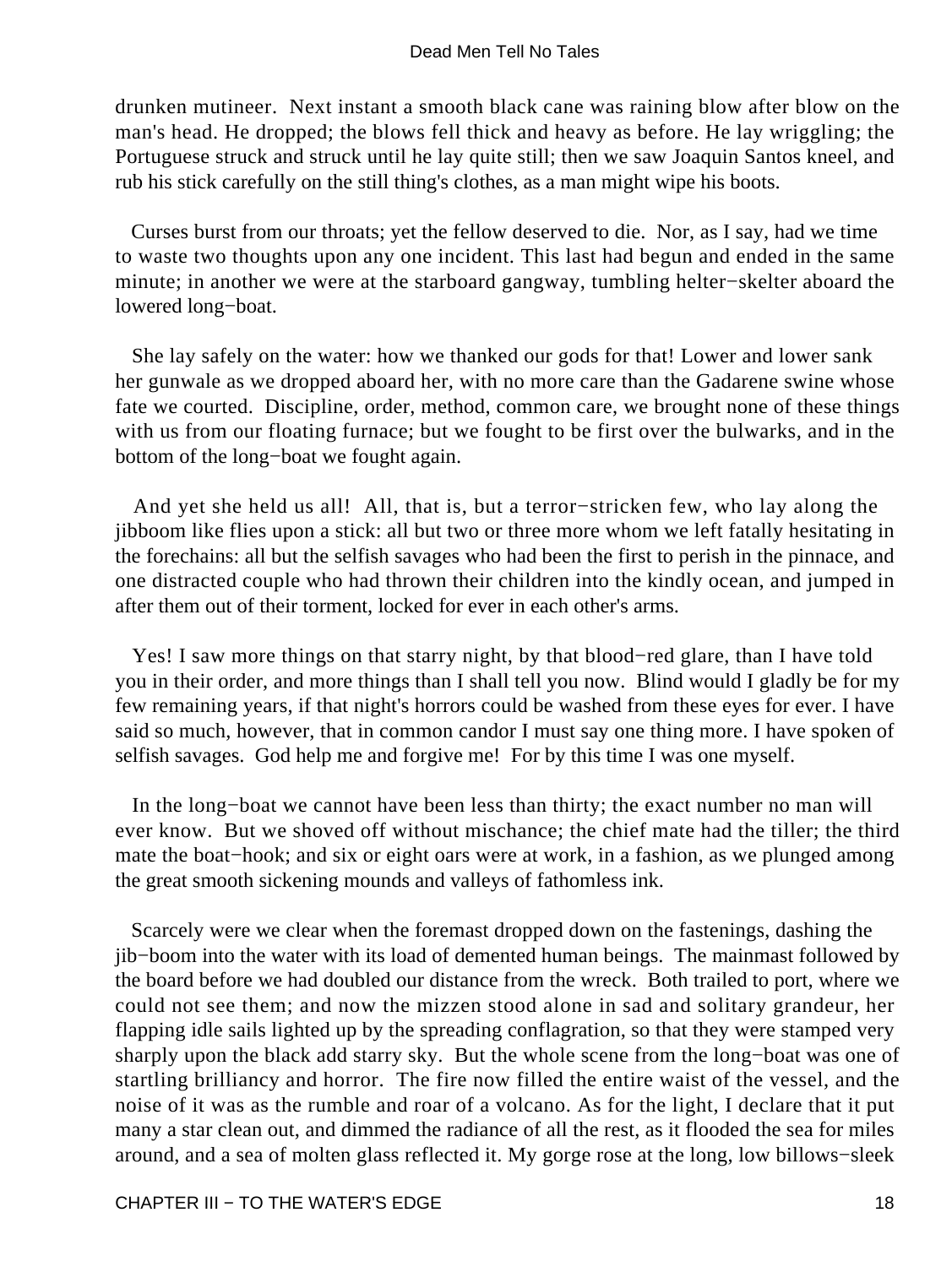drunken mutineer. Next instant a smooth black cane was raining blow after blow on the man's head. He dropped; the blows fell thick and heavy as before. He lay wriggling; the Portuguese struck and struck until he lay quite still; then we saw Joaquin Santos kneel, and rub his stick carefully on the still thing's clothes, as a man might wipe his boots.

Curses burst from our throats; yet the fellow deserved to die. Nor, as I say, had we time to waste two thoughts upon any one incident. This last had begun and ended in the same minute; in another we were at the starboard gangway, tumbling helter−skelter aboard the lowered long−boat.

She lay safely on the water: how we thanked our gods for that! Lower and lower sank her gunwale as we dropped aboard her, with no more care than the Gadarene swine whose fate we courted. Discipline, order, method, common care, we brought none of these things with us from our floating furnace; but we fought to be first over the bulwarks, and in the bottom of the long−boat we fought again.

And yet she held us all! All, that is, but a terror−stricken few, who lay along the jibboom like flies upon a stick: all but two or three more whom we left fatally hesitating in the forechains: all but the selfish savages who had been the first to perish in the pinnace, and one distracted couple who had thrown their children into the kindly ocean, and jumped in after them out of their torment, locked for ever in each other's arms.

Yes! I saw more things on that starry night, by that blood−red glare, than I have told you in their order, and more things than I shall tell you now. Blind would I gladly be for my few remaining years, if that night's horrors could be washed from these eyes for ever. I have said so much, however, that in common candor I must say one thing more. I have spoken of selfish savages. God help me and forgive me! For by this time I was one myself.

In the long−boat we cannot have been less than thirty; the exact number no man will ever know. But we shoved off without mischance; the chief mate had the tiller; the third mate the boat−hook; and six or eight oars were at work, in a fashion, as we plunged among the great smooth sickening mounds and valleys of fathomless ink.

Scarcely were we clear when the foremast dropped down on the fastenings, dashing the jib−boom into the water with its load of demented human beings. The mainmast followed by the board before we had doubled our distance from the wreck. Both trailed to port, where we could not see them; and now the mizzen stood alone in sad and solitary grandeur, her flapping idle sails lighted up by the spreading conflagration, so that they were stamped very sharply upon the black add starry sky. But the whole scene from the long−boat was one of startling brilliancy and horror. The fire now filled the entire waist of the vessel, and the noise of it was as the rumble and roar of a volcano. As for the light, I declare that it put many a star clean out, and dimmed the radiance of all the rest, as it flooded the sea for miles around, and a sea of molten glass reflected it. My gorge rose at the long, low billows−sleek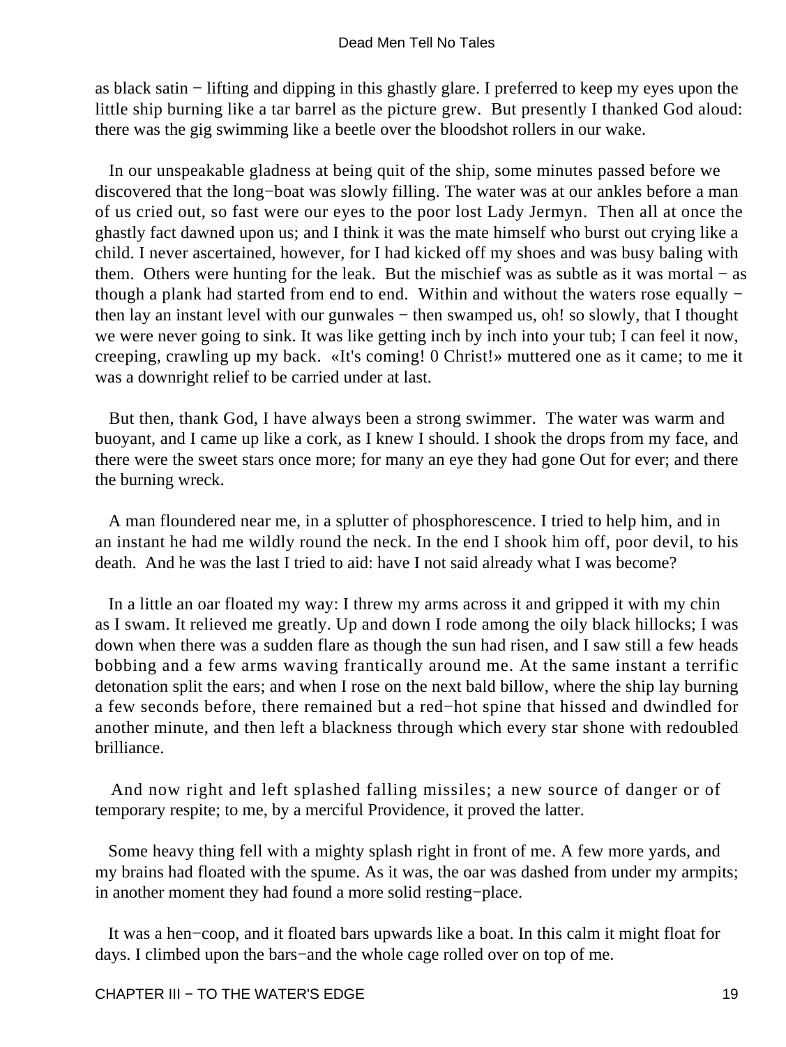as black satin − lifting and dipping in this ghastly glare. I preferred to keep my eyes upon the little ship burning like a tar barrel as the picture grew. But presently I thanked God aloud: there was the gig swimming like a beetle over the bloodshot rollers in our wake.

In our unspeakable gladness at being quit of the ship, some minutes passed before we discovered that the long−boat was slowly filling. The water was at our ankles before a man of us cried out, so fast were our eyes to the poor lost Lady Jermyn. Then all at once the ghastly fact dawned upon us; and I think it was the mate himself who burst out crying like a child. I never ascertained, however, for I had kicked off my shoes and was busy baling with them. Others were hunting for the leak. But the mischief was as subtle as it was mortal − as though a plank had started from end to end. Within and without the waters rose equally − then lay an instant level with our gunwales − then swamped us, oh! so slowly, that I thought we were never going to sink. It was like getting inch by inch into your tub; I can feel it now, creeping, crawling up my back. «It's coming! 0 Christ!» muttered one as it came; to me it was a downright relief to be carried under at last.

But then, thank God, I have always been a strong swimmer. The water was warm and buoyant, and I came up like a cork, as I knew I should. I shook the drops from my face, and there were the sweet stars once more; for many an eye they had gone Out for ever; and there the burning wreck.

A man floundered near me, in a splutter of phosphorescence. I tried to help him, and in an instant he had me wildly round the neck. In the end I shook him off, poor devil, to his death. And he was the last I tried to aid: have I not said already what I was become?

In a little an oar floated my way: I threw my arms across it and gripped it with my chin as I swam. It relieved me greatly. Up and down I rode among the oily black hillocks; I was down when there was a sudden flare as though the sun had risen, and I saw still a few heads bobbing and a few arms waving frantically around me. At the same instant a terrific detonation split the ears; and when I rose on the next bald billow, where the ship lay burning a few seconds before, there remained but a red−hot spine that hissed and dwindled for another minute, and then left a blackness through which every star shone with redoubled brilliance.

And now right and left splashed falling missiles; a new source of danger or of temporary respite; to me, by a merciful Providence, it proved the latter.

Some heavy thing fell with a mighty splash right in front of me. A few more yards, and my brains had floated with the spume. As it was, the oar was dashed from under my armpits; in another moment they had found a more solid resting−place.

It was a hen−coop, and it floated bars upwards like a boat. In this calm it might float for days. I climbed upon the bars−and the whole cage rolled over on top of me.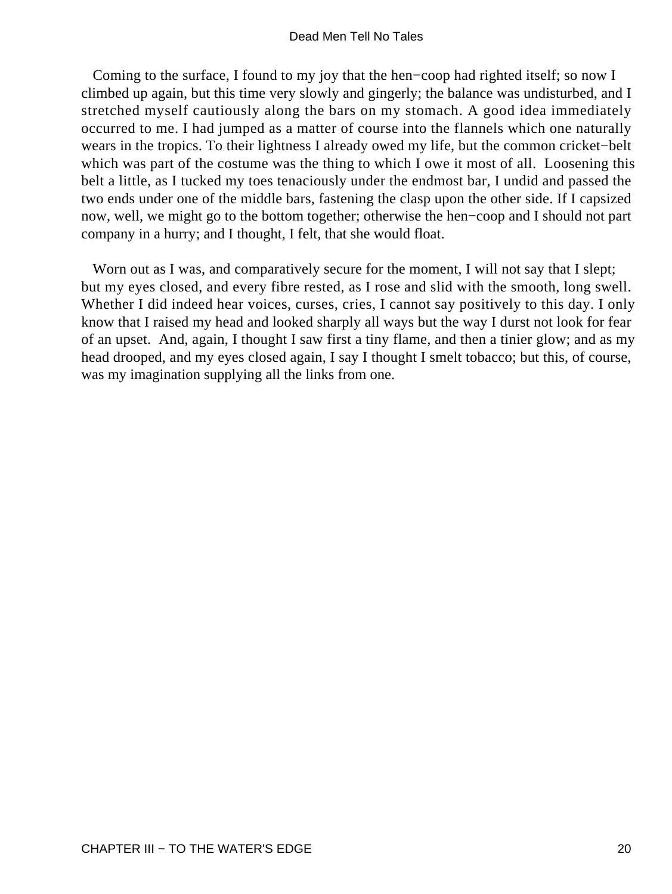Coming to the surface, I found to my joy that the hen−coop had righted itself; so now I climbed up again, but this time very slowly and gingerly; the balance was undisturbed, and I stretched myself cautiously along the bars on my stomach. A good idea immediately occurred to me. I had jumped as a matter of course into the flannels which one naturally wears in the tropics. To their lightness I already owed my life, but the common cricket−belt which was part of the costume was the thing to which I owe it most of all. Loosening this belt a little, as I tucked my toes tenaciously under the endmost bar, I undid and passed the two ends under one of the middle bars, fastening the clasp upon the other side. If I capsized now, well, we might go to the bottom together; otherwise the hen−coop and I should not part company in a hurry; and I thought, I felt, that she would float.

Worn out as I was, and comparatively secure for the moment, I will not say that I slept; but my eyes closed, and every fibre rested, as I rose and slid with the smooth, long swell. Whether I did indeed hear voices, curses, cries, I cannot say positively to this day. I only know that I raised my head and looked sharply all ways but the way I durst not look for fear of an upset. And, again, I thought I saw first a tiny flame, and then a tinier glow; and as my head drooped, and my eyes closed again, I say I thought I smelt tobacco; but this, of course, was my imagination supplying all the links from one.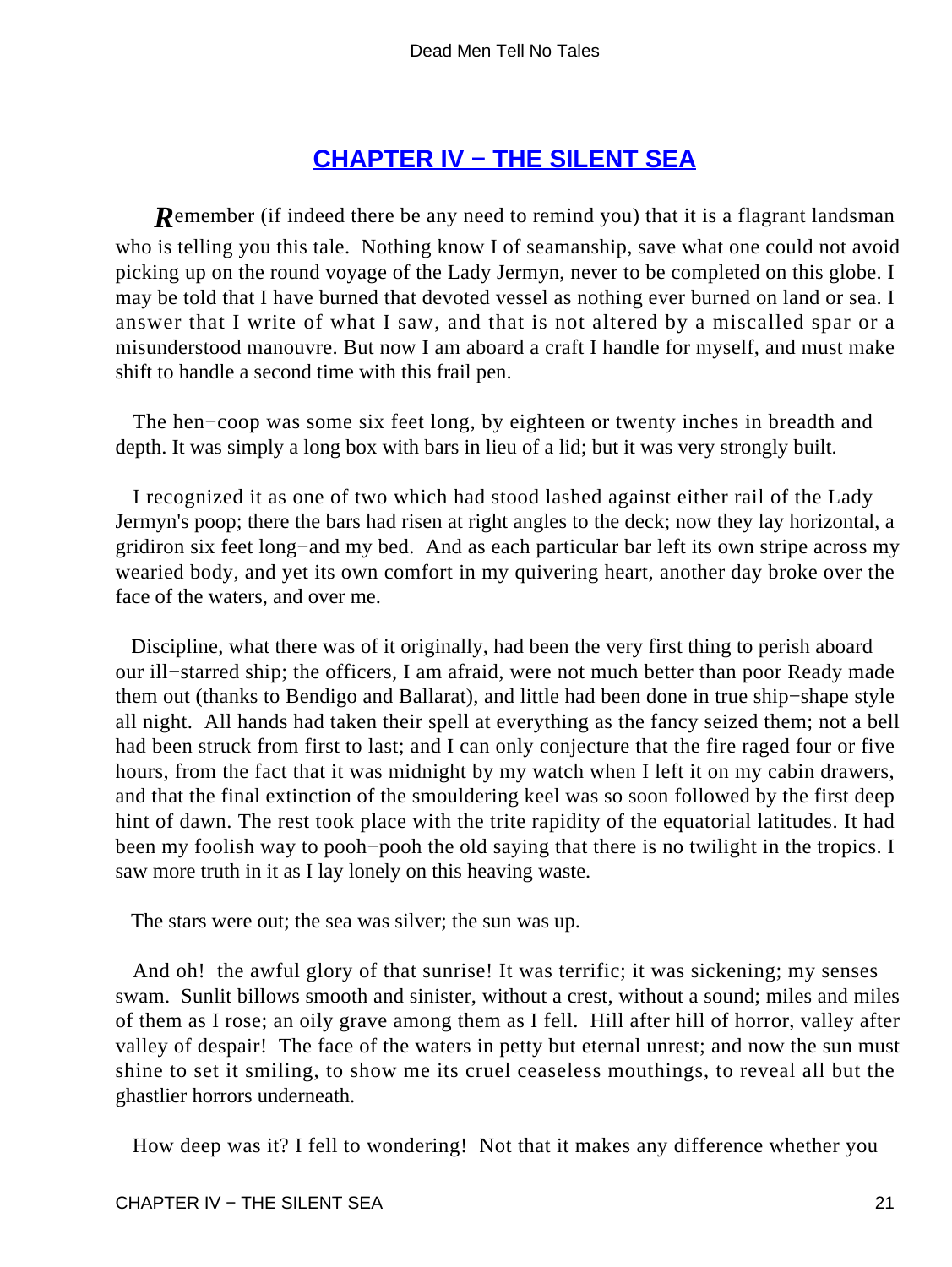## CHAPTER IV − THE SILENT SEA

*R*emember (if indeed there be any need to remind you) that it is a flagrant landsman who is telling you this tale. Nothing know I of seamanship, save what one could not avoid picking up on the round voyage of the Lady Jermyn, never to be completed on this globe. I may be told that I have burned that devoted vessel as nothing ever burned on land or sea. I answer that I write of what I saw, and that is not altered by a miscalled spar or a misunderstood manouvre. But now I am aboard a craft I handle for myself, and must make shift to handle a second time with this frail pen.

The hen−coop was some six feet long, by eighteen or twenty inches in breadth and depth. It was simply a long box with bars in lieu of a lid; but it was very strongly built.

I recognized it as one of two which had stood lashed against either rail of the Lady Jermyn's poop; there the bars had risen at right angles to the deck; now they lay horizontal, a gridiron six feet long−and my bed. And as each particular bar left its own stripe across my wearied body, and yet its own comfort in my quivering heart, another day broke over the face of the waters, and over me.

Discipline, what there was of it originally, had been the very first thing to perish aboard our ill−starred ship; the officers, I am afraid, were not much better than poor Ready made them out (thanks to Bendigo and Ballarat), and little had been done in true ship−shape style all night. All hands had taken their spell at everything as the fancy seized them; not a bell had been struck from first to last; and I can only conjecture that the fire raged four or five hours, from the fact that it was midnight by my watch when I left it on my cabin drawers, and that the final extinction of the smouldering keel was so soon followed by the first deep hint of dawn. The rest took place with the trite rapidity of the equatorial latitudes. It had been my foolish way to pooh−pooh the old saying that there is no twilight in the tropics. I saw more truth in it as I lay lonely on this heaving waste.

The stars were out; the sea was silver; the sun was up.

And oh! the awful glory of that sunrise! It was terrific; it was sickening; my senses swam. Sunlit billows smooth and sinister, without a crest, without a sound; miles and miles of them as I rose; an oily grave among them as I fell. Hill after hill of horror, valley after valley of despair! The face of the waters in petty but eternal unrest; and now the sun must shine to set it smiling, to show me its cruel ceaseless mouthings, to reveal all but the ghastlier horrors underneath.

How deep was it? I fell to wondering! Not that it makes any difference whether you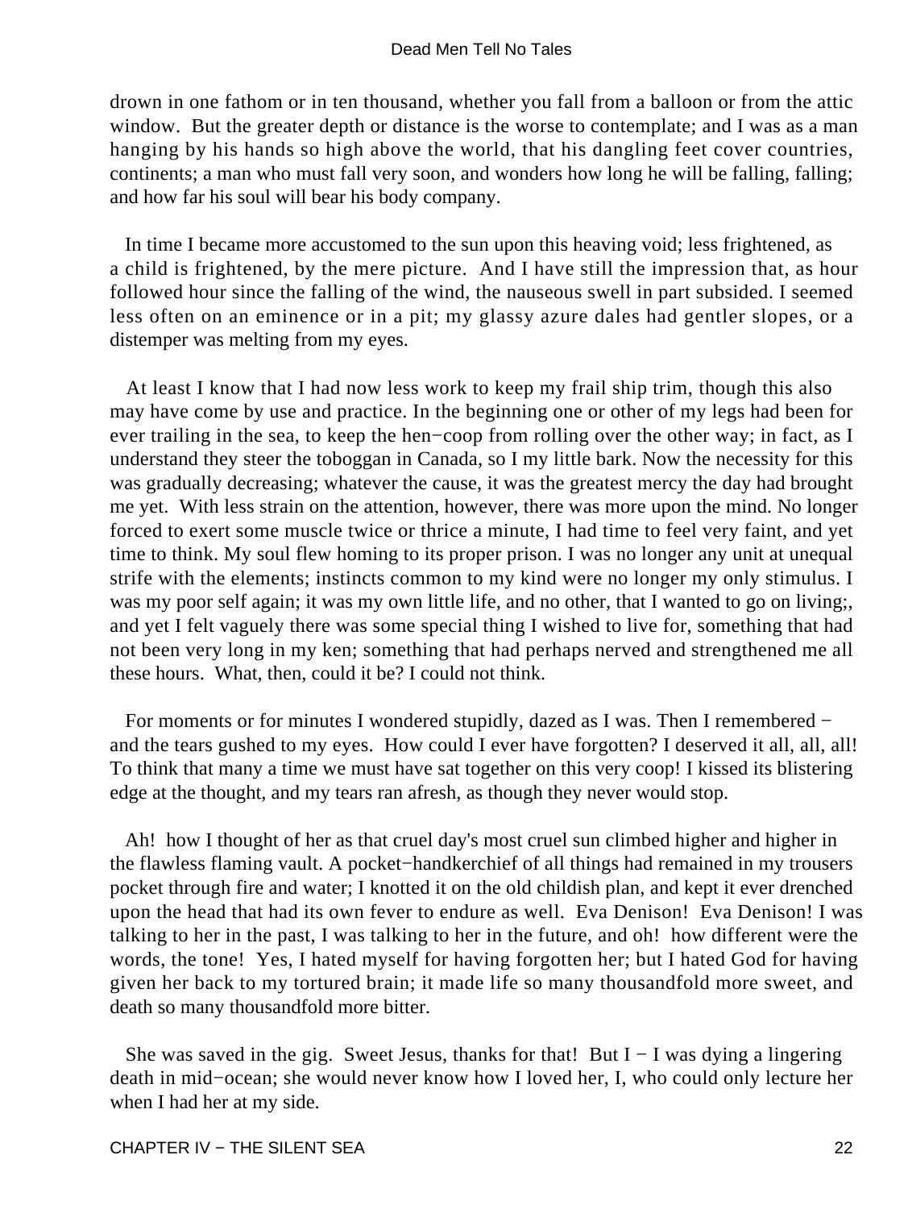drown in one fathom or in ten thousand, whether you fall from a balloon or from the attic window. But the greater depth or distance is the worse to contemplate; and I was as a man hanging by his hands so high above the world, that his dangling feet cover countries, continents; a man who must fall very soon, and wonders how long he will be falling, falling; and how far his soul will bear his body company.

In time I became more accustomed to the sun upon this heaving void; less frightened, as a child is frightened, by the mere picture. And I have still the impression that, as hour followed hour since the falling of the wind, the nauseous swell in part subsided. I seemed less often on an eminence or in a pit; my glassy azure dales had gentler slopes, or a distemper was melting from my eyes.

At least I know that I had now less work to keep my frail ship trim, though this also may have come by use and practice. In the beginning one or other of my legs had been for ever trailing in the sea, to keep the hen−coop from rolling over the other way; in fact, as I understand they steer the toboggan in Canada, so I my little bark. Now the necessity for this was gradually decreasing; whatever the cause, it was the greatest mercy the day had brought me yet. With less strain on the attention, however, there was more upon the mind. No longer forced to exert some muscle twice or thrice a minute, I had time to feel very faint, and yet time to think. My soul flew homing to its proper prison. I was no longer any unit at unequal strife with the elements; instincts common to my kind were no longer my only stimulus. I was my poor self again; it was my own little life, and no other, that I wanted to go on living;, and yet I felt vaguely there was some special thing I wished to live for, something that had not been very long in my ken; something that had perhaps nerved and strengthened me all these hours. What, then, could it be? I could not think.

For moments or for minutes I wondered stupidly, dazed as I was. Then I remembered − and the tears gushed to my eyes. How could I ever have forgotten? I deserved it all, all, all! To think that many a time we must have sat together on this very coop! I kissed its blistering edge at the thought, and my tears ran afresh, as though they never would stop.

Ah! how I thought of her as that cruel day's most cruel sun climbed higher and higher in the flawless flaming vault. A pocket−handkerchief of all things had remained in my trousers pocket through fire and water; I knotted it on the old childish plan, and kept it ever drenched upon the head that had its own fever to endure as well. Eva Denison! Eva Denison! I was talking to her in the past, I was talking to her in the future, and oh! how different were the words, the tone! Yes, I hated myself for having forgotten her; but I hated God for having given her back to my tortured brain; it made life so many thousandfold more sweet, and death so many thousandfold more bitter.

She was saved in the gig. Sweet Jesus, thanks for that! But I − I was dying a lingering death in mid−ocean; she would never know how I loved her, I, who could only lecture her when I had her at my side.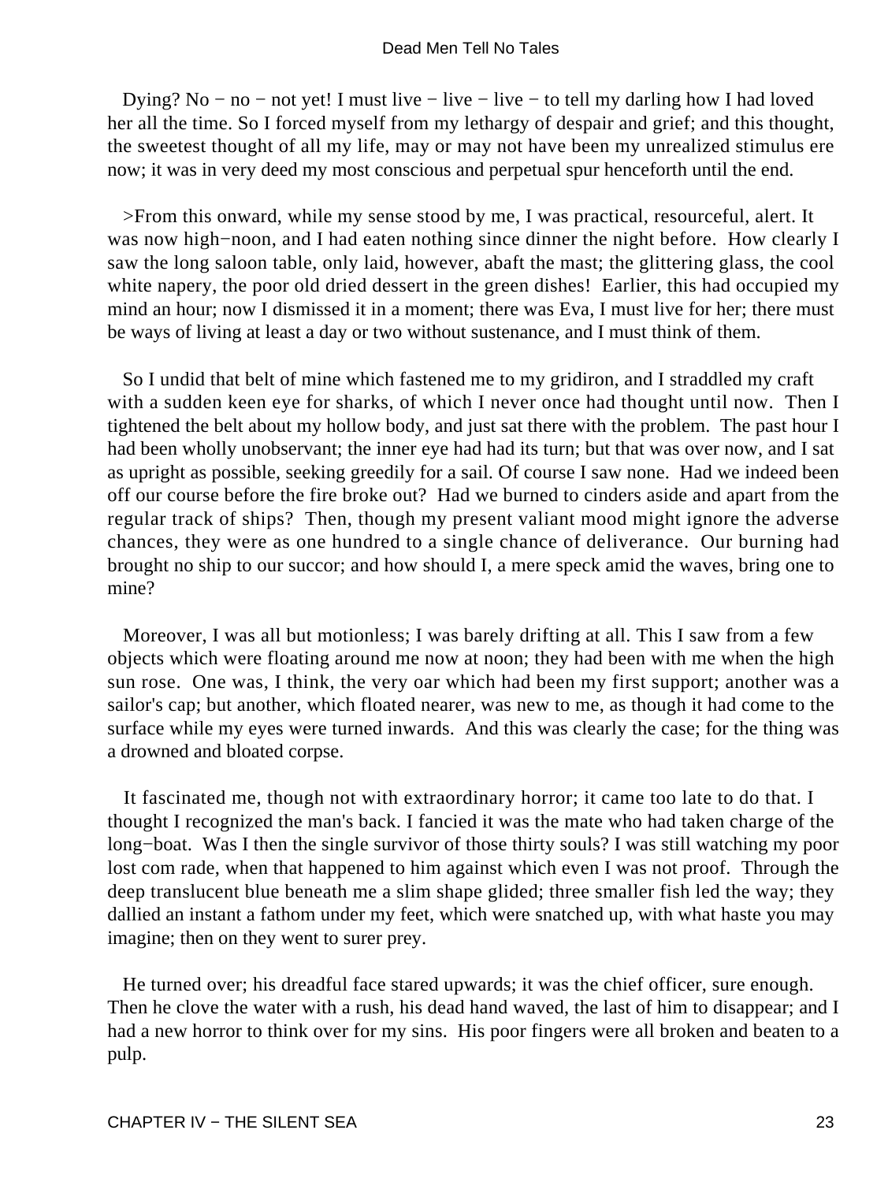Dying? No − no − not yet! I must live − live − live − to tell my darling how I had loved her all the time. So I forced myself from my lethargy of despair and grief; and this thought, the sweetest thought of all my life, may or may not have been my unrealized stimulus ere now; it was in very deed my most conscious and perpetual spur henceforth until the end.

>From this onward, while my sense stood by me, I was practical, resourceful, alert. It was now high−noon, and I had eaten nothing since dinner the night before. How clearly I saw the long saloon table, only laid, however, abaft the mast; the glittering glass, the cool white napery, the poor old dried dessert in the green dishes! Earlier, this had occupied my mind an hour; now I dismissed it in a moment; there was Eva, I must live for her; there must be ways of living at least a day or two without sustenance, and I must think of them.

So I undid that belt of mine which fastened me to my gridiron, and I straddled my craft with a sudden keen eye for sharks, of which I never once had thought until now. Then I tightened the belt about my hollow body, and just sat there with the problem. The past hour I had been wholly unobservant; the inner eye had had its turn; but that was over now, and I sat as upright as possible, seeking greedily for a sail. Of course I saw none. Had we indeed been off our course before the fire broke out? Had we burned to cinders aside and apart from the regular track of ships? Then, though my present valiant mood might ignore the adverse chances, they were as one hundred to a single chance of deliverance. Our burning had brought no ship to our succor; and how should I, a mere speck amid the waves, bring one to mine?

Moreover, I was all but motionless; I was barely drifting at all. This I saw from a few objects which were floating around me now at noon; they had been with me when the high sun rose. One was, I think, the very oar which had been my first support; another was a sailor's cap; but another, which floated nearer, was new to me, as though it had come to the surface while my eyes were turned inwards. And this was clearly the case; for the thing was a drowned and bloated corpse.

It fascinated me, though not with extraordinary horror; it came too late to do that. I thought I recognized the man's back. I fancied it was the mate who had taken charge of the long−boat. Was I then the single survivor of those thirty souls? I was still watching my poor lost com rade, when that happened to him against which even I was not proof. Through the deep translucent blue beneath me a slim shape glided; three smaller fish led the way; they dallied an instant a fathom under my feet, which were snatched up, with what haste you may imagine; then on they went to surer prey.

He turned over; his dreadful face stared upwards; it was the chief officer, sure enough. Then he clove the water with a rush, his dead hand waved, the last of him to disappear; and I had a new horror to think over for my sins. His poor fingers were all broken and beaten to a pulp.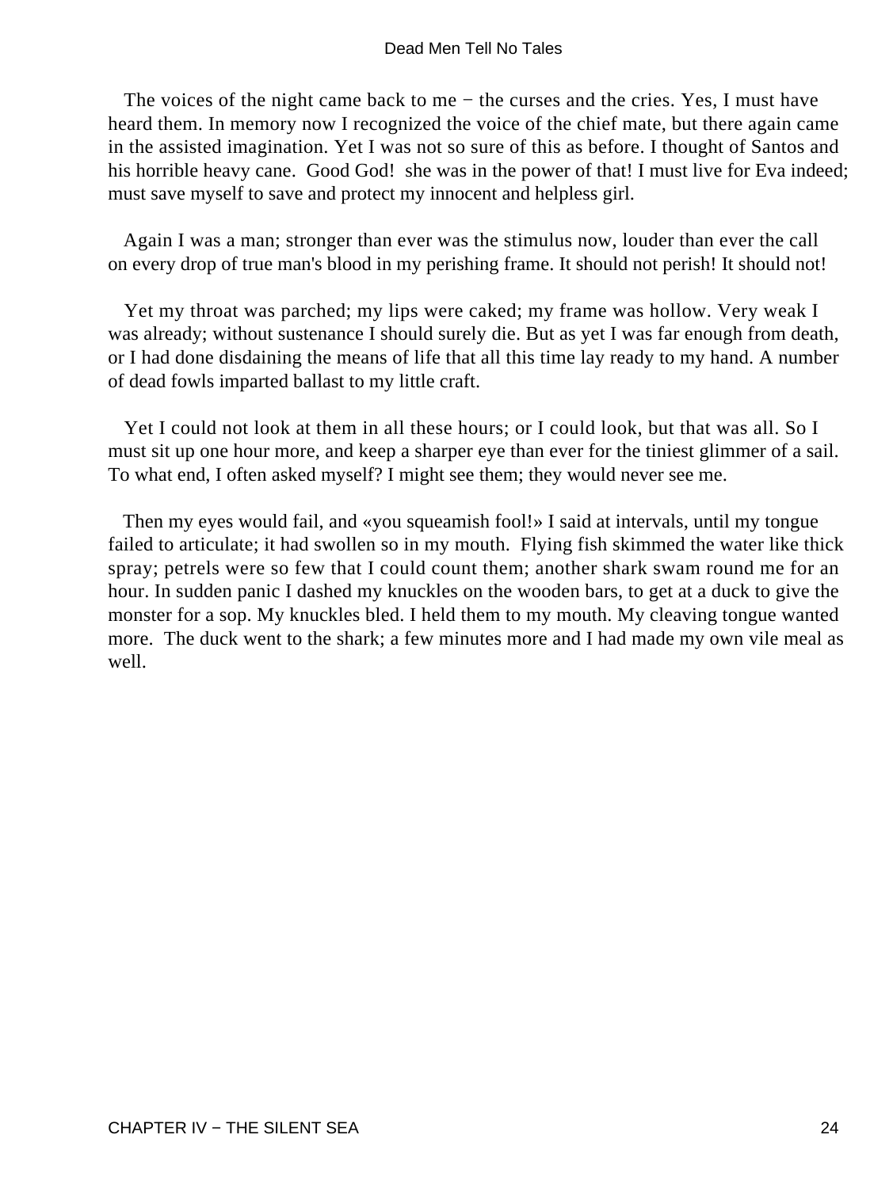The voices of the night came back to me − the curses and the cries. Yes, I must have heard them. In memory now I recognized the voice of the chief mate, but there again came in the assisted imagination. Yet I was not so sure of this as before. I thought of Santos and his horrible heavy cane. Good God! she was in the power of that! I must live for Eva indeed; must save myself to save and protect my innocent and helpless girl.

Again I was a man; stronger than ever was the stimulus now, louder than ever the call on every drop of true man's blood in my perishing frame. It should not perish! It should not!

Yet my throat was parched; my lips were caked; my frame was hollow. Very weak I was already; without sustenance I should surely die. But as yet I was far enough from death, or I had done disdaining the means of life that all this time lay ready to my hand. A number of dead fowls imparted ballast to my little craft.

Yet I could not look at them in all these hours; or I could look, but that was all. So I must sit up one hour more, and keep a sharper eye than ever for the tiniest glimmer of a sail. To what end, I often asked myself? I might see them; they would never see me.

Then my eyes would fail, and «you squeamish fool!» I said at intervals, until my tongue failed to articulate; it had swollen so in my mouth. Flying fish skimmed the water like thick spray; petrels were so few that I could count them; another shark swam round me for an hour. In sudden panic I dashed my knuckles on the wooden bars, to get at a duck to give the monster for a sop. My knuckles bled. I held them to my mouth. My cleaving tongue wanted more. The duck went to the shark; a few minutes more and I had made my own vile meal as well.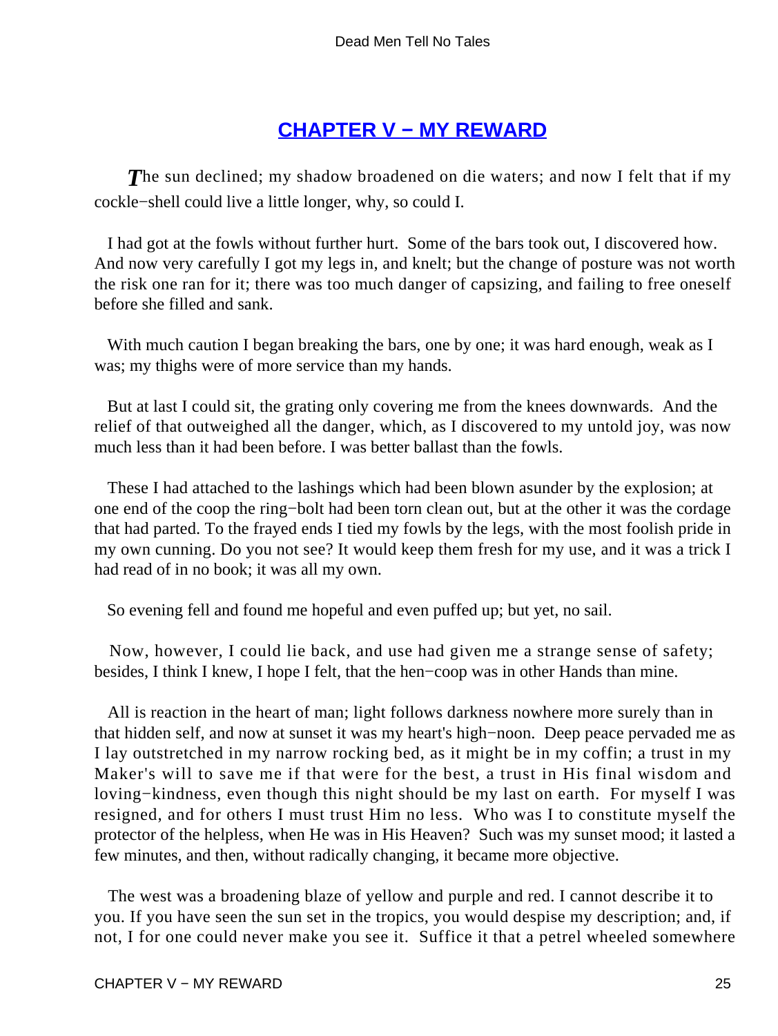## CHAPTER V − MY REWARD

*T*he sun declined; my shadow broadened on die waters; and now I felt that if my cockle−shell could live a little longer, why, so could I.

I had got at the fowls without further hurt. Some of the bars took out, I discovered how. And now very carefully I got my legs in, and knelt; but the change of posture was not worth the risk one ran for it; there was too much danger of capsizing, and failing to free oneself before she filled and sank.

With much caution I began breaking the bars, one by one; it was hard enough, weak as I was; my thighs were of more service than my hands.

But at last I could sit, the grating only covering me from the knees downwards. And the relief of that outweighed all the danger, which, as I discovered to my untold joy, was now much less than it had been before. I was better ballast than the fowls.

These I had attached to the lashings which had been blown asunder by the explosion; at one end of the coop the ring−bolt had been torn clean out, but at the other it was the cordage that had parted. To the frayed ends I tied my fowls by the legs, with the most foolish pride in my own cunning. Do you not see? It would keep them fresh for my use, and it was a trick I had read of in no book; it was all my own.

So evening fell and found me hopeful and even puffed up; but yet, no sail.

Now, however, I could lie back, and use had given me a strange sense of safety; besides, I think I knew, I hope I felt, that the hen−coop was in other Hands than mine.

All is reaction in the heart of man; light follows darkness nowhere more surely than in that hidden self, and now at sunset it was my heart's high−noon. Deep peace pervaded me as I lay outstretched in my narrow rocking bed, as it might be in my coffin; a trust in my Maker's will to save me if that were for the best, a trust in His final wisdom and loving−kindness, even though this night should be my last on earth. For myself I was resigned, and for others I must trust Him no less. Who was I to constitute myself the protector of the helpless, when He was in His Heaven? Such was my sunset mood; it lasted a few minutes, and then, without radically changing, it became more objective.

The west was a broadening blaze of yellow and purple and red. I cannot describe it to you. If you have seen the sun set in the tropics, you would despise my description; and, if not, I for one could never make you see it. Suffice it that a petrel wheeled somewhere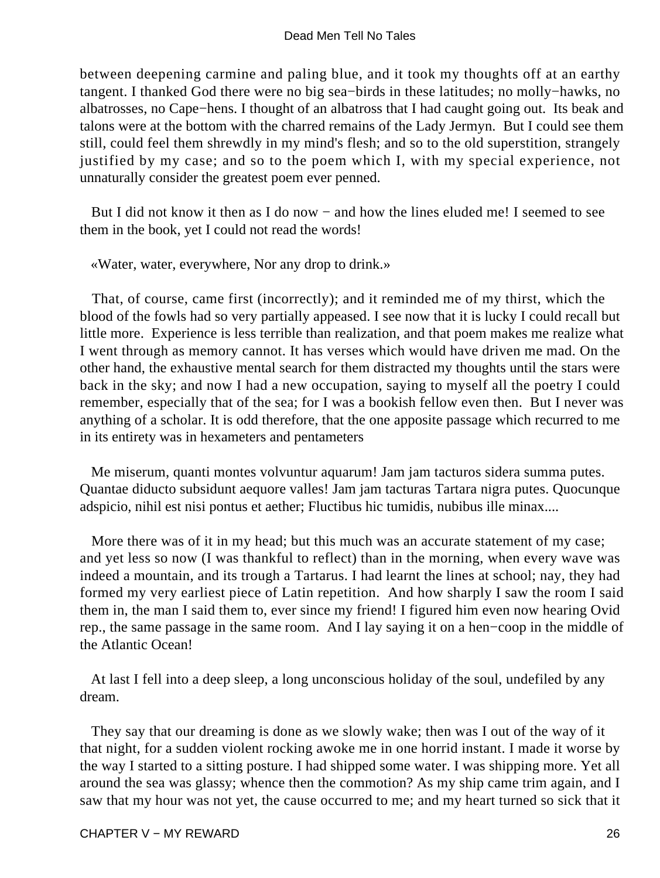between deepening carmine and paling blue, and it took my thoughts off at an earthy tangent. I thanked God there were no big sea−birds in these latitudes; no molly−hawks, no albatrosses, no Cape−hens. I thought of an albatross that I had caught going out. Its beak and talons were at the bottom with the charred remains of the Lady Jermyn. But I could see them still, could feel them shrewdly in my mind's flesh; and so to the old superstition, strangely justified by my case; and so to the poem which I, with my special experience, not unnaturally consider the greatest poem ever penned.

But I did not know it then as I do now − and how the lines eluded me! I seemed to see them in the book, yet I could not read the words!

«Water, water, everywhere, Nor any drop to drink.»

That, of course, came first (incorrectly); and it reminded me of my thirst, which the blood of the fowls had so very partially appeased. I see now that it is lucky I could recall but little more. Experience is less terrible than realization, and that poem makes me realize what I went through as memory cannot. It has verses which would have driven me mad. On the other hand, the exhaustive mental search for them distracted my thoughts until the stars were back in the sky; and now I had a new occupation, saying to myself all the poetry I could remember, especially that of the sea; for I was a bookish fellow even then. But I never was anything of a scholar. It is odd therefore, that the one apposite passage which recurred to me in its entirety was in hexameters and pentameters

Me miserum, quanti montes volvuntur aquarum! Jam jam tacturos sidera summa putes. Quantae diducto subsidunt aequore valles! Jam jam tacturas Tartara nigra putes. Quocunque adspicio, nihil est nisi pontus et aether; Fluctibus hic tumidis, nubibus ille minax....

More there was of it in my head; but this much was an accurate statement of my case; and yet less so now (I was thankful to reflect) than in the morning, when every wave was indeed a mountain, and its trough a Tartarus. I had learnt the lines at school; nay, they had formed my very earliest piece of Latin repetition. And how sharply I saw the room I said them in, the man I said them to, ever since my friend! I figured him even now hearing Ovid rep., the same passage in the same room. And I lay saying it on a hen−coop in the middle of the Atlantic Ocean!

At last I fell into a deep sleep, a long unconscious holiday of the soul, undefiled by any dream.

They say that our dreaming is done as we slowly wake; then was I out of the way of it that night, for a sudden violent rocking awoke me in one horrid instant. I made it worse by the way I started to a sitting posture. I had shipped some water. I was shipping more. Yet all around the sea was glassy; whence then the commotion? As my ship came trim again, and I saw that my hour was not yet, the cause occurred to me; and my heart turned so sick that it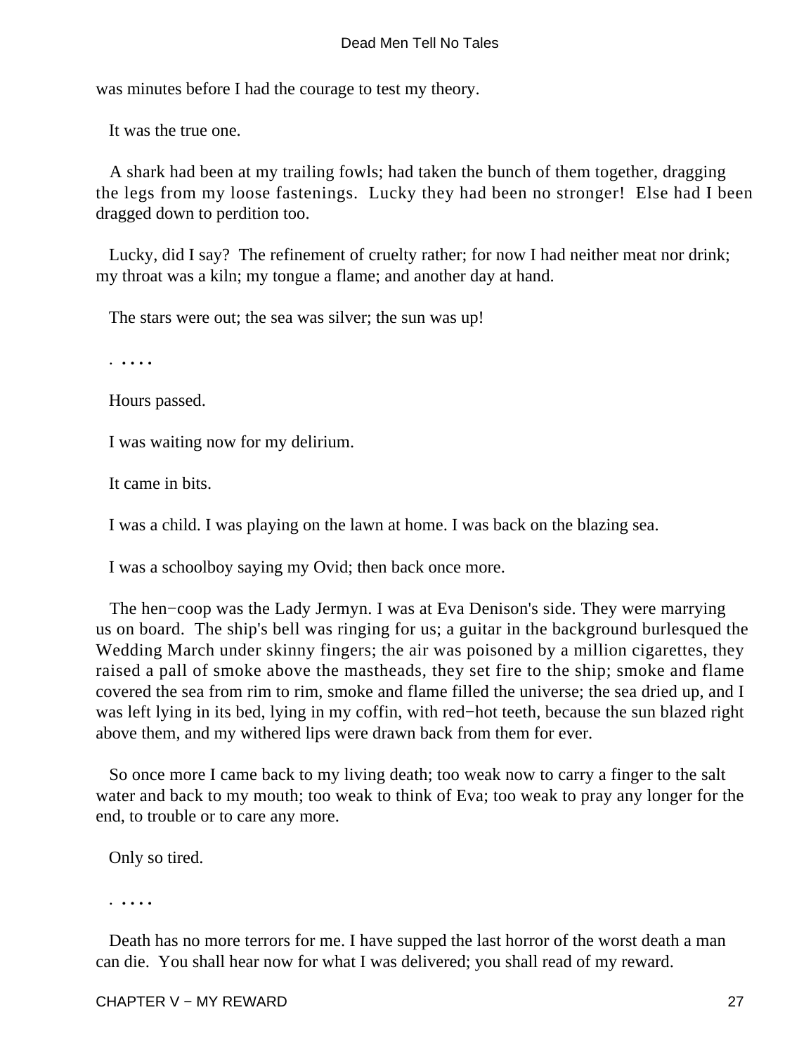was minutes before I had the courage to test my theory.

It was the true one.

A shark had been at my trailing fowls; had taken the bunch of them together, dragging the legs from my loose fastenings. Lucky they had been no stronger! Else had I been dragged down to perdition too.

Lucky, did I say? The refinement of cruelty rather; for now I had neither meat nor drink; my throat was a kiln; my tongue a flame; and another day at hand.

The stars were out; the sea was silver; the sun was up!

. . . . .

Hours passed.

I was waiting now for my delirium.

It came in bits.

I was a child. I was playing on the lawn at home. I was back on the blazing sea.

I was a schoolboy saying my Ovid; then back once more.

The hen−coop was the Lady Jermyn. I was at Eva Denison's side. They were marrying us on board. The ship's bell was ringing for us; a guitar in the background burlesqued the Wedding March under skinny fingers; the air was poisoned by a million cigarettes, they raised a pall of smoke above the mastheads, they set fire to the ship; smoke and flame covered the sea from rim to rim, smoke and flame filled the universe; the sea dried up, and I was left lying in its bed, lying in my coffin, with red−hot teeth, because the sun blazed right above them, and my withered lips were drawn back from them for ever.

So once more I came back to my living death; too weak now to carry a finger to the salt water and back to my mouth; too weak to think of Eva; too weak to pray any longer for the end, to trouble or to care any more.

Only so tired.

. . . . .

Death has no more terrors for me. I have supped the last horror of the worst death a man can die. You shall hear now for what I was delivered; you shall read of my reward.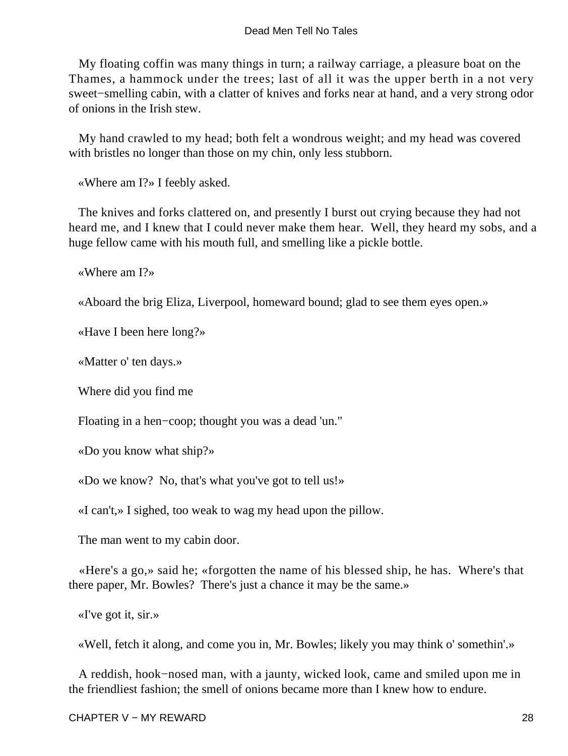My floating coffin was many things in turn; a railway carriage, a pleasure boat on the Thames, a hammock under the trees; last of all it was the upper berth in a not very sweet−smelling cabin, with a clatter of knives and forks near at hand, and a very strong odor of onions in the Irish stew.

My hand crawled to my head; both felt a wondrous weight; and my head was covered with bristles no longer than those on my chin, only less stubborn.

«Where am I?» I feebly asked.

The knives and forks clattered on, and presently I burst out crying because they had not heard me, and I knew that I could never make them hear. Well, they heard my sobs, and a huge fellow came with his mouth full, and smelling like a pickle bottle.

«Where am I?»

«Aboard the brig Eliza, Liverpool, homeward bound; glad to see them eyes open.»

«Have I been here long?»

«Matter o' ten days.»

Where did you find me

Floating in a hen−coop; thought you was a dead 'un."

«Do you know what ship?»

«Do we know? No, that's what you've got to tell us!»

«I can't,» I sighed, too weak to wag my head upon the pillow.

The man went to my cabin door.

«Here's a go,» said he; «forgotten the name of his blessed ship, he has. Where's that there paper, Mr. Bowles? There's just a chance it may be the same.»

«I've got it, sir.»

«Well, fetch it along, and come you in, Mr. Bowles; likely you may think o' somethin'.»

A reddish, hook−nosed man, with a jaunty, wicked look, came and smiled upon me in the friendliest fashion; the smell of onions became more than I knew how to endure.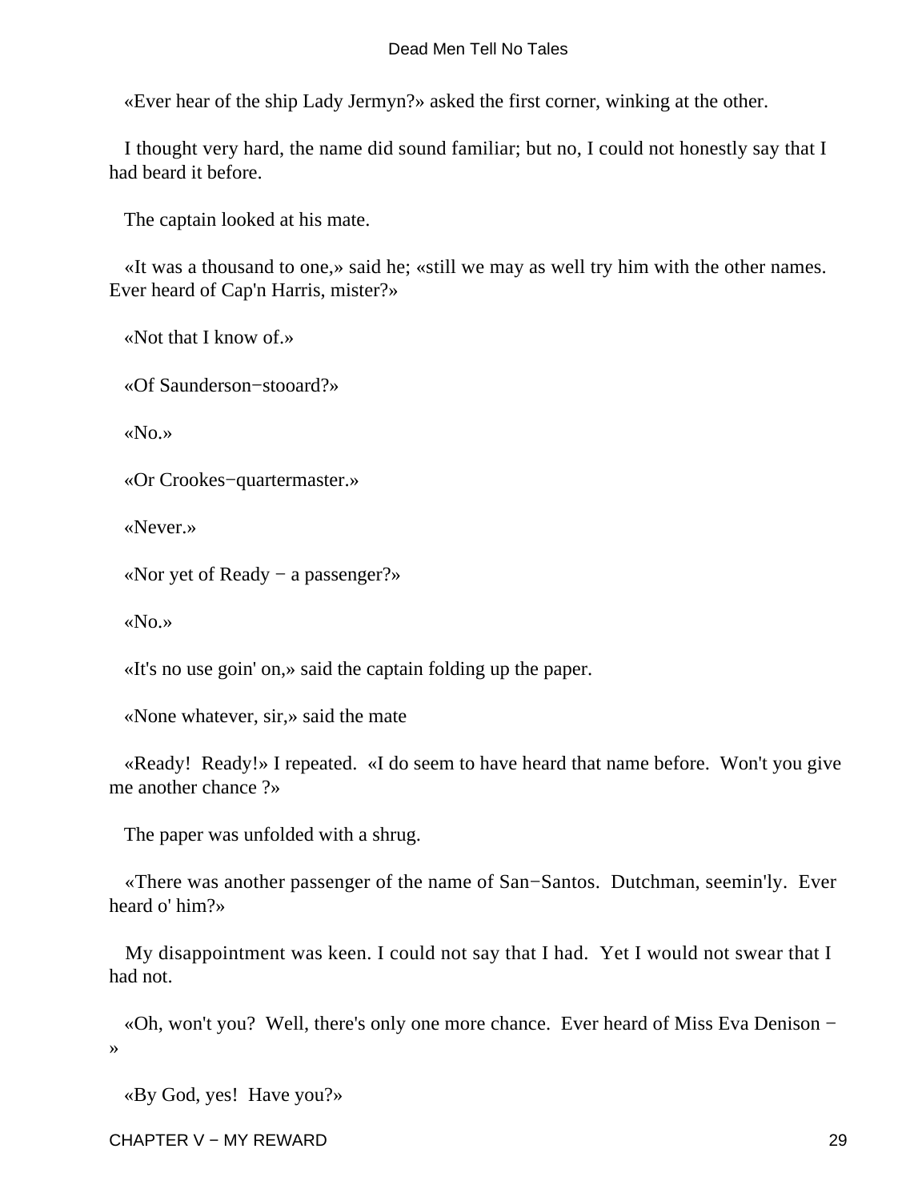«Ever hear of the ship Lady Jermyn?» asked the first corner, winking at the other.

I thought very hard, the name did sound familiar; but no, I could not honestly say that I had beard it before.

The captain looked at his mate.

«It was a thousand to one,» said he; «still we may as well try him with the other names. Ever heard of Cap'n Harris, mister?»

«Not that I know of.»

«Of Saunderson−stooard?»

«No.»

«Or Crookes−quartermaster.»

«Never.»

«Nor yet of Ready − a passenger?»

«No.»

«It's no use goin' on,» said the captain folding up the paper.

«None whatever, sir,» said the mate

«Ready! Ready!» I repeated. «I do seem to have heard that name before. Won't you give me another chance ?»

The paper was unfolded with a shrug.

«There was another passenger of the name of San−Santos. Dutchman, seemin'ly. Ever heard o' him?»

My disappointment was keen. I could not say that I had. Yet I would not swear that I had not.

«Oh, won't you? Well, there's only one more chance. Ever heard of Miss Eva Denison − »

«By God, yes! Have you?»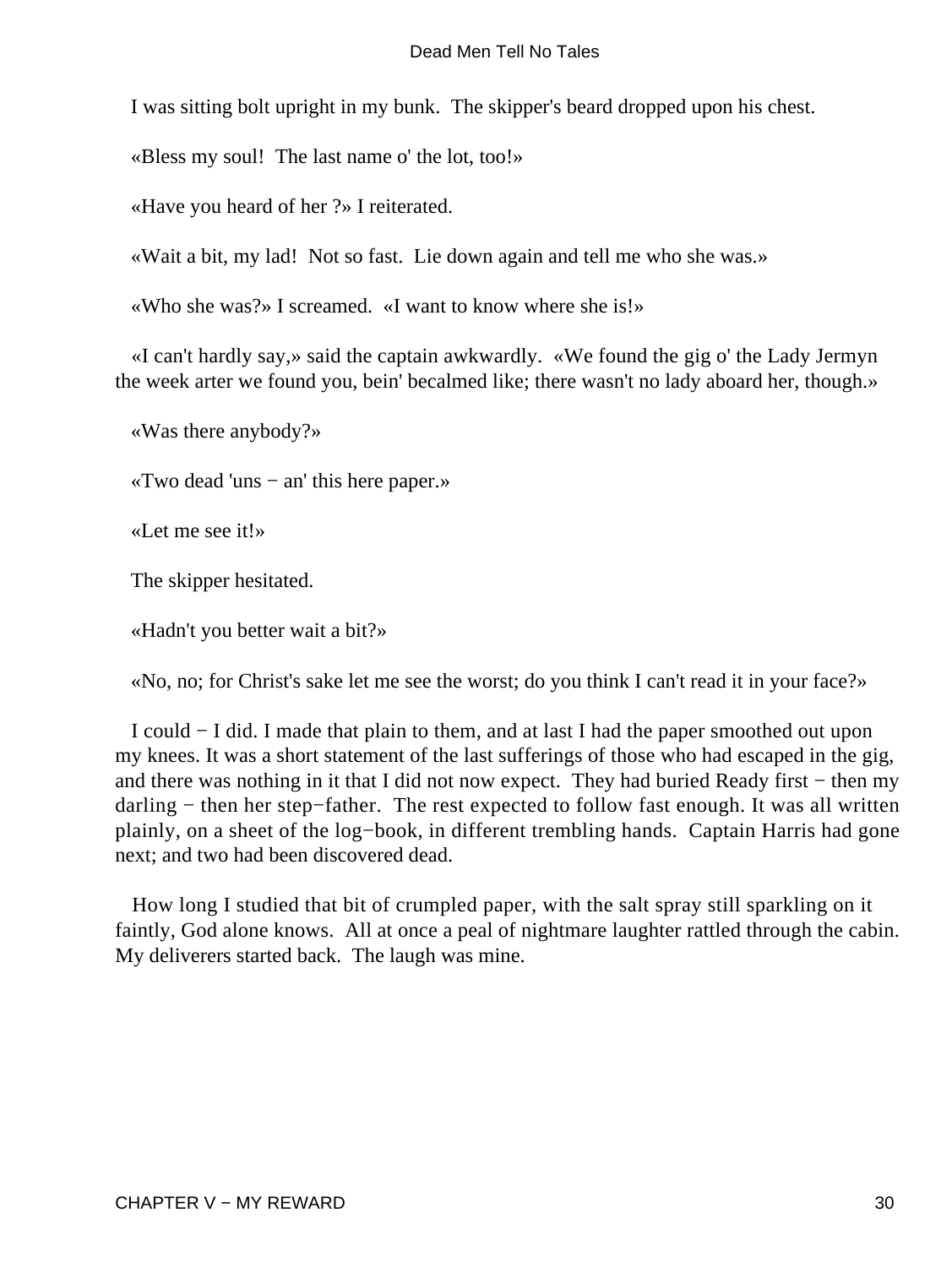I was sitting bolt upright in my bunk. The skipper's beard dropped upon his chest.

«Bless my soul! The last name o' the lot, too!»

«Have you heard of her ?» I reiterated.

«Wait a bit, my lad! Not so fast. Lie down again and tell me who she was.»

«Who she was?» I screamed. «I want to know where she is!»

«I can't hardly say,» said the captain awkwardly. «We found the gig o' the Lady Jermyn the week arter we found you, bein' becalmed like; there wasn't no lady aboard her, though.»

«Was there anybody?»

«Two dead 'uns − an' this here paper.»

«Let me see it!»

The skipper hesitated.

«Hadn't you better wait a bit?»

«No, no; for Christ's sake let me see the worst; do you think I can't read it in your face?»

I could − I did. I made that plain to them, and at last I had the paper smoothed out upon my knees. It was a short statement of the last sufferings of those who had escaped in the gig, and there was nothing in it that I did not now expect. They had buried Ready first − then my darling − then her step−father. The rest expected to follow fast enough. It was all written plainly, on a sheet of the log−book, in different trembling hands. Captain Harris had gone next; and two had been discovered dead.

How long I studied that bit of crumpled paper, with the salt spray still sparkling on it faintly, God alone knows. All at once a peal of nightmare laughter rattled through the cabin. My deliverers started back. The laugh was mine.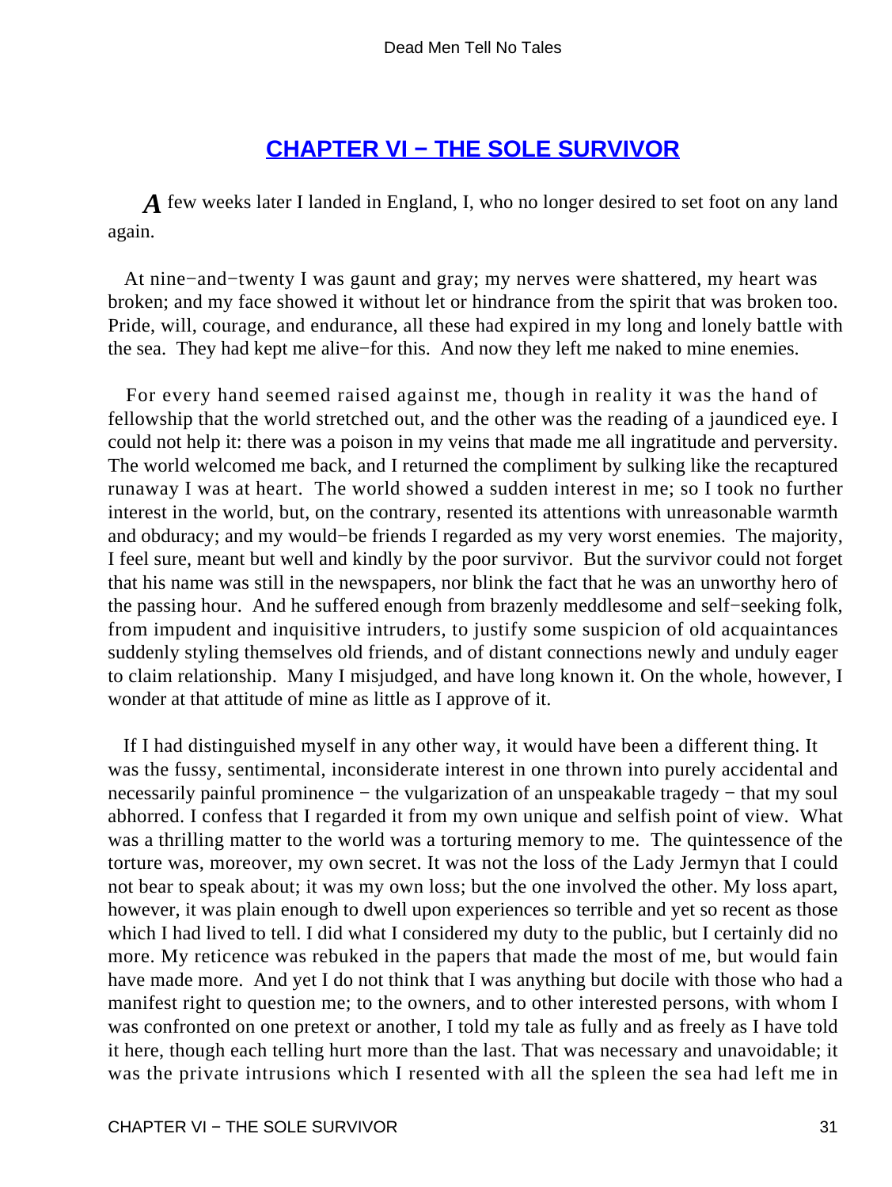## CHAPTER VI − THE SOLE SURVIVOR

A few weeks later I landed in England, I, who no longer desired to set foot on any land again.

At nine−and−twenty I was gaunt and gray; my nerves were shattered, my heart was broken; and my face showed it without let or hindrance from the spirit that was broken too. Pride, will, courage, and endurance, all these had expired in my long and lonely battle with the sea. They had kept me alive−for this. And now they left me naked to mine enemies.

For every hand seemed raised against me, though in reality it was the hand of fellowship that the world stretched out, and the other was the reading of a jaundiced eye. I could not help it: there was a poison in my veins that made me all ingratitude and perversity. The world welcomed me back, and I returned the compliment by sulking like the recaptured runaway I was at heart. The world showed a sudden interest in me; so I took no further interest in the world, but, on the contrary, resented its attentions with unreasonable warmth and obduracy; and my would−be friends I regarded as my very worst enemies. The majority, I feel sure, meant but well and kindly by the poor survivor. But the survivor could not forget that his name was still in the newspapers, nor blink the fact that he was an unworthy hero of the passing hour. And he suffered enough from brazenly meddlesome and self−seeking folk, from impudent and inquisitive intruders, to justify some suspicion of old acquaintances suddenly styling themselves old friends, and of distant connections newly and unduly eager to claim relationship. Many I misjudged, and have long known it. On the whole, however, I wonder at that attitude of mine as little as I approve of it.

If I had distinguished myself in any other way, it would have been a different thing. It was the fussy, sentimental, inconsiderate interest in one thrown into purely accidental and necessarily painful prominence − the vulgarization of an unspeakable tragedy − that my soul abhorred. I confess that I regarded it from my own unique and selfish point of view. What was a thrilling matter to the world was a torturing memory to me. The quintessence of the torture was, moreover, my own secret. It was not the loss of the Lady Jermyn that I could not bear to speak about; it was my own loss; but the one involved the other. My loss apart, however, it was plain enough to dwell upon experiences so terrible and yet so recent as those which I had lived to tell. I did what I considered my duty to the public, but I certainly did no more. My reticence was rebuked in the papers that made the most of me, but would fain have made more. And yet I do not think that I was anything but docile with those who had a manifest right to question me; to the owners, and to other interested persons, with whom I was confronted on one pretext or another, I told my tale as fully and as freely as I have told it here, though each telling hurt more than the last. That was necessary and unavoidable; it was the private intrusions which I resented with all the spleen the sea had left me in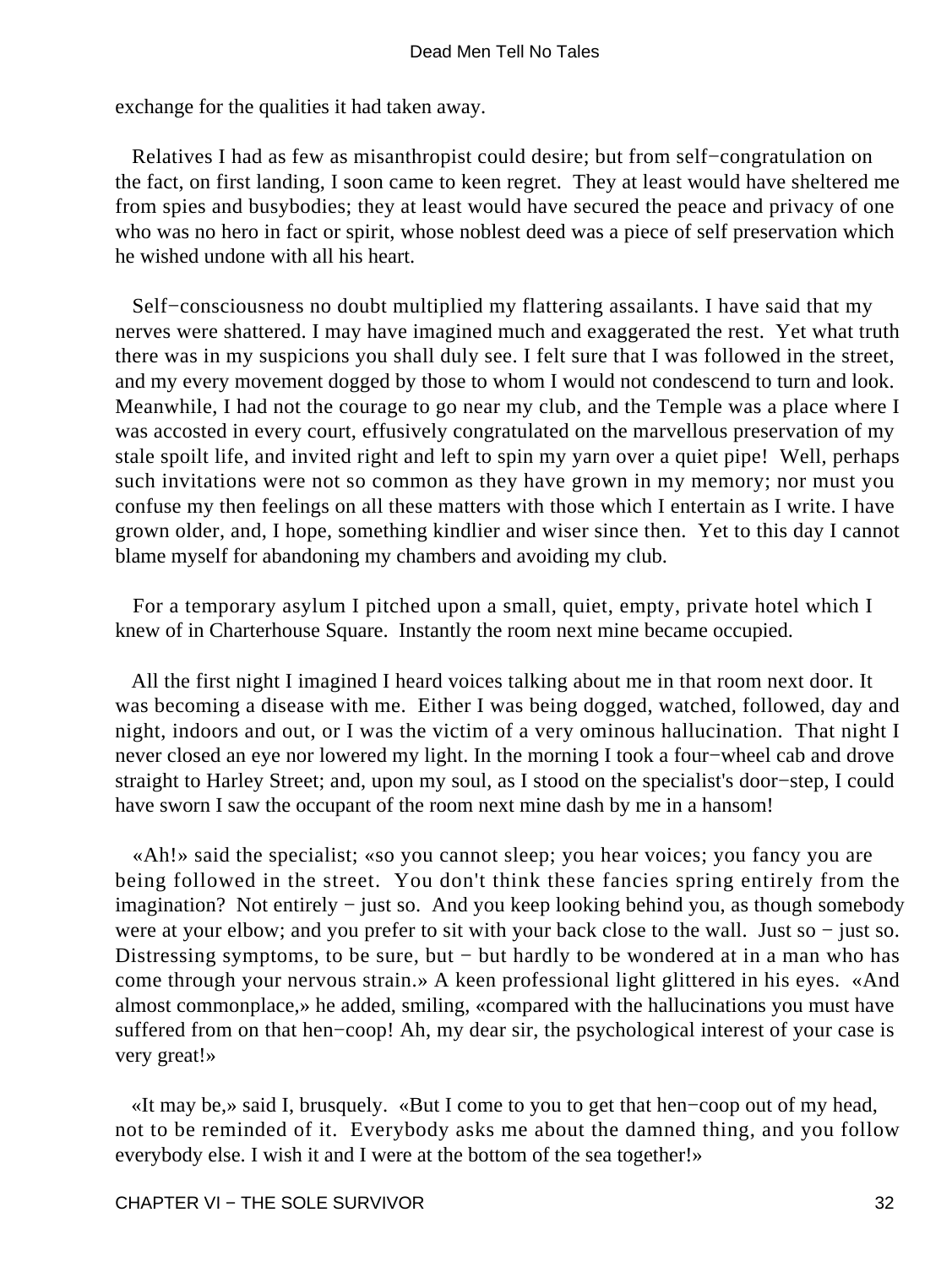exchange for the qualities it had taken away.

Relatives I had as few as misanthropist could desire; but from self−congratulation on the fact, on first landing, I soon came to keen regret. They at least would have sheltered me from spies and busybodies; they at least would have secured the peace and privacy of one who was no hero in fact or spirit, whose noblest deed was a piece of self preservation which he wished undone with all his heart.

Self−consciousness no doubt multiplied my flattering assailants. I have said that my nerves were shattered. I may have imagined much and exaggerated the rest. Yet what truth there was in my suspicions you shall duly see. I felt sure that I was followed in the street, and my every movement dogged by those to whom I would not condescend to turn and look. Meanwhile, I had not the courage to go near my club, and the Temple was a place where I was accosted in every court, effusively congratulated on the marvellous preservation of my stale spoilt life, and invited right and left to spin my yarn over a quiet pipe! Well, perhaps such invitations were not so common as they have grown in my memory; nor must you confuse my then feelings on all these matters with those which I entertain as I write. I have grown older, and, I hope, something kindlier and wiser since then. Yet to this day I cannot blame myself for abandoning my chambers and avoiding my club.

For a temporary asylum I pitched upon a small, quiet, empty, private hotel which I knew of in Charterhouse Square. Instantly the room next mine became occupied.

All the first night I imagined I heard voices talking about me in that room next door. It was becoming a disease with me. Either I was being dogged, watched, followed, day and night, indoors and out, or I was the victim of a very ominous hallucination. That night I never closed an eye nor lowered my light. In the morning I took a four−wheel cab and drove straight to Harley Street; and, upon my soul, as I stood on the specialist's door−step, I could have sworn I saw the occupant of the room next mine dash by me in a hansom!

«Ah!» said the specialist; «so you cannot sleep; you hear voices; you fancy you are being followed in the street. You don't think these fancies spring entirely from the imagination? Not entirely − just so. And you keep looking behind you, as though somebody were at your elbow; and you prefer to sit with your back close to the wall. Just so − just so. Distressing symptoms, to be sure, but − but hardly to be wondered at in a man who has come through your nervous strain.» A keen professional light glittered in his eyes. «And almost commonplace,» he added, smiling, «compared with the hallucinations you must have suffered from on that hen−coop! Ah, my dear sir, the psychological interest of your case is very great!»

«It may be,» said I, brusquely. «But I come to you to get that hen−coop out of my head, not to be reminded of it. Everybody asks me about the damned thing, and you follow everybody else. I wish it and I were at the bottom of the sea together!»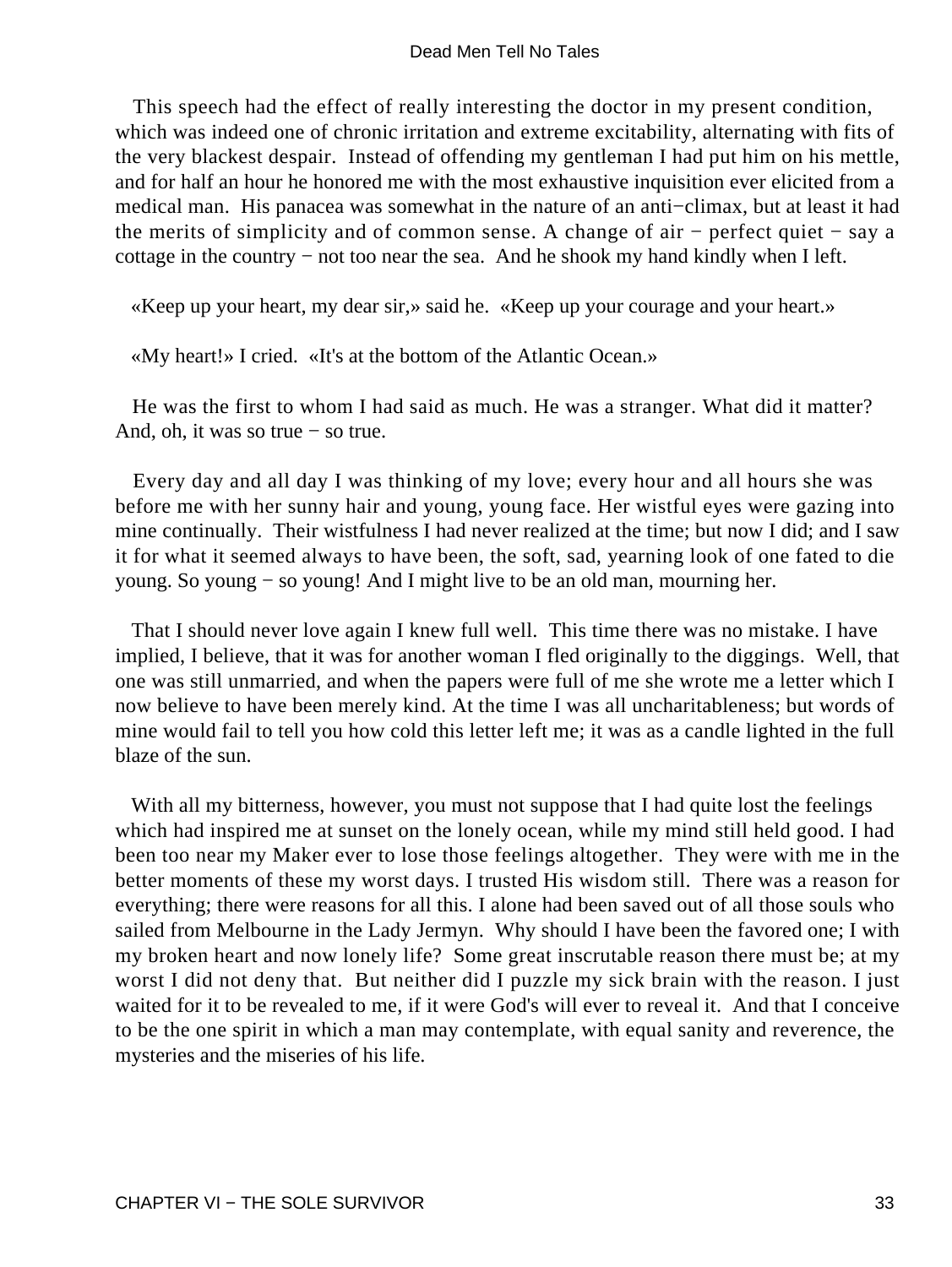This speech had the effect of really interesting the doctor in my present condition, which was indeed one of chronic irritation and extreme excitability, alternating with fits of the very blackest despair. Instead of offending my gentleman I had put him on his mettle, and for half an hour he honored me with the most exhaustive inquisition ever elicited from a medical man. His panacea was somewhat in the nature of an anti−climax, but at least it had the merits of simplicity and of common sense. A change of air − perfect quiet − say a cottage in the country − not too near the sea. And he shook my hand kindly when I left.

«Keep up your heart, my dear sir,» said he. «Keep up your courage and your heart.»

«My heart!» I cried. «It's at the bottom of the Atlantic Ocean.»

He was the first to whom I had said as much. He was a stranger. What did it matter? And, oh, it was so true − so true.

Every day and all day I was thinking of my love; every hour and all hours she was before me with her sunny hair and young, young face. Her wistful eyes were gazing into mine continually. Their wistfulness I had never realized at the time; but now I did; and I saw it for what it seemed always to have been, the soft, sad, yearning look of one fated to die young. So young − so young! And I might live to be an old man, mourning her.

That I should never love again I knew full well. This time there was no mistake. I have implied, I believe, that it was for another woman I fled originally to the diggings. Well, that one was still unmarried, and when the papers were full of me she wrote me a letter which I now believe to have been merely kind. At the time I was all uncharitableness; but words of mine would fail to tell you how cold this letter left me; it was as a candle lighted in the full blaze of the sun.

With all my bitterness, however, you must not suppose that I had quite lost the feelings which had inspired me at sunset on the lonely ocean, while my mind still held good. I had been too near my Maker ever to lose those feelings altogether. They were with me in the better moments of these my worst days. I trusted His wisdom still. There was a reason for everything; there were reasons for all this. I alone had been saved out of all those souls who sailed from Melbourne in the Lady Jermyn. Why should I have been the favored one; I with my broken heart and now lonely life? Some great inscrutable reason there must be; at my worst I did not deny that. But neither did I puzzle my sick brain with the reason. I just waited for it to be revealed to me, if it were God's will ever to reveal it. And that I conceive to be the one spirit in which a man may contemplate, with equal sanity and reverence, the mysteries and the miseries of his life.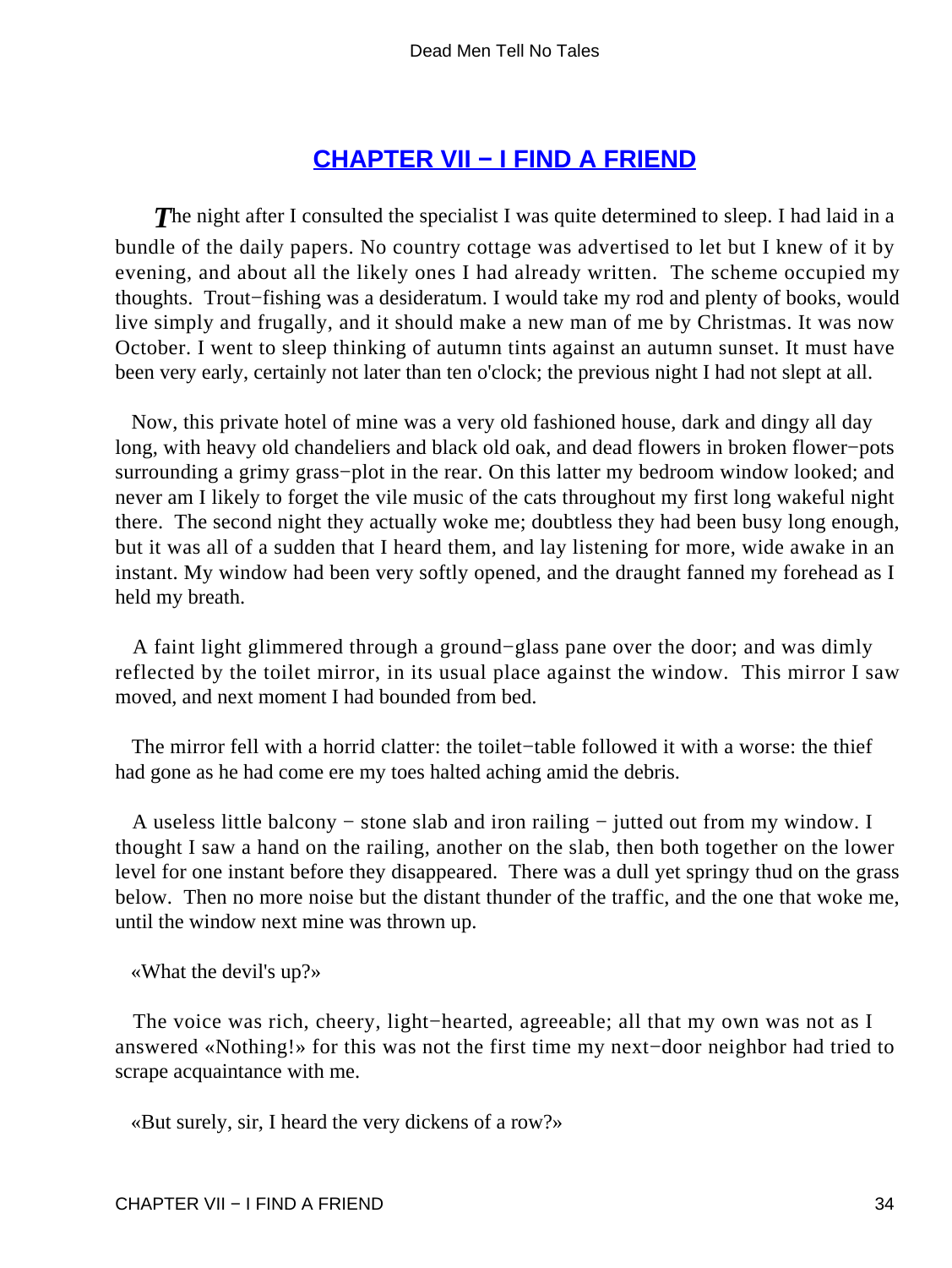## [CHAPTER VII − I FIND A FRIEND]()

*T*he night after I consulted the specialist I was quite determined to sleep. I had laid in a bundle of the daily papers. No country cottage was advertised to let but I knew of it by evening, and about all the likely ones I had already written. The scheme occupied my thoughts. Trout−fishing was a desideratum. I would take my rod and plenty of books, would live simply and frugally, and it should make a new man of me by Christmas. It was now October. I went to sleep thinking of autumn tints against an autumn sunset. It must have been very early, certainly not later than ten o'clock; the previous night I had not slept at all.

Now, this private hotel of mine was a very old fashioned house, dark and dingy all day long, with heavy old chandeliers and black old oak, and dead flowers in broken flower−pots surrounding a grimy grass−plot in the rear. On this latter my bedroom window looked; and never am I likely to forget the vile music of the cats throughout my first long wakeful night there. The second night they actually woke me; doubtless they had been busy long enough, but it was all of a sudden that I heard them, and lay listening for more, wide awake in an instant. My window had been very softly opened, and the draught fanned my forehead as I held my breath.

A faint light glimmered through a ground−glass pane over the door; and was dimly reflected by the toilet mirror, in its usual place against the window. This mirror I saw moved, and next moment I had bounded from bed.

The mirror fell with a horrid clatter: the toilet−table followed it with a worse: the thief had gone as he had come ere my toes halted aching amid the debris.

A useless little balcony − stone slab and iron railing − jutted out from my window. I thought I saw a hand on the railing, another on the slab, then both together on the lower level for one instant before they disappeared. There was a dull yet springy thud on the grass below. Then no more noise but the distant thunder of the traffic, and the one that woke me, until the window next mine was thrown up.

«What the devil's up?»

The voice was rich, cheery, light−hearted, agreeable; all that my own was not as I answered «Nothing!» for this was not the first time my next−door neighbor had tried to scrape acquaintance with me.

«But surely, sir, I heard the very dickens of a row?»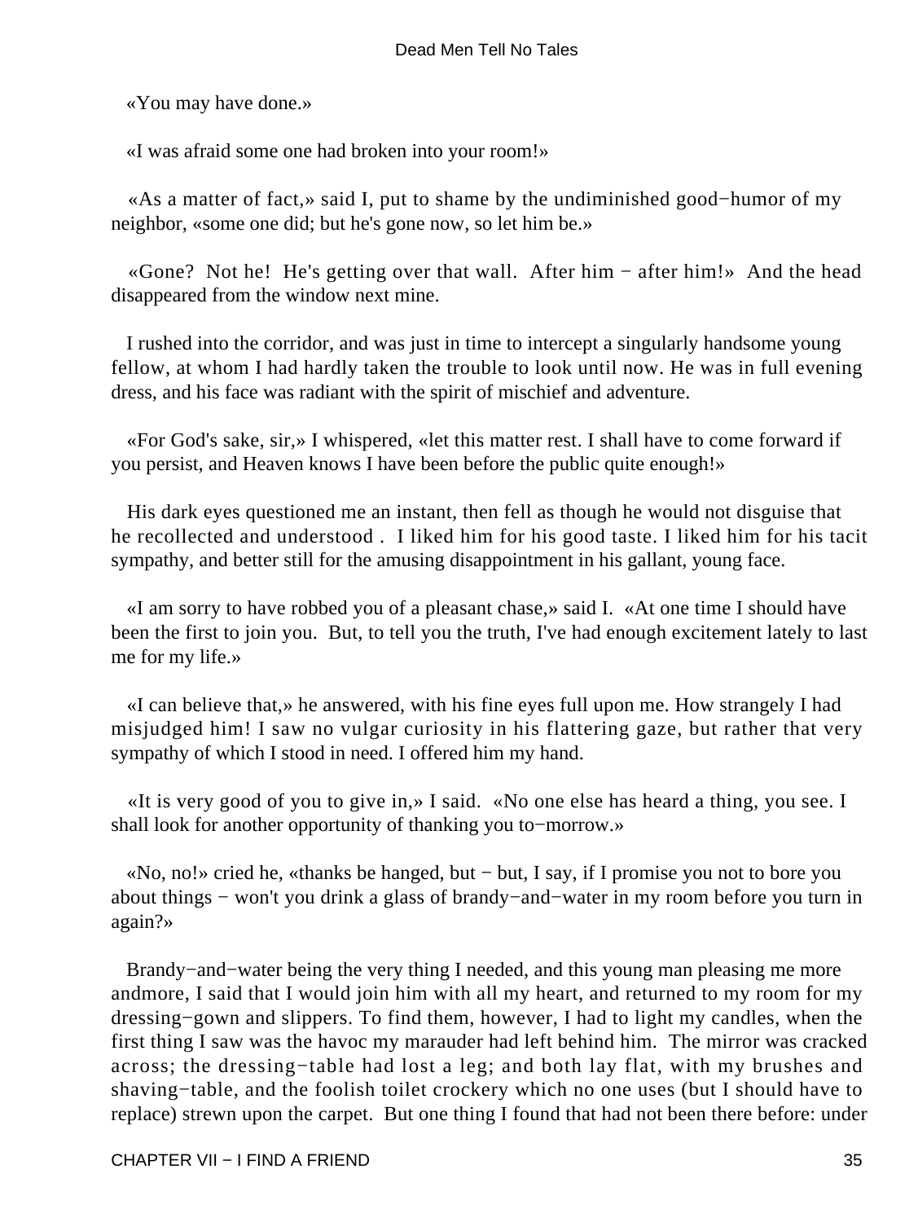«You may have done.»

«I was afraid some one had broken into your room!»

«As a matter of fact,» said I, put to shame by the undiminished good−humor of my neighbor, «some one did; but he's gone now, so let him be.»

«Gone? Not he! He's getting over that wall. After him − after him!» And the head disappeared from the window next mine.

I rushed into the corridor, and was just in time to intercept a singularly handsome young fellow, at whom I had hardly taken the trouble to look until now. He was in full evening dress, and his face was radiant with the spirit of mischief and adventure.

«For God's sake, sir,» I whispered, «let this matter rest. I shall have to come forward if you persist, and Heaven knows I have been before the public quite enough!»

His dark eyes questioned me an instant, then fell as though he would not disguise that he recollected and understood . I liked him for his good taste. I liked him for his tacit sympathy, and better still for the amusing disappointment in his gallant, young face.

«I am sorry to have robbed you of a pleasant chase,» said I. «At one time I should have been the first to join you. But, to tell you the truth, I've had enough excitement lately to last me for my life.»

«I can believe that,» he answered, with his fine eyes full upon me. How strangely I had misjudged him! I saw no vulgar curiosity in his flattering gaze, but rather that very sympathy of which I stood in need. I offered him my hand.

«It is very good of you to give in,» I said. «No one else has heard a thing, you see. I shall look for another opportunity of thanking you to−morrow.»

«No, no!» cried he, «thanks be hanged, but − but, I say, if I promise you not to bore you about things − won't you drink a glass of brandy−and−water in my room before you turn in again?»

Brandy−and−water being the very thing I needed, and this young man pleasing me more andmore, I said that I would join him with all my heart, and returned to my room for my dressing−gown and slippers. To find them, however, I had to light my candles, when the first thing I saw was the havoc my marauder had left behind him. The mirror was cracked across; the dressing−table had lost a leg; and both lay flat, with my brushes and shaving−table, and the foolish toilet crockery which no one uses (but I should have to replace) strewn upon the carpet. But one thing I found that had not been there before: under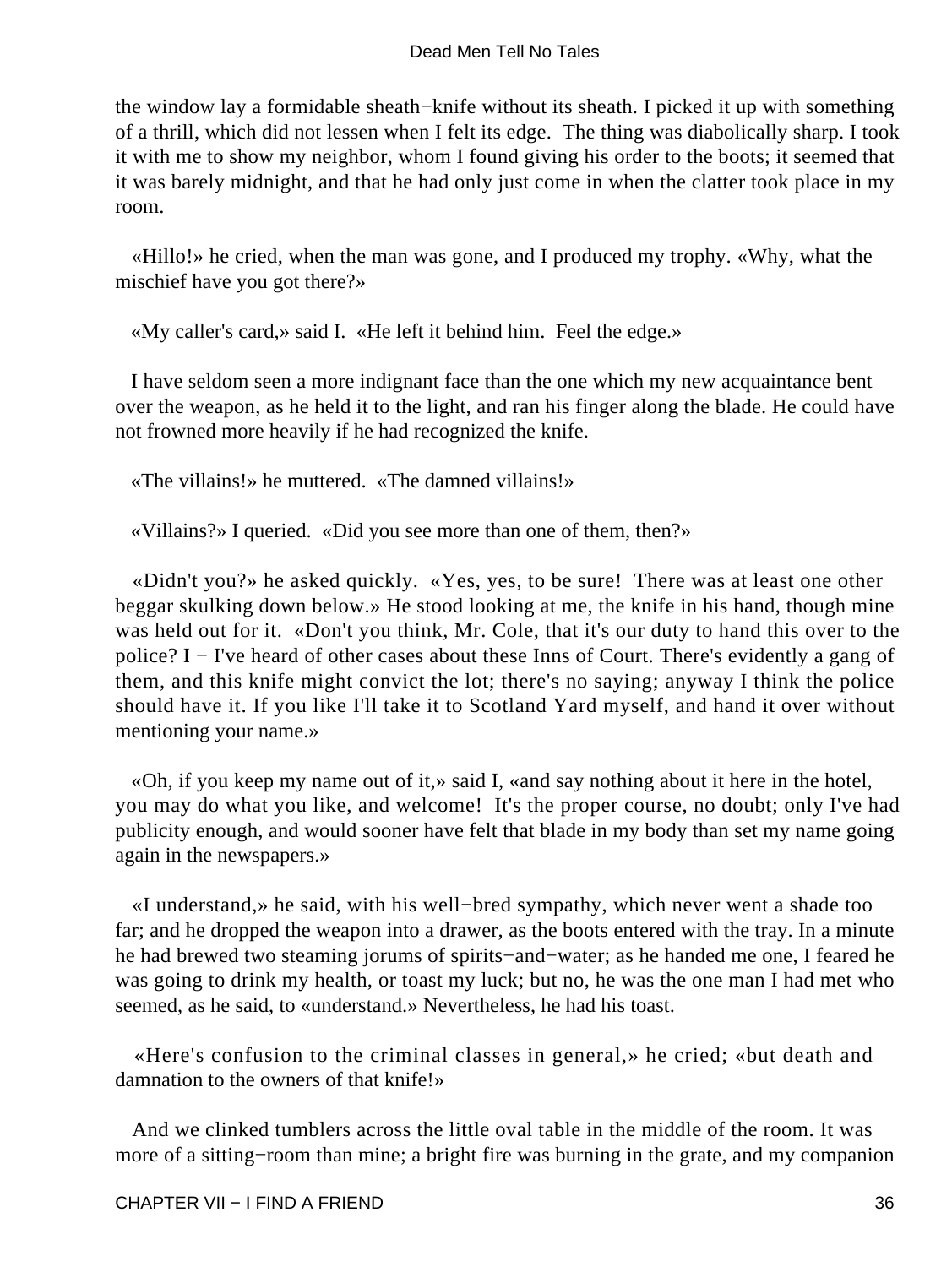the window lay a formidable sheath−knife without its sheath. I picked it up with something of a thrill, which did not lessen when I felt its edge. The thing was diabolically sharp. I took it with me to show my neighbor, whom I found giving his order to the boots; it seemed that it was barely midnight, and that he had only just come in when the clatter took place in my room.

«Hillo!» he cried, when the man was gone, and I produced my trophy. «Why, what the mischief have you got there?»

«My caller's card,» said I. «He left it behind him. Feel the edge.»

I have seldom seen a more indignant face than the one which my new acquaintance bent over the weapon, as he held it to the light, and ran his finger along the blade. He could have not frowned more heavily if he had recognized the knife.

«The villains!» he muttered. «The damned villains!»

«Villains?» I queried. «Did you see more than one of them, then?»

«Didn't you?» he asked quickly. «Yes, yes, to be sure! There was at least one other beggar skulking down below.» He stood looking at me, the knife in his hand, though mine was held out for it. «Don't you think, Mr. Cole, that it's our duty to hand this over to the police? I − I've heard of other cases about these Inns of Court. There's evidently a gang of them, and this knife might convict the lot; there's no saying; anyway I think the police should have it. If you like I'll take it to Scotland Yard myself, and hand it over without mentioning your name.»

«Oh, if you keep my name out of it,» said I, «and say nothing about it here in the hotel, you may do what you like, and welcome! It's the proper course, no doubt; only I've had publicity enough, and would sooner have felt that blade in my body than set my name going again in the newspapers.»

«I understand,» he said, with his well−bred sympathy, which never went a shade too far; and he dropped the weapon into a drawer, as the boots entered with the tray. In a minute he had brewed two steaming jorums of spirits−and−water; as he handed me one, I feared he was going to drink my health, or toast my luck; but no, he was the one man I had met who seemed, as he said, to «understand.» Nevertheless, he had his toast.

«Here's confusion to the criminal classes in general,» he cried; «but death and damnation to the owners of that knife!»

And we clinked tumblers across the little oval table in the middle of the room. It was more of a sitting−room than mine; a bright fire was burning in the grate, and my companion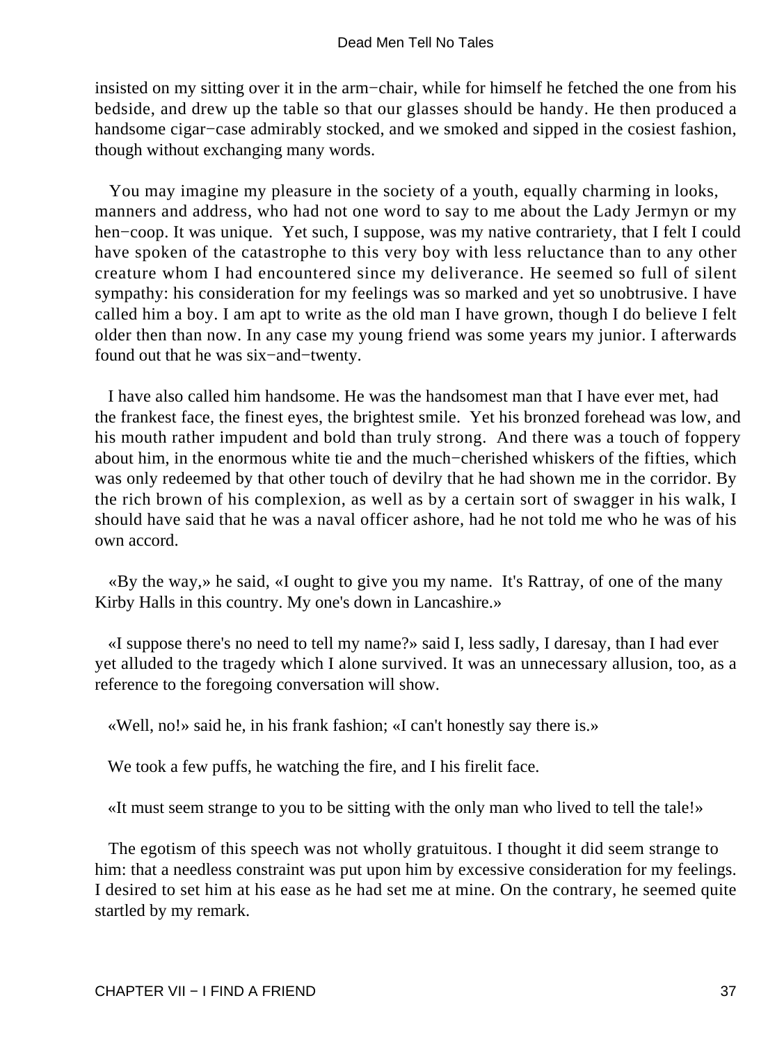insisted on my sitting over it in the arm−chair, while for himself he fetched the one from his bedside, and drew up the table so that our glasses should be handy. He then produced a handsome cigar−case admirably stocked, and we smoked and sipped in the cosiest fashion, though without exchanging many words.

You may imagine my pleasure in the society of a youth, equally charming in looks, manners and address, who had not one word to say to me about the Lady Jermyn or my hen−coop. It was unique. Yet such, I suppose, was my native contrariety, that I felt I could have spoken of the catastrophe to this very boy with less reluctance than to any other creature whom I had encountered since my deliverance. He seemed so full of silent sympathy: his consideration for my feelings was so marked and yet so unobtrusive. I have called him a boy. I am apt to write as the old man I have grown, though I do believe I felt older then than now. In any case my young friend was some years my junior. I afterwards found out that he was six−and−twenty.

I have also called him handsome. He was the handsomest man that I have ever met, had the frankest face, the finest eyes, the brightest smile. Yet his bronzed forehead was low, and his mouth rather impudent and bold than truly strong. And there was a touch of foppery about him, in the enormous white tie and the much−cherished whiskers of the fifties, which was only redeemed by that other touch of devilry that he had shown me in the corridor. By the rich brown of his complexion, as well as by a certain sort of swagger in his walk, I should have said that he was a naval officer ashore, had he not told me who he was of his own accord.

«By the way,» he said, «I ought to give you my name. It's Rattray, of one of the many Kirby Halls in this country. My one's down in Lancashire.»

«I suppose there's no need to tell my name?» said I, less sadly, I daresay, than I had ever yet alluded to the tragedy which I alone survived. It was an unnecessary allusion, too, as a reference to the foregoing conversation will show.

«Well, no!» said he, in his frank fashion; «I can't honestly say there is.»

We took a few puffs, he watching the fire, and I his firelit face.

«It must seem strange to you to be sitting with the only man who lived to tell the tale!»

The egotism of this speech was not wholly gratuitous. I thought it did seem strange to him: that a needless constraint was put upon him by excessive consideration for my feelings. I desired to set him at his ease as he had set me at mine. On the contrary, he seemed quite startled by my remark.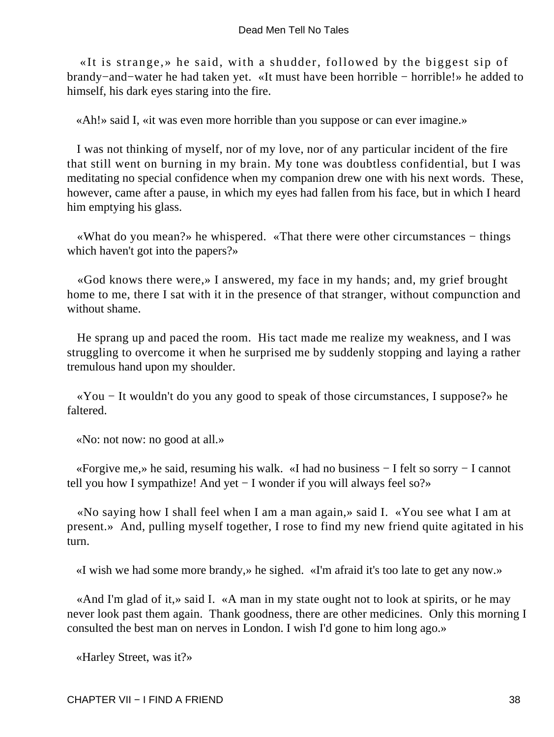«It is strange,» he said, with a shudder, followed by the biggest sip of brandy−and−water he had taken yet. «It must have been horrible − horrible!» he added to himself, his dark eyes staring into the fire.

«Ah!» said I, «it was even more horrible than you suppose or can ever imagine.»

I was not thinking of myself, nor of my love, nor of any particular incident of the fire that still went on burning in my brain. My tone was doubtless confidential, but I was meditating no special confidence when my companion drew one with his next words. These, however, came after a pause, in which my eyes had fallen from his face, but in which I heard him emptying his glass.

«What do you mean?» he whispered. «That there were other circumstances − things which haven't got into the papers?»

«God knows there were,» I answered, my face in my hands; and, my grief brought home to me, there I sat with it in the presence of that stranger, without compunction and without shame.

He sprang up and paced the room. His tact made me realize my weakness, and I was struggling to overcome it when he surprised me by suddenly stopping and laying a rather tremulous hand upon my shoulder.

«You − It wouldn't do you any good to speak of those circumstances, I suppose?» he faltered.

«No: not now: no good at all.»

«Forgive me,» he said, resuming his walk. «I had no business − I felt so sorry − I cannot tell you how I sympathize! And yet − I wonder if you will always feel so?»

«No saying how I shall feel when I am a man again,» said I. «You see what I am at present.» And, pulling myself together, I rose to find my new friend quite agitated in his turn.

«I wish we had some more brandy,» he sighed. «I'm afraid it's too late to get any now.»

«And I'm glad of it,» said I. «A man in my state ought not to look at spirits, or he may never look past them again. Thank goodness, there are other medicines. Only this morning I consulted the best man on nerves in London. I wish I'd gone to him long ago.»

«Harley Street, was it?»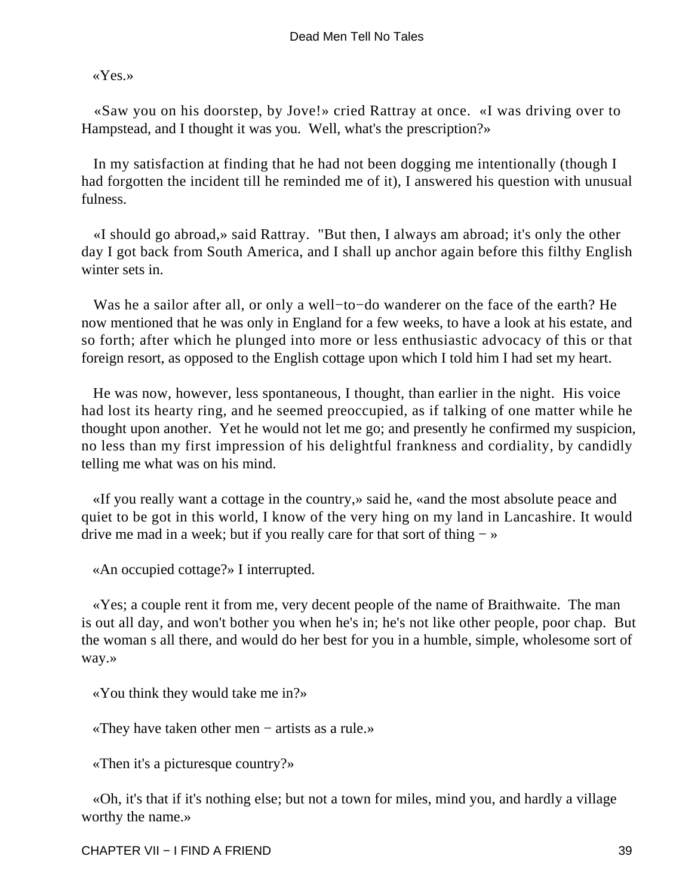«Yes.»

«Saw you on his doorstep, by Jove!» cried Rattray at once. «I was driving over to Hampstead, and I thought it was you. Well, what's the prescription?»

In my satisfaction at finding that he had not been dogging me intentionally (though I had forgotten the incident till he reminded me of it), I answered his question with unusual fulness.

«I should go abroad,» said Rattray. "But then, I always am abroad; it's only the other day I got back from South America, and I shall up anchor again before this filthy English winter sets in.

Was he a sailor after all, or only a well−to−do wanderer on the face of the earth? He now mentioned that he was only in England for a few weeks, to have a look at his estate, and so forth; after which he plunged into more or less enthusiastic advocacy of this or that foreign resort, as opposed to the English cottage upon which I told him I had set my heart.

He was now, however, less spontaneous, I thought, than earlier in the night. His voice had lost its hearty ring, and he seemed preoccupied, as if talking of one matter while he thought upon another. Yet he would not let me go; and presently he confirmed my suspicion, no less than my first impression of his delightful frankness and cordiality, by candidly telling me what was on his mind.

«If you really want a cottage in the country,» said he, «and the most absolute peace and quiet to be got in this world, I know of the very hing on my land in Lancashire. It would drive me mad in a week; but if you really care for that sort of thing − »

«An occupied cottage?» I interrupted.

«Yes; a couple rent it from me, very decent people of the name of Braithwaite. The man is out all day, and won't bother you when he's in; he's not like other people, poor chap. But the woman s all there, and would do her best for you in a humble, simple, wholesome sort of way.»

«You think they would take me in?»

«They have taken other men − artists as a rule.»

«Then it's a picturesque country?»

«Oh, it's that if it's nothing else; but not a town for miles, mind you, and hardly a village worthy the name.»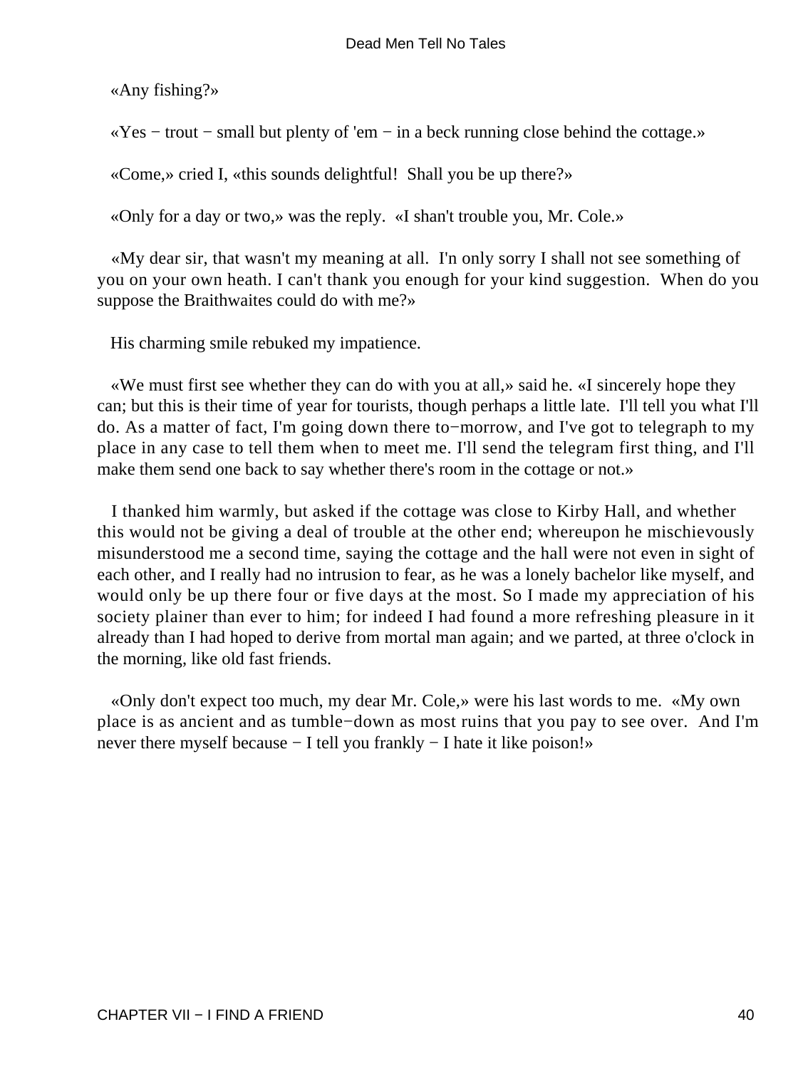«Any fishing?»

«Yes − trout − small but plenty of 'em − in a beck running close behind the cottage.»

«Come,» cried I, «this sounds delightful! Shall you be up there?»

«Only for a day or two,» was the reply. «I shan't trouble you, Mr. Cole.»

«My dear sir, that wasn't my meaning at all. I'n only sorry I shall not see something of you on your own heath. I can't thank you enough for your kind suggestion. When do you suppose the Braithwaites could do with me?»

His charming smile rebuked my impatience.

«We must first see whether they can do with you at all,» said he. «I sincerely hope they can; but this is their time of year for tourists, though perhaps a little late. I'll tell you what I'll do. As a matter of fact, I'm going down there to−morrow, and I've got to telegraph to my place in any case to tell them when to meet me. I'll send the telegram first thing, and I'll make them send one back to say whether there's room in the cottage or not.»

I thanked him warmly, but asked if the cottage was close to Kirby Hall, and whether this would not be giving a deal of trouble at the other end; whereupon he mischievously misunderstood me a second time, saying the cottage and the hall were not even in sight of each other, and I really had no intrusion to fear, as he was a lonely bachelor like myself, and would only be up there four or five days at the most. So I made my appreciation of his society plainer than ever to him; for indeed I had found a more refreshing pleasure in it already than I had hoped to derive from mortal man again; and we parted, at three o'clock in the morning, like old fast friends.

«Only don't expect too much, my dear Mr. Cole,» were his last words to me. «My own place is as ancient and as tumble−down as most ruins that you pay to see over. And I'm never there myself because − I tell you frankly − I hate it like poison!»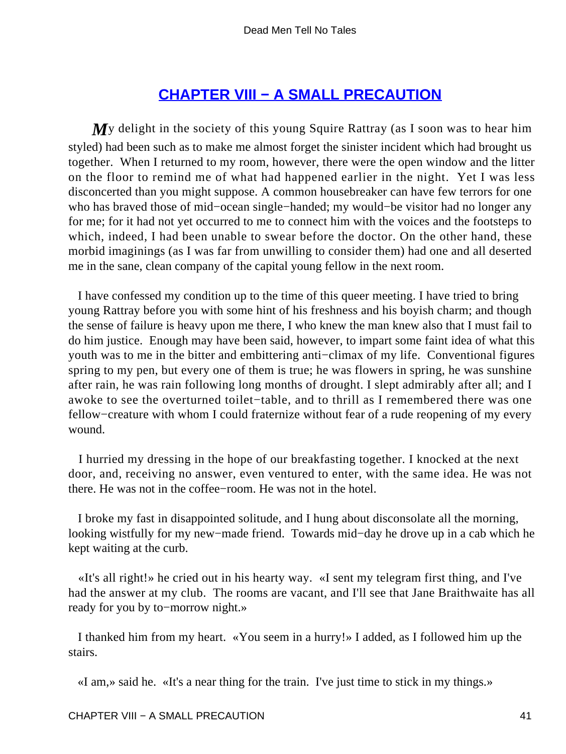## CHAPTER VIII − A SMALL PRECAUTION

My delight in the society of this young Squire Rattray (as I soon was to hear him styled) had been such as to make me almost forget the sinister incident which had brought us together. When I returned to my room, however, there were the open window and the litter on the floor to remind me of what had happened earlier in the night. Yet I was less disconcerted than you might suppose. A common housebreaker can have few terrors for one who has braved those of mid−ocean single−handed; my would−be visitor had no longer any for me; for it had not yet occurred to me to connect him with the voices and the footsteps to which, indeed, I had been unable to swear before the doctor. On the other hand, these morbid imaginings (as I was far from unwilling to consider them) had one and all deserted me in the sane, clean company of the capital young fellow in the next room.

I have confessed my condition up to the time of this queer meeting. I have tried to bring young Rattray before you with some hint of his freshness and his boyish charm; and though the sense of failure is heavy upon me there, I who knew the man knew also that I must fail to do him justice. Enough may have been said, however, to impart some faint idea of what this youth was to me in the bitter and embittering anti−climax of my life. Conventional figures spring to my pen, but every one of them is true; he was flowers in spring, he was sunshine after rain, he was rain following long months of drought. I slept admirably after all; and I awoke to see the overturned toilet−table, and to thrill as I remembered there was one fellow−creature with whom I could fraternize without fear of a rude reopening of my every wound.

I hurried my dressing in the hope of our breakfasting together. I knocked at the next door, and, receiving no answer, even ventured to enter, with the same idea. He was not there. He was not in the coffee−room. He was not in the hotel.

I broke my fast in disappointed solitude, and I hung about disconsolate all the morning, looking wistfully for my new−made friend. Towards mid−day he drove up in a cab which he kept waiting at the curb.

«It's all right!» he cried out in his hearty way. «I sent my telegram first thing, and I've had the answer at my club. The rooms are vacant, and I'll see that Jane Braithwaite has all ready for you by to−morrow night.»

I thanked him from my heart. «You seem in a hurry!» I added, as I followed him up the stairs.

«I am,» said he. «It's a near thing for the train. I've just time to stick in my things.»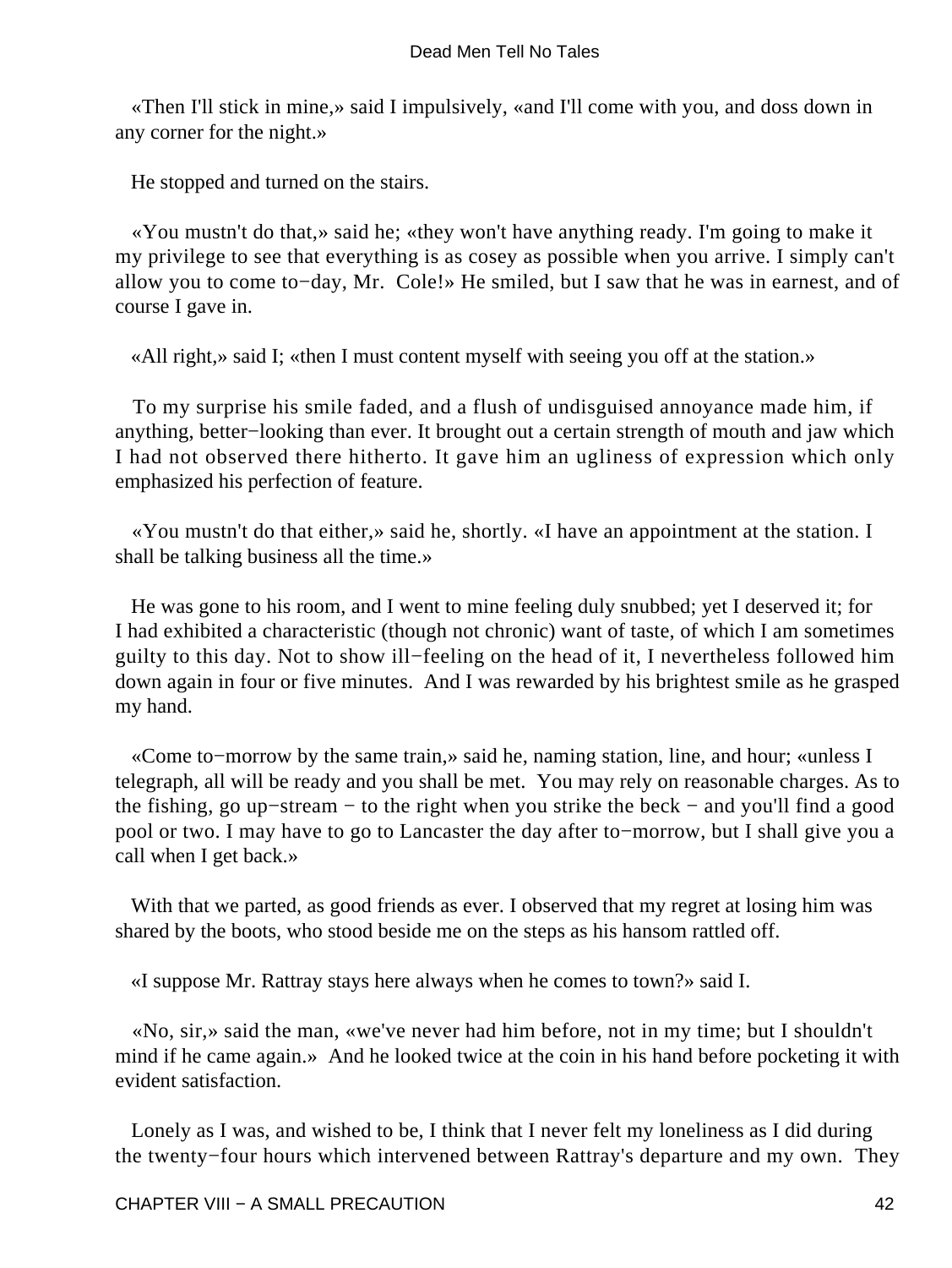«Then I'll stick in mine,» said I impulsively, «and I'll come with you, and doss down in any corner for the night.»

He stopped and turned on the stairs.

«You mustn't do that,» said he; «they won't have anything ready. I'm going to make it my privilege to see that everything is as cosey as possible when you arrive. I simply can't allow you to come to−day, Mr. Cole!» He smiled, but I saw that he was in earnest, and of course I gave in.

«All right,» said I; «then I must content myself with seeing you off at the station.»

To my surprise his smile faded, and a flush of undisguised annoyance made him, if anything, better−looking than ever. It brought out a certain strength of mouth and jaw which I had not observed there hitherto. It gave him an ugliness of expression which only emphasized his perfection of feature.

«You mustn't do that either,» said he, shortly. «I have an appointment at the station. I shall be talking business all the time.»

He was gone to his room, and I went to mine feeling duly snubbed; yet I deserved it; for I had exhibited a characteristic (though not chronic) want of taste, of which I am sometimes guilty to this day. Not to show ill−feeling on the head of it, I nevertheless followed him down again in four or five minutes. And I was rewarded by his brightest smile as he grasped my hand.

«Come to−morrow by the same train,» said he, naming station, line, and hour; «unless I telegraph, all will be ready and you shall be met. You may rely on reasonable charges. As to the fishing, go up−stream − to the right when you strike the beck − and you'll find a good pool or two. I may have to go to Lancaster the day after to−morrow, but I shall give you a call when I get back.»

With that we parted, as good friends as ever. I observed that my regret at losing him was shared by the boots, who stood beside me on the steps as his hansom rattled off.

«I suppose Mr. Rattray stays here always when he comes to town?» said I.

«No, sir,» said the man, «we've never had him before, not in my time; but I shouldn't mind if he came again.» And he looked twice at the coin in his hand before pocketing it with evident satisfaction.

Lonely as I was, and wished to be, I think that I never felt my loneliness as I did during the twenty−four hours which intervened between Rattray's departure and my own. They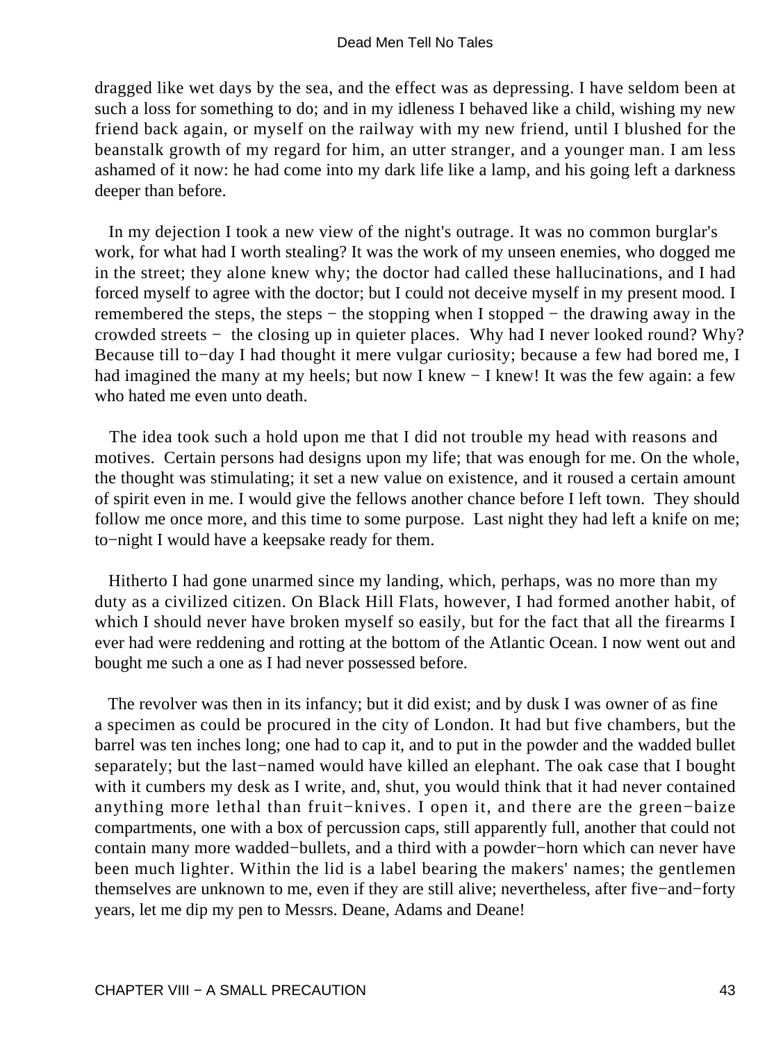dragged like wet days by the sea, and the effect was as depressing. I have seldom been at such a loss for something to do; and in my idleness I behaved like a child, wishing my new friend back again, or myself on the railway with my new friend, until I blushed for the beanstalk growth of my regard for him, an utter stranger, and a younger man. I am less ashamed of it now: he had come into my dark life like a lamp, and his going left a darkness deeper than before.

In my dejection I took a new view of the night's outrage. It was no common burglar's work, for what had I worth stealing? It was the work of my unseen enemies, who dogged me in the street; they alone knew why; the doctor had called these hallucinations, and I had forced myself to agree with the doctor; but I could not deceive myself in my present mood. I remembered the steps, the steps − the stopping when I stopped − the drawing away in the crowded streets − the closing up in quieter places. Why had I never looked round? Why? Because till to−day I had thought it mere vulgar curiosity; because a few had bored me, I had imagined the many at my heels; but now I knew − I knew! It was the few again: a few who hated me even unto death.

The idea took such a hold upon me that I did not trouble my head with reasons and motives. Certain persons had designs upon my life; that was enough for me. On the whole, the thought was stimulating; it set a new value on existence, and it roused a certain amount of spirit even in me. I would give the fellows another chance before I left town. They should follow me once more, and this time to some purpose. Last night they had left a knife on me; to−night I would have a keepsake ready for them.

Hitherto I had gone unarmed since my landing, which, perhaps, was no more than my duty as a civilized citizen. On Black Hill Flats, however, I had formed another habit, of which I should never have broken myself so easily, but for the fact that all the firearms I ever had were reddening and rotting at the bottom of the Atlantic Ocean. I now went out and bought me such a one as I had never possessed before.

The revolver was then in its infancy; but it did exist; and by dusk I was owner of as fine a specimen as could be procured in the city of London. It had but five chambers, but the barrel was ten inches long; one had to cap it, and to put in the powder and the wadded bullet separately; but the last−named would have killed an elephant. The oak case that I bought with it cumbers my desk as I write, and, shut, you would think that it had never contained anything more lethal than fruit−knives. I open it, and there are the green−baize compartments, one with a box of percussion caps, still apparently full, another that could not contain many more wadded−bullets, and a third with a powder−horn which can never have been much lighter. Within the lid is a label bearing the makers' names; the gentlemen themselves are unknown to me, even if they are still alive; nevertheless, after five−and−forty years, let me dip my pen to Messrs. Deane, Adams and Deane!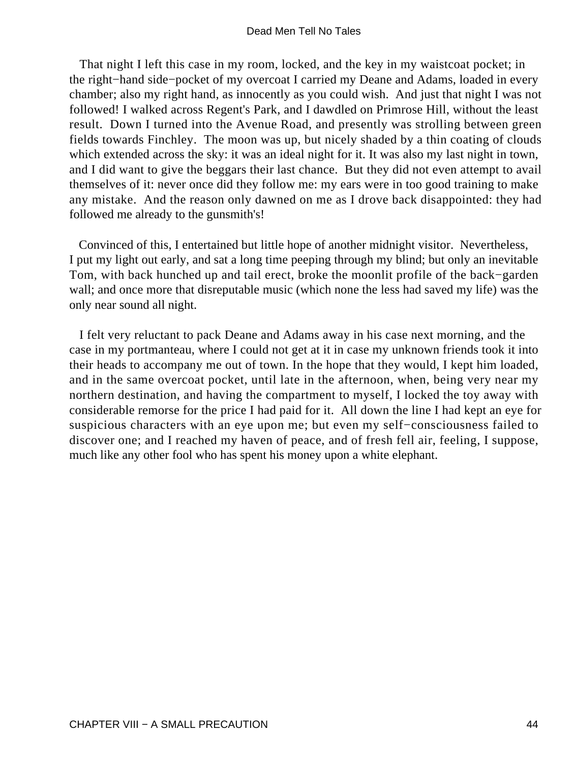That night I left this case in my room, locked, and the key in my waistcoat pocket; in the right−hand side−pocket of my overcoat I carried my Deane and Adams, loaded in every chamber; also my right hand, as innocently as you could wish. And just that night I was not followed! I walked across Regent's Park, and I dawdled on Primrose Hill, without the least result. Down I turned into the Avenue Road, and presently was strolling between green fields towards Finchley. The moon was up, but nicely shaded by a thin coating of clouds which extended across the sky: it was an ideal night for it. It was also my last night in town, and I did want to give the beggars their last chance. But they did not even attempt to avail themselves of it: never once did they follow me: my ears were in too good training to make any mistake. And the reason only dawned on me as I drove back disappointed: they had followed me already to the gunsmith's!

Convinced of this, I entertained but little hope of another midnight visitor. Nevertheless, I put my light out early, and sat a long time peeping through my blind; but only an inevitable Tom, with back hunched up and tail erect, broke the moonlit profile of the back−garden wall; and once more that disreputable music (which none the less had saved my life) was the only near sound all night.

I felt very reluctant to pack Deane and Adams away in his case next morning, and the case in my portmanteau, where I could not get at it in case my unknown friends took it into their heads to accompany me out of town. In the hope that they would, I kept him loaded, and in the same overcoat pocket, until late in the afternoon, when, being very near my northern destination, and having the compartment to myself, I locked the toy away with considerable remorse for the price I had paid for it. All down the line I had kept an eye for suspicious characters with an eye upon me; but even my self−consciousness failed to discover one; and I reached my haven of peace, and of fresh fell air, feeling, I suppose, much like any other fool who has spent his money upon a white elephant.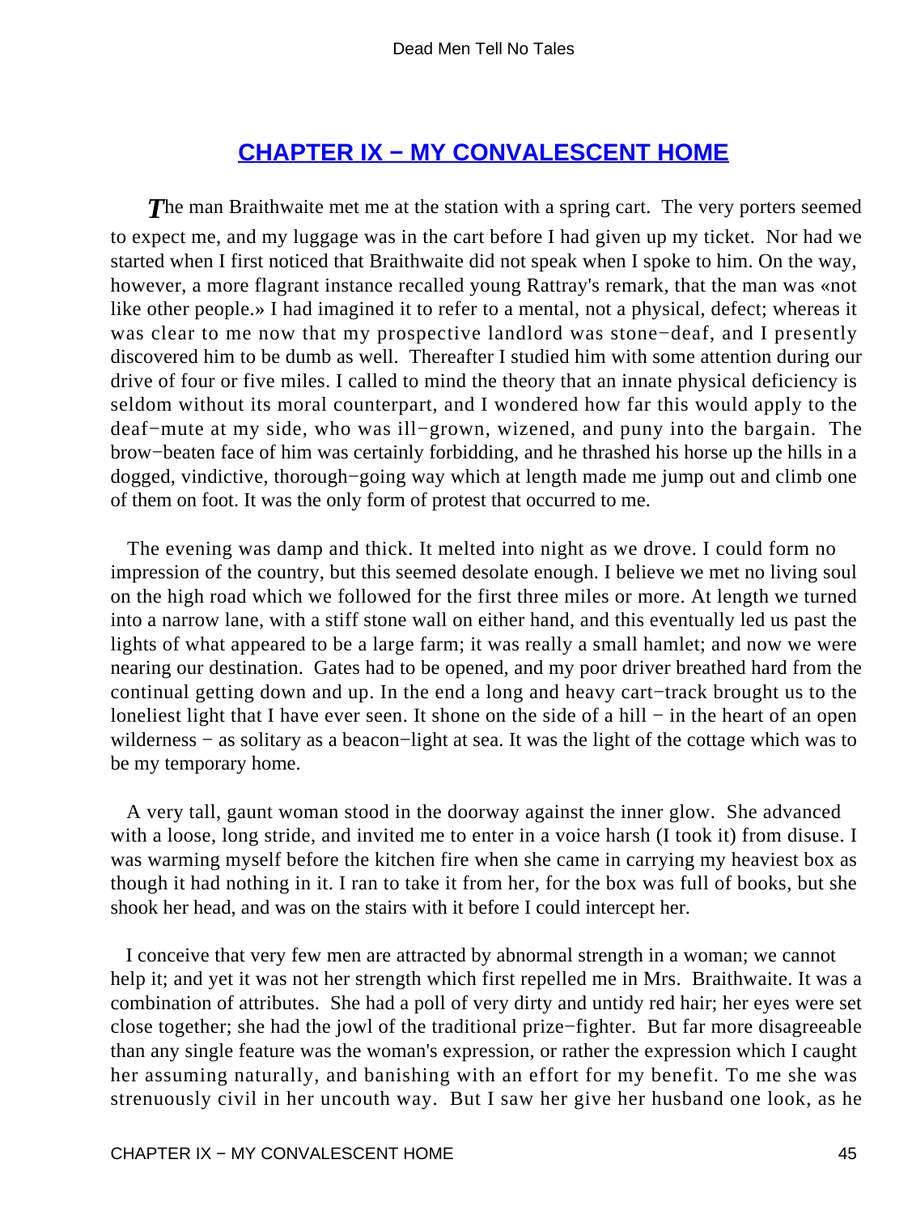## CHAPTER IX − MY CONVALESCENT HOME

*T*he man Braithwaite met me at the station with a spring cart. The very porters seemed to expect me, and my luggage was in the cart before I had given up my ticket. Nor had we started when I first noticed that Braithwaite did not speak when I spoke to him. On the way, however, a more flagrant instance recalled young Rattray's remark, that the man was «not like other people.» I had imagined it to refer to a mental, not a physical, defect; whereas it was clear to me now that my prospective landlord was stone−deaf, and I presently discovered him to be dumb as well. Thereafter I studied him with some attention during our drive of four or five miles. I called to mind the theory that an innate physical deficiency is seldom without its moral counterpart, and I wondered how far this would apply to the deaf−mute at my side, who was ill−grown, wizened, and puny into the bargain. The brow−beaten face of him was certainly forbidding, and he thrashed his horse up the hills in a dogged, vindictive, thorough−going way which at length made me jump out and climb one of them on foot. It was the only form of protest that occurred to me.

The evening was damp and thick. It melted into night as we drove. I could form no impression of the country, but this seemed desolate enough. I believe we met no living soul on the high road which we followed for the first three miles or more. At length we turned into a narrow lane, with a stiff stone wall on either hand, and this eventually led us past the lights of what appeared to be a large farm; it was really a small hamlet; and now we were nearing our destination. Gates had to be opened, and my poor driver breathed hard from the continual getting down and up. In the end a long and heavy cart−track brought us to the loneliest light that I have ever seen. It shone on the side of a hill − in the heart of an open wilderness − as solitary as a beacon−light at sea. It was the light of the cottage which was to be my temporary home.

A very tall, gaunt woman stood in the doorway against the inner glow. She advanced with a loose, long stride, and invited me to enter in a voice harsh (I took it) from disuse. I was warming myself before the kitchen fire when she came in carrying my heaviest box as though it had nothing in it. I ran to take it from her, for the box was full of books, but she shook her head, and was on the stairs with it before I could intercept her.

I conceive that very few men are attracted by abnormal strength in a woman; we cannot help it; and yet it was not her strength which first repelled me in Mrs. Braithwaite. It was a combination of attributes. She had a poll of very dirty and untidy red hair; her eyes were set close together; she had the jowl of the traditional prize−fighter. But far more disagreeable than any single feature was the woman's expression, or rather the expression which I caught her assuming naturally, and banishing with an effort for my benefit. To me she was strenuously civil in her uncouth way. But I saw her give her husband one look, as he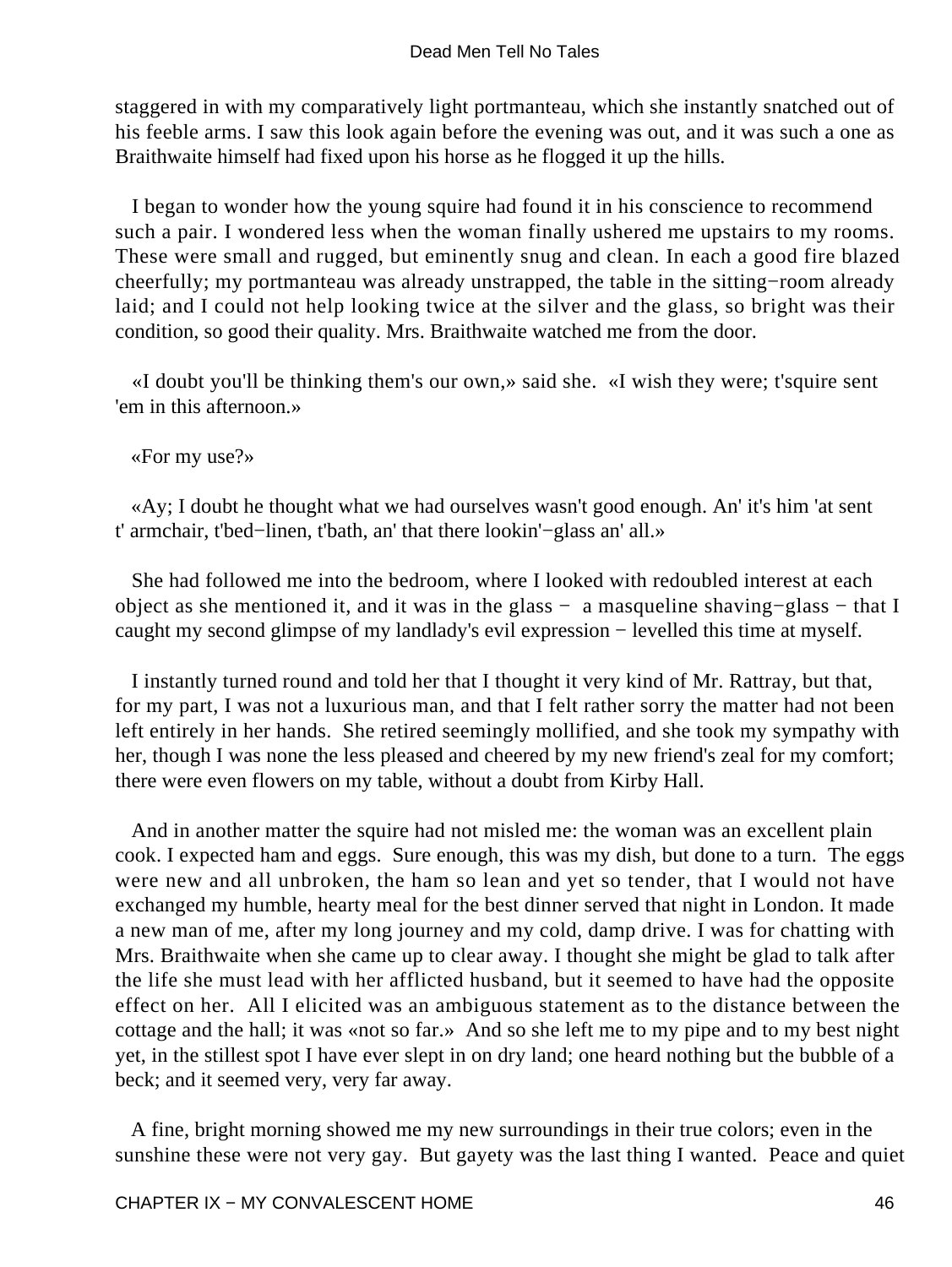staggered in with my comparatively light portmanteau, which she instantly snatched out of his feeble arms. I saw this look again before the evening was out, and it was such a one as Braithwaite himself had fixed upon his horse as he flogged it up the hills.

I began to wonder how the young squire had found it in his conscience to recommend such a pair. I wondered less when the woman finally ushered me upstairs to my rooms. These were small and rugged, but eminently snug and clean. In each a good fire blazed cheerfully; my portmanteau was already unstrapped, the table in the sitting−room already laid; and I could not help looking twice at the silver and the glass, so bright was their condition, so good their quality. Mrs. Braithwaite watched me from the door.

«I doubt you'll be thinking them's our own,» said she. «I wish they were; t'squire sent 'em in this afternoon.»

«For my use?»

«Ay; I doubt he thought what we had ourselves wasn't good enough. An' it's him 'at sent t' armchair, t'bed−linen, t'bath, an' that there lookin'−glass an' all.»

She had followed me into the bedroom, where I looked with redoubled interest at each object as she mentioned it, and it was in the glass − a masqueline shaving−glass − that I caught my second glimpse of my landlady's evil expression − levelled this time at myself.

I instantly turned round and told her that I thought it very kind of Mr. Rattray, but that, for my part, I was not a luxurious man, and that I felt rather sorry the matter had not been left entirely in her hands. She retired seemingly mollified, and she took my sympathy with her, though I was none the less pleased and cheered by my new friend's zeal for my comfort; there were even flowers on my table, without a doubt from Kirby Hall.

And in another matter the squire had not misled me: the woman was an excellent plain cook. I expected ham and eggs. Sure enough, this was my dish, but done to a turn. The eggs were new and all unbroken, the ham so lean and yet so tender, that I would not have exchanged my humble, hearty meal for the best dinner served that night in London. It made a new man of me, after my long journey and my cold, damp drive. I was for chatting with Mrs. Braithwaite when she came up to clear away. I thought she might be glad to talk after the life she must lead with her afflicted husband, but it seemed to have had the opposite effect on her. All I elicited was an ambiguous statement as to the distance between the cottage and the hall; it was «not so far.» And so she left me to my pipe and to my best night yet, in the stillest spot I have ever slept in on dry land; one heard nothing but the bubble of a beck; and it seemed very, very far away.

A fine, bright morning showed me my new surroundings in their true colors; even in the sunshine these were not very gay. But gayety was the last thing I wanted. Peace and quiet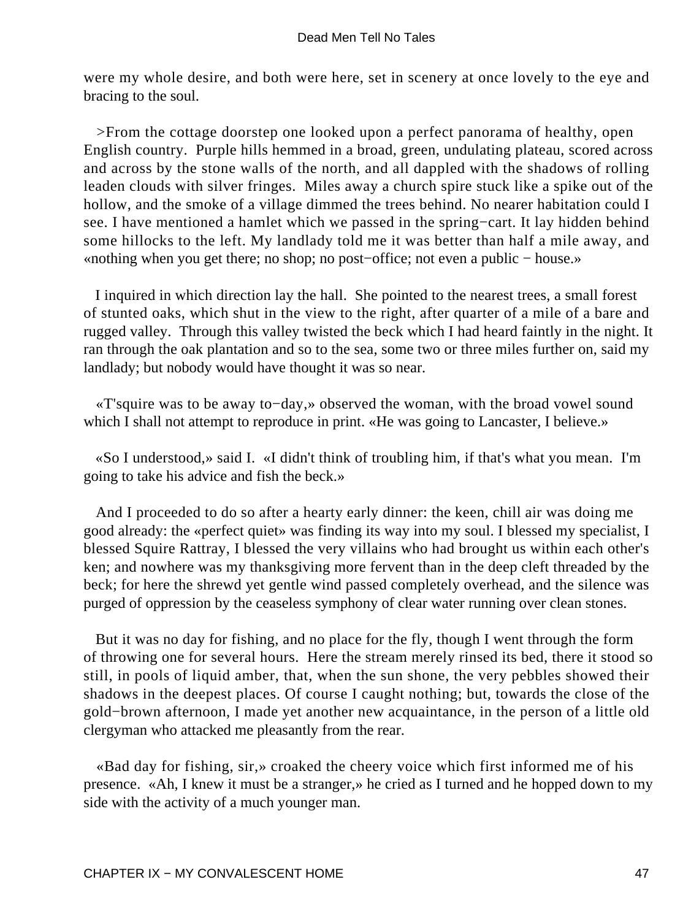were my whole desire, and both were here, set in scenery at once lovely to the eye and bracing to the soul.

>From the cottage doorstep one looked upon a perfect panorama of healthy, open English country. Purple hills hemmed in a broad, green, undulating plateau, scored across and across by the stone walls of the north, and all dappled with the shadows of rolling leaden clouds with silver fringes. Miles away a church spire stuck like a spike out of the hollow, and the smoke of a village dimmed the trees behind. No nearer habitation could I see. I have mentioned a hamlet which we passed in the spring−cart. It lay hidden behind some hillocks to the left. My landlady told me it was better than half a mile away, and «nothing when you get there; no shop; no post−office; not even a public − house.»

I inquired in which direction lay the hall. She pointed to the nearest trees, a small forest of stunted oaks, which shut in the view to the right, after quarter of a mile of a bare and rugged valley. Through this valley twisted the beck which I had heard faintly in the night. It ran through the oak plantation and so to the sea, some two or three miles further on, said my landlady; but nobody would have thought it was so near.

«T'squire was to be away to−day,» observed the woman, with the broad vowel sound which I shall not attempt to reproduce in print. «He was going to Lancaster, I believe.»

«So I understood,» said I. «I didn't think of troubling him, if that's what you mean. I'm going to take his advice and fish the beck.»

And I proceeded to do so after a hearty early dinner: the keen, chill air was doing me good already: the «perfect quiet» was finding its way into my soul. I blessed my specialist, I blessed Squire Rattray, I blessed the very villains who had brought us within each other's ken; and nowhere was my thanksgiving more fervent than in the deep cleft threaded by the beck; for here the shrewd yet gentle wind passed completely overhead, and the silence was purged of oppression by the ceaseless symphony of clear water running over clean stones.

But it was no day for fishing, and no place for the fly, though I went through the form of throwing one for several hours. Here the stream merely rinsed its bed, there it stood so still, in pools of liquid amber, that, when the sun shone, the very pebbles showed their shadows in the deepest places. Of course I caught nothing; but, towards the close of the gold−brown afternoon, I made yet another new acquaintance, in the person of a little old clergyman who attacked me pleasantly from the rear.

«Bad day for fishing, sir,» croaked the cheery voice which first informed me of his presence. «Ah, I knew it must be a stranger,» he cried as I turned and he hopped down to my side with the activity of a much younger man.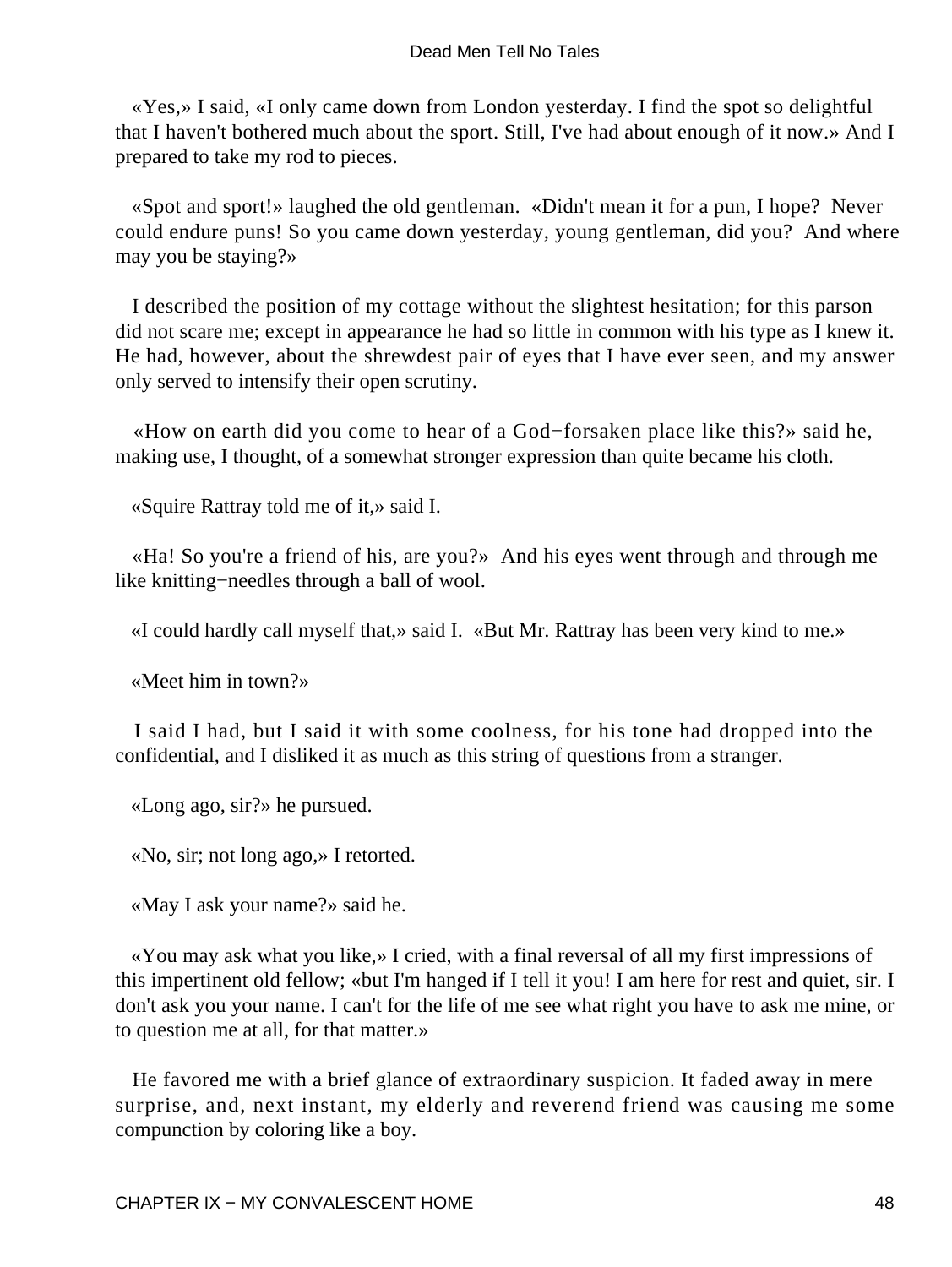«Yes,» I said, «I only came down from London yesterday. I find the spot so delightful that I haven't bothered much about the sport. Still, I've had about enough of it now.» And I prepared to take my rod to pieces.

«Spot and sport!» laughed the old gentleman. «Didn't mean it for a pun, I hope? Never could endure puns! So you came down yesterday, young gentleman, did you? And where may you be staying?»

I described the position of my cottage without the slightest hesitation; for this parson did not scare me; except in appearance he had so little in common with his type as I knew it. He had, however, about the shrewdest pair of eyes that I have ever seen, and my answer only served to intensify their open scrutiny.

«How on earth did you come to hear of a God−forsaken place like this?» said he, making use, I thought, of a somewhat stronger expression than quite became his cloth.

«Squire Rattray told me of it,» said I.

«Ha! So you're a friend of his, are you?» And his eyes went through and through me like knitting−needles through a ball of wool.

«I could hardly call myself that,» said I. «But Mr. Rattray has been very kind to me.»

«Meet him in town?»

I said I had, but I said it with some coolness, for his tone had dropped into the confidential, and I disliked it as much as this string of questions from a stranger.

«Long ago, sir?» he pursued.

«No, sir; not long ago,» I retorted.

«May I ask your name?» said he.

«You may ask what you like,» I cried, with a final reversal of all my first impressions of this impertinent old fellow; «but I'm hanged if I tell it you! I am here for rest and quiet, sir. I don't ask you your name. I can't for the life of me see what right you have to ask me mine, or to question me at all, for that matter.»

He favored me with a brief glance of extraordinary suspicion. It faded away in mere surprise, and, next instant, my elderly and reverend friend was causing me some compunction by coloring like a boy.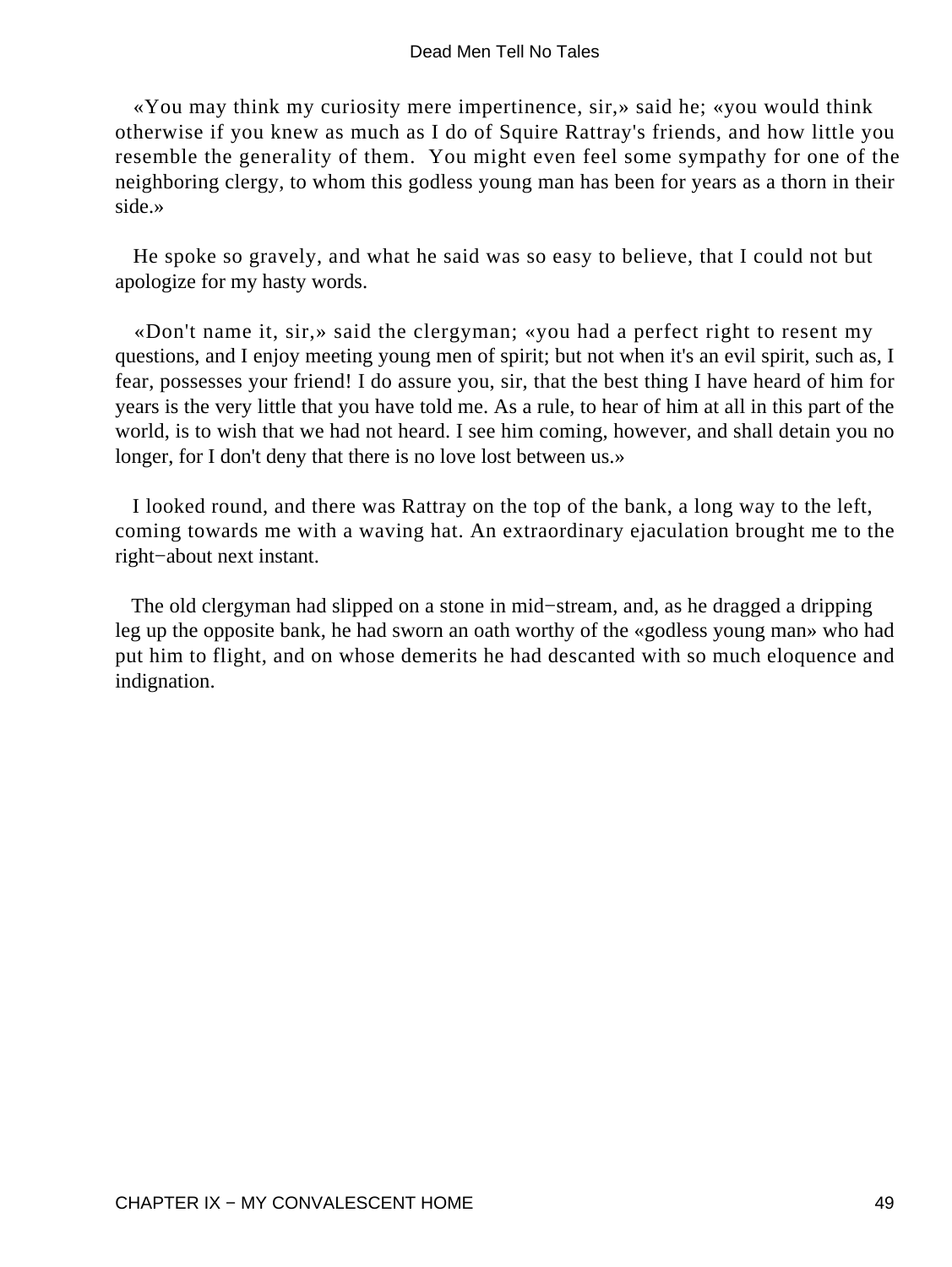«You may think my curiosity mere impertinence, sir,» said he; «you would think otherwise if you knew as much as I do of Squire Rattray's friends, and how little you resemble the generality of them.  You might even feel some sympathy for one of the neighboring clergy, to whom this godless young man has been for years as a thorn in their side.»

He spoke so gravely, and what he said was so easy to believe, that I could not but apologize for my hasty words.

«Don't name it, sir,» said the clergyman; «you had a perfect right to resent my questions, and I enjoy meeting young men of spirit; but not when it's an evil spirit, such as, I fear, possesses your friend! I do assure you, sir, that the best thing I have heard of him for years is the very little that you have told me. As a rule, to hear of him at all in this part of the world, is to wish that we had not heard. I see him coming, however, and shall detain you no longer, for I don't deny that there is no love lost between us.»

I looked round, and there was Rattray on the top of the bank, a long way to the left, coming towards me with a waving hat. An extraordinary ejaculation brought me to the right−about next instant.

The old clergyman had slipped on a stone in mid−stream, and, as he dragged a dripping leg up the opposite bank, he had sworn an oath worthy of the «godless young man» who had put him to flight, and on whose demerits he had descanted with so much eloquence and indignation.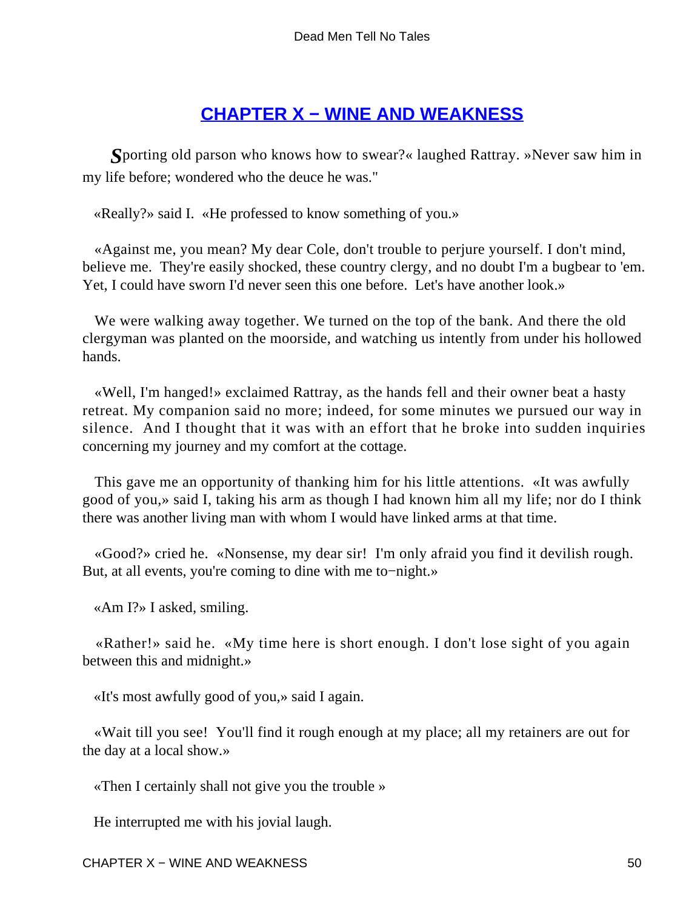## CHAPTER X − WINE AND WEAKNESS

*S*porting old parson who knows how to swear?« laughed Rattray. »Never saw him in my life before; wondered who the deuce he was."

«Really?» said I. «He professed to know something of you.»

«Against me, you mean? My dear Cole, don't trouble to perjure yourself. I don't mind, believe me. They're easily shocked, these country clergy, and no doubt I'm a bugbear to 'em. Yet, I could have sworn I'd never seen this one before. Let's have another look.»

We were walking away together. We turned on the top of the bank. And there the old clergyman was planted on the moorside, and watching us intently from under his hollowed hands.

«Well, I'm hanged!» exclaimed Rattray, as the hands fell and their owner beat a hasty retreat. My companion said no more; indeed, for some minutes we pursued our way in silence. And I thought that it was with an effort that he broke into sudden inquiries concerning my journey and my comfort at the cottage.

This gave me an opportunity of thanking him for his little attentions. «It was awfully good of you,» said I, taking his arm as though I had known him all my life; nor do I think there was another living man with whom I would have linked arms at that time.

«Good?» cried he. «Nonsense, my dear sir! I'm only afraid you find it devilish rough. But, at all events, you're coming to dine with me to−night.»

«Am I?» I asked, smiling.

«Rather!» said he. «My time here is short enough. I don't lose sight of you again between this and midnight.»

«It's most awfully good of you,» said I again.

«Wait till you see! You'll find it rough enough at my place; all my retainers are out for the day at a local show.»

«Then I certainly shall not give you the trouble »

He interrupted me with his jovial laugh.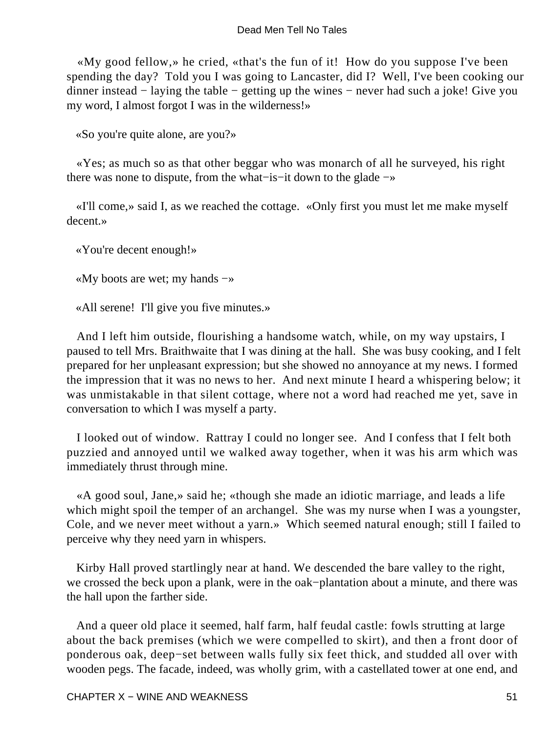«My good fellow,» he cried, «that's the fun of it!  How do you suppose I've been spending the day?  Told you I was going to Lancaster, did I?  Well, I've been cooking our dinner instead − laying the table − getting up the wines − never had such a joke! Give you my word, I almost forgot I was in the wilderness!»

«So you're quite alone, are you?»

«Yes; as much so as that other beggar who was monarch of all he surveyed, his right there was none to dispute, from the what−is−it down to the glade −»

«I'll come,» said I, as we reached the cottage.  «Only first you must let me make myself decent.»

«You're decent enough!»

«My boots are wet; my hands −»

«All serene!  I'll give you five minutes.»

And I left him outside, flourishing a handsome watch, while, on my way upstairs, I paused to tell Mrs. Braithwaite that I was dining at the hall.  She was busy cooking, and I felt prepared for her unpleasant expression; but she showed no annoyance at my news. I formed the impression that it was no news to her.  And next minute I heard a whispering below; it was unmistakable in that silent cottage, where not a word had reached me yet, save in conversation to which I was myself a party.

I looked out of window.  Rattray I could no longer see.  And I confess that I felt both puzzied and annoyed until we walked away together, when it was his arm which was immediately thrust through mine.

«A good soul, Jane,» said he; «though she made an idiotic marriage, and leads a life which might spoil the temper of an archangel.  She was my nurse when I was a youngster, Cole, and we never meet without a yarn.»  Which seemed natural enough; still I failed to perceive why they need yarn in whispers.

Kirby Hall proved startlingly near at hand. We descended the bare valley to the right, we crossed the beck upon a plank, were in the oak−plantation about a minute, and there was the hall upon the farther side.

And a queer old place it seemed, half farm, half feudal castle: fowls strutting at large about the back premises (which we were compelled to skirt), and then a front door of ponderous oak, deep−set between walls fully six feet thick, and studded all over with wooden pegs. The facade, indeed, was wholly grim, with a castellated tower at one end, and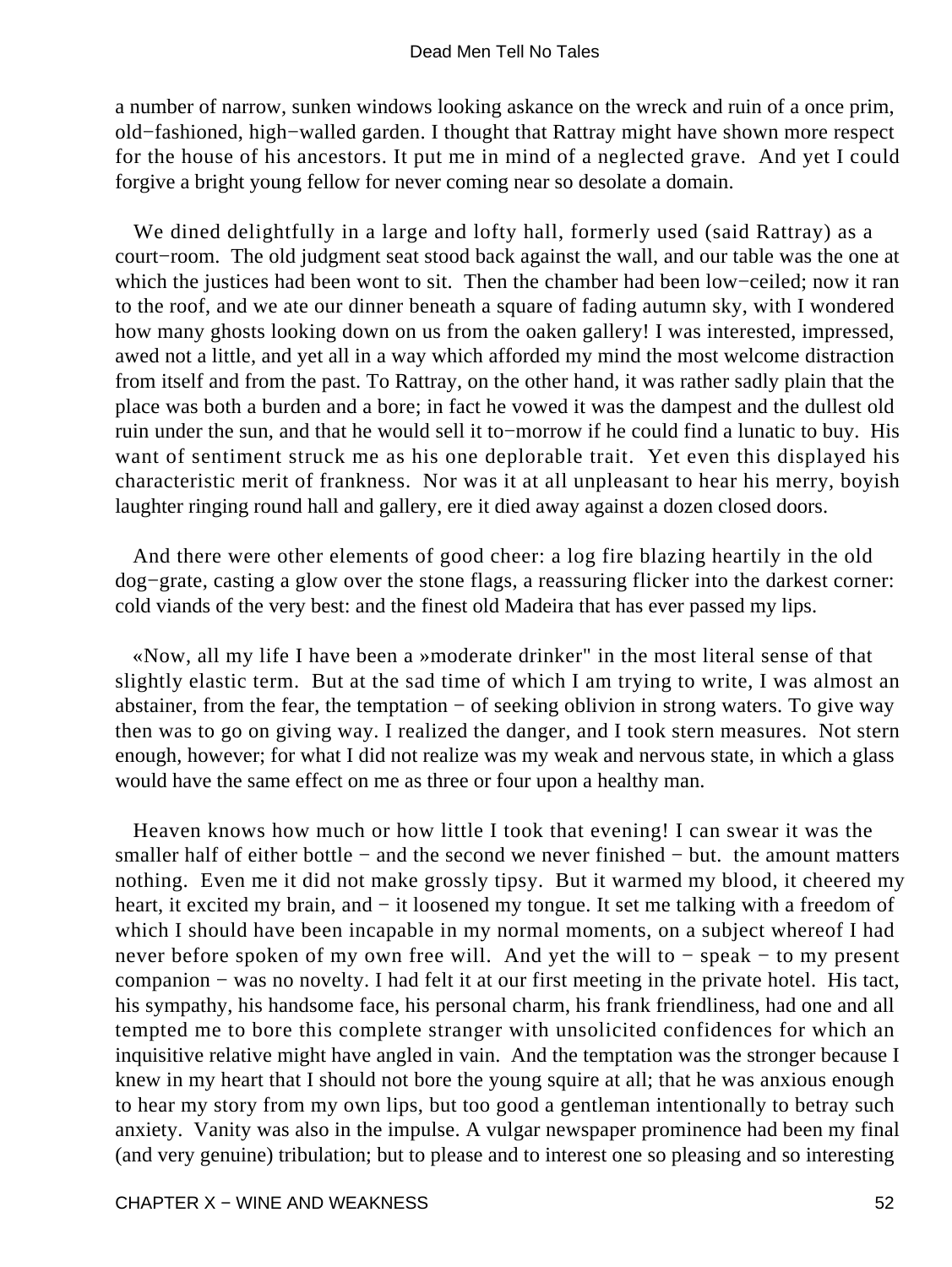a number of narrow, sunken windows looking askance on the wreck and ruin of a once prim, old−fashioned, high−walled garden. I thought that Rattray might have shown more respect for the house of his ancestors. It put me in mind of a neglected grave. And yet I could forgive a bright young fellow for never coming near so desolate a domain.

We dined delightfully in a large and lofty hall, formerly used (said Rattray) as a court−room. The old judgment seat stood back against the wall, and our table was the one at which the justices had been wont to sit. Then the chamber had been low−ceiled; now it ran to the roof, and we ate our dinner beneath a square of fading autumn sky, with I wondered how many ghosts looking down on us from the oaken gallery! I was interested, impressed, awed not a little, and yet all in a way which afforded my mind the most welcome distraction from itself and from the past. To Rattray, on the other hand, it was rather sadly plain that the place was both a burden and a bore; in fact he vowed it was the dampest and the dullest old ruin under the sun, and that he would sell it to−morrow if he could find a lunatic to buy. His want of sentiment struck me as his one deplorable trait. Yet even this displayed his characteristic merit of frankness. Nor was it at all unpleasant to hear his merry, boyish laughter ringing round hall and gallery, ere it died away against a dozen closed doors.

And there were other elements of good cheer: a log fire blazing heartily in the old dog−grate, casting a glow over the stone flags, a reassuring flicker into the darkest corner: cold viands of the very best: and the finest old Madeira that has ever passed my lips.

«Now, all my life I have been a »moderate drinker" in the most literal sense of that slightly elastic term. But at the sad time of which I am trying to write, I was almost an abstainer, from the fear, the temptation − of seeking oblivion in strong waters. To give way then was to go on giving way. I realized the danger, and I took stern measures. Not stern enough, however; for what I did not realize was my weak and nervous state, in which a glass would have the same effect on me as three or four upon a healthy man.

Heaven knows how much or how little I took that evening! I can swear it was the smaller half of either bottle − and the second we never finished − but. the amount matters nothing. Even me it did not make grossly tipsy. But it warmed my blood, it cheered my heart, it excited my brain, and − it loosened my tongue. It set me talking with a freedom of which I should have been incapable in my normal moments, on a subject whereof I had never before spoken of my own free will. And yet the will to − speak − to my present companion − was no novelty. I had felt it at our first meeting in the private hotel. His tact, his sympathy, his handsome face, his personal charm, his frank friendliness, had one and all tempted me to bore this complete stranger with unsolicited confidences for which an inquisitive relative might have angled in vain. And the temptation was the stronger because I knew in my heart that I should not bore the young squire at all; that he was anxious enough to hear my story from my own lips, but too good a gentleman intentionally to betray such anxiety. Vanity was also in the impulse. A vulgar newspaper prominence had been my final (and very genuine) tribulation; but to please and to interest one so pleasing and so interesting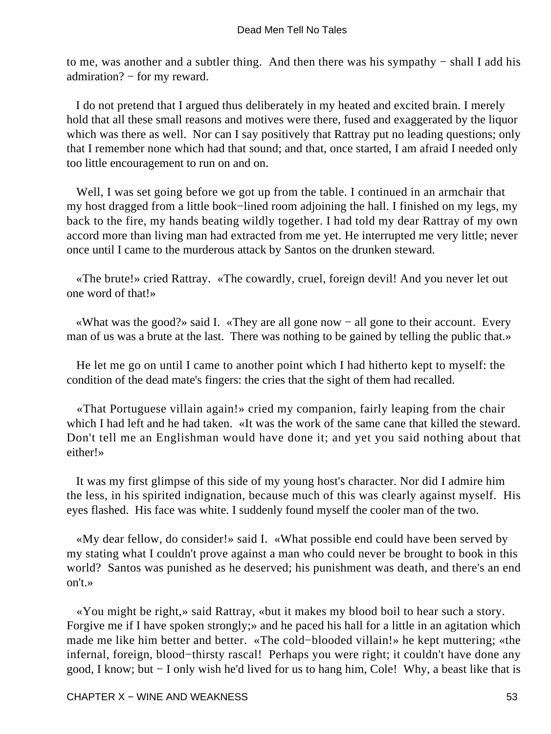to me, was another and a subtler thing. And then there was his sympathy − shall I add his admiration? − for my reward.

I do not pretend that I argued thus deliberately in my heated and excited brain. I merely hold that all these small reasons and motives were there, fused and exaggerated by the liquor which was there as well. Nor can I say positively that Rattray put no leading questions; only that I remember none which had that sound; and that, once started, I am afraid I needed only too little encouragement to run on and on.

Well, I was set going before we got up from the table. I continued in an armchair that my host dragged from a little book−lined room adjoining the hall. I finished on my legs, my back to the fire, my hands beating wildly together. I had told my dear Rattray of my own accord more than living man had extracted from me yet. He interrupted me very little; never once until I came to the murderous attack by Santos on the drunken steward.

«The brute!» cried Rattray. «The cowardly, cruel, foreign devil! And you never let out one word of that!»

«What was the good?» said I. «They are all gone now − all gone to their account. Every man of us was a brute at the last. There was nothing to be gained by telling the public that.»

He let me go on until I came to another point which I had hitherto kept to myself: the condition of the dead mate's fingers: the cries that the sight of them had recalled.

«That Portuguese villain again!» cried my companion, fairly leaping from the chair which I had left and he had taken. «It was the work of the same cane that killed the steward. Don't tell me an Englishman would have done it; and yet you said nothing about that either!»

It was my first glimpse of this side of my young host's character. Nor did I admire him the less, in his spirited indignation, because much of this was clearly against myself. His eyes flashed. His face was white. I suddenly found myself the cooler man of the two.

«My dear fellow, do consider!» said I. «What possible end could have been served by my stating what I couldn't prove against a man who could never be brought to book in this world? Santos was punished as he deserved; his punishment was death, and there's an end on't.»

«You might be right,» said Rattray, «but it makes my blood boil to hear such a story. Forgive me if I have spoken strongly;» and he paced his hall for a little in an agitation which made me like him better and better. «The cold−blooded villain!» he kept muttering; «the infernal, foreign, blood−thirsty rascal! Perhaps you were right; it couldn't have done any good, I know; but − I only wish he'd lived for us to hang him, Cole! Why, a beast like that is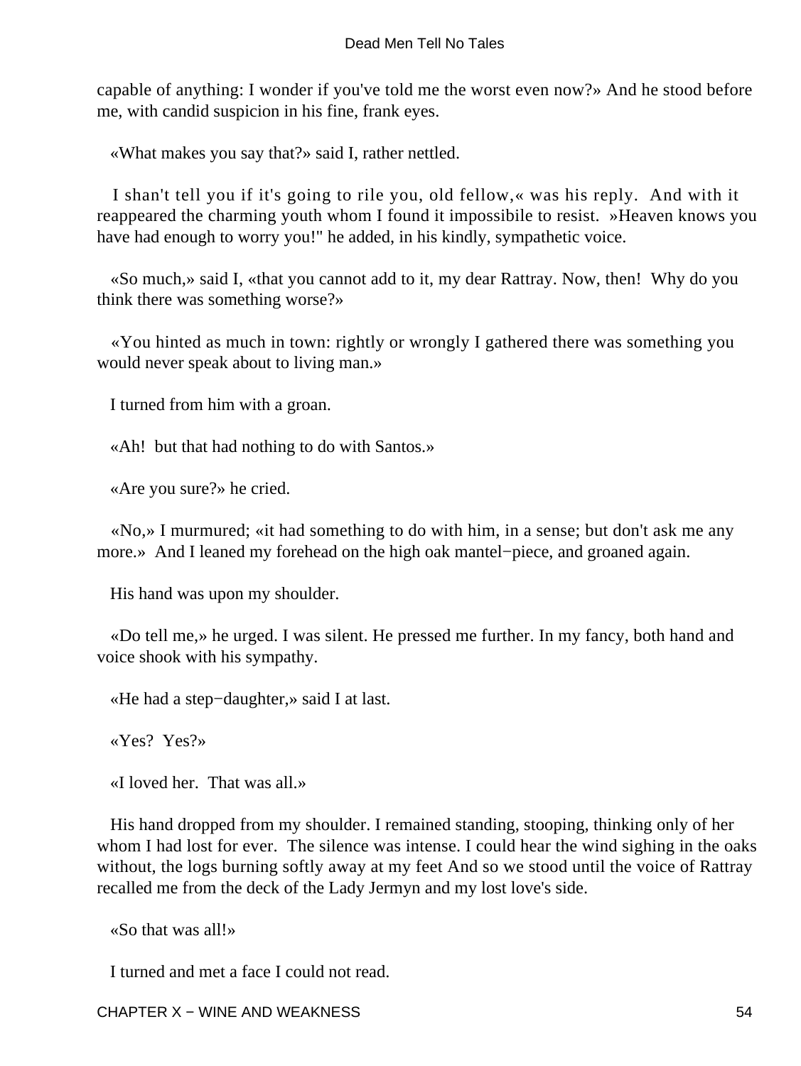capable of anything: I wonder if you've told me the worst even now?» And he stood before me, with candid suspicion in his fine, frank eyes.

«What makes you say that?» said I, rather nettled.

I shan't tell you if it's going to rile you, old fellow,« was his reply. And with it reappeared the charming youth whom I found it impossibile to resist. »Heaven knows you have had enough to worry you!" he added, in his kindly, sympathetic voice.

«So much,» said I, «that you cannot add to it, my dear Rattray. Now, then! Why do you think there was something worse?»

«You hinted as much in town: rightly or wrongly I gathered there was something you would never speak about to living man.»

I turned from him with a groan.

«Ah! but that had nothing to do with Santos.»

«Are you sure?» he cried.

«No,» I murmured; «it had something to do with him, in a sense; but don't ask me any more.» And I leaned my forehead on the high oak mantel−piece, and groaned again.

His hand was upon my shoulder.

«Do tell me,» he urged. I was silent. He pressed me further. In my fancy, both hand and voice shook with his sympathy.

«He had a step−daughter,» said I at last.

«Yes? Yes?»

«I loved her. That was all.»

His hand dropped from my shoulder. I remained standing, stooping, thinking only of her whom I had lost for ever. The silence was intense. I could hear the wind sighing in the oaks without, the logs burning softly away at my feet And so we stood until the voice of Rattray recalled me from the deck of the Lady Jermyn and my lost love's side.

«So that was all!»

I turned and met a face I could not read.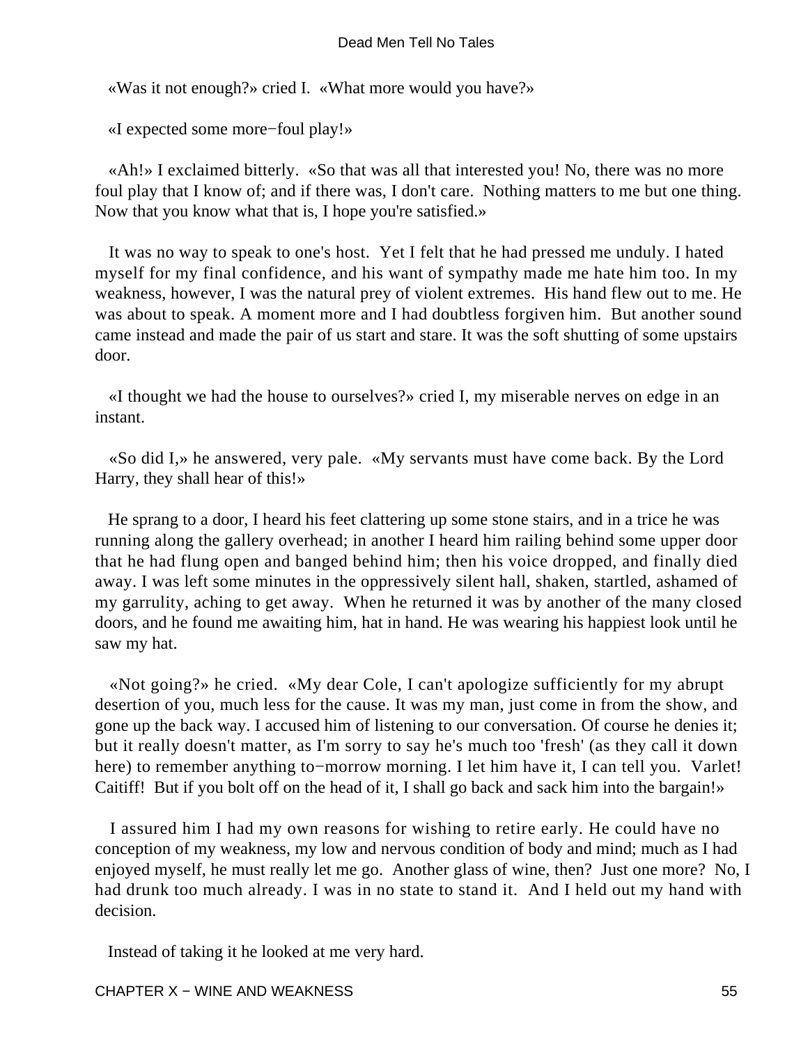«Was it not enough?» cried I. «What more would you have?»

«I expected some more−foul play!»

«Ah!» I exclaimed bitterly. «So that was all that interested you! No, there was no more foul play that I know of; and if there was, I don't care. Nothing matters to me but one thing. Now that you know what that is, I hope you're satisfied.»

It was no way to speak to one's host. Yet I felt that he had pressed me unduly. I hated myself for my final confidence, and his want of sympathy made me hate him too. In my weakness, however, I was the natural prey of violent extremes. His hand flew out to me. He was about to speak. A moment more and I had doubtless forgiven him. But another sound came instead and made the pair of us start and stare. It was the soft shutting of some upstairs door.

«I thought we had the house to ourselves?» cried I, my miserable nerves on edge in an instant.

«So did I,» he answered, very pale. «My servants must have come back. By the Lord Harry, they shall hear of this!»

He sprang to a door, I heard his feet clattering up some stone stairs, and in a trice he was running along the gallery overhead; in another I heard him railing behind some upper door that he had flung open and banged behind him; then his voice dropped, and finally died away. I was left some minutes in the oppressively silent hall, shaken, startled, ashamed of my garrulity, aching to get away. When he returned it was by another of the many closed doors, and he found me awaiting him, hat in hand. He was wearing his happiest look until he saw my hat.

«Not going?» he cried. «My dear Cole, I can't apologize sufficiently for my abrupt desertion of you, much less for the cause. It was my man, just come in from the show, and gone up the back way. I accused him of listening to our conversation. Of course he denies it; but it really doesn't matter, as I'm sorry to say he's much too 'fresh' (as they call it down here) to remember anything to−morrow morning. I let him have it, I can tell you. Varlet! Caitiff! But if you bolt off on the head of it, I shall go back and sack him into the bargain!»

I assured him I had my own reasons for wishing to retire early. He could have no conception of my weakness, my low and nervous condition of body and mind; much as I had enjoyed myself, he must really let me go. Another glass of wine, then? Just one more? No, I had drunk too much already. I was in no state to stand it. And I held out my hand with decision.

Instead of taking it he looked at me very hard.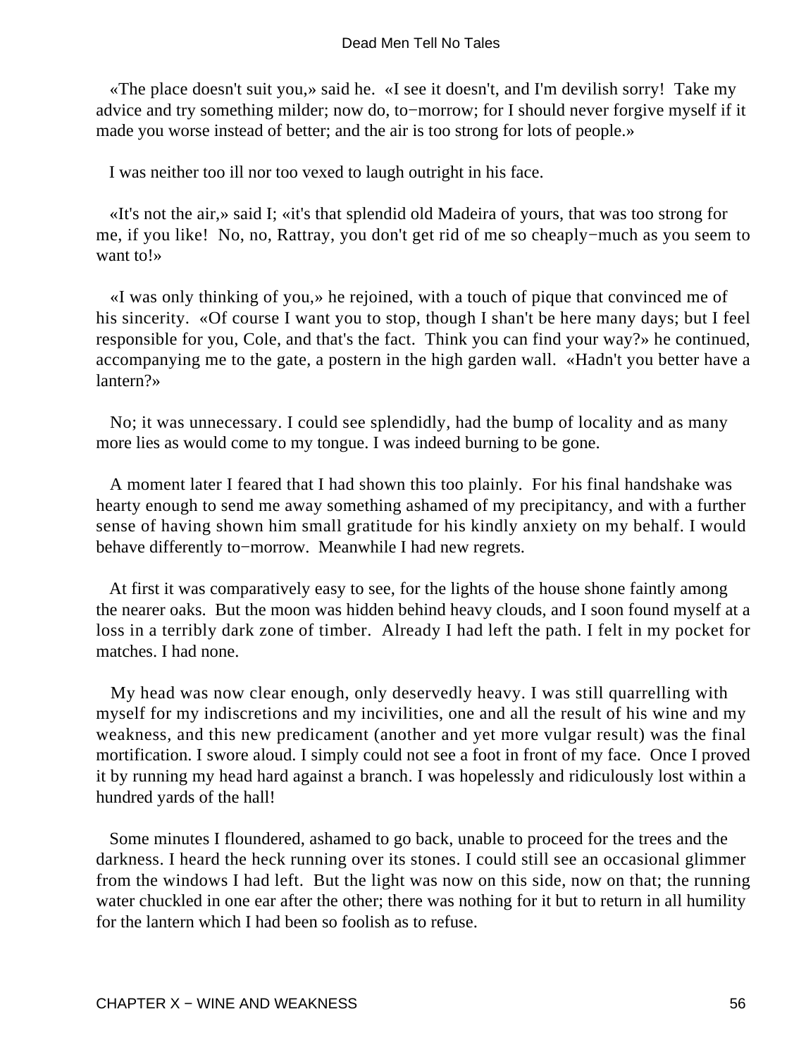«The place doesn't suit you,» said he. «I see it doesn't, and I'm devilish sorry! Take my advice and try something milder; now do, to−morrow; for I should never forgive myself if it made you worse instead of better; and the air is too strong for lots of people.»

I was neither too ill nor too vexed to laugh outright in his face.

«It's not the air,» said I; «it's that splendid old Madeira of yours, that was too strong for me, if you like! No, no, Rattray, you don't get rid of me so cheaply−much as you seem to want to!»

«I was only thinking of you,» he rejoined, with a touch of pique that convinced me of his sincerity. «Of course I want you to stop, though I shan't be here many days; but I feel responsible for you, Cole, and that's the fact. Think you can find your way?» he continued, accompanying me to the gate, a postern in the high garden wall. «Hadn't you better have a lantern?»

No; it was unnecessary. I could see splendidly, had the bump of locality and as many more lies as would come to my tongue. I was indeed burning to be gone.

A moment later I feared that I had shown this too plainly. For his final handshake was hearty enough to send me away something ashamed of my precipitancy, and with a further sense of having shown him small gratitude for his kindly anxiety on my behalf. I would behave differently to−morrow. Meanwhile I had new regrets.

At first it was comparatively easy to see, for the lights of the house shone faintly among the nearer oaks. But the moon was hidden behind heavy clouds, and I soon found myself at a loss in a terribly dark zone of timber. Already I had left the path. I felt in my pocket for matches. I had none.

My head was now clear enough, only deservedly heavy. I was still quarrelling with myself for my indiscretions and my incivilities, one and all the result of his wine and my weakness, and this new predicament (another and yet more vulgar result) was the final mortification. I swore aloud. I simply could not see a foot in front of my face. Once I proved it by running my head hard against a branch. I was hopelessly and ridiculously lost within a hundred yards of the hall!

Some minutes I floundered, ashamed to go back, unable to proceed for the trees and the darkness. I heard the heck running over its stones. I could still see an occasional glimmer from the windows I had left. But the light was now on this side, now on that; the running water chuckled in one ear after the other; there was nothing for it but to return in all humility for the lantern which I had been so foolish as to refuse.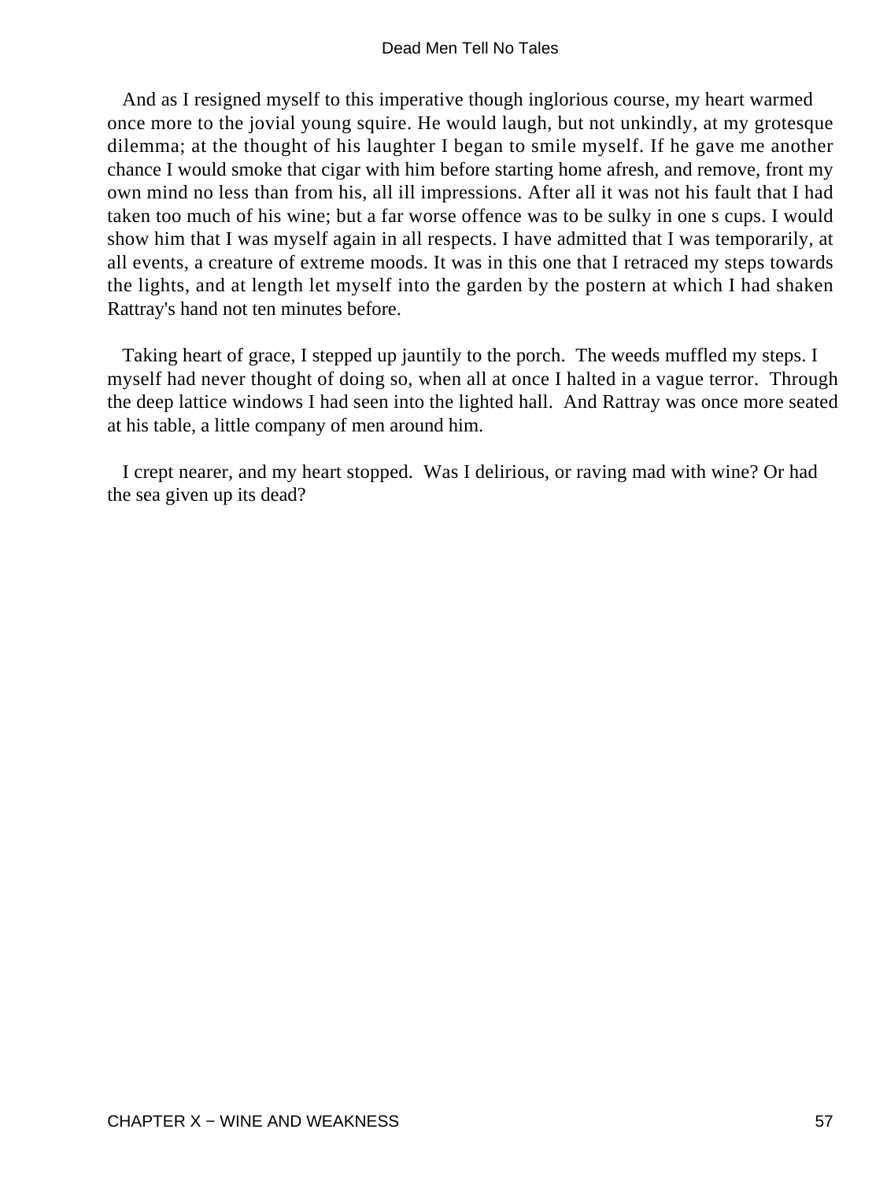And as I resigned myself to this imperative though inglorious course, my heart warmed once more to the jovial young squire. He would laugh, but not unkindly, at my grotesque dilemma; at the thought of his laughter I began to smile myself. If he gave me another chance I would smoke that cigar with him before starting home afresh, and remove, front my own mind no less than from his, all ill impressions. After all it was not his fault that I had taken too much of his wine; but a far worse offence was to be sulky in one s cups. I would show him that I was myself again in all respects. I have admitted that I was temporarily, at all events, a creature of extreme moods. It was in this one that I retraced my steps towards the lights, and at length let myself into the garden by the postern at which I had shaken Rattray's hand not ten minutes before.

Taking heart of grace, I stepped up jauntily to the porch. The weeds muffled my steps. I myself had never thought of doing so, when all at once I halted in a vague terror. Through the deep lattice windows I had seen into the lighted hall. And Rattray was once more seated at his table, a little company of men around him.

I crept nearer, and my heart stopped. Was I delirious, or raving mad with wine? Or had the sea given up its dead?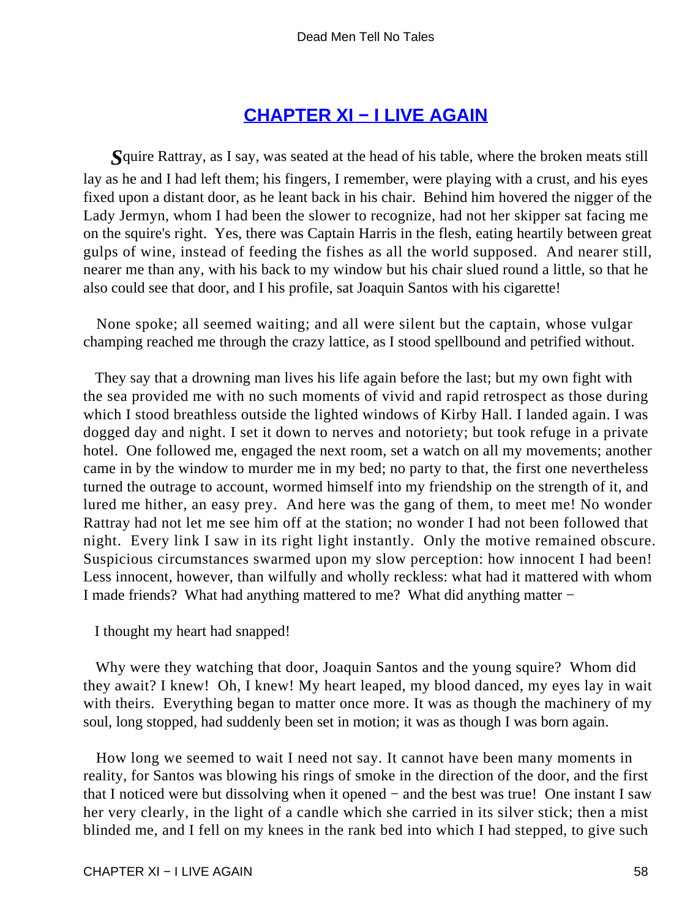## CHAPTER XI − I LIVE AGAIN

**S**quire Rattray, as I say, was seated at the head of his table, where the broken meats still lay as he and I had left them; his fingers, I remember, were playing with a crust, and his eyes fixed upon a distant door, as he leant back in his chair. Behind him hovered the nigger of the Lady Jermyn, whom I had been the slower to recognize, had not her skipper sat facing me on the squire's right. Yes, there was Captain Harris in the flesh, eating heartily between great gulps of wine, instead of feeding the fishes as all the world supposed. And nearer still, nearer me than any, with his back to my window but his chair slued round a little, so that he also could see that door, and I his profile, sat Joaquin Santos with his cigarette!

None spoke; all seemed waiting; and all were silent but the captain, whose vulgar champing reached me through the crazy lattice, as I stood spellbound and petrified without.

They say that a drowning man lives his life again before the last; but my own fight with the sea provided me with no such moments of vivid and rapid retrospect as those during which I stood breathless outside the lighted windows of Kirby Hall. I landed again. I was dogged day and night. I set it down to nerves and notoriety; but took refuge in a private hotel. One followed me, engaged the next room, set a watch on all my movements; another came in by the window to murder me in my bed; no party to that, the first one nevertheless turned the outrage to account, wormed himself into my friendship on the strength of it, and lured me hither, an easy prey. And here was the gang of them, to meet me! No wonder Rattray had not let me see him off at the station; no wonder I had not been followed that night. Every link I saw in its right light instantly. Only the motive remained obscure. Suspicious circumstances swarmed upon my slow perception: how innocent I had been! Less innocent, however, than wilfully and wholly reckless: what had it mattered with whom I made friends? What had anything mattered to me? What did anything matter −

I thought my heart had snapped!

Why were they watching that door, Joaquin Santos and the young squire? Whom did they await? I knew! Oh, I knew! My heart leaped, my blood danced, my eyes lay in wait with theirs. Everything began to matter once more. It was as though the machinery of my soul, long stopped, had suddenly been set in motion; it was as though I was born again.

How long we seemed to wait I need not say. It cannot have been many moments in reality, for Santos was blowing his rings of smoke in the direction of the door, and the first that I noticed were but dissolving when it opened − and the best was true! One instant I saw her very clearly, in the light of a candle which she carried in its silver stick; then a mist blinded me, and I fell on my knees in the rank bed into which I had stepped, to give such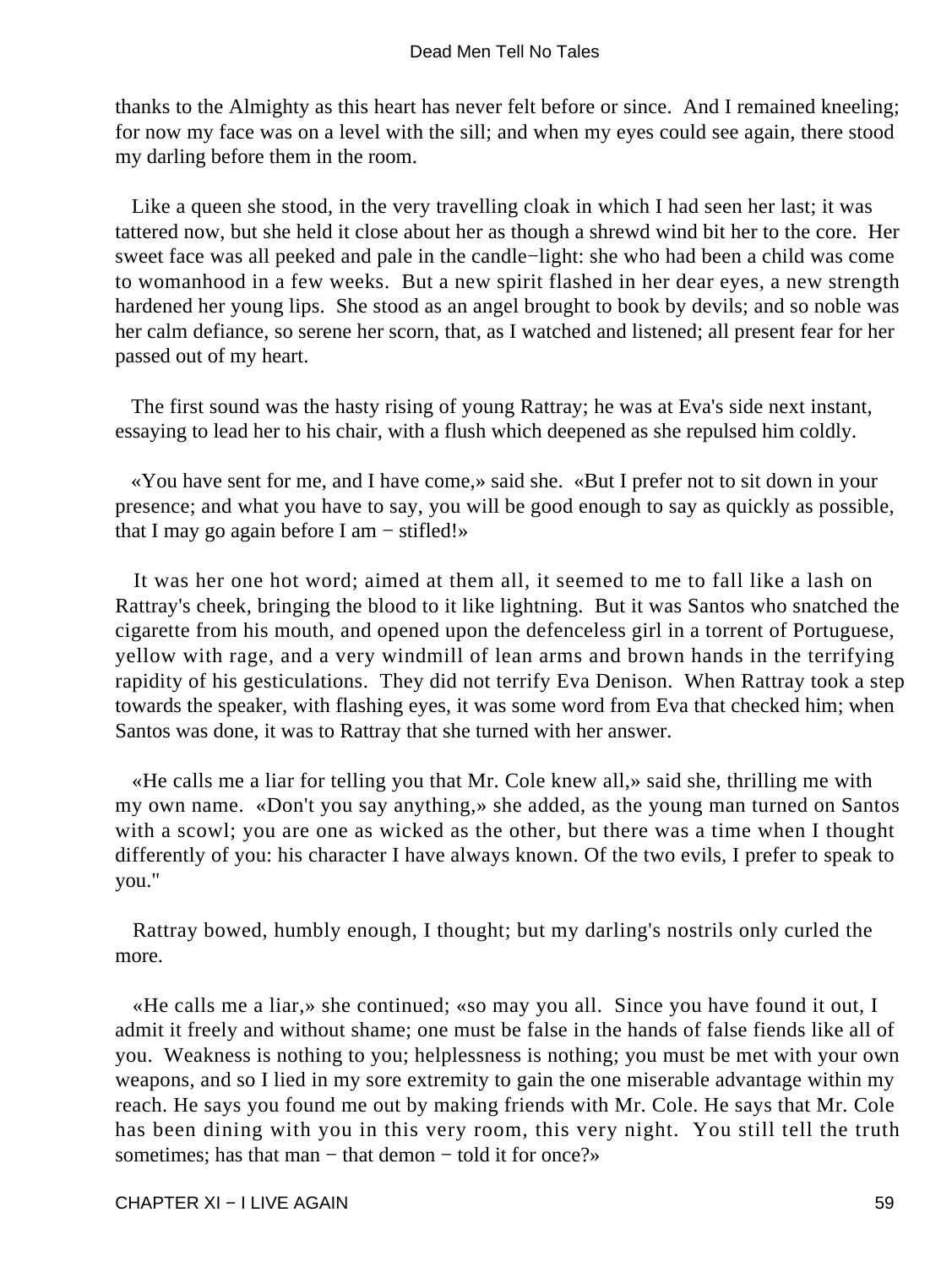thanks to the Almighty as this heart has never felt before or since. And I remained kneeling; for now my face was on a level with the sill; and when my eyes could see again, there stood my darling before them in the room.

Like a queen she stood, in the very travelling cloak in which I had seen her last; it was tattered now, but she held it close about her as though a shrewd wind bit her to the core. Her sweet face was all peeked and pale in the candle−light: she who had been a child was come to womanhood in a few weeks. But a new spirit flashed in her dear eyes, a new strength hardened her young lips. She stood as an angel brought to book by devils; and so noble was her calm defiance, so serene her scorn, that, as I watched and listened; all present fear for her passed out of my heart.

The first sound was the hasty rising of young Rattray; he was at Eva's side next instant, essaying to lead her to his chair, with a flush which deepened as she repulsed him coldly.

«You have sent for me, and I have come,» said she. «But I prefer not to sit down in your presence; and what you have to say, you will be good enough to say as quickly as possible, that I may go again before I am − stifled!»

It was her one hot word; aimed at them all, it seemed to me to fall like a lash on Rattray's cheek, bringing the blood to it like lightning. But it was Santos who snatched the cigarette from his mouth, and opened upon the defenceless girl in a torrent of Portuguese, yellow with rage, and a very windmill of lean arms and brown hands in the terrifying rapidity of his gesticulations. They did not terrify Eva Denison. When Rattray took a step towards the speaker, with flashing eyes, it was some word from Eva that checked him; when Santos was done, it was to Rattray that she turned with her answer.

«He calls me a liar for telling you that Mr. Cole knew all,» said she, thrilling me with my own name. «Don't you say anything,» she added, as the young man turned on Santos with a scowl; you are one as wicked as the other, but there was a time when I thought differently of you: his character I have always known. Of the two evils, I prefer to speak to you."

Rattray bowed, humbly enough, I thought; but my darling's nostrils only curled the more.

«He calls me a liar,» she continued; «so may you all. Since you have found it out, I admit it freely and without shame; one must be false in the hands of false fiends like all of you. Weakness is nothing to you; helplessness is nothing; you must be met with your own weapons, and so I lied in my sore extremity to gain the one miserable advantage within my reach. He says you found me out by making friends with Mr. Cole. He says that Mr. Cole has been dining with you in this very room, this very night. You still tell the truth sometimes; has that man − that demon − told it for once?»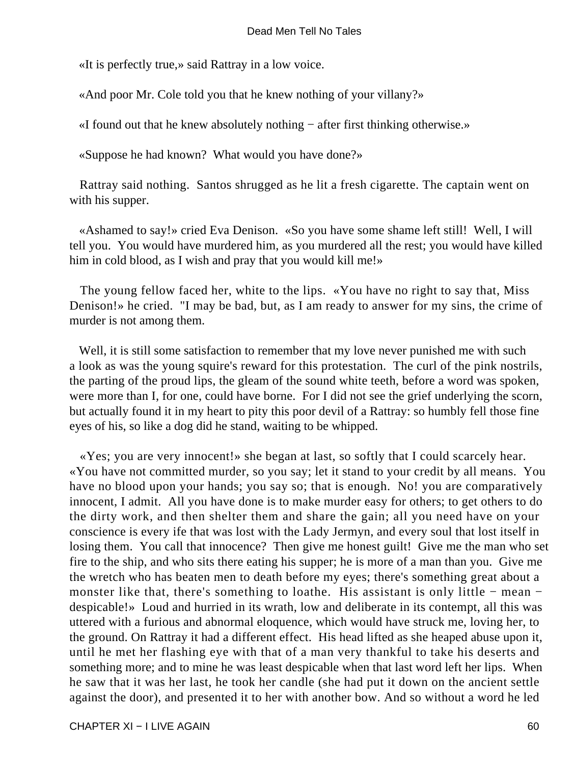«It is perfectly true,» said Rattray in a low voice.

«And poor Mr. Cole told you that he knew nothing of your villany?»

«I found out that he knew absolutely nothing − after first thinking otherwise.»

«Suppose he had known? What would you have done?»

Rattray said nothing. Santos shrugged as he lit a fresh cigarette. The captain went on with his supper.

«Ashamed to say!» cried Eva Denison. «So you have some shame left still! Well, I will tell you. You would have murdered him, as you murdered all the rest; you would have killed him in cold blood, as I wish and pray that you would kill me!»

The young fellow faced her, white to the lips. «You have no right to say that, Miss Denison!» he cried. "I may be bad, but, as I am ready to answer for my sins, the crime of murder is not among them.

Well, it is still some satisfaction to remember that my love never punished me with such a look as was the young squire's reward for this protestation. The curl of the pink nostrils, the parting of the proud lips, the gleam of the sound white teeth, before a word was spoken, were more than I, for one, could have borne. For I did not see the grief underlying the scorn, but actually found it in my heart to pity this poor devil of a Rattray: so humbly fell those fine eyes of his, so like a dog did he stand, waiting to be whipped.

«Yes; you are very innocent!» she began at last, so softly that I could scarcely hear. «You have not committed murder, so you say; let it stand to your credit by all means. You have no blood upon your hands; you say so; that is enough. No! you are comparatively innocent, I admit. All you have done is to make murder easy for others; to get others to do the dirty work, and then shelter them and share the gain; all you need have on your conscience is every ife that was lost with the Lady Jermyn, and every soul that lost itself in losing them. You call that innocence? Then give me honest guilt! Give me the man who set fire to the ship, and who sits there eating his supper; he is more of a man than you. Give me the wretch who has beaten men to death before my eyes; there's something great about a monster like that, there's something to loathe. His assistant is only little − mean − despicable!» Loud and hurried in its wrath, low and deliberate in its contempt, all this was uttered with a furious and abnormal eloquence, which would have struck me, loving her, to the ground. On Rattray it had a different effect. His head lifted as she heaped abuse upon it, until he met her flashing eye with that of a man very thankful to take his deserts and something more; and to mine he was least despicable when that last word left her lips. When he saw that it was her last, he took her candle (she had put it down on the ancient settle against the door), and presented it to her with another bow. And so without a word he led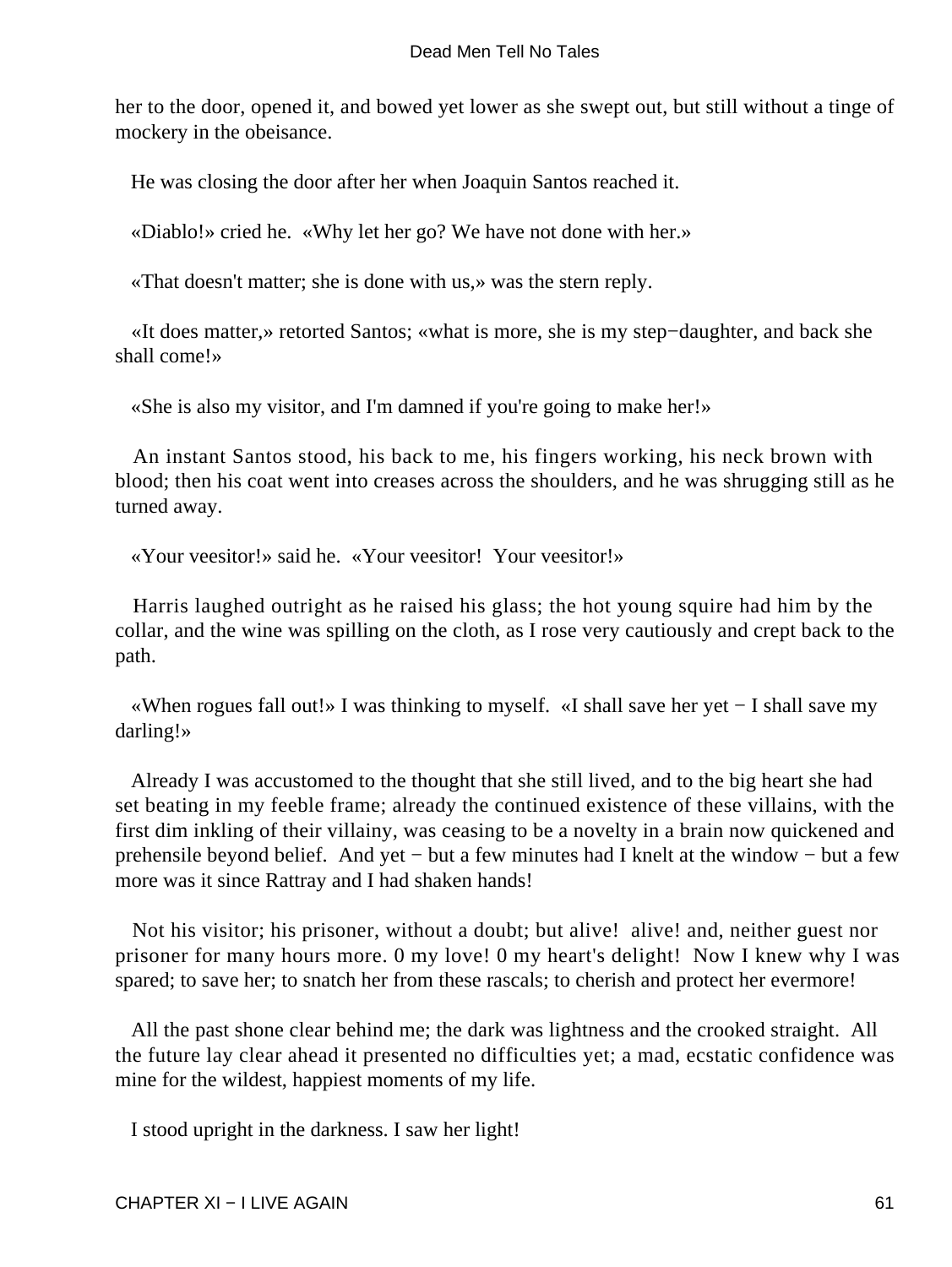her to the door, opened it, and bowed yet lower as she swept out, but still without a tinge of mockery in the obeisance.

He was closing the door after her when Joaquin Santos reached it.

«Diablo!» cried he. «Why let her go? We have not done with her.»

«That doesn't matter; she is done with us,» was the stern reply.

«It does matter,» retorted Santos; «what is more, she is my step−daughter, and back she shall come!»

«She is also my visitor, and I'm damned if you're going to make her!»

An instant Santos stood, his back to me, his fingers working, his neck brown with blood; then his coat went into creases across the shoulders, and he was shrugging still as he turned away.

«Your veesitor!» said he. «Your veesitor! Your veesitor!»

Harris laughed outright as he raised his glass; the hot young squire had him by the collar, and the wine was spilling on the cloth, as I rose very cautiously and crept back to the path.

«When rogues fall out!» I was thinking to myself. «I shall save her yet − I shall save my darling!»

Already I was accustomed to the thought that she still lived, and to the big heart she had set beating in my feeble frame; already the continued existence of these villains, with the first dim inkling of their villainy, was ceasing to be a novelty in a brain now quickened and prehensile beyond belief. And yet − but a few minutes had I knelt at the window − but a few more was it since Rattray and I had shaken hands!

Not his visitor; his prisoner, without a doubt; but alive! alive! and, neither guest nor prisoner for many hours more. 0 my love! 0 my heart's delight! Now I knew why I was spared; to save her; to snatch her from these rascals; to cherish and protect her evermore!

All the past shone clear behind me; the dark was lightness and the crooked straight. All the future lay clear ahead it presented no difficulties yet; a mad, ecstatic confidence was mine for the wildest, happiest moments of my life.

I stood upright in the darkness. I saw her light!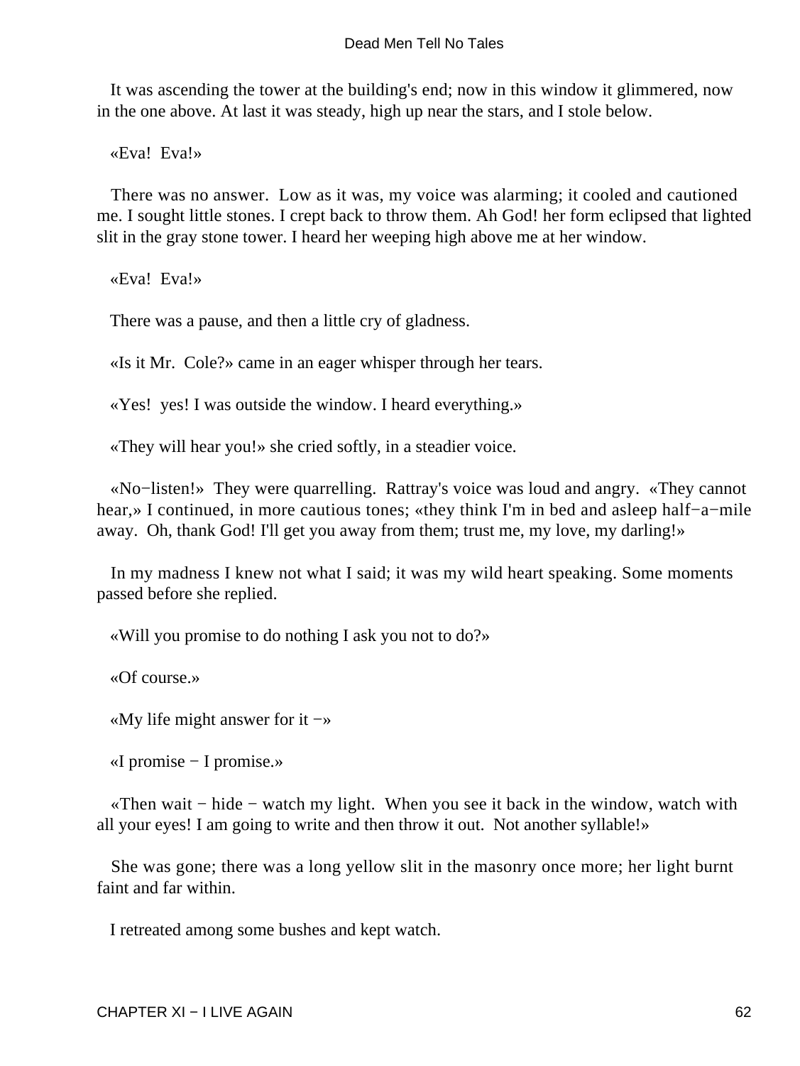It was ascending the tower at the building's end; now in this window it glimmered, now in the one above. At last it was steady, high up near the stars, and I stole below.

«Eva!  Eva!»

There was no answer.  Low as it was, my voice was alarming; it cooled and cautioned me. I sought little stones. I crept back to throw them. Ah God! her form eclipsed that lighted slit in the gray stone tower. I heard her weeping high above me at her window.

«Eva!  Eva!»

There was a pause, and then a little cry of gladness.

«Is it Mr.  Cole?» came in an eager whisper through her tears.

«Yes!  yes! I was outside the window. I heard everything.»

«They will hear you!» she cried softly, in a steadier voice.

«No−listen!»  They were quarrelling.  Rattray's voice was loud and angry.  «They cannot hear,» I continued, in more cautious tones; «they think I'm in bed and asleep half−a−mile away.  Oh, thank God! I'll get you away from them; trust me, my love, my darling!»

In my madness I knew not what I said; it was my wild heart speaking. Some moments passed before she replied.

«Will you promise to do nothing I ask you not to do?»

«Of course.»

«My life might answer for it −»

«I promise − I promise.»

«Then wait − hide − watch my light.  When you see it back in the window, watch with all your eyes! I am going to write and then throw it out.  Not another syllable!»

She was gone; there was a long yellow slit in the masonry once more; her light burnt faint and far within.

I retreated among some bushes and kept watch.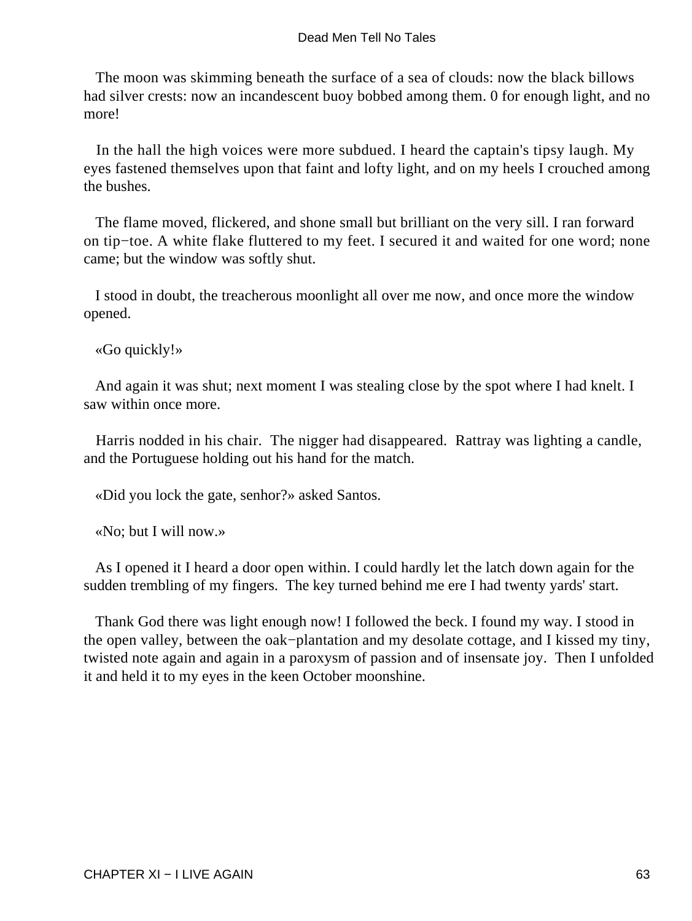The moon was skimming beneath the surface of a sea of clouds: now the black billows had silver crests: now an incandescent buoy bobbed among them. 0 for enough light, and no more!

In the hall the high voices were more subdued. I heard the captain's tipsy laugh. My eyes fastened themselves upon that faint and lofty light, and on my heels I crouched among the bushes.

The flame moved, flickered, and shone small but brilliant on the very sill. I ran forward on tip−toe. A white flake fluttered to my feet. I secured it and waited for one word; none came; but the window was softly shut.

I stood in doubt, the treacherous moonlight all over me now, and once more the window opened.

«Go quickly!»

And again it was shut; next moment I was stealing close by the spot where I had knelt. I saw within once more.

Harris nodded in his chair. The nigger had disappeared. Rattray was lighting a candle, and the Portuguese holding out his hand for the match.

«Did you lock the gate, senhor?» asked Santos.

«No; but I will now.»

As I opened it I heard a door open within. I could hardly let the latch down again for the sudden trembling of my fingers. The key turned behind me ere I had twenty yards' start.

Thank God there was light enough now! I followed the beck. I found my way. I stood in the open valley, between the oak−plantation and my desolate cottage, and I kissed my tiny, twisted note again and again in a paroxysm of passion and of insensate joy. Then I unfolded it and held it to my eyes in the keen October moonshine.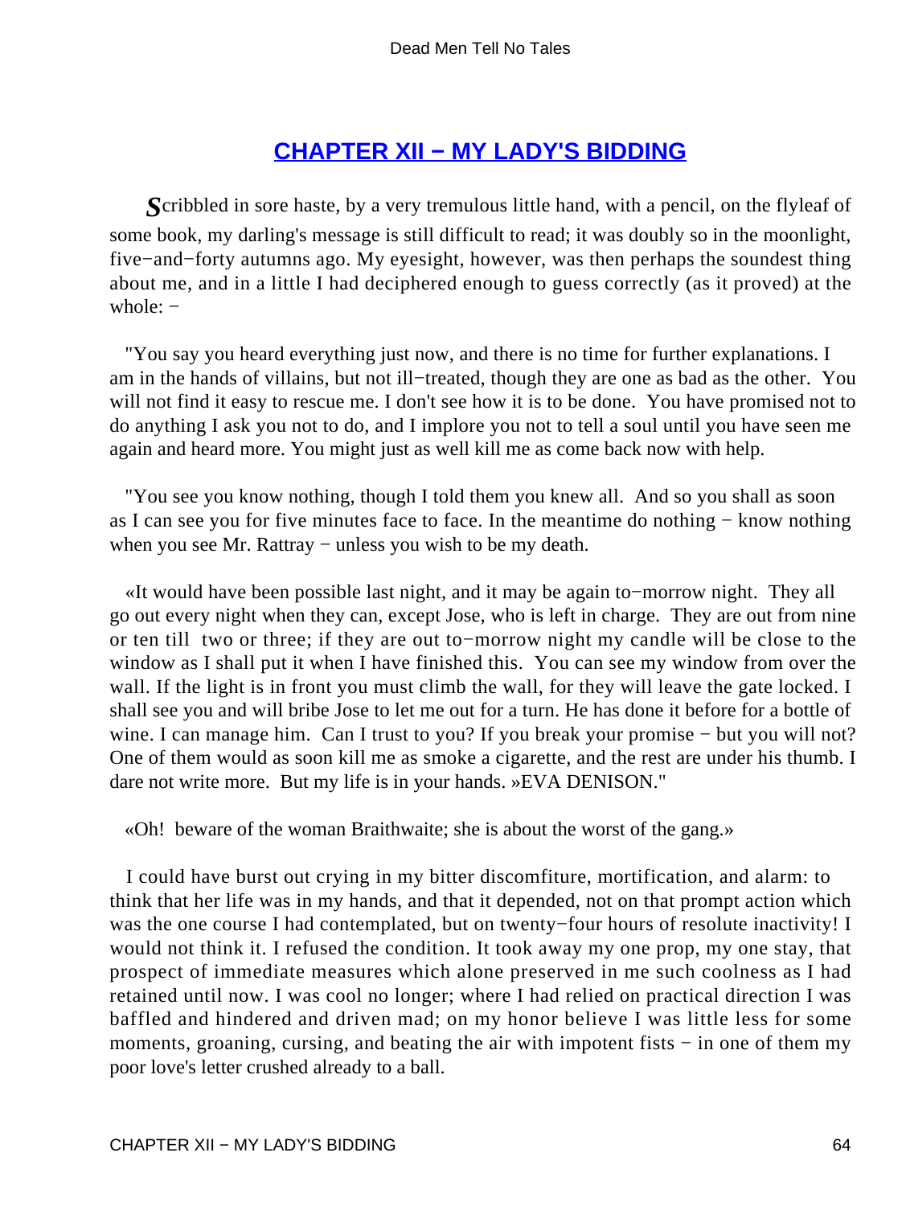## CHAPTER XII − MY LADY'S BIDDING

*S*cribbled in sore haste, by a very tremulous little hand, with a pencil, on the flyleaf of some book, my darling's message is still difficult to read; it was doubly so in the moonlight, five−and−forty autumns ago. My eyesight, however, was then perhaps the soundest thing about me, and in a little I had deciphered enough to guess correctly (as it proved) at the whole: −

"You say you heard everything just now, and there is no time for further explanations. I am in the hands of villains, but not ill−treated, though they are one as bad as the other. You will not find it easy to rescue me. I don't see how it is to be done. You have promised not to do anything I ask you not to do, and I implore you not to tell a soul until you have seen me again and heard more. You might just as well kill me as come back now with help.

"You see you know nothing, though I told them you knew all. And so you shall as soon as I can see you for five minutes face to face. In the meantime do nothing − know nothing when you see Mr. Rattray − unless you wish to be my death.

«It would have been possible last night, and it may be again to−morrow night. They all go out every night when they can, except Jose, who is left in charge. They are out from nine or ten till two or three; if they are out to−morrow night my candle will be close to the window as I shall put it when I have finished this. You can see my window from over the wall. If the light is in front you must climb the wall, for they will leave the gate locked. I shall see you and will bribe Jose to let me out for a turn. He has done it before for a bottle of wine. I can manage him. Can I trust to you? If you break your promise − but you will not? One of them would as soon kill me as smoke a cigarette, and the rest are under his thumb. I dare not write more. But my life is in your hands. »EVA DENISON."

«Oh! beware of the woman Braithwaite; she is about the worst of the gang.»

I could have burst out crying in my bitter discomfiture, mortification, and alarm: to think that her life was in my hands, and that it depended, not on that prompt action which was the one course I had contemplated, but on twenty−four hours of resolute inactivity! I would not think it. I refused the condition. It took away my one prop, my one stay, that prospect of immediate measures which alone preserved in me such coolness as I had retained until now. I was cool no longer; where I had relied on practical direction I was baffled and hindered and driven mad; on my honor believe I was little less for some moments, groaning, cursing, and beating the air with impotent fists − in one of them my poor love's letter crushed already to a ball.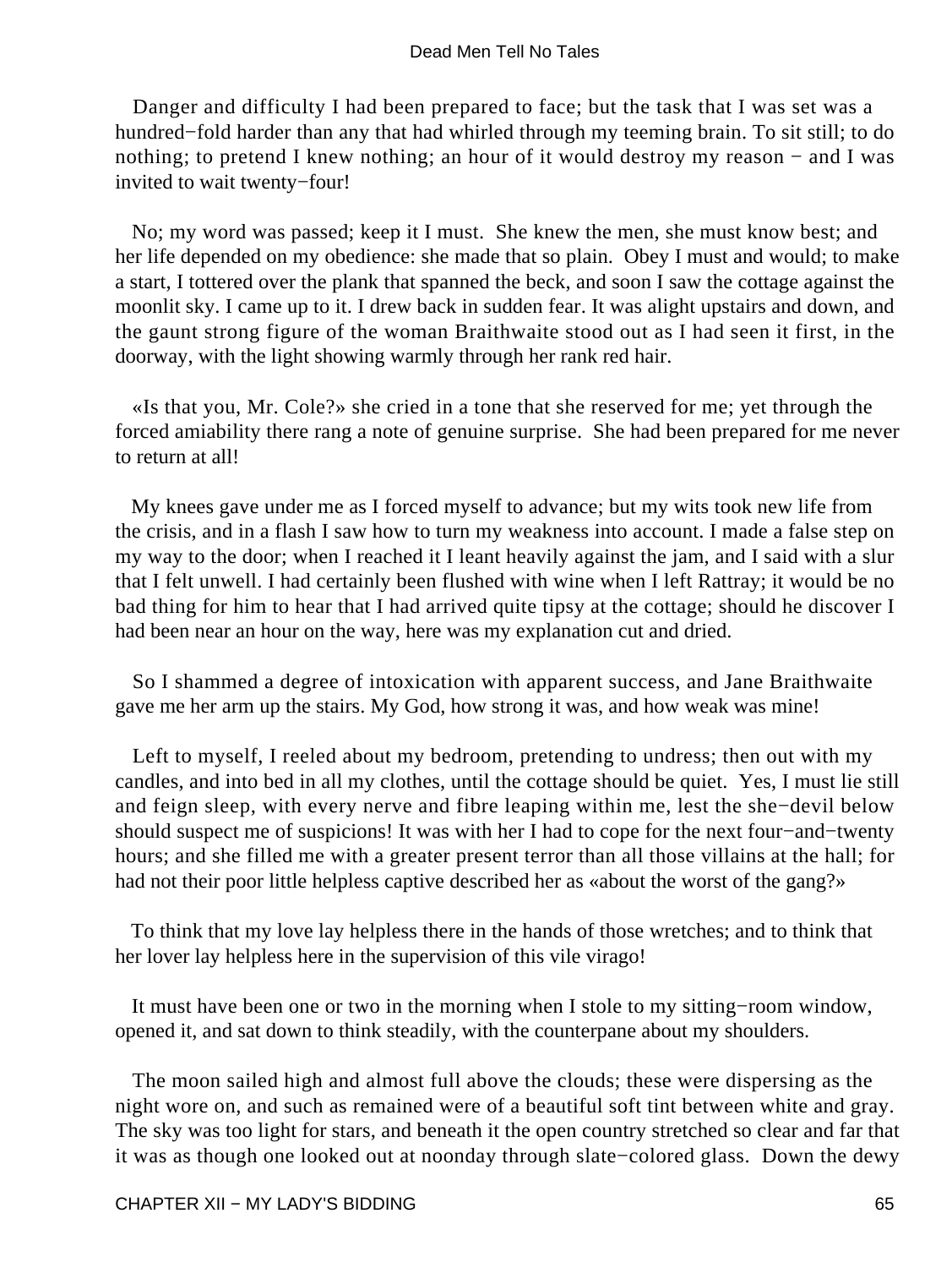Danger and difficulty I had been prepared to face; but the task that I was set was a hundred−fold harder than any that had whirled through my teeming brain. To sit still; to do nothing; to pretend I knew nothing; an hour of it would destroy my reason − and I was invited to wait twenty−four!

No; my word was passed; keep it I must. She knew the men, she must know best; and her life depended on my obedience: she made that so plain. Obey I must and would; to make a start, I tottered over the plank that spanned the beck, and soon I saw the cottage against the moonlit sky. I came up to it. I drew back in sudden fear. It was alight upstairs and down, and the gaunt strong figure of the woman Braithwaite stood out as I had seen it first, in the doorway, with the light showing warmly through her rank red hair.

«Is that you, Mr. Cole?» she cried in a tone that she reserved for me; yet through the forced amiability there rang a note of genuine surprise. She had been prepared for me never to return at all!

My knees gave under me as I forced myself to advance; but my wits took new life from the crisis, and in a flash I saw how to turn my weakness into account. I made a false step on my way to the door; when I reached it I leant heavily against the jam, and I said with a slur that I felt unwell. I had certainly been flushed with wine when I left Rattray; it would be no bad thing for him to hear that I had arrived quite tipsy at the cottage; should he discover I had been near an hour on the way, here was my explanation cut and dried.

So I shammed a degree of intoxication with apparent success, and Jane Braithwaite gave me her arm up the stairs. My God, how strong it was, and how weak was mine!

Left to myself, I reeled about my bedroom, pretending to undress; then out with my candles, and into bed in all my clothes, until the cottage should be quiet. Yes, I must lie still and feign sleep, with every nerve and fibre leaping within me, lest the she−devil below should suspect me of suspicions! It was with her I had to cope for the next four−and−twenty hours; and she filled me with a greater present terror than all those villains at the hall; for had not their poor little helpless captive described her as «about the worst of the gang?»

To think that my love lay helpless there in the hands of those wretches; and to think that her lover lay helpless here in the supervision of this vile virago!

It must have been one or two in the morning when I stole to my sitting−room window, opened it, and sat down to think steadily, with the counterpane about my shoulders.

The moon sailed high and almost full above the clouds; these were dispersing as the night wore on, and such as remained were of a beautiful soft tint between white and gray. The sky was too light for stars, and beneath it the open country stretched so clear and far that it was as though one looked out at noonday through slate−colored glass. Down the dewy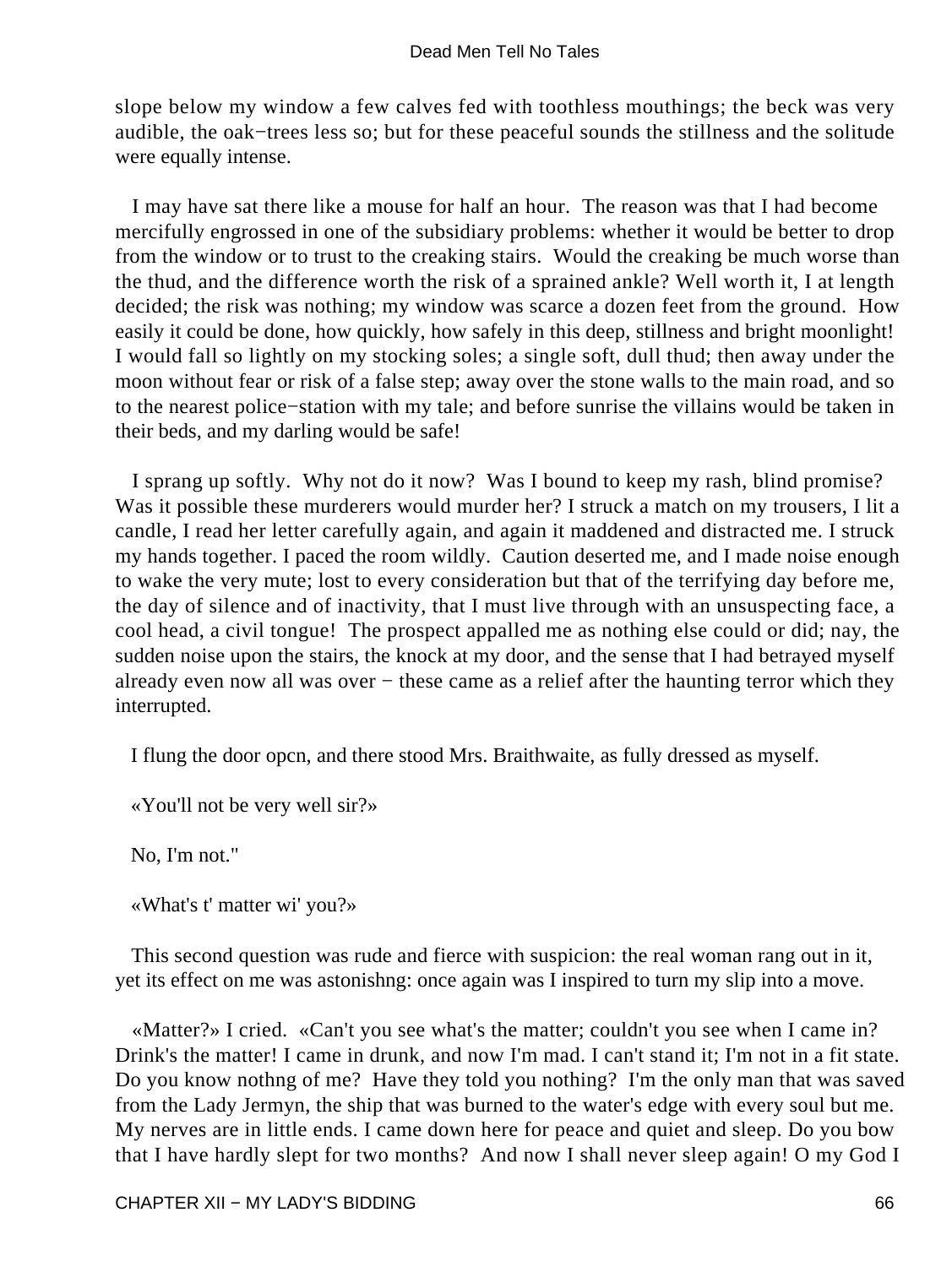slope below my window a few calves fed with toothless mouthings; the beck was very audible, the oak−trees less so; but for these peaceful sounds the stillness and the solitude were equally intense.

I may have sat there like a mouse for half an hour. The reason was that I had become mercifully engrossed in one of the subsidiary problems: whether it would be better to drop from the window or to trust to the creaking stairs. Would the creaking be much worse than the thud, and the difference worth the risk of a sprained ankle? Well worth it, I at length decided; the risk was nothing; my window was scarce a dozen feet from the ground. How easily it could be done, how quickly, how safely in this deep, stillness and bright moonlight! I would fall so lightly on my stocking soles; a single soft, dull thud; then away under the moon without fear or risk of a false step; away over the stone walls to the main road, and so to the nearest police−station with my tale; and before sunrise the villains would be taken in their beds, and my darling would be safe!

I sprang up softly. Why not do it now? Was I bound to keep my rash, blind promise? Was it possible these murderers would murder her? I struck a match on my trousers, I lit a candle, I read her letter carefully again, and again it maddened and distracted me. I struck my hands together. I paced the room wildly. Caution deserted me, and I made noise enough to wake the very mute; lost to every consideration but that of the terrifying day before me, the day of silence and of inactivity, that I must live through with an unsuspecting face, a cool head, a civil tongue! The prospect appalled me as nothing else could or did; nay, the sudden noise upon the stairs, the knock at my door, and the sense that I had betrayed myself already even now all was over − these came as a relief after the haunting terror which they interrupted.

I flung the door opcn, and there stood Mrs. Braithwaite, as fully dressed as myself.

«You'll not be very well sir?»

No, I'm not."

«What's t' matter wi' you?»

This second question was rude and fierce with suspicion: the real woman rang out in it, yet its effect on me was astonishng: once again was I inspired to turn my slip into a move.

«Matter?» I cried. «Can't you see what's the matter; couldn't you see when I came in? Drink's the matter! I came in drunk, and now I'm mad. I can't stand it; I'm not in a fit state. Do you know nothng of me? Have they told you nothing? I'm the only man that was saved from the Lady Jermyn, the ship that was burned to the water's edge with every soul but me. My nerves are in little ends. I came down here for peace and quiet and sleep. Do you bow that I have hardly slept for two months? And now I shall never sleep again! O my God I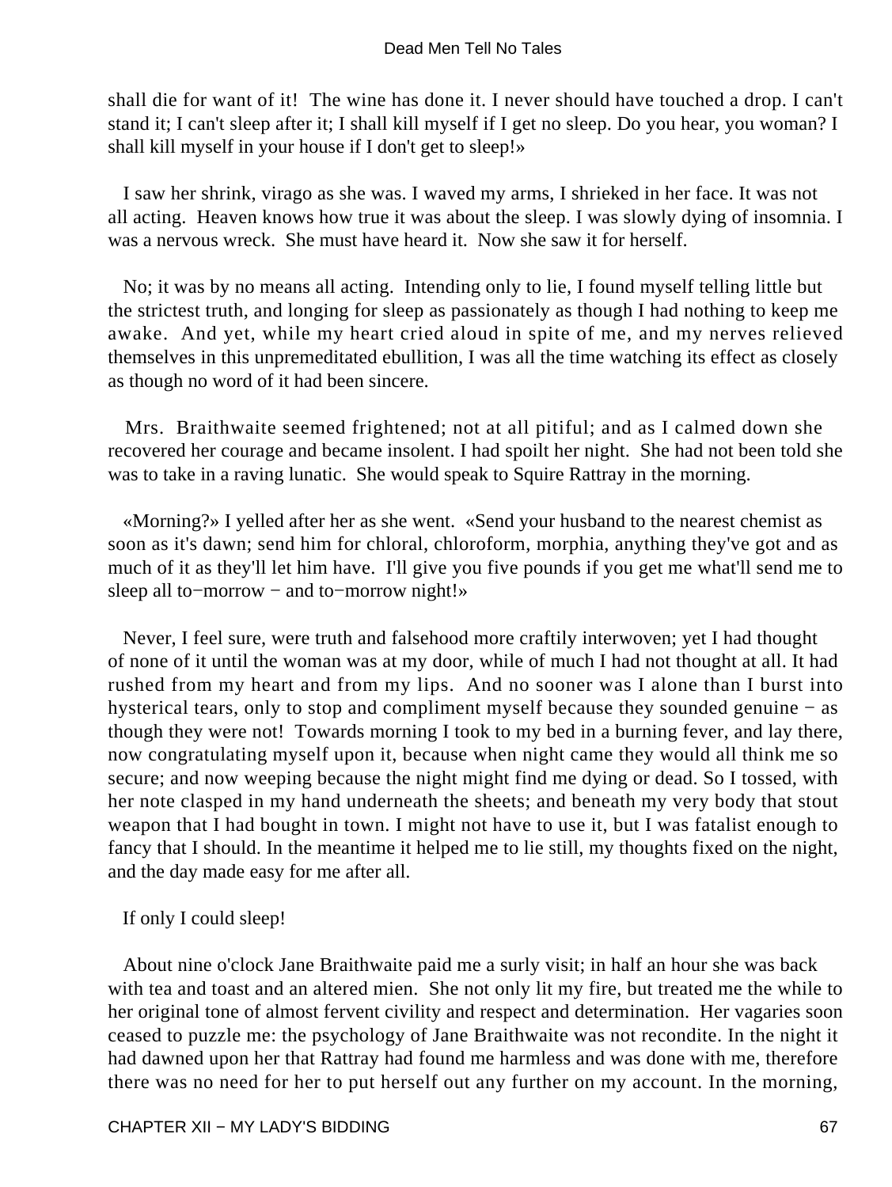shall die for want of it! The wine has done it. I never should have touched a drop. I can't stand it; I can't sleep after it; I shall kill myself if I get no sleep. Do you hear, you woman? I shall kill myself in your house if I don't get to sleep!»

I saw her shrink, virago as she was. I waved my arms, I shrieked in her face. It was not all acting. Heaven knows how true it was about the sleep. I was slowly dying of insomnia. I was a nervous wreck. She must have heard it. Now she saw it for herself.

No; it was by no means all acting. Intending only to lie, I found myself telling little but the strictest truth, and longing for sleep as passionately as though I had nothing to keep me awake. And yet, while my heart cried aloud in spite of me, and my nerves relieved themselves in this unpremeditated ebullition, I was all the time watching its effect as closely as though no word of it had been sincere.

Mrs. Braithwaite seemed frightened; not at all pitiful; and as I calmed down she recovered her courage and became insolent. I had spoilt her night. She had not been told she was to take in a raving lunatic. She would speak to Squire Rattray in the morning.

«Morning?» I yelled after her as she went. «Send your husband to the nearest chemist as soon as it's dawn; send him for chloral, chloroform, morphia, anything they've got and as much of it as they'll let him have. I'll give you five pounds if you get me what'll send me to sleep all to−morrow − and to−morrow night!»

Never, I feel sure, were truth and falsehood more craftily interwoven; yet I had thought of none of it until the woman was at my door, while of much I had not thought at all. It had rushed from my heart and from my lips. And no sooner was I alone than I burst into hysterical tears, only to stop and compliment myself because they sounded genuine − as though they were not! Towards morning I took to my bed in a burning fever, and lay there, now congratulating myself upon it, because when night came they would all think me so secure; and now weeping because the night might find me dying or dead. So I tossed, with her note clasped in my hand underneath the sheets; and beneath my very body that stout weapon that I had bought in town. I might not have to use it, but I was fatalist enough to fancy that I should. In the meantime it helped me to lie still, my thoughts fixed on the night, and the day made easy for me after all.

If only I could sleep!

About nine o'clock Jane Braithwaite paid me a surly visit; in half an hour she was back with tea and toast and an altered mien. She not only lit my fire, but treated me the while to her original tone of almost fervent civility and respect and determination. Her vagaries soon ceased to puzzle me: the psychology of Jane Braithwaite was not recondite. In the night it had dawned upon her that Rattray had found me harmless and was done with me, therefore there was no need for her to put herself out any further on my account. In the morning,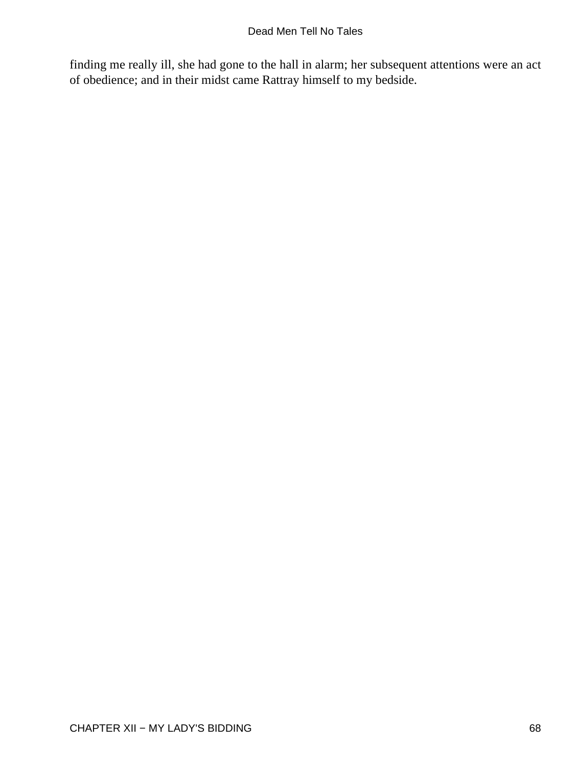finding me really ill, she had gone to the hall in alarm; her subsequent attentions were an act of obedience; and in their midst came Rattray himself to my bedside.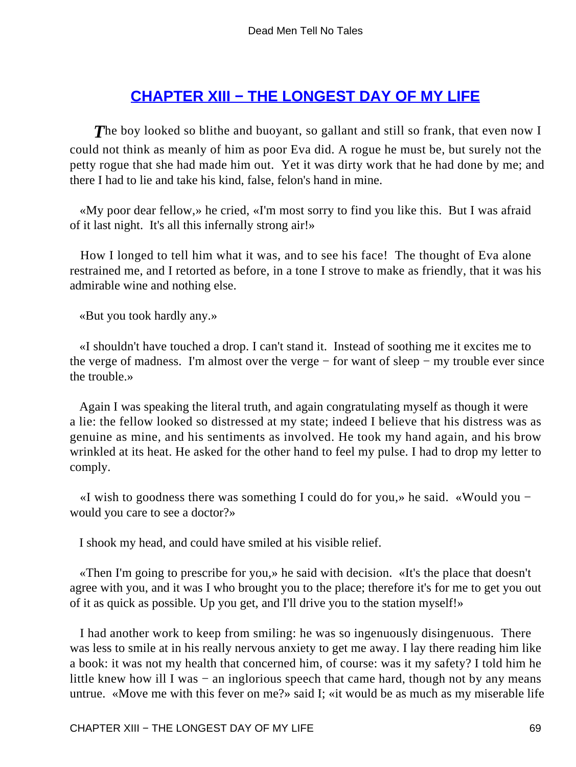## CHAPTER XIII − THE LONGEST DAY OF MY LIFE

*T*he boy looked so blithe and buoyant, so gallant and still so frank, that even now I could not think as meanly of him as poor Eva did. A rogue he must be, but surely not the petty rogue that she had made him out. Yet it was dirty work that he had done by me; and there I had to lie and take his kind, false, felon's hand in mine.

«My poor dear fellow,» he cried, «I'm most sorry to find you like this. But I was afraid of it last night. It's all this infernally strong air!»

How I longed to tell him what it was, and to see his face! The thought of Eva alone restrained me, and I retorted as before, in a tone I strove to make as friendly, that it was his admirable wine and nothing else.

«But you took hardly any.»

«I shouldn't have touched a drop. I can't stand it. Instead of soothing me it excites me to the verge of madness. I'm almost over the verge − for want of sleep − my trouble ever since the trouble.»

Again I was speaking the literal truth, and again congratulating myself as though it were a lie: the fellow looked so distressed at my state; indeed I believe that his distress was as genuine as mine, and his sentiments as involved. He took my hand again, and his brow wrinkled at its heat. He asked for the other hand to feel my pulse. I had to drop my letter to comply.

«I wish to goodness there was something I could do for you,» he said. «Would you − would you care to see a doctor?»

I shook my head, and could have smiled at his visible relief.

«Then I'm going to prescribe for you,» he said with decision. «It's the place that doesn't agree with you, and it was I who brought you to the place; therefore it's for me to get you out of it as quick as possible. Up you get, and I'll drive you to the station myself!»

I had another work to keep from smiling: he was so ingenuously disingenuous. There was less to smile at in his really nervous anxiety to get me away. I lay there reading him like a book: it was not my health that concerned him, of course: was it my safety? I told him he little knew how ill I was − an inglorious speech that came hard, though not by any means untrue. «Move me with this fever on me?» said I; «it would be as much as my miserable life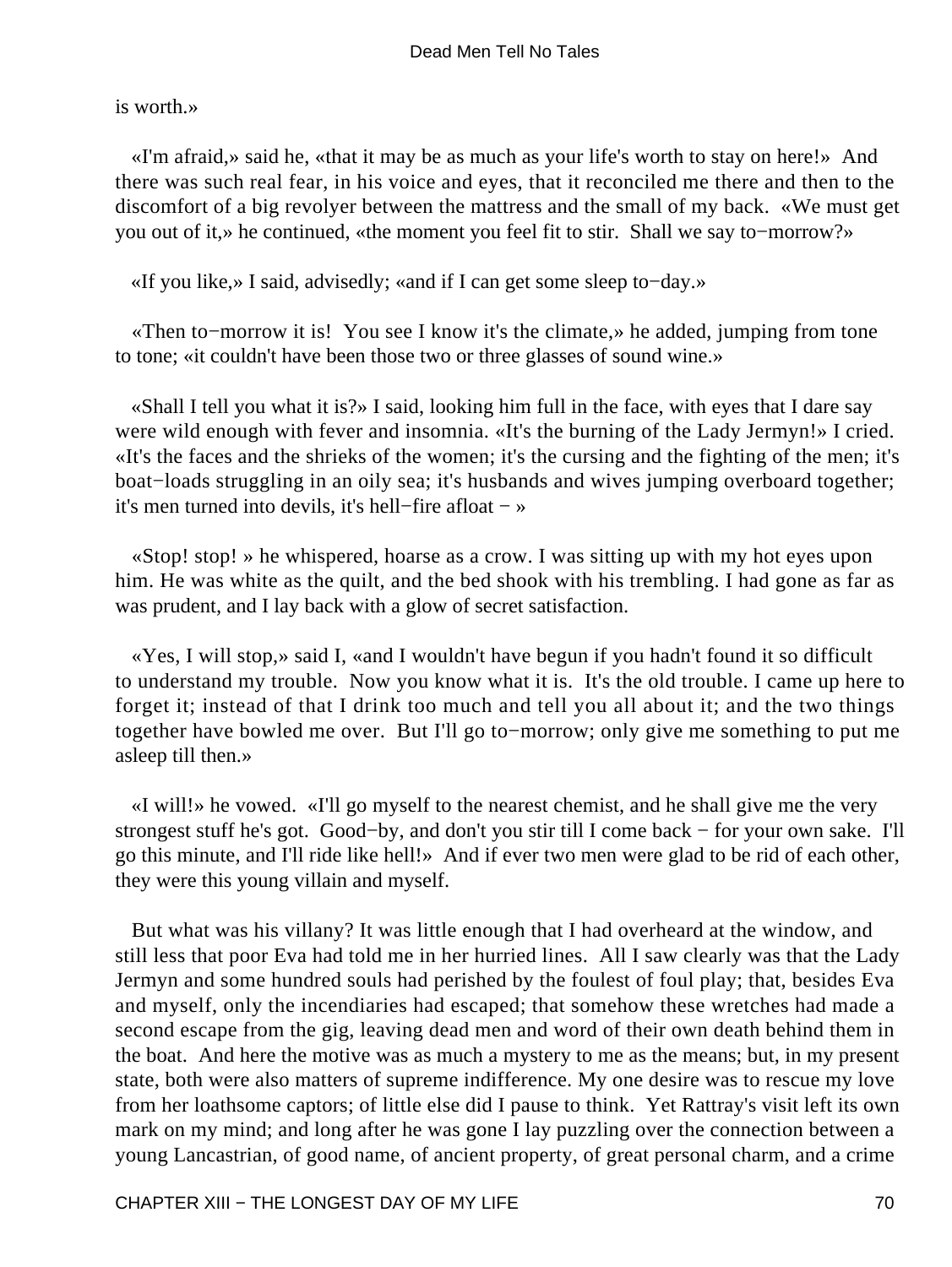is worth.»

«I'm afraid,» said he, «that it may be as much as your life's worth to stay on here!» And there was such real fear, in his voice and eyes, that it reconciled me there and then to the discomfort of a big revolver between the mattress and the small of my back. «We must get you out of it,» he continued, «the moment you feel fit to stir. Shall we say to−morrow?»

«If you like,» I said, advisedly; «and if I can get some sleep to−day.»

«Then to−morrow it is! You see I know it's the climate,» he added, jumping from tone to tone; «it couldn't have been those two or three glasses of sound wine.»

«Shall I tell you what it is?» I said, looking him full in the face, with eyes that I dare say were wild enough with fever and insomnia. «It's the burning of the Lady Jermyn!» I cried. «It's the faces and the shrieks of the women; it's the cursing and the fighting of the men; it's boat−loads struggling in an oily sea; it's husbands and wives jumping overboard together; it's men turned into devils, it's hell−fire afloat − »

«Stop! stop! » he whispered, hoarse as a crow. I was sitting up with my hot eyes upon him. He was white as the quilt, and the bed shook with his trembling. I had gone as far as was prudent, and I lay back with a glow of secret satisfaction.

«Yes, I will stop,» said I, «and I wouldn't have begun if you hadn't found it so difficult to understand my trouble. Now you know what it is. It's the old trouble. I came up here to forget it; instead of that I drink too much and tell you all about it; and the two things together have bowled me over. But I'll go to−morrow; only give me something to put me asleep till then.»

«I will!» he vowed. «I'll go myself to the nearest chemist, and he shall give me the very strongest stuff he's got. Good−by, and don't you stir till I come back − for your own sake. I'll go this minute, and I'll ride like hell!» And if ever two men were glad to be rid of each other, they were this young villain and myself.

But what was his villany? It was little enough that I had overheard at the window, and still less that poor Eva had told me in her hurried lines. All I saw clearly was that the Lady Jermyn and some hundred souls had perished by the foulest of foul play; that, besides Eva and myself, only the incendiaries had escaped; that somehow these wretches had made a second escape from the gig, leaving dead men and word of their own death behind them in the boat. And here the motive was as much a mystery to me as the means; but, in my present state, both were also matters of supreme indifference. My one desire was to rescue my love from her loathsome captors; of little else did I pause to think. Yet Rattray's visit left its own mark on my mind; and long after he was gone I lay puzzling over the connection between a young Lancastrian, of good name, of ancient property, of great personal charm, and a crime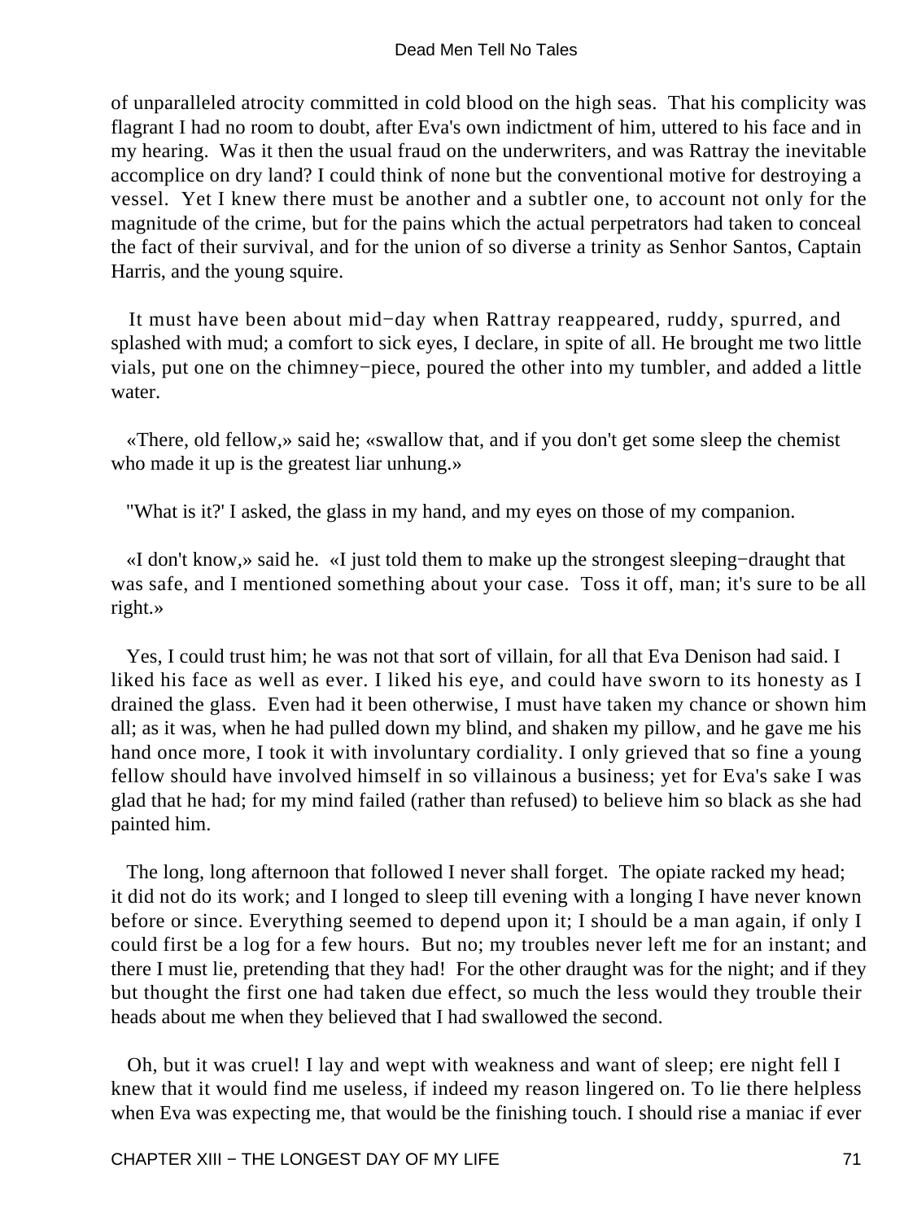of unparalleled atrocity committed in cold blood on the high seas. That his complicity was flagrant I had no room to doubt, after Eva's own indictment of him, uttered to his face and in my hearing. Was it then the usual fraud on the underwriters, and was Rattray the inevitable accomplice on dry land? I could think of none but the conventional motive for destroying a vessel. Yet I knew there must be another and a subtler one, to account not only for the magnitude of the crime, but for the pains which the actual perpetrators had taken to conceal the fact of their survival, and for the union of so diverse a trinity as Senhor Santos, Captain Harris, and the young squire.

It must have been about mid−day when Rattray reappeared, ruddy, spurred, and splashed with mud; a comfort to sick eyes, I declare, in spite of all. He brought me two little vials, put one on the chimney−piece, poured the other into my tumbler, and added a little water.

«There, old fellow,» said he; «swallow that, and if you don't get some sleep the chemist who made it up is the greatest liar unhung.»

"What is it?' I asked, the glass in my hand, and my eyes on those of my companion.

«I don't know,» said he. «I just told them to make up the strongest sleeping−draught that was safe, and I mentioned something about your case. Toss it off, man; it's sure to be all right.»

Yes, I could trust him; he was not that sort of villain, for all that Eva Denison had said. I liked his face as well as ever. I liked his eye, and could have sworn to its honesty as I drained the glass. Even had it been otherwise, I must have taken my chance or shown him all; as it was, when he had pulled down my blind, and shaken my pillow, and he gave me his hand once more, I took it with involuntary cordiality. I only grieved that so fine a young fellow should have involved himself in so villainous a business; yet for Eva's sake I was glad that he had; for my mind failed (rather than refused) to believe him so black as she had painted him.

The long, long afternoon that followed I never shall forget. The opiate racked my head; it did not do its work; and I longed to sleep till evening with a longing I have never known before or since. Everything seemed to depend upon it; I should be a man again, if only I could first be a log for a few hours. But no; my troubles never left me for an instant; and there I must lie, pretending that they had! For the other draught was for the night; and if they but thought the first one had taken due effect, so much the less would they trouble their heads about me when they believed that I had swallowed the second.

Oh, but it was cruel! I lay and wept with weakness and want of sleep; ere night fell I knew that it would find me useless, if indeed my reason lingered on. To lie there helpless when Eva was expecting me, that would be the finishing touch. I should rise a maniac if ever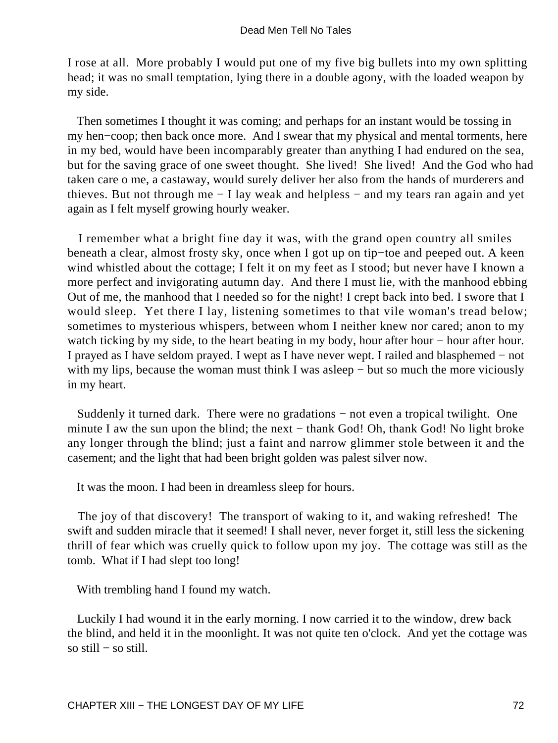I rose at all. More probably I would put one of my five big bullets into my own splitting head; it was no small temptation, lying there in a double agony, with the loaded weapon by my side.

Then sometimes I thought it was coming; and perhaps for an instant would be tossing in my hen−coop; then back once more. And I swear that my physical and mental torments, here in my bed, would have been incomparably greater than anything I had endured on the sea, but for the saving grace of one sweet thought. She lived! She lived! And the God who had taken care o me, a castaway, would surely deliver her also from the hands of murderers and thieves. But not through me − I lay weak and helpless − and my tears ran again and yet again as I felt myself growing hourly weaker.

I remember what a bright fine day it was, with the grand open country all smiles beneath a clear, almost frosty sky, once when I got up on tip−toe and peeped out. A keen wind whistled about the cottage; I felt it on my feet as I stood; but never have I known a more perfect and invigorating autumn day. And there I must lie, with the manhood ebbing Out of me, the manhood that I needed so for the night! I crept back into bed. I swore that I would sleep. Yet there I lay, listening sometimes to that vile woman's tread below; sometimes to mysterious whispers, between whom I neither knew nor cared; anon to my watch ticking by my side, to the heart beating in my body, hour after hour − hour after hour. I prayed as I have seldom prayed. I wept as I have never wept. I railed and blasphemed − not with my lips, because the woman must think I was asleep − but so much the more viciously in my heart.

Suddenly it turned dark. There were no gradations − not even a tropical twilight. One minute I aw the sun upon the blind; the next − thank God! Oh, thank God! No light broke any longer through the blind; just a faint and narrow glimmer stole between it and the casement; and the light that had been bright golden was palest silver now.

It was the moon. I had been in dreamless sleep for hours.

The joy of that discovery! The transport of waking to it, and waking refreshed! The swift and sudden miracle that it seemed! I shall never, never forget it, still less the sickening thrill of fear which was cruelly quick to follow upon my joy. The cottage was still as the tomb. What if I had slept too long!

With trembling hand I found my watch.

Luckily I had wound it in the early morning. I now carried it to the window, drew back the blind, and held it in the moonlight. It was not quite ten o'clock. And yet the cottage was so still − so still.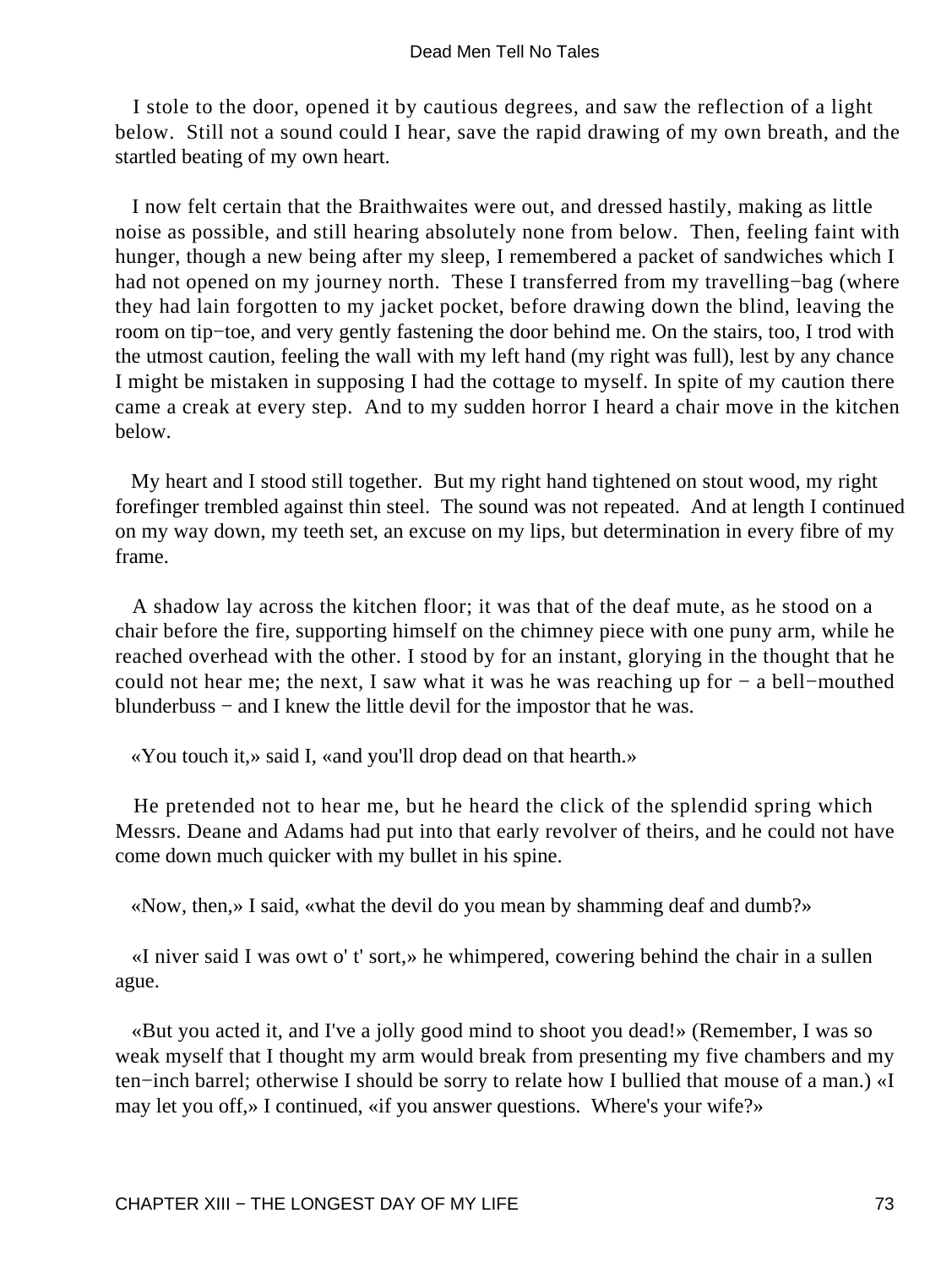I stole to the door, opened it by cautious degrees, and saw the reflection of a light below. Still not a sound could I hear, save the rapid drawing of my own breath, and the startled beating of my own heart.

I now felt certain that the Braithwaites were out, and dressed hastily, making as little noise as possible, and still hearing absolutely none from below. Then, feeling faint with hunger, though a new being after my sleep, I remembered a packet of sandwiches which I had not opened on my journey north. These I transferred from my travelling−bag (where they had lain forgotten to my jacket pocket, before drawing down the blind, leaving the room on tip−toe, and very gently fastening the door behind me. On the stairs, too, I trod with the utmost caution, feeling the wall with my left hand (my right was full), lest by any chance I might be mistaken in supposing I had the cottage to myself. In spite of my caution there came a creak at every step. And to my sudden horror I heard a chair move in the kitchen below.

My heart and I stood still together. But my right hand tightened on stout wood, my right forefinger trembled against thin steel. The sound was not repeated. And at length I continued on my way down, my teeth set, an excuse on my lips, but determination in every fibre of my frame.

A shadow lay across the kitchen floor; it was that of the deaf mute, as he stood on a chair before the fire, supporting himself on the chimney piece with one puny arm, while he reached overhead with the other. I stood by for an instant, glorying in the thought that he could not hear me; the next, I saw what it was he was reaching up for − a bell−mouthed blunderbuss − and I knew the little devil for the impostor that he was.

«You touch it,» said I, «and you'll drop dead on that hearth.»

He pretended not to hear me, but he heard the click of the splendid spring which Messrs. Deane and Adams had put into that early revolver of theirs, and he could not have come down much quicker with my bullet in his spine.

«Now, then,» I said, «what the devil do you mean by shamming deaf and dumb?»

«I niver said I was owt o' t' sort,» he whimpered, cowering behind the chair in a sullen ague.

«But you acted it, and I've a jolly good mind to shoot you dead!» (Remember, I was so weak myself that I thought my arm would break from presenting my five chambers and my ten−inch barrel; otherwise I should be sorry to relate how I bullied that mouse of a man.) «I may let you off,» I continued, «if you answer questions. Where's your wife?»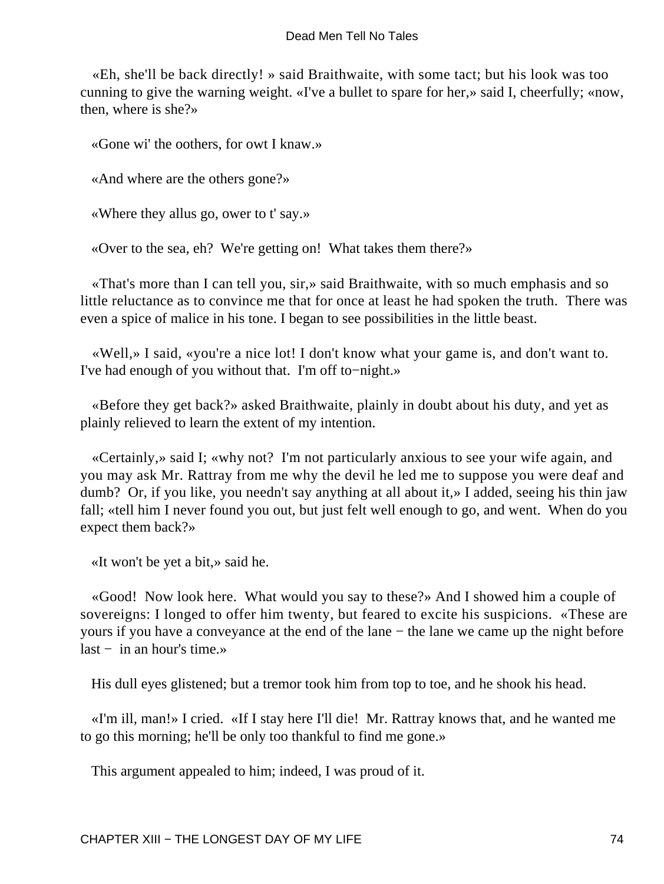«Eh, she'll be back directly! » said Braithwaite, with some tact; but his look was too cunning to give the warning weight. «I've a bullet to spare for her,» said I, cheerfully; «now, then, where is she?»

«Gone wi' the oothers, for owt I knaw.»

«And where are the others gone?»

«Where they allus go, ower to t' say.»

«Over to the sea, eh? We're getting on! What takes them there?»

«That's more than I can tell you, sir,» said Braithwaite, with so much emphasis and so little reluctance as to convince me that for once at least he had spoken the truth. There was even a spice of malice in his tone. I began to see possibilities in the little beast.

«Well,» I said, «you're a nice lot! I don't know what your game is, and don't want to. I've had enough of you without that. I'm off to−night.»

«Before they get back?» asked Braithwaite, plainly in doubt about his duty, and yet as plainly relieved to learn the extent of my intention.

«Certainly,» said I; «why not? I'm not particularly anxious to see your wife again, and you may ask Mr. Rattray from me why the devil he led me to suppose you were deaf and dumb? Or, if you like, you needn't say anything at all about it,» I added, seeing his thin jaw fall; «tell him I never found you out, but just felt well enough to go, and went. When do you expect them back?»

«It won't be yet a bit,» said he.

«Good! Now look here. What would you say to these?» And I showed him a couple of sovereigns: I longed to offer him twenty, but feared to excite his suspicions. «These are yours if you have a conveyance at the end of the lane − the lane we came up the night before last − in an hour's time.»

His dull eyes glistened; but a tremor took him from top to toe, and he shook his head.

«I'm ill, man!» I cried. «If I stay here I'll die! Mr. Rattray knows that, and he wanted me to go this morning; he'll be only too thankful to find me gone.»

This argument appealed to him; indeed, I was proud of it.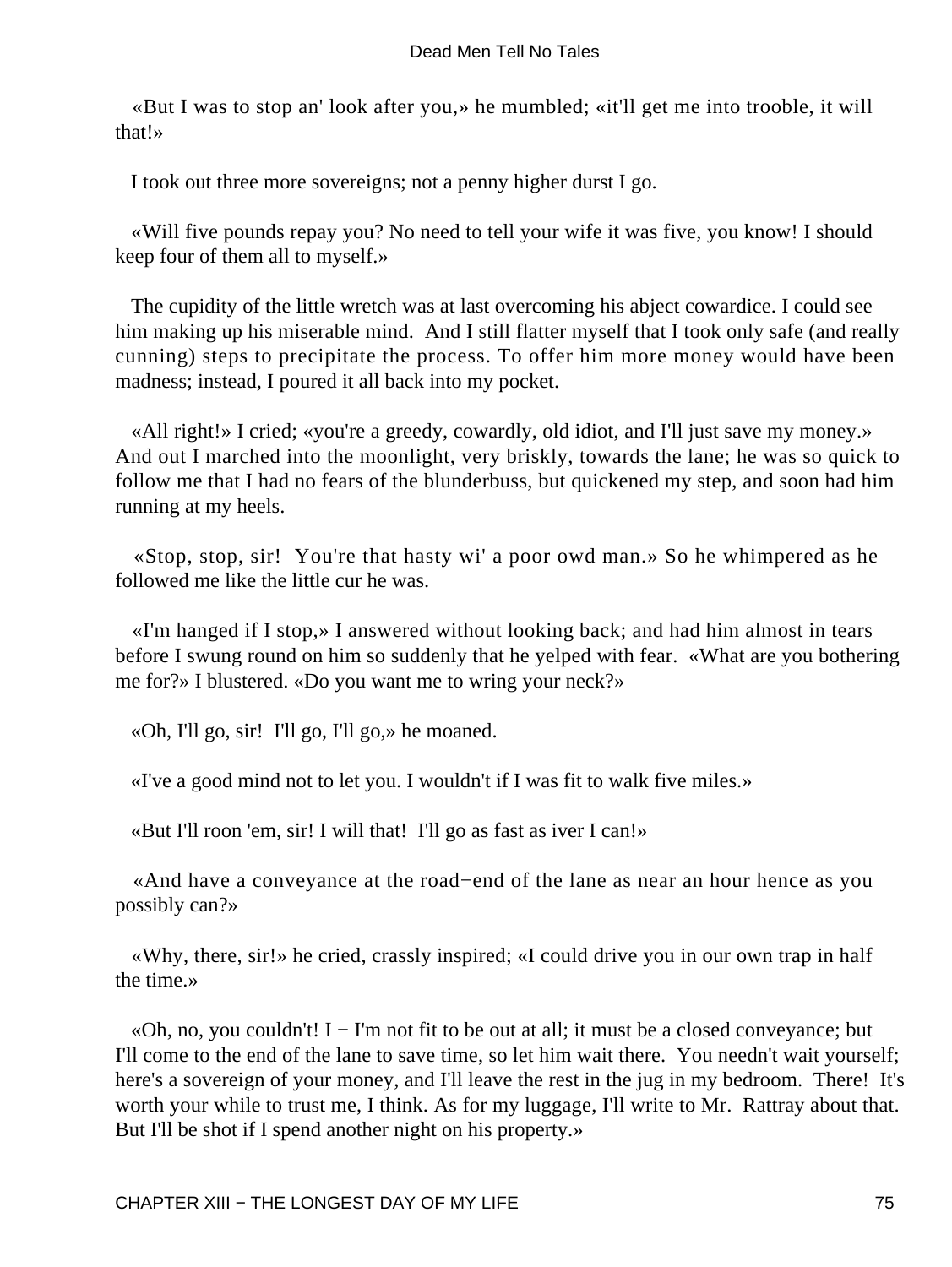«But I was to stop an' look after you,» he mumbled; «it'll get me into trooble, it will that!»

I took out three more sovereigns; not a penny higher durst I go.

«Will five pounds repay you? No need to tell your wife it was five, you know! I should keep four of them all to myself.»

The cupidity of the little wretch was at last overcoming his abject cowardice. I could see him making up his miserable mind. And I still flatter myself that I took only safe (and really cunning) steps to precipitate the process. To offer him more money would have been madness; instead, I poured it all back into my pocket.

«All right!» I cried; «you're a greedy, cowardly, old idiot, and I'll just save my money.» And out I marched into the moonlight, very briskly, towards the lane; he was so quick to follow me that I had no fears of the blunderbuss, but quickened my step, and soon had him running at my heels.

«Stop, stop, sir! You're that hasty wi' a poor owd man.» So he whimpered as he followed me like the little cur he was.

«I'm hanged if I stop,» I answered without looking back; and had him almost in tears before I swung round on him so suddenly that he yelped with fear. «What are you bothering me for?» I blustered. «Do you want me to wring your neck?»

«Oh, I'll go, sir! I'll go, I'll go,» he moaned.

«I've a good mind not to let you. I wouldn't if I was fit to walk five miles.»

«But I'll roon 'em, sir! I will that! I'll go as fast as iver I can!»

«And have a conveyance at the road−end of the lane as near an hour hence as you possibly can?»

«Why, there, sir!» he cried, crassly inspired; «I could drive you in our own trap in half the time.»

«Oh, no, you couldn't! I − I'm not fit to be out at all; it must be a closed conveyance; but I'll come to the end of the lane to save time, so let him wait there. You needn't wait yourself; here's a sovereign of your money, and I'll leave the rest in the jug in my bedroom. There! It's worth your while to trust me, I think. As for my luggage, I'll write to Mr. Rattray about that. But I'll be shot if I spend another night on his property.»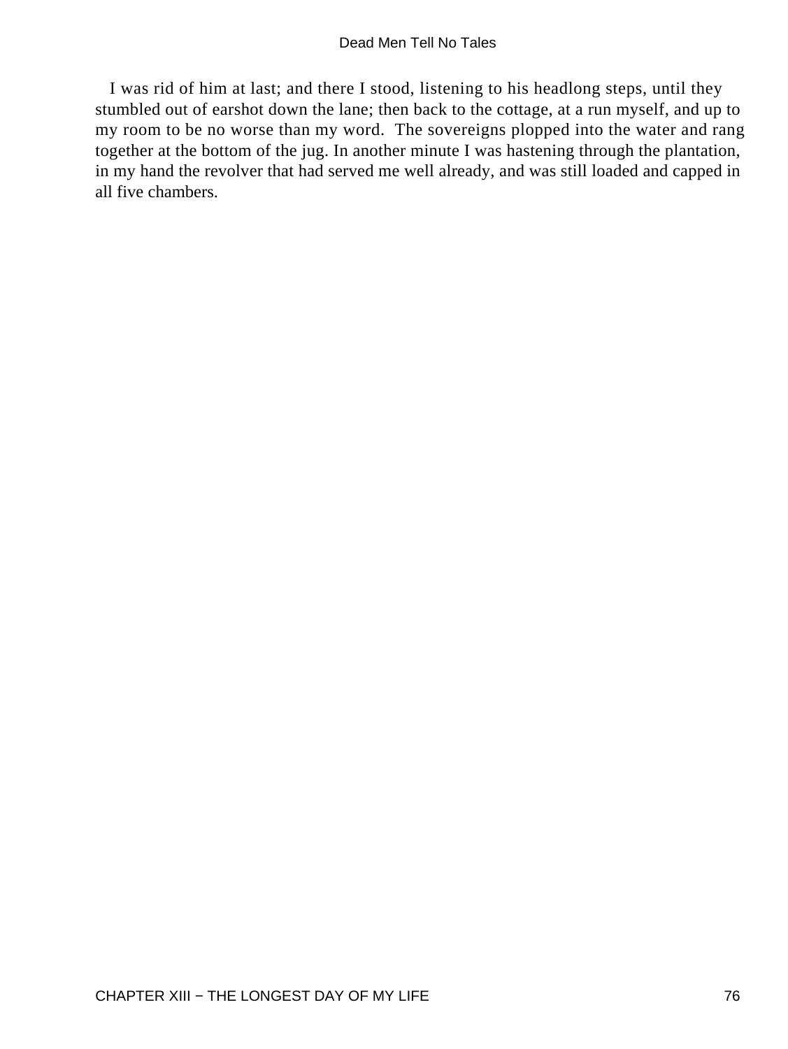I was rid of him at last; and there I stood, listening to his headlong steps, until they stumbled out of earshot down the lane; then back to the cottage, at a run myself, and up to my room to be no worse than my word. The sovereigns plopped into the water and rang together at the bottom of the jug. In another minute I was hastening through the plantation, in my hand the revolver that had served me well already, and was still loaded and capped in all five chambers.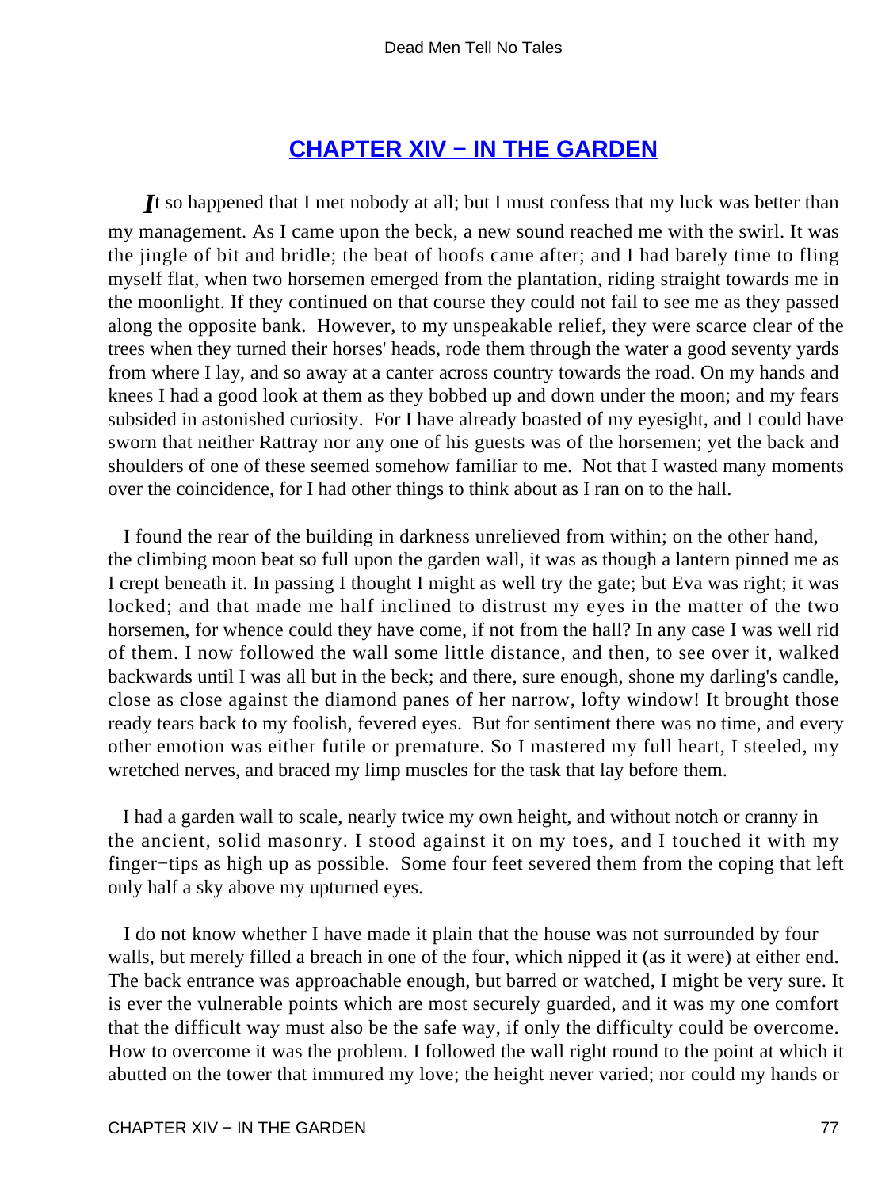## CHAPTER XIV − IN THE GARDEN

*I*t so happened that I met nobody at all; but I must confess that my luck was better than my management. As I came upon the beck, a new sound reached me with the swirl. It was the jingle of bit and bridle; the beat of hoofs came after; and I had barely time to fling myself flat, when two horsemen emerged from the plantation, riding straight towards me in the moonlight. If they continued on that course they could not fail to see me as they passed along the opposite bank. However, to my unspeakable relief, they were scarce clear of the trees when they turned their horses' heads, rode them through the water a good seventy yards from where I lay, and so away at a canter across country towards the road. On my hands and knees I had a good look at them as they bobbed up and down under the moon; and my fears subsided in astonished curiosity. For I have already boasted of my eyesight, and I could have sworn that neither Rattray nor any one of his guests was of the horsemen; yet the back and shoulders of one of these seemed somehow familiar to me. Not that I wasted many moments over the coincidence, for I had other things to think about as I ran on to the hall.

I found the rear of the building in darkness unrelieved from within; on the other hand, the climbing moon beat so full upon the garden wall, it was as though a lantern pinned me as I crept beneath it. In passing I thought I might as well try the gate; but Eva was right; it was locked; and that made me half inclined to distrust my eyes in the matter of the two horsemen, for whence could they have come, if not from the hall? In any case I was well rid of them. I now followed the wall some little distance, and then, to see over it, walked backwards until I was all but in the beck; and there, sure enough, shone my darling's candle, close as close against the diamond panes of her narrow, lofty window! It brought those ready tears back to my foolish, fevered eyes. But for sentiment there was no time, and every other emotion was either futile or premature. So I mastered my full heart, I steeled, my wretched nerves, and braced my limp muscles for the task that lay before them.

I had a garden wall to scale, nearly twice my own height, and without notch or cranny in the ancient, solid masonry. I stood against it on my toes, and I touched it with my finger−tips as high up as possible. Some four feet severed them from the coping that left only half a sky above my upturned eyes.

I do not know whether I have made it plain that the house was not surrounded by four walls, but merely filled a breach in one of the four, which nipped it (as it were) at either end. The back entrance was approachable enough, but barred or watched, I might be very sure. It is ever the vulnerable points which are most securely guarded, and it was my one comfort that the difficult way must also be the safe way, if only the difficulty could be overcome. How to overcome it was the problem. I followed the wall right round to the point at which it abutted on the tower that immured my love; the height never varied; nor could my hands or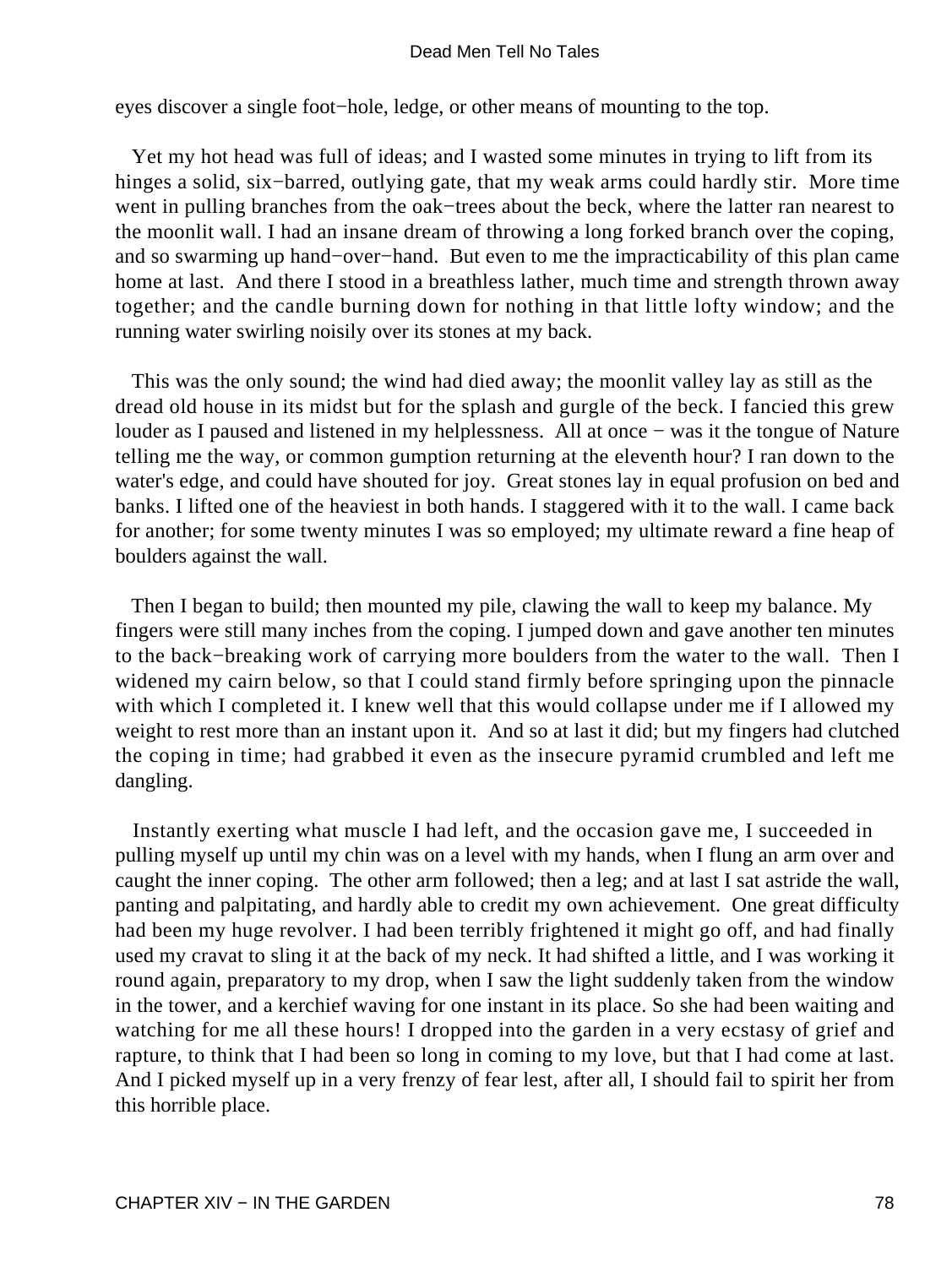eyes discover a single foot−hole, ledge, or other means of mounting to the top.

Yet my hot head was full of ideas; and I wasted some minutes in trying to lift from its hinges a solid, six−barred, outlying gate, that my weak arms could hardly stir. More time went in pulling branches from the oak−trees about the beck, where the latter ran nearest to the moonlit wall. I had an insane dream of throwing a long forked branch over the coping, and so swarming up hand−over−hand. But even to me the impracticability of this plan came home at last. And there I stood in a breathless lather, much time and strength thrown away together; and the candle burning down for nothing in that little lofty window; and the running water swirling noisily over its stones at my back.

This was the only sound; the wind had died away; the moonlit valley lay as still as the dread old house in its midst but for the splash and gurgle of the beck. I fancied this grew louder as I paused and listened in my helplessness. All at once − was it the tongue of Nature telling me the way, or common gumption returning at the eleventh hour? I ran down to the water's edge, and could have shouted for joy. Great stones lay in equal profusion on bed and banks. I lifted one of the heaviest in both hands. I staggered with it to the wall. I came back for another; for some twenty minutes I was so employed; my ultimate reward a fine heap of boulders against the wall.

Then I began to build; then mounted my pile, clawing the wall to keep my balance. My fingers were still many inches from the coping. I jumped down and gave another ten minutes to the back−breaking work of carrying more boulders from the water to the wall. Then I widened my cairn below, so that I could stand firmly before springing upon the pinnacle with which I completed it. I knew well that this would collapse under me if I allowed my weight to rest more than an instant upon it. And so at last it did; but my fingers had clutched the coping in time; had grabbed it even as the insecure pyramid crumbled and left me dangling.

Instantly exerting what muscle I had left, and the occasion gave me, I succeeded in pulling myself up until my chin was on a level with my hands, when I flung an arm over and caught the inner coping. The other arm followed; then a leg; and at last I sat astride the wall, panting and palpitating, and hardly able to credit my own achievement. One great difficulty had been my huge revolver. I had been terribly frightened it might go off, and had finally used my cravat to sling it at the back of my neck. It had shifted a little, and I was working it round again, preparatory to my drop, when I saw the light suddenly taken from the window in the tower, and a kerchief waving for one instant in its place. So she had been waiting and watching for me all these hours! I dropped into the garden in a very ecstasy of grief and rapture, to think that I had been so long in coming to my love, but that I had come at last. And I picked myself up in a very frenzy of fear lest, after all, I should fail to spirit her from this horrible place.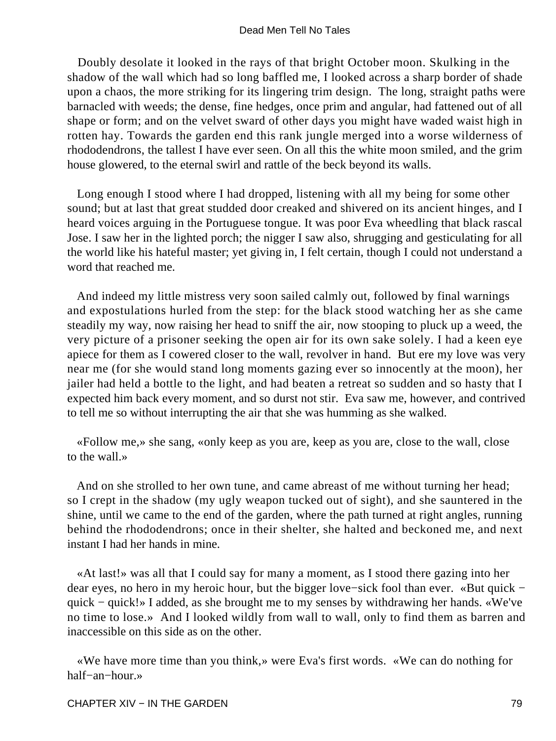Doubly desolate it looked in the rays of that bright October moon. Skulking in the shadow of the wall which had so long baffled me, I looked across a sharp border of shade upon a chaos, the more striking for its lingering trim design. The long, straight paths were barnacled with weeds; the dense, fine hedges, once prim and angular, had fattened out of all shape or form; and on the velvet sward of other days you might have waded waist high in rotten hay. Towards the garden end this rank jungle merged into a worse wilderness of rhododendrons, the tallest I have ever seen. On all this the white moon smiled, and the grim house glowered, to the eternal swirl and rattle of the beck beyond its walls.

Long enough I stood where I had dropped, listening with all my being for some other sound; but at last that great studded door creaked and shivered on its ancient hinges, and I heard voices arguing in the Portuguese tongue. It was poor Eva wheedling that black rascal Jose. I saw her in the lighted porch; the nigger I saw also, shrugging and gesticulating for all the world like his hateful master; yet giving in, I felt certain, though I could not understand a word that reached me.

And indeed my little mistress very soon sailed calmly out, followed by final warnings and expostulations hurled from the step: for the black stood watching her as she came steadily my way, now raising her head to sniff the air, now stooping to pluck up a weed, the very picture of a prisoner seeking the open air for its own sake solely. I had a keen eye apiece for them as I cowered closer to the wall, revolver in hand. But ere my love was very near me (for she would stand long moments gazing ever so innocently at the moon), her jailer had held a bottle to the light, and had beaten a retreat so sudden and so hasty that I expected him back every moment, and so durst not stir. Eva saw me, however, and contrived to tell me so without interrupting the air that she was humming as she walked.

«Follow me,» she sang, «only keep as you are, keep as you are, close to the wall, close to the wall.»

And on she strolled to her own tune, and came abreast of me without turning her head; so I crept in the shadow (my ugly weapon tucked out of sight), and she sauntered in the shine, until we came to the end of the garden, where the path turned at right angles, running behind the rhododendrons; once in their shelter, she halted and beckoned me, and next instant I had her hands in mine.

«At last!» was all that I could say for many a moment, as I stood there gazing into her dear eyes, no hero in my heroic hour, but the bigger love−sick fool than ever. «But quick − quick − quick!» I added, as she brought me to my senses by withdrawing her hands. «We've no time to lose.» And I looked wildly from wall to wall, only to find them as barren and inaccessible on this side as on the other.

«We have more time than you think,» were Eva's first words. «We can do nothing for half−an−hour.»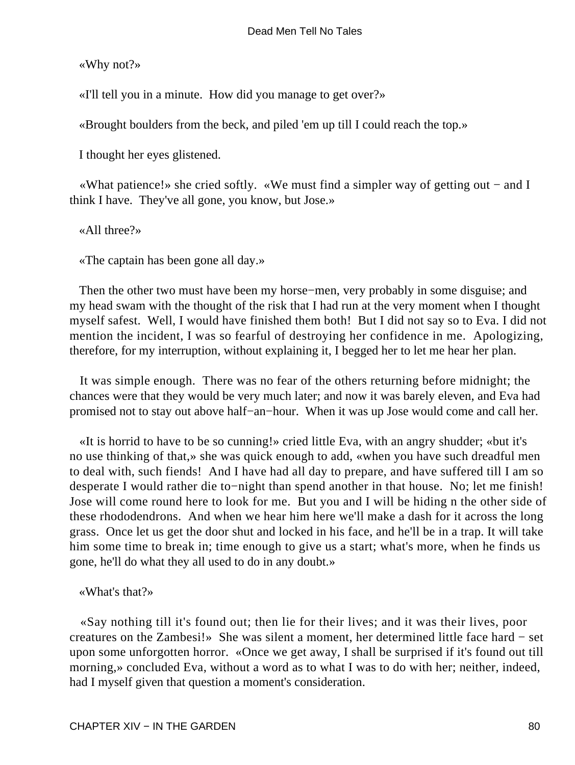«Why not?»

«I'll tell you in a minute. How did you manage to get over?»

«Brought boulders from the beck, and piled 'em up till I could reach the top.»

I thought her eyes glistened.

«What patience!» she cried softly. «We must find a simpler way of getting out − and I think I have. They've all gone, you know, but Jose.»

«All three?»

«The captain has been gone all day.»

Then the other two must have been my horse−men, very probably in some disguise; and my head swam with the thought of the risk that I had run at the very moment when I thought myself safest. Well, I would have finished them both! But I did not say so to Eva. I did not mention the incident, I was so fearful of destroying her confidence in me. Apologizing, therefore, for my interruption, without explaining it, I begged her to let me hear her plan.

It was simple enough. There was no fear of the others returning before midnight; the chances were that they would be very much later; and now it was barely eleven, and Eva had promised not to stay out above half−an−hour. When it was up Jose would come and call her.

«It is horrid to have to be so cunning!» cried little Eva, with an angry shudder; «but it's no use thinking of that,» she was quick enough to add, «when you have such dreadful men to deal with, such fiends! And I have had all day to prepare, and have suffered till I am so desperate I would rather die to−night than spend another in that house. No; let me finish! Jose will come round here to look for me. But you and I will be hiding n the other side of these rhododendrons. And when we hear him here we'll make a dash for it across the long grass. Once let us get the door shut and locked in his face, and he'll be in a trap. It will take him some time to break in; time enough to give us a start; what's more, when he finds us gone, he'll do what they all used to do in any doubt.»

«What's that?»

«Say nothing till it's found out; then lie for their lives; and it was their lives, poor creatures on the Zambesi!» She was silent a moment, her determined little face hard − set upon some unforgotten horror. «Once we get away, I shall be surprised if it's found out till morning,» concluded Eva, without a word as to what I was to do with her; neither, indeed, had I myself given that question a moment's consideration.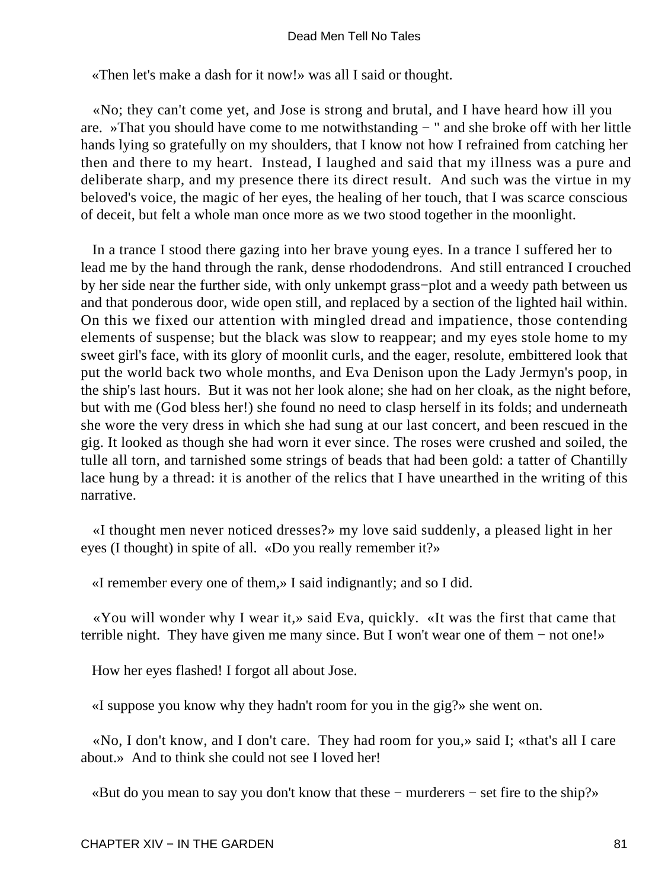«Then let's make a dash for it now!» was all I said or thought.

«No; they can't come yet, and Jose is strong and brutal, and I have heard how ill you are. »That you should have come to me notwithstanding − " and she broke off with her little hands lying so gratefully on my shoulders, that I know not how I refrained from catching her then and there to my heart. Instead, I laughed and said that my illness was a pure and deliberate sharp, and my presence there its direct result. And such was the virtue in my beloved's voice, the magic of her eyes, the healing of her touch, that I was scarce conscious of deceit, but felt a whole man once more as we two stood together in the moonlight.

In a trance I stood there gazing into her brave young eyes. In a trance I suffered her to lead me by the hand through the rank, dense rhododendrons. And still entranced I crouched by her side near the further side, with only unkempt grass−plot and a weedy path between us and that ponderous door, wide open still, and replaced by a section of the lighted hail within. On this we fixed our attention with mingled dread and impatience, those contending elements of suspense; but the black was slow to reappear; and my eyes stole home to my sweet girl's face, with its glory of moonlit curls, and the eager, resolute, embittered look that put the world back two whole months, and Eva Denison upon the Lady Jermyn's poop, in the ship's last hours. But it was not her look alone; she had on her cloak, as the night before, but with me (God bless her!) she found no need to clasp herself in its folds; and underneath she wore the very dress in which she had sung at our last concert, and been rescued in the gig. It looked as though she had worn it ever since. The roses were crushed and soiled, the tulle all torn, and tarnished some strings of beads that had been gold: a tatter of Chantilly lace hung by a thread: it is another of the relics that I have unearthed in the writing of this narrative.

«I thought men never noticed dresses?» my love said suddenly, a pleased light in her eyes (I thought) in spite of all. «Do you really remember it?»

«I remember every one of them,» I said indignantly; and so I did.

«You will wonder why I wear it,» said Eva, quickly. «It was the first that came that terrible night. They have given me many since. But I won't wear one of them − not one!»

How her eyes flashed! I forgot all about Jose.

«I suppose you know why they hadn't room for you in the gig?» she went on.

«No, I don't know, and I don't care. They had room for you,» said I; «that's all I care about.» And to think she could not see I loved her!

«But do you mean to say you don't know that these − murderers − set fire to the ship?»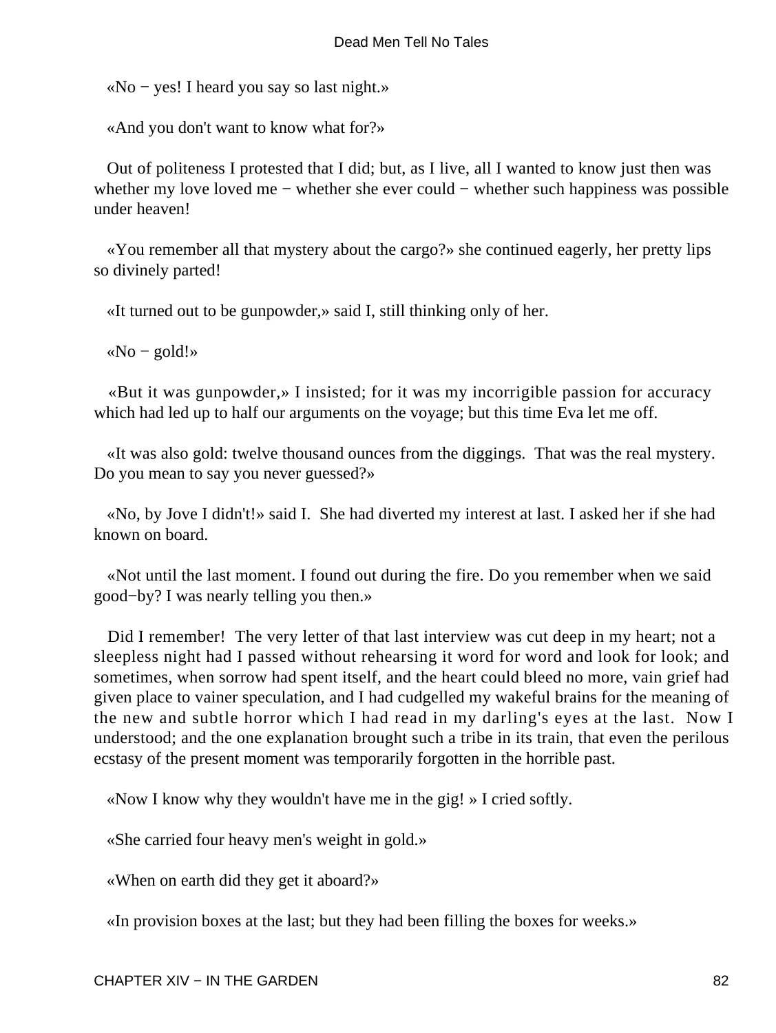«No − yes! I heard you say so last night.»

«And you don't want to know what for?»

Out of politeness I protested that I did; but, as I live, all I wanted to know just then was whether my love loved me − whether she ever could − whether such happiness was possible under heaven!

«You remember all that mystery about the cargo?» she continued eagerly, her pretty lips so divinely parted!

«It turned out to be gunpowder,» said I, still thinking only of her.

«No − gold!»

«But it was gunpowder,» I insisted; for it was my incorrigible passion for accuracy which had led up to half our arguments on the voyage; but this time Eva let me off.

«It was also gold: twelve thousand ounces from the diggings. That was the real mystery. Do you mean to say you never guessed?»

«No, by Jove I didn't!» said I. She had diverted my interest at last. I asked her if she had known on board.

«Not until the last moment. I found out during the fire. Do you remember when we said good−by? I was nearly telling you then.»

Did I remember! The very letter of that last interview was cut deep in my heart; not a sleepless night had I passed without rehearsing it word for word and look for look; and sometimes, when sorrow had spent itself, and the heart could bleed no more, vain grief had given place to vainer speculation, and I had cudgelled my wakeful brains for the meaning of the new and subtle horror which I had read in my darling's eyes at the last. Now I understood; and the one explanation brought such a tribe in its train, that even the perilous ecstasy of the present moment was temporarily forgotten in the horrible past.

«Now I know why they wouldn't have me in the gig! » I cried softly.

«She carried four heavy men's weight in gold.»

«When on earth did they get it aboard?»

«In provision boxes at the last; but they had been filling the boxes for weeks.»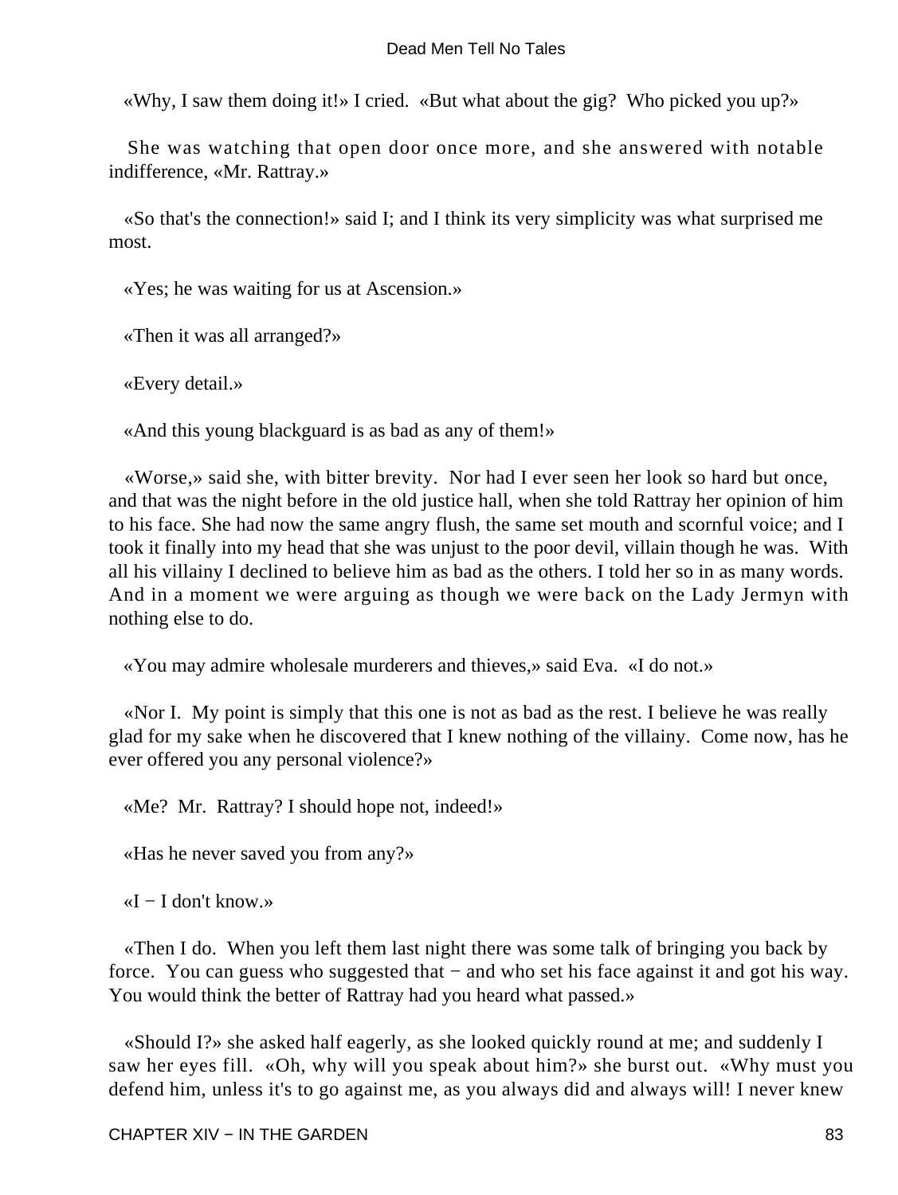«Why, I saw them doing it!» I cried. «But what about the gig? Who picked you up?»

She was watching that open door once more, and she answered with notable indifference, «Mr. Rattray.»

«So that's the connection!» said I; and I think its very simplicity was what surprised me most.

«Yes; he was waiting for us at Ascension.»

«Then it was all arranged?»

«Every detail.»

«And this young blackguard is as bad as any of them!»

«Worse,» said she, with bitter brevity. Nor had I ever seen her look so hard but once, and that was the night before in the old justice hall, when she told Rattray her opinion of him to his face. She had now the same angry flush, the same set mouth and scornful voice; and I took it finally into my head that she was unjust to the poor devil, villain though he was. With all his villainy I declined to believe him as bad as the others. I told her so in as many words. And in a moment we were arguing as though we were back on the Lady Jermyn with nothing else to do.

«You may admire wholesale murderers and thieves,» said Eva. «I do not.»

«Nor I. My point is simply that this one is not as bad as the rest. I believe he was really glad for my sake when he discovered that I knew nothing of the villainy. Come now, has he ever offered you any personal violence?»

«Me? Mr. Rattray? I should hope not, indeed!»

«Has he never saved you from any?»

«I − I don't know.»

«Then I do. When you left them last night there was some talk of bringing you back by force. You can guess who suggested that − and who set his face against it and got his way. You would think the better of Rattray had you heard what passed.»

«Should I?» she asked half eagerly, as she looked quickly round at me; and suddenly I saw her eyes fill. «Oh, why will you speak about him?» she burst out. «Why must you defend him, unless it's to go against me, as you always did and always will! I never knew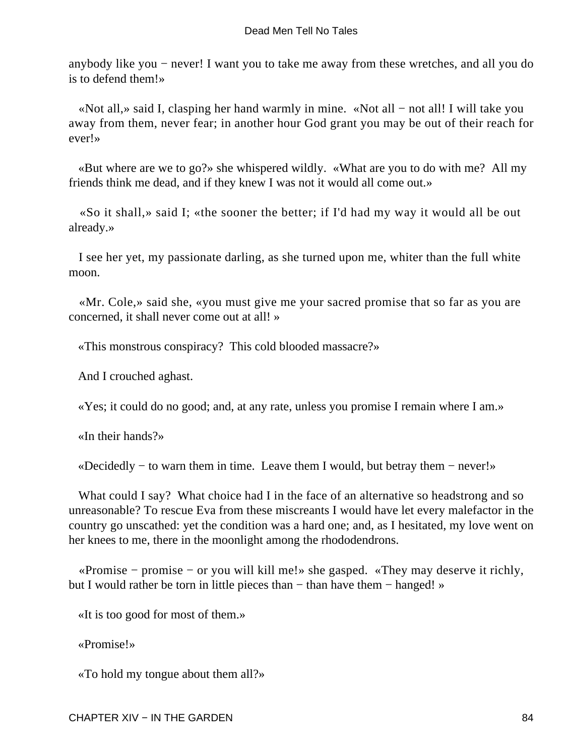anybody like you − never! I want you to take me away from these wretches, and all you do is to defend them!»

«Not all,» said I, clasping her hand warmly in mine. «Not all − not all! I will take you away from them, never fear; in another hour God grant you may be out of their reach for ever!»

«But where are we to go?» she whispered wildly. «What are you to do with me? All my friends think me dead, and if they knew I was not it would all come out.»

«So it shall,» said I; «the sooner the better; if I'd had my way it would all be out already.»

I see her yet, my passionate darling, as she turned upon me, whiter than the full white moon.

«Mr. Cole,» said she, «you must give me your sacred promise that so far as you are concerned, it shall never come out at all! »

«This monstrous conspiracy? This cold blooded massacre?»

And I crouched aghast.

«Yes; it could do no good; and, at any rate, unless you promise I remain where I am.»

«In their hands?»

«Decidedly − to warn them in time. Leave them I would, but betray them − never!»

What could I say? What choice had I in the face of an alternative so headstrong and so unreasonable? To rescue Eva from these miscreants I would have let every malefactor in the country go unscathed: yet the condition was a hard one; and, as I hesitated, my love went on her knees to me, there in the moonlight among the rhododendrons.

«Promise − promise − or you will kill me!» she gasped. «They may deserve it richly, but I would rather be torn in little pieces than − than have them − hanged! »

«It is too good for most of them.»

«Promise!»

«To hold my tongue about them all?»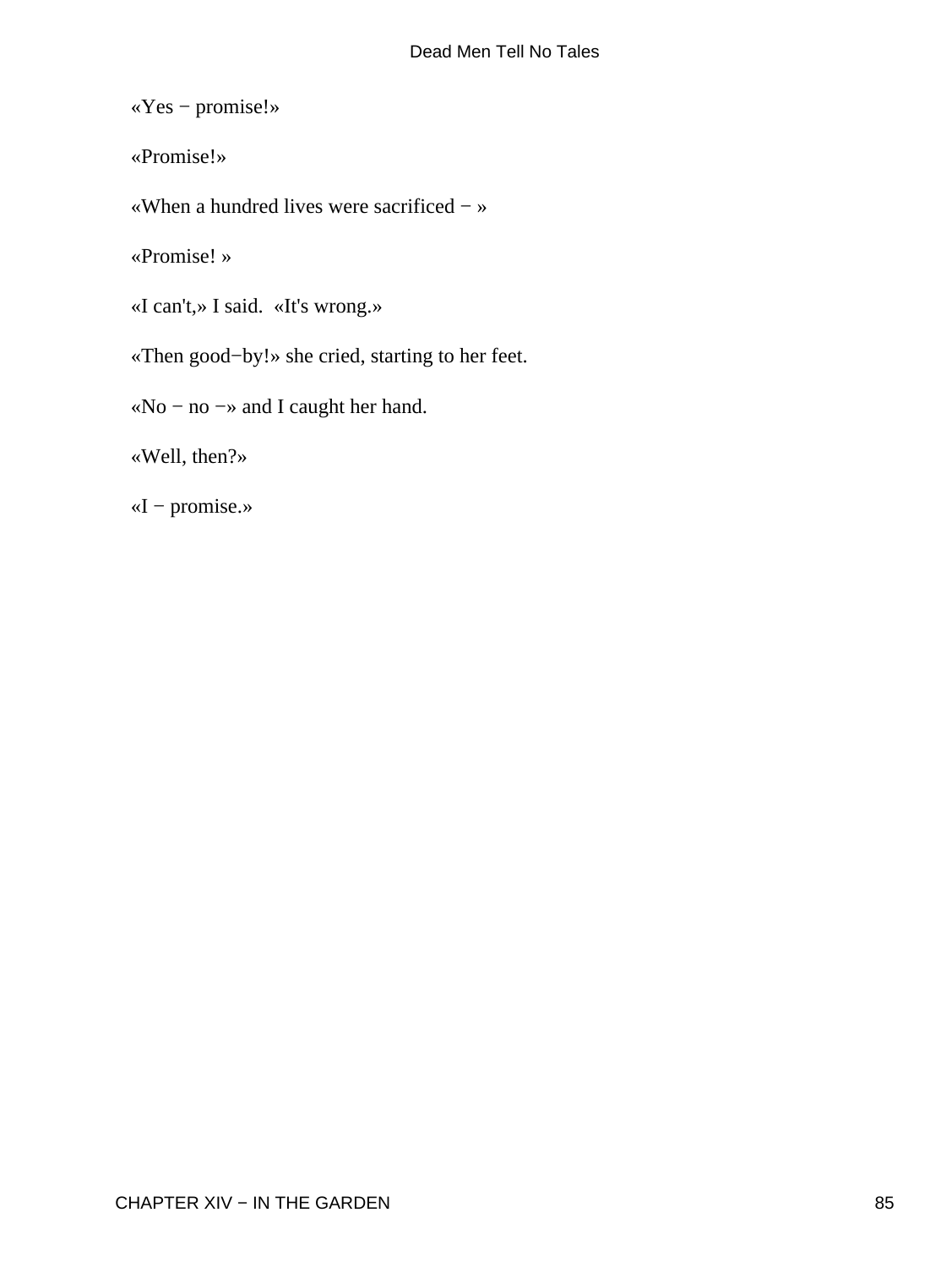«Yes − promise!»

«Promise!»

«When a hundred lives were sacrificed − »

«Promise! »

«I can't,» I said.  «It's wrong.»

«Then good−by!» she cried, starting to her feet.

«No − no −» and I caught her hand.

«Well, then?»

«I − promise.»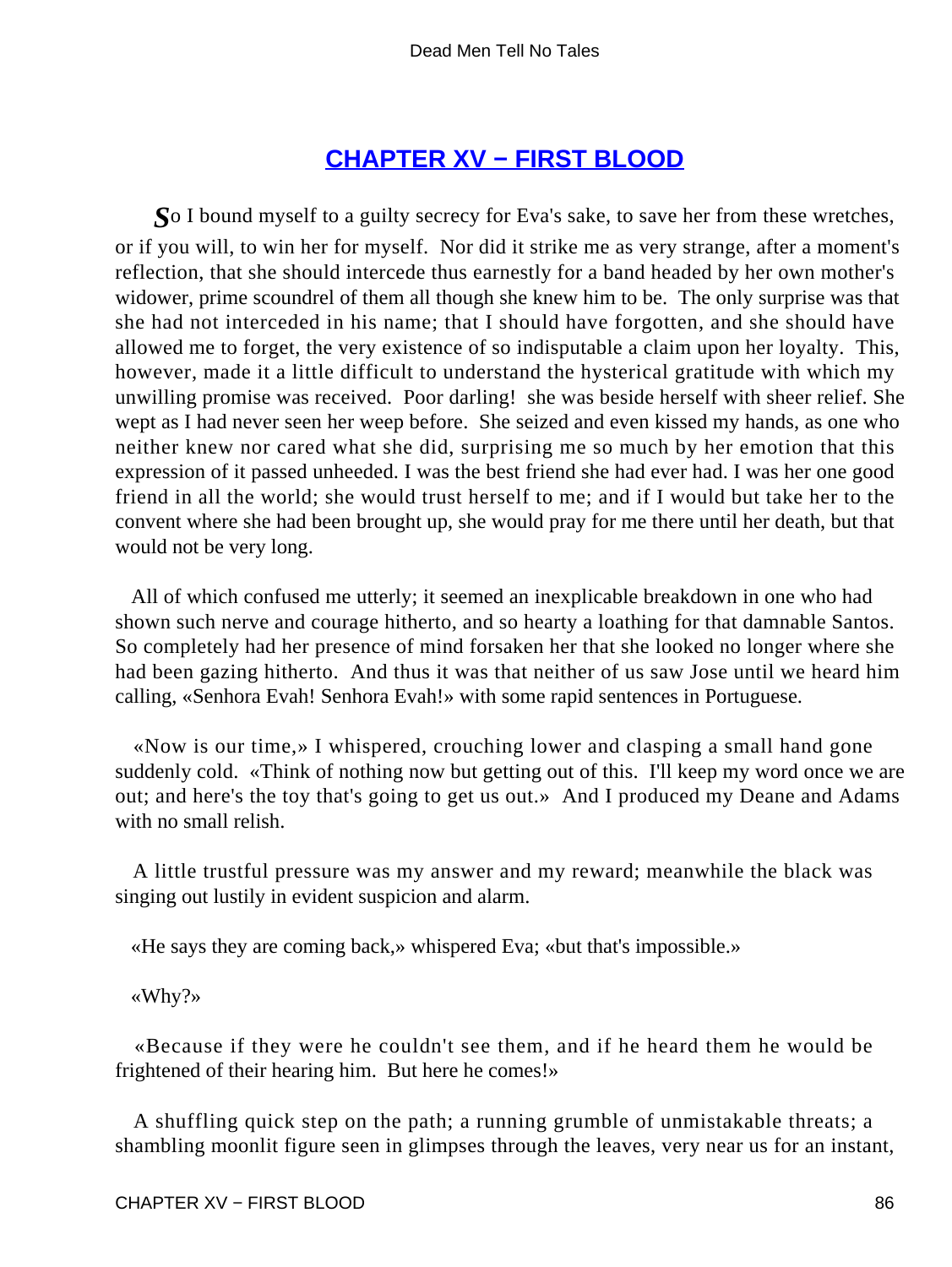## CHAPTER XV − FIRST BLOOD

*S*o I bound myself to a guilty secrecy for Eva's sake, to save her from these wretches, or if you will, to win her for myself. Nor did it strike me as very strange, after a moment's reflection, that she should intercede thus earnestly for a band headed by her own mother's widower, prime scoundrel of them all though she knew him to be. The only surprise was that she had not interceded in his name; that I should have forgotten, and she should have allowed me to forget, the very existence of so indisputable a claim upon her loyalty. This, however, made it a little difficult to understand the hysterical gratitude with which my unwilling promise was received. Poor darling! she was beside herself with sheer relief. She wept as I had never seen her weep before. She seized and even kissed my hands, as one who neither knew nor cared what she did, surprising me so much by her emotion that this expression of it passed unheeded. I was the best friend she had ever had. I was her one good friend in all the world; she would trust herself to me; and if I would but take her to the convent where she had been brought up, she would pray for me there until her death, but that would not be very long.

All of which confused me utterly; it seemed an inexplicable breakdown in one who had shown such nerve and courage hitherto, and so hearty a loathing for that damnable Santos. So completely had her presence of mind forsaken her that she looked no longer where she had been gazing hitherto. And thus it was that neither of us saw Jose until we heard him calling, «Senhora Evah! Senhora Evah!» with some rapid sentences in Portuguese.

«Now is our time,» I whispered, crouching lower and clasping a small hand gone suddenly cold. «Think of nothing now but getting out of this. I'll keep my word once we are out; and here's the toy that's going to get us out.» And I produced my Deane and Adams with no small relish.

A little trustful pressure was my answer and my reward; meanwhile the black was singing out lustily in evident suspicion and alarm.

«He says they are coming back,» whispered Eva; «but that's impossible.»

«Why?»

«Because if they were he couldn't see them, and if he heard them he would be frightened of their hearing him. But here he comes!»

A shuffling quick step on the path; a running grumble of unmistakable threats; a shambling moonlit figure seen in glimpses through the leaves, very near us for an instant,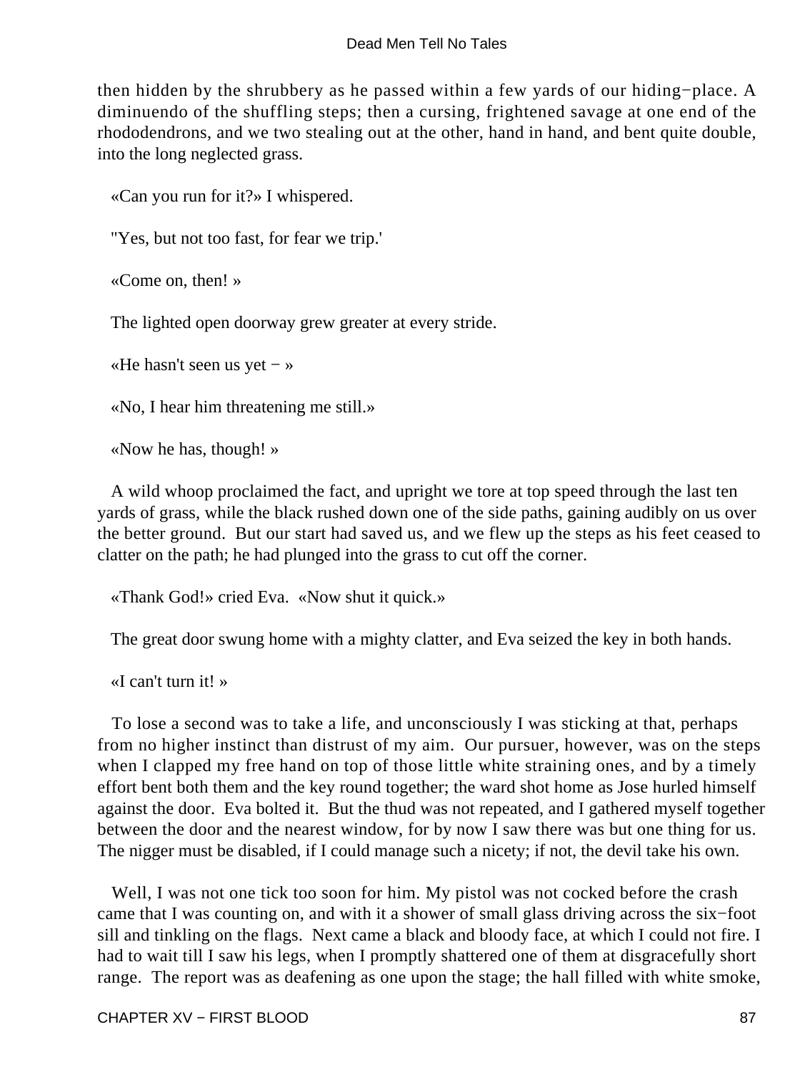then hidden by the shrubbery as he passed within a few yards of our hiding−place. A diminuendo of the shuffling steps; then a cursing, frightened savage at one end of the rhododendrons, and we two stealing out at the other, hand in hand, and bent quite double, into the long neglected grass.

«Can you run for it?» I whispered.

"Yes, but not too fast, for fear we trip.'

«Come on, then! »

The lighted open doorway grew greater at every stride.

«He hasn't seen us yet − »

«No, I hear him threatening me still.»

«Now he has, though! »

A wild whoop proclaimed the fact, and upright we tore at top speed through the last ten yards of grass, while the black rushed down one of the side paths, gaining audibly on us over the better ground. But our start had saved us, and we flew up the steps as his feet ceased to clatter on the path; he had plunged into the grass to cut off the corner.

«Thank God!» cried Eva. «Now shut it quick.»

The great door swung home with a mighty clatter, and Eva seized the key in both hands.

«I can't turn it! »

To lose a second was to take a life, and unconsciously I was sticking at that, perhaps from no higher instinct than distrust of my aim. Our pursuer, however, was on the steps when I clapped my free hand on top of those little white straining ones, and by a timely effort bent both them and the key round together; the ward shot home as Jose hurled himself against the door. Eva bolted it. But the thud was not repeated, and I gathered myself together between the door and the nearest window, for by now I saw there was but one thing for us. The nigger must be disabled, if I could manage such a nicety; if not, the devil take his own.

Well, I was not one tick too soon for him. My pistol was not cocked before the crash came that I was counting on, and with it a shower of small glass driving across the six−foot sill and tinkling on the flags. Next came a black and bloody face, at which I could not fire. I had to wait till I saw his legs, when I promptly shattered one of them at disgracefully short range. The report was as deafening as one upon the stage; the hall filled with white smoke,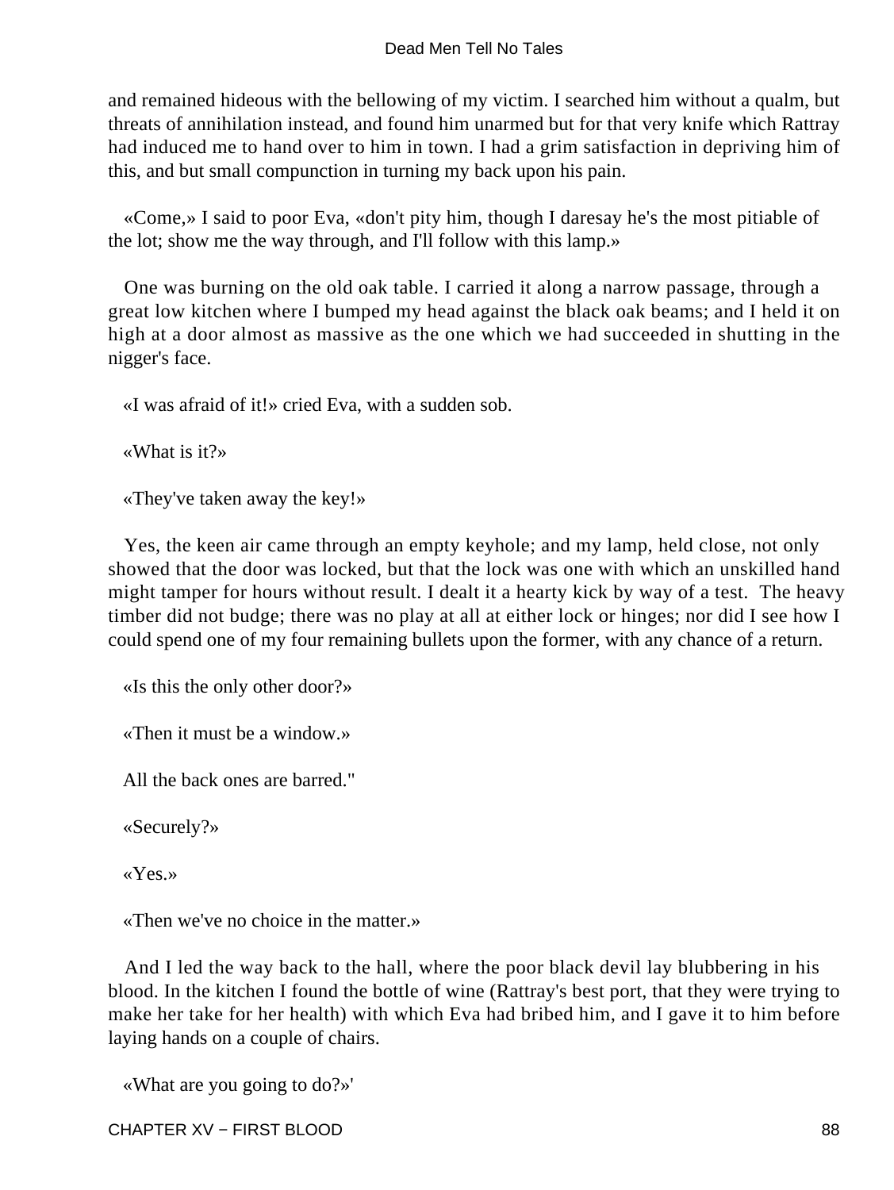and remained hideous with the bellowing of my victim. I searched him without a qualm, but threats of annihilation instead, and found him unarmed but for that very knife which Rattray had induced me to hand over to him in town. I had a grim satisfaction in depriving him of this, and but small compunction in turning my back upon his pain.

«Come,» I said to poor Eva, «don't pity him, though I daresay he's the most pitiable of the lot; show me the way through, and I'll follow with this lamp.»

One was burning on the old oak table. I carried it along a narrow passage, through a great low kitchen where I bumped my head against the black oak beams; and I held it on high at a door almost as massive as the one which we had succeeded in shutting in the nigger's face.

«I was afraid of it!» cried Eva, with a sudden sob.

«What is it?»

«They've taken away the key!»

Yes, the keen air came through an empty keyhole; and my lamp, held close, not only showed that the door was locked, but that the lock was one with which an unskilled hand might tamper for hours without result. I dealt it a hearty kick by way of a test. The heavy timber did not budge; there was no play at all at either lock or hinges; nor did I see how I could spend one of my four remaining bullets upon the former, with any chance of a return.

«Is this the only other door?»

«Then it must be a window.»

All the back ones are barred."

«Securely?»

«Yes.»

«Then we've no choice in the matter.»

And I led the way back to the hall, where the poor black devil lay blubbering in his blood. In the kitchen I found the bottle of wine (Rattray's best port, that they were trying to make her take for her health) with which Eva had bribed him, and I gave it to him before laying hands on a couple of chairs.

«What are you going to do?»'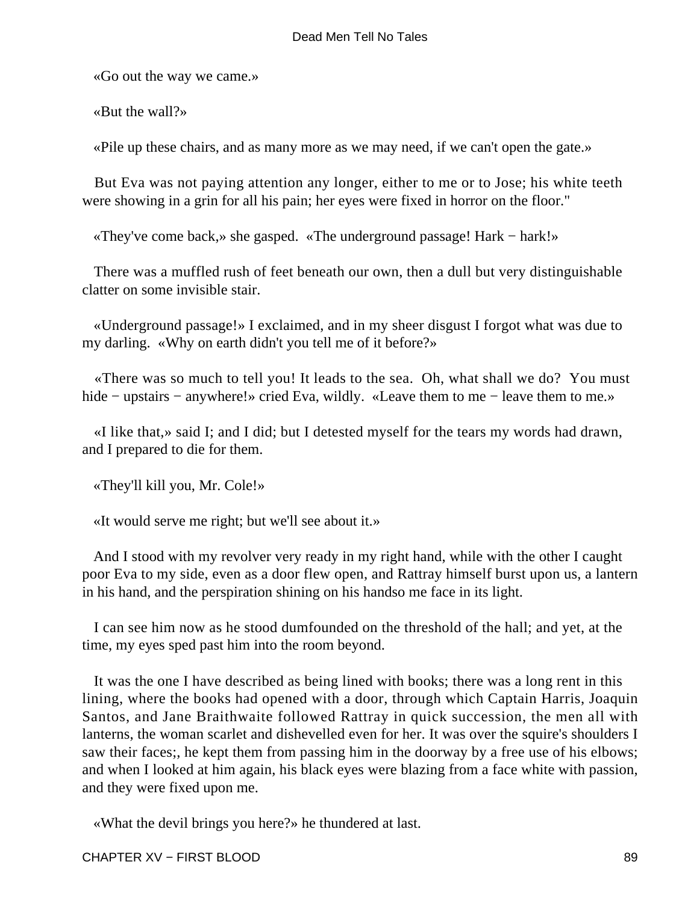«Go out the way we came.»

«But the wall?»

«Pile up these chairs, and as many more as we may need, if we can't open the gate.»

But Eva was not paying attention any longer, either to me or to Jose; his white teeth were showing in a grin for all his pain; her eyes were fixed in horror on the floor."

«They've come back,» she gasped. «The underground passage! Hark − hark!»

There was a muffled rush of feet beneath our own, then a dull but very distinguishable clatter on some invisible stair.

«Underground passage!» I exclaimed, and in my sheer disgust I forgot what was due to my darling. «Why on earth didn't you tell me of it before?»

«There was so much to tell you! It leads to the sea. Oh, what shall we do? You must hide − upstairs − anywhere!» cried Eva, wildly. «Leave them to me − leave them to me.»

«I like that,» said I; and I did; but I detested myself for the tears my words had drawn, and I prepared to die for them.

«They'll kill you, Mr. Cole!»

«It would serve me right; but we'll see about it.»

And I stood with my revolver very ready in my right hand, while with the other I caught poor Eva to my side, even as a door flew open, and Rattray himself burst upon us, a lantern in his hand, and the perspiration shining on his handso me face in its light.

I can see him now as he stood dumfounded on the threshold of the hall; and yet, at the time, my eyes sped past him into the room beyond.

It was the one I have described as being lined with books; there was a long rent in this lining, where the books had opened with a door, through which Captain Harris, Joaquin Santos, and Jane Braithwaite followed Rattray in quick succession, the men all with lanterns, the woman scarlet and dishevelled even for her. It was over the squire's shoulders I saw their faces;, he kept them from passing him in the doorway by a free use of his elbows; and when I looked at him again, his black eyes were blazing from a face white with passion, and they were fixed upon me.

«What the devil brings you here?» he thundered at last.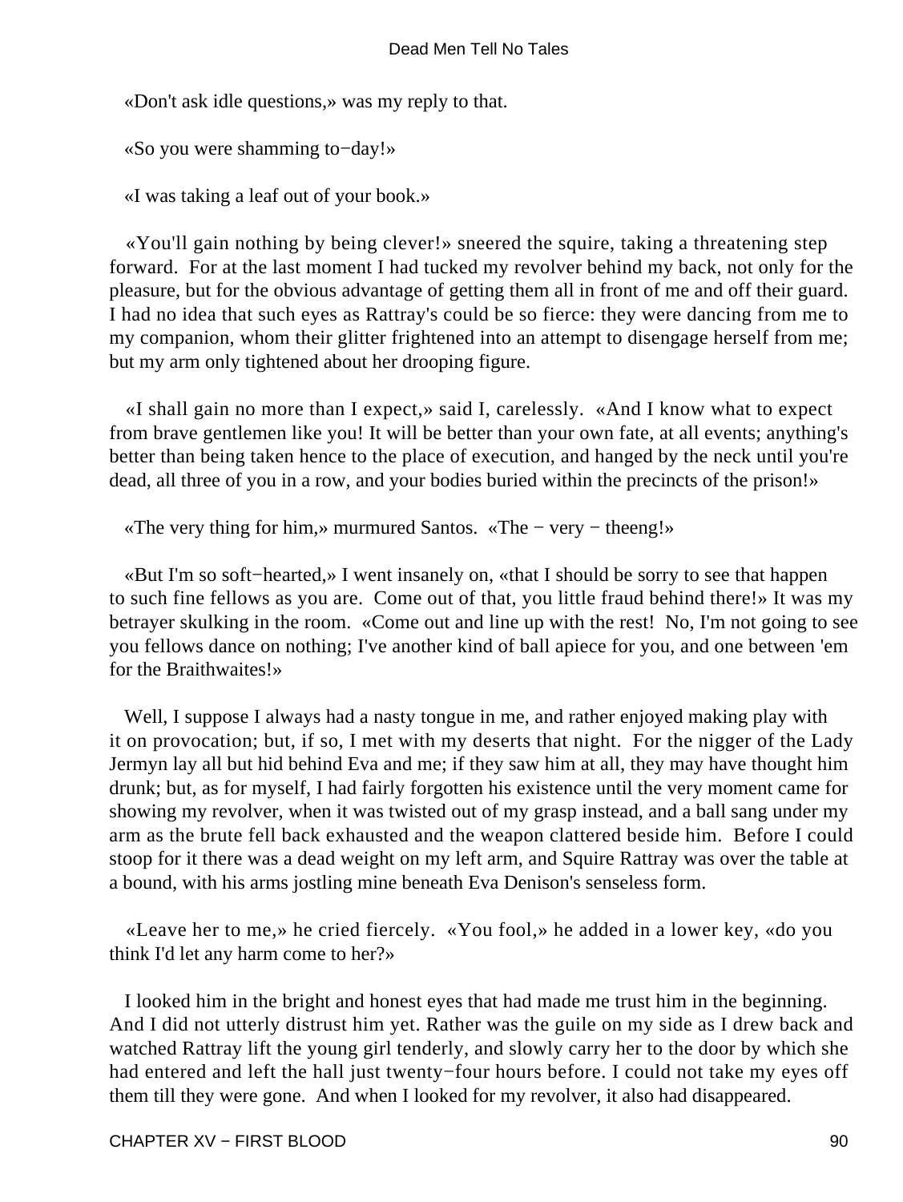«Don't ask idle questions,» was my reply to that.

«So you were shamming to−day!»

«I was taking a leaf out of your book.»

«You'll gain nothing by being clever!» sneered the squire, taking a threatening step forward. For at the last moment I had tucked my revolver behind my back, not only for the pleasure, but for the obvious advantage of getting them all in front of me and off their guard. I had no idea that such eyes as Rattray's could be so fierce: they were dancing from me to my companion, whom their glitter frightened into an attempt to disengage herself from me; but my arm only tightened about her drooping figure.

«I shall gain no more than I expect,» said I, carelessly. «And I know what to expect from brave gentlemen like you! It will be better than your own fate, at all events; anything's better than being taken hence to the place of execution, and hanged by the neck until you're dead, all three of you in a row, and your bodies buried within the precincts of the prison!»

«The very thing for him,» murmured Santos. «The − very − theeng!»

«But I'm so soft−hearted,» I went insanely on, «that I should be sorry to see that happen to such fine fellows as you are. Come out of that, you little fraud behind there!» It was my betrayer skulking in the room. «Come out and line up with the rest! No, I'm not going to see you fellows dance on nothing; I've another kind of ball apiece for you, and one between 'em for the Braithwaites!»

Well, I suppose I always had a nasty tongue in me, and rather enjoyed making play with it on provocation; but, if so, I met with my deserts that night. For the nigger of the Lady Jermyn lay all but hid behind Eva and me; if they saw him at all, they may have thought him drunk; but, as for myself, I had fairly forgotten his existence until the very moment came for showing my revolver, when it was twisted out of my grasp instead, and a ball sang under my arm as the brute fell back exhausted and the weapon clattered beside him. Before I could stoop for it there was a dead weight on my left arm, and Squire Rattray was over the table at a bound, with his arms jostling mine beneath Eva Denison's senseless form.

«Leave her to me,» he cried fiercely. «You fool,» he added in a lower key, «do you think I'd let any harm come to her?»

I looked him in the bright and honest eyes that had made me trust him in the beginning. And I did not utterly distrust him yet. Rather was the guile on my side as I drew back and watched Rattray lift the young girl tenderly, and slowly carry her to the door by which she had entered and left the hall just twenty−four hours before. I could not take my eyes off them till they were gone. And when I looked for my revolver, it also had disappeared.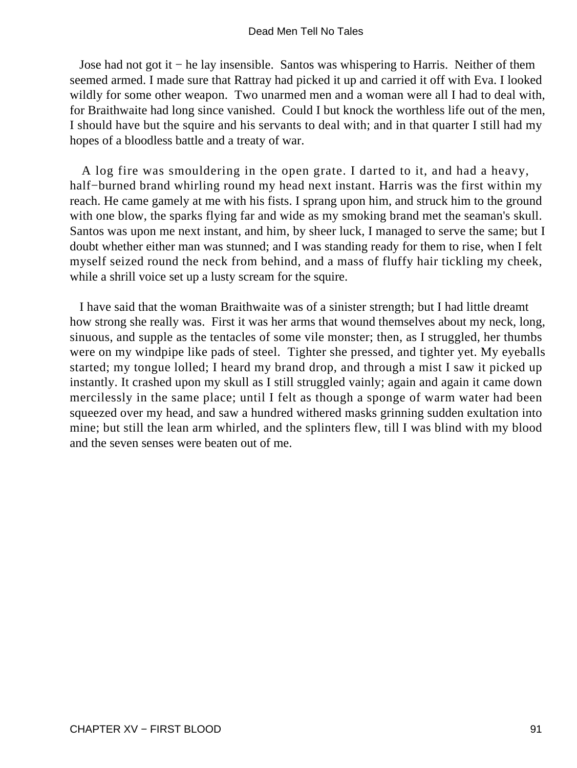Jose had not got it − he lay insensible. Santos was whispering to Harris. Neither of them seemed armed. I made sure that Rattray had picked it up and carried it off with Eva. I looked wildly for some other weapon. Two unarmed men and a woman were all I had to deal with, for Braithwaite had long since vanished. Could I but knock the worthless life out of the men, I should have but the squire and his servants to deal with; and in that quarter I still had my hopes of a bloodless battle and a treaty of war.

A log fire was smouldering in the open grate. I darted to it, and had a heavy, half−burned brand whirling round my head next instant. Harris was the first within my reach. He came gamely at me with his fists. I sprang upon him, and struck him to the ground with one blow, the sparks flying far and wide as my smoking brand met the seaman's skull. Santos was upon me next instant, and him, by sheer luck, I managed to serve the same; but I doubt whether either man was stunned; and I was standing ready for them to rise, when I felt myself seized round the neck from behind, and a mass of fluffy hair tickling my cheek, while a shrill voice set up a lusty scream for the squire.

I have said that the woman Braithwaite was of a sinister strength; but I had little dreamt how strong she really was. First it was her arms that wound themselves about my neck, long, sinuous, and supple as the tentacles of some vile monster; then, as I struggled, her thumbs were on my windpipe like pads of steel. Tighter she pressed, and tighter yet. My eyeballs started; my tongue lolled; I heard my brand drop, and through a mist I saw it picked up instantly. It crashed upon my skull as I still struggled vainly; again and again it came down mercilessly in the same place; until I felt as though a sponge of warm water had been squeezed over my head, and saw a hundred withered masks grinning sudden exultation into mine; but still the lean arm whirled, and the splinters flew, till I was blind with my blood and the seven senses were beaten out of me.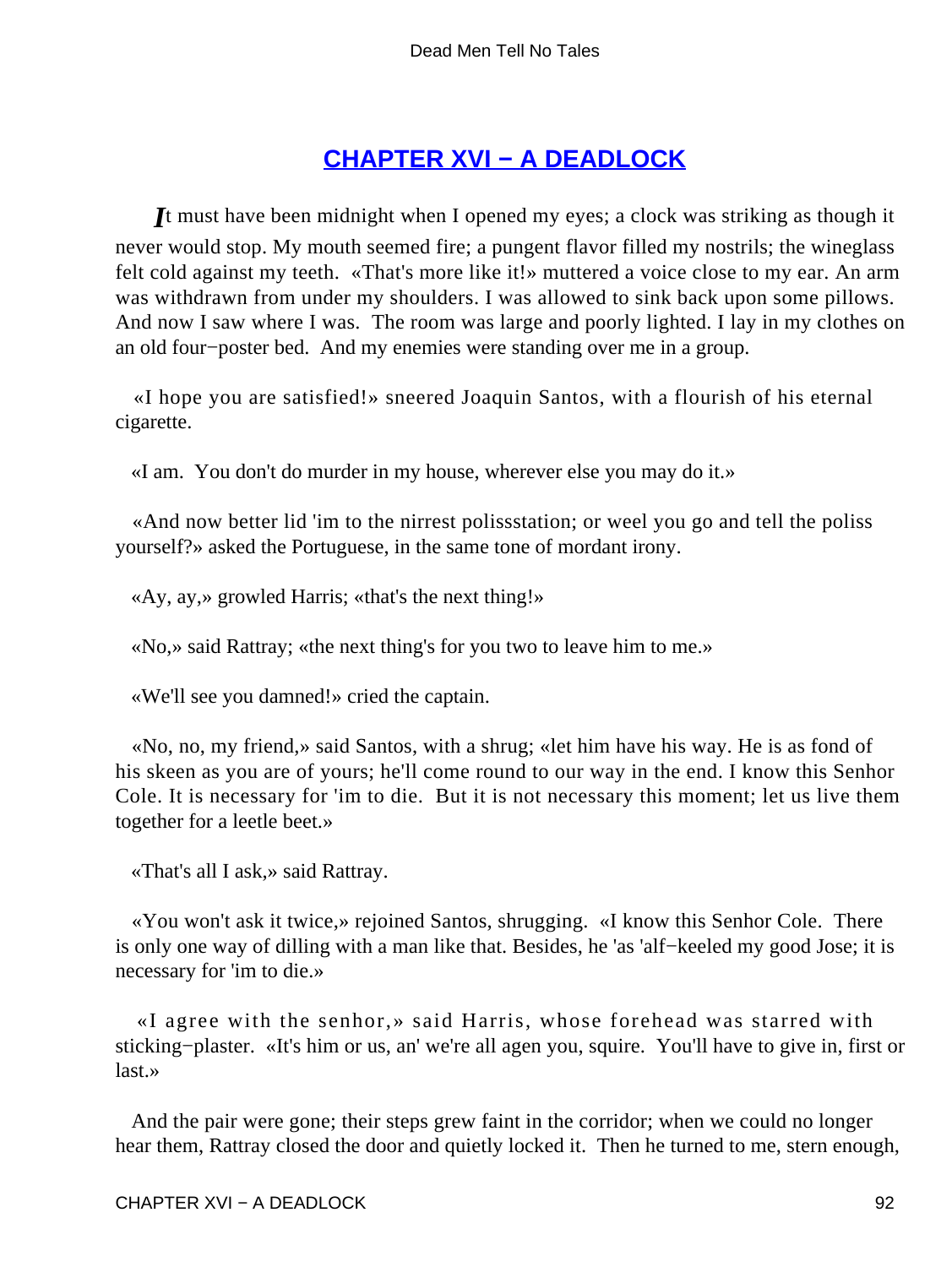## CHAPTER XVI − A DEADLOCK

*I*t must have been midnight when I opened my eyes; a clock was striking as though it never would stop. My mouth seemed fire; a pungent flavor filled my nostrils; the wineglass felt cold against my teeth. «That's more like it!» muttered a voice close to my ear. An arm was withdrawn from under my shoulders. I was allowed to sink back upon some pillows. And now I saw where I was. The room was large and poorly lighted. I lay in my clothes on an old four−poster bed. And my enemies were standing over me in a group.

«I hope you are satisfied!» sneered Joaquin Santos, with a flourish of his eternal cigarette.

«I am. You don't do murder in my house, wherever else you may do it.»

«And now better lid 'im to the nirrest polissstation; or weel you go and tell the poliss yourself?» asked the Portuguese, in the same tone of mordant irony.

«Ay, ay,» growled Harris; «that's the next thing!»

«No,» said Rattray; «the next thing's for you two to leave him to me.»

«We'll see you damned!» cried the captain.

«No, no, my friend,» said Santos, with a shrug; «let him have his way. He is as fond of his skeen as you are of yours; he'll come round to our way in the end. I know this Senhor Cole. It is necessary for 'im to die. But it is not necessary this moment; let us live them together for a leetle beet.»

«That's all I ask,» said Rattray.

«You won't ask it twice,» rejoined Santos, shrugging. «I know this Senhor Cole. There is only one way of dilling with a man like that. Besides, he 'as 'alf−keeled my good Jose; it is necessary for 'im to die.»

«I agree with the senhor,» said Harris, whose forehead was starred with sticking−plaster. «It's him or us, an' we're all agen you, squire. You'll have to give in, first or last.»

And the pair were gone; their steps grew faint in the corridor; when we could no longer hear them, Rattray closed the door and quietly locked it. Then he turned to me, stern enough,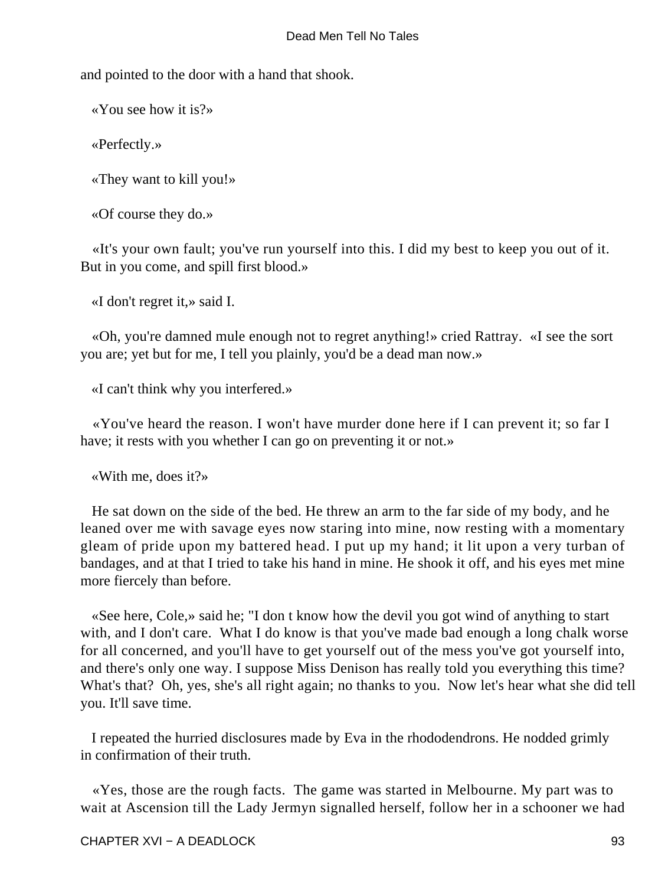and pointed to the door with a hand that shook.

«You see how it is?»

«Perfectly.»

«They want to kill you!»

«Of course they do.»

«It's your own fault; you've run yourself into this. I did my best to keep you out of it. But in you come, and spill first blood.»

«I don't regret it,» said I.

«Oh, you're damned mule enough not to regret anything!» cried Rattray. «I see the sort you are; yet but for me, I tell you plainly, you'd be a dead man now.»

«I can't think why you interfered.»

«You've heard the reason. I won't have murder done here if I can prevent it; so far I have; it rests with you whether I can go on preventing it or not.»

«With me, does it?»

He sat down on the side of the bed. He threw an arm to the far side of my body, and he leaned over me with savage eyes now staring into mine, now resting with a momentary gleam of pride upon my battered head. I put up my hand; it lit upon a very turban of bandages, and at that I tried to take his hand in mine. He shook it off, and his eyes met mine more fiercely than before.

«See here, Cole,» said he; "I don t know how the devil you got wind of anything to start with, and I don't care. What I do know is that you've made bad enough a long chalk worse for all concerned, and you'll have to get yourself out of the mess you've got yourself into, and there's only one way. I suppose Miss Denison has really told you everything this time? What's that? Oh, yes, she's all right again; no thanks to you. Now let's hear what she did tell you. It'll save time.

I repeated the hurried disclosures made by Eva in the rhododendrons. He nodded grimly in confirmation of their truth.

«Yes, those are the rough facts. The game was started in Melbourne. My part was to wait at Ascension till the Lady Jermyn signalled herself, follow her in a schooner we had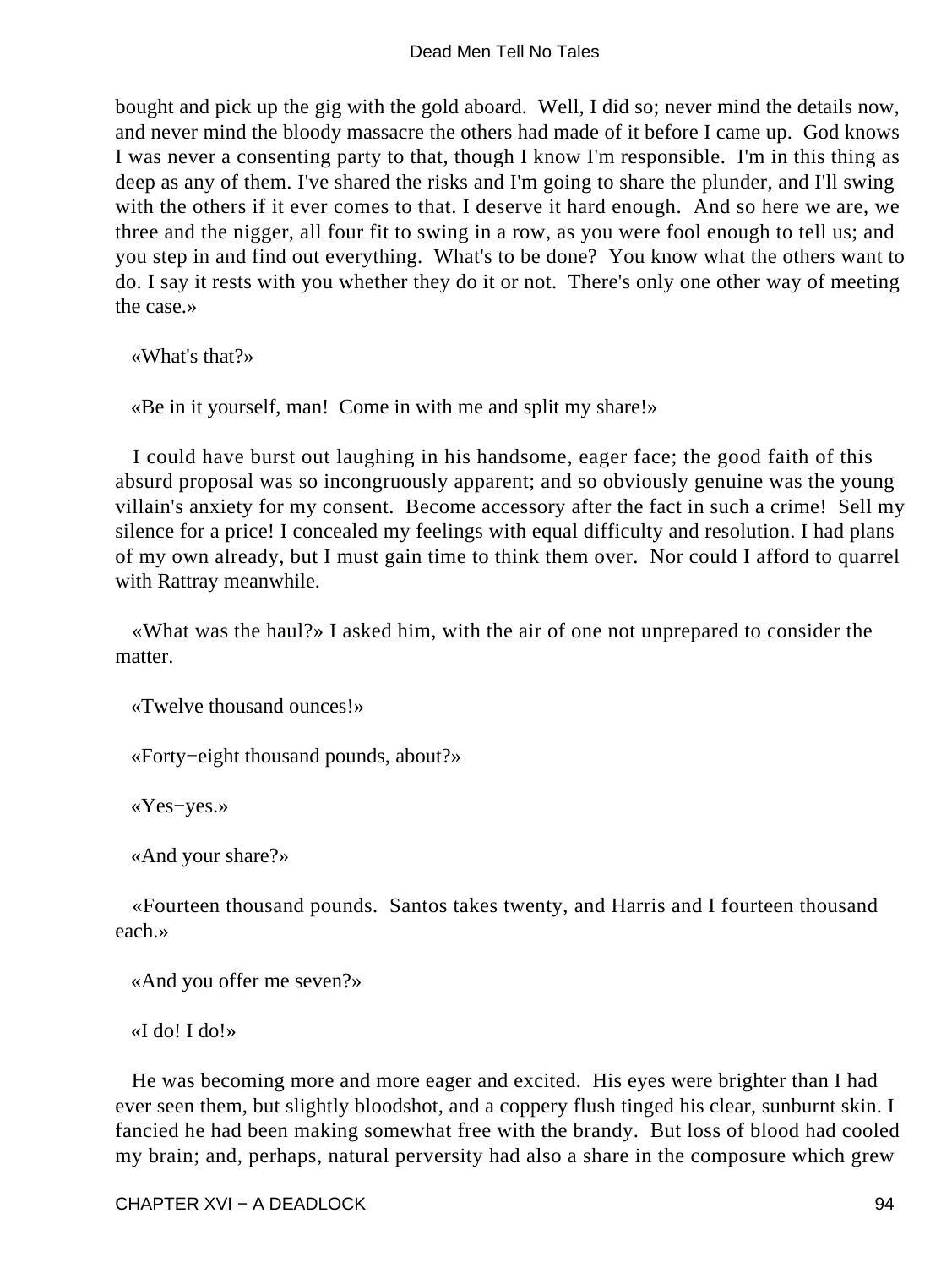bought and pick up the gig with the gold aboard. Well, I did so; never mind the details now, and never mind the bloody massacre the others had made of it before I came up. God knows I was never a consenting party to that, though I know I'm responsible. I'm in this thing as deep as any of them. I've shared the risks and I'm going to share the plunder, and I'll swing with the others if it ever comes to that. I deserve it hard enough. And so here we are, we three and the nigger, all four fit to swing in a row, as you were fool enough to tell us; and you step in and find out everything. What's to be done? You know what the others want to do. I say it rests with you whether they do it or not. There's only one other way of meeting the case.»

«What's that?»

«Be in it yourself, man! Come in with me and split my share!»

I could have burst out laughing in his handsome, eager face; the good faith of this absurd proposal was so incongruously apparent; and so obviously genuine was the young villain's anxiety for my consent. Become accessory after the fact in such a crime! Sell my silence for a price! I concealed my feelings with equal difficulty and resolution. I had plans of my own already, but I must gain time to think them over. Nor could I afford to quarrel with Rattray meanwhile.

«What was the haul?» I asked him, with the air of one not unprepared to consider the matter.

«Twelve thousand ounces!»

«Forty−eight thousand pounds, about?»

«Yes−yes.»

«And your share?»

«Fourteen thousand pounds. Santos takes twenty, and Harris and I fourteen thousand each.»

«And you offer me seven?»

«I do! I do!»

He was becoming more and more eager and excited. His eyes were brighter than I had ever seen them, but slightly bloodshot, and a coppery flush tinged his clear, sunburnt skin. I fancied he had been making somewhat free with the brandy. But loss of blood had cooled my brain; and, perhaps, natural perversity had also a share in the composure which grew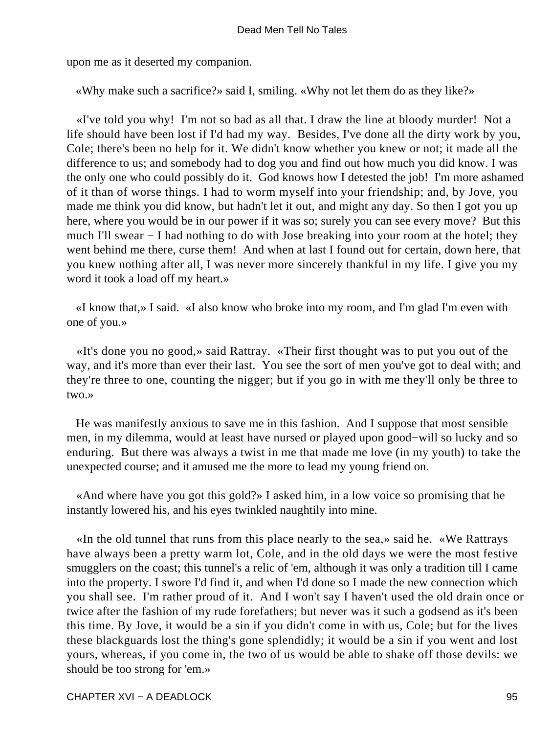upon me as it deserted my companion.

«Why make such a sacrifice?» said I, smiling. «Why not let them do as they like?»

«I've told you why! I'm not so bad as all that. I draw the line at bloody murder! Not a life should have been lost if I'd had my way. Besides, I've done all the dirty work by you, Cole; there's been no help for it. We didn't know whether you knew or not; it made all the difference to us; and somebody had to dog you and find out how much you did know. I was the only one who could possibly do it. God knows how I detested the job! I'm more ashamed of it than of worse things. I had to worm myself into your friendship; and, by Jove, you made me think you did know, but hadn't let it out, and might any day. So then I got you up here, where you would be in our power if it was so; surely you can see every move? But this much I'll swear − I had nothing to do with Jose breaking into your room at the hotel; they went behind me there, curse them! And when at last I found out for certain, down here, that you knew nothing after all, I was never more sincerely thankful in my life. I give you my word it took a load off my heart.»

«I know that,» I said. «I also know who broke into my room, and I'm glad I'm even with one of you.»

«It's done you no good,» said Rattray. «Their first thought was to put you out of the way, and it's more than ever their last. You see the sort of men you've got to deal with; and they're three to one, counting the nigger; but if you go in with me they'll only be three to two.»

He was manifestly anxious to save me in this fashion. And I suppose that most sensible men, in my dilemma, would at least have nursed or played upon good−will so lucky and so enduring. But there was always a twist in me that made me love (in my youth) to take the unexpected course; and it amused me the more to lead my young friend on.

«And where have you got this gold?» I asked him, in a low voice so promising that he instantly lowered his, and his eyes twinkled naughtily into mine.

«In the old tunnel that runs from this place nearly to the sea,» said he. «We Rattrays have always been a pretty warm lot, Cole, and in the old days we were the most festive smugglers on the coast; this tunnel's a relic of 'em, although it was only a tradition till I came into the property. I swore I'd find it, and when I'd done so I made the new connection which you shall see. I'm rather proud of it. And I won't say I haven't used the old drain once or twice after the fashion of my rude forefathers; but never was it such a godsend as it's been this time. By Jove, it would be a sin if you didn't come in with us, Cole; but for the lives these blackguards lost the thing's gone splendidly; it would be a sin if you went and lost yours, whereas, if you come in, the two of us would be able to shake off those devils: we should be too strong for 'em.»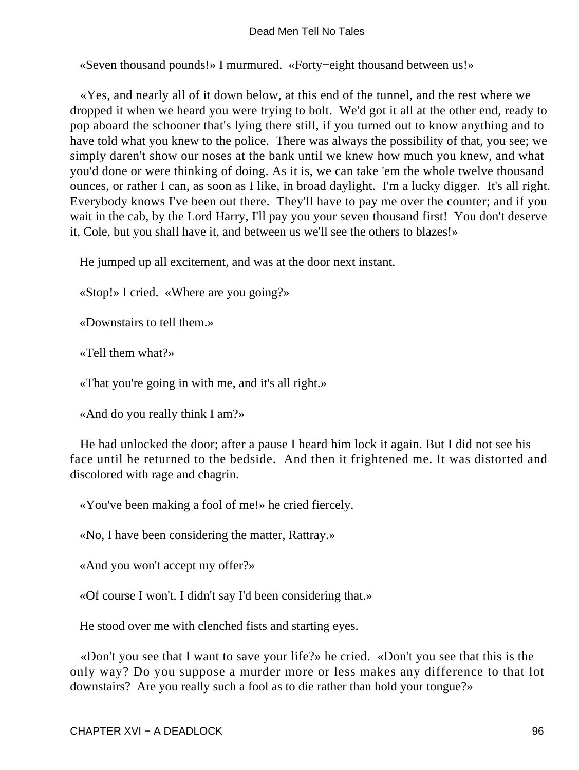«Seven thousand pounds!» I murmured. «Forty−eight thousand between us!»

«Yes, and nearly all of it down below, at this end of the tunnel, and the rest where we dropped it when we heard you were trying to bolt. We'd got it all at the other end, ready to pop aboard the schooner that's lying there still, if you turned out to know anything and to have told what you knew to the police. There was always the possibility of that, you see; we simply daren't show our noses at the bank until we knew how much you knew, and what you'd done or were thinking of doing. As it is, we can take 'em the whole twelve thousand ounces, or rather I can, as soon as I like, in broad daylight. I'm a lucky digger. It's all right. Everybody knows I've been out there. They'll have to pay me over the counter; and if you wait in the cab, by the Lord Harry, I'll pay you your seven thousand first! You don't deserve it, Cole, but you shall have it, and between us we'll see the others to blazes!»

He jumped up all excitement, and was at the door next instant.

«Stop!» I cried. «Where are you going?»

«Downstairs to tell them.»

«Tell them what?»

«That you're going in with me, and it's all right.»

«And do you really think I am?»

He had unlocked the door; after a pause I heard him lock it again. But I did not see his face until he returned to the bedside. And then it frightened me. It was distorted and discolored with rage and chagrin.

«You've been making a fool of me!» he cried fiercely.

«No, I have been considering the matter, Rattray.»

«And you won't accept my offer?»

«Of course I won't. I didn't say I'd been considering that.»

He stood over me with clenched fists and starting eyes.

«Don't you see that I want to save your life?» he cried. «Don't you see that this is the only way? Do you suppose a murder more or less makes any difference to that lot downstairs? Are you really such a fool as to die rather than hold your tongue?»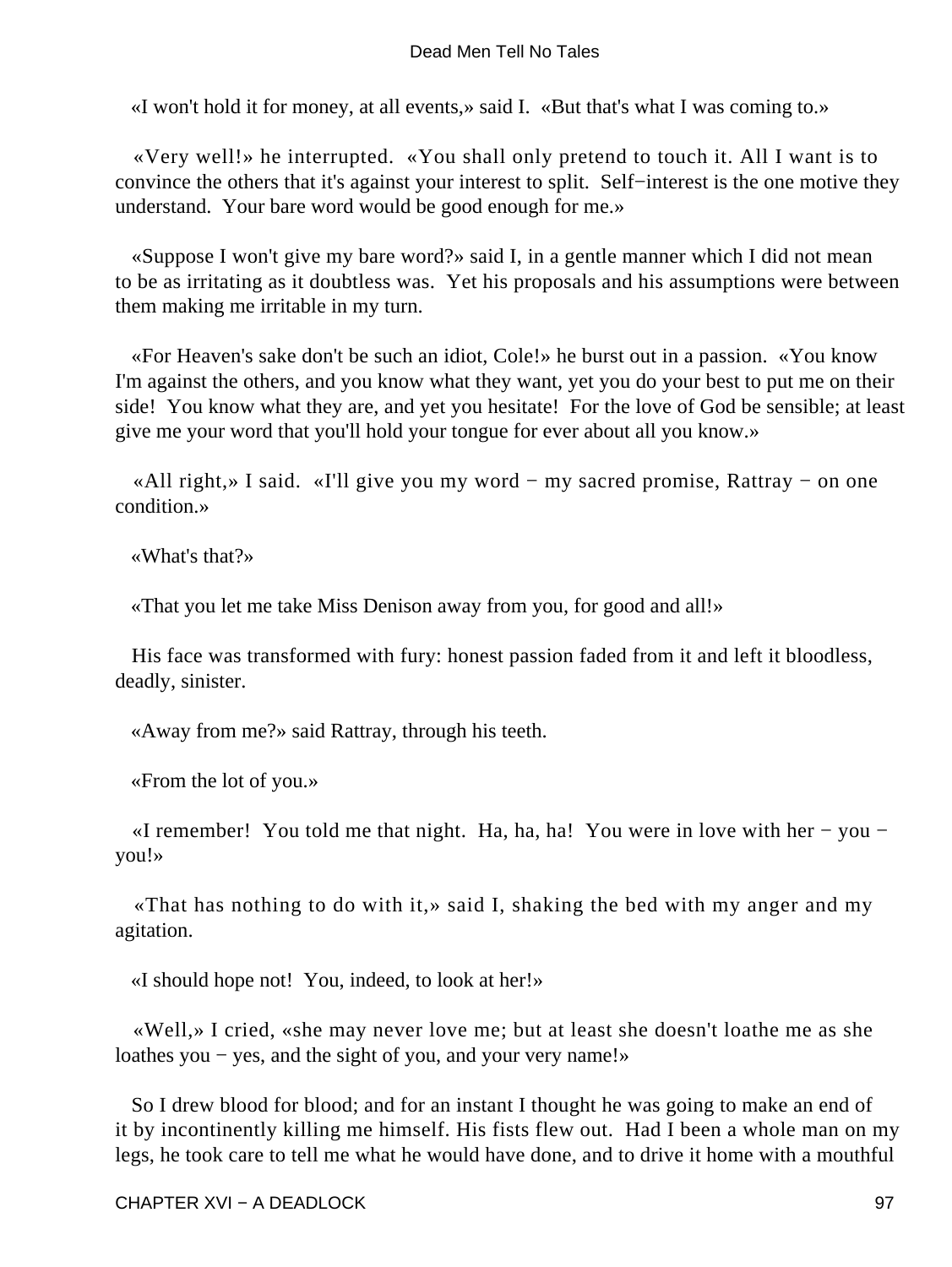«I won't hold it for money, at all events,» said I. «But that's what I was coming to.»

«Very well!» he interrupted. «You shall only pretend to touch it. All I want is to convince the others that it's against your interest to split. Self−interest is the one motive they understand. Your bare word would be good enough for me.»

«Suppose I won't give my bare word?» said I, in a gentle manner which I did not mean to be as irritating as it doubtless was. Yet his proposals and his assumptions were between them making me irritable in my turn.

«For Heaven's sake don't be such an idiot, Cole!» he burst out in a passion. «You know I'm against the others, and you know what they want, yet you do your best to put me on their side! You know what they are, and yet you hesitate! For the love of God be sensible; at least give me your word that you'll hold your tongue for ever about all you know.»

«All right,» I said. «I'll give you my word − my sacred promise, Rattray − on one condition.»

«What's that?»

«That you let me take Miss Denison away from you, for good and all!»

His face was transformed with fury: honest passion faded from it and left it bloodless, deadly, sinister.

«Away from me?» said Rattray, through his teeth.

«From the lot of you.»

«I remember! You told me that night. Ha, ha, ha! You were in love with her − you − you!»

«That has nothing to do with it,» said I, shaking the bed with my anger and my agitation.

«I should hope not! You, indeed, to look at her!»

«Well,» I cried, «she may never love me; but at least she doesn't loathe me as she loathes you − yes, and the sight of you, and your very name!»

So I drew blood for blood; and for an instant I thought he was going to make an end of it by incontinently killing me himself. His fists flew out. Had I been a whole man on my legs, he took care to tell me what he would have done, and to drive it home with a mouthful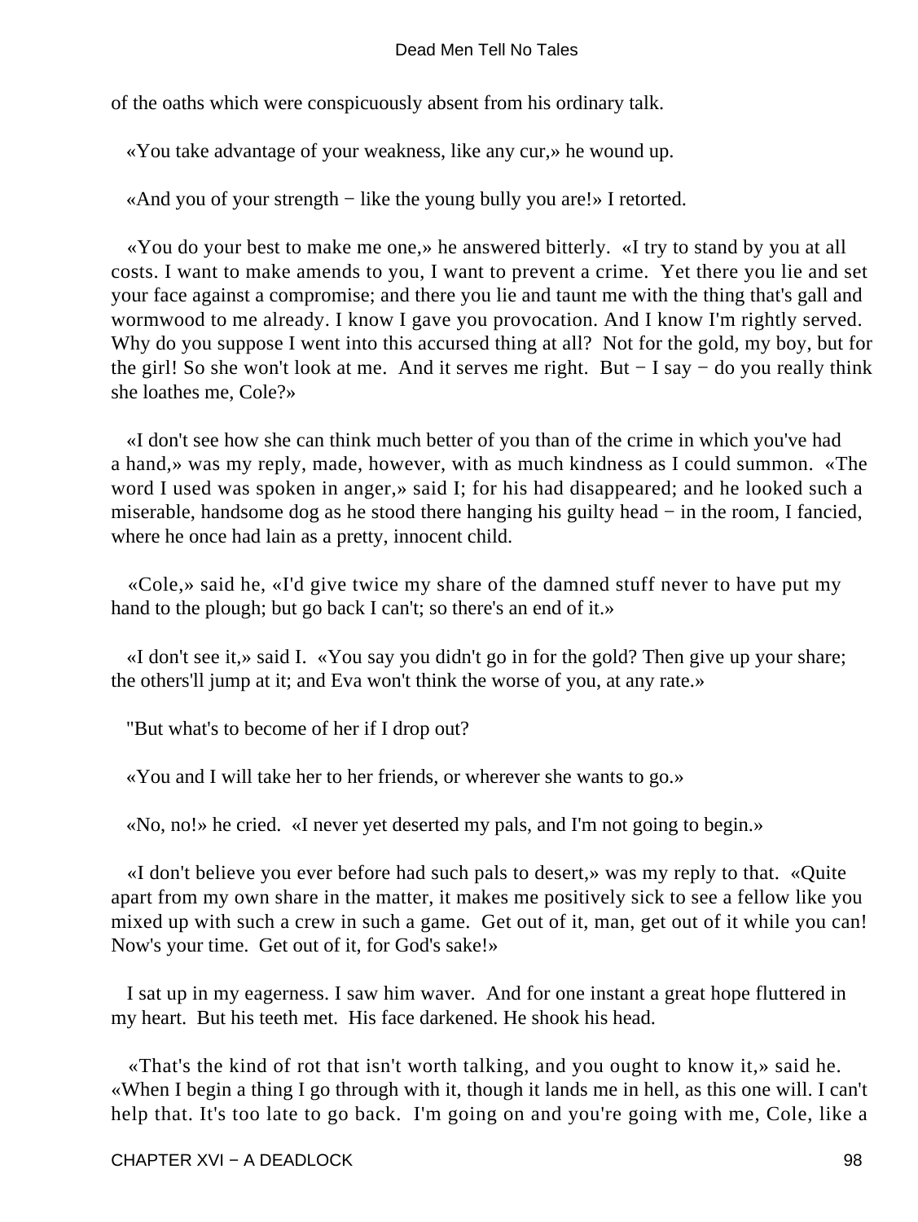of the oaths which were conspicuously absent from his ordinary talk.

«You take advantage of your weakness, like any cur,» he wound up.

«And you of your strength − like the young bully you are!» I retorted.

«You do your best to make me one,» he answered bitterly. «I try to stand by you at all costs. I want to make amends to you, I want to prevent a crime. Yet there you lie and set your face against a compromise; and there you lie and taunt me with the thing that's gall and wormwood to me already. I know I gave you provocation. And I know I'm rightly served. Why do you suppose I went into this accursed thing at all? Not for the gold, my boy, but for the girl! So she won't look at me. And it serves me right. But − I say − do you really think she loathes me, Cole?»

«I don't see how she can think much better of you than of the crime in which you've had a hand,» was my reply, made, however, with as much kindness as I could summon. «The word I used was spoken in anger,» said I; for his had disappeared; and he looked such a miserable, handsome dog as he stood there hanging his guilty head − in the room, I fancied, where he once had lain as a pretty, innocent child.

«Cole,» said he, «I'd give twice my share of the damned stuff never to have put my hand to the plough; but go back I can't; so there's an end of it.»

«I don't see it,» said I. «You say you didn't go in for the gold? Then give up your share; the others'll jump at it; and Eva won't think the worse of you, at any rate.»

"But what's to become of her if I drop out?

«You and I will take her to her friends, or wherever she wants to go.»

«No, no!» he cried. «I never yet deserted my pals, and I'm not going to begin.»

«I don't believe you ever before had such pals to desert,» was my reply to that. «Quite apart from my own share in the matter, it makes me positively sick to see a fellow like you mixed up with such a crew in such a game. Get out of it, man, get out of it while you can! Now's your time. Get out of it, for God's sake!»

I sat up in my eagerness. I saw him waver. And for one instant a great hope fluttered in my heart. But his teeth met. His face darkened. He shook his head.

«That's the kind of rot that isn't worth talking, and you ought to know it,» said he. «When I begin a thing I go through with it, though it lands me in hell, as this one will. I can't help that. It's too late to go back. I'm going on and you're going with me, Cole, like a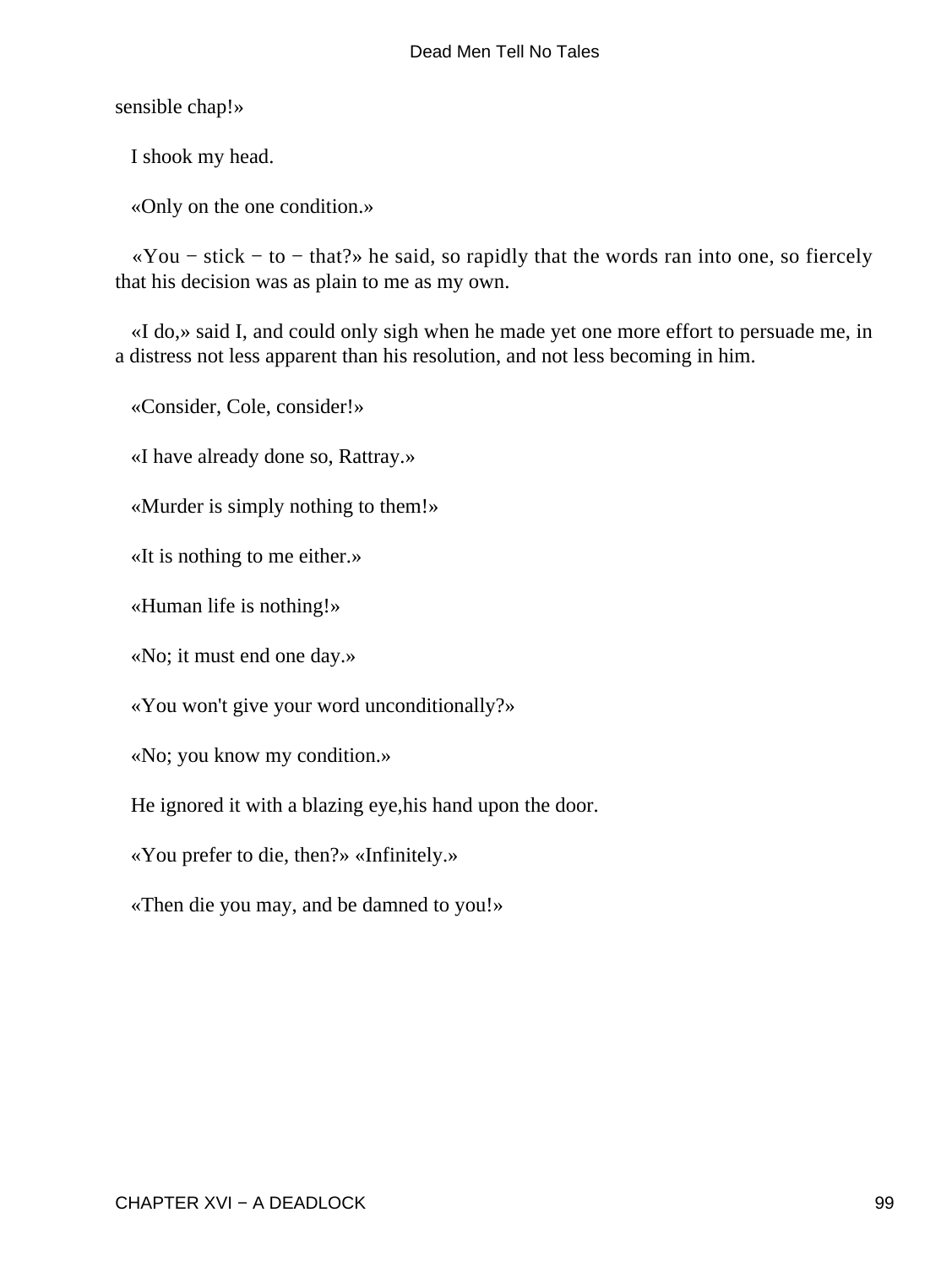sensible chap!»

I shook my head.

«Only on the one condition.»

«You − stick − to − that?» he said, so rapidly that the words ran into one, so fiercely that his decision was as plain to me as my own.

«I do,» said I, and could only sigh when he made yet one more effort to persuade me, in a distress not less apparent than his resolution, and not less becoming in him.

«Consider, Cole, consider!»

«I have already done so, Rattray.»

«Murder is simply nothing to them!»

«It is nothing to me either.»

«Human life is nothing!»

«No; it must end one day.»

«You won't give your word unconditionally?»

«No; you know my condition.»

He ignored it with a blazing eye,his hand upon the door.

«You prefer to die, then?» «Infinitely.»

«Then die you may, and be damned to you!»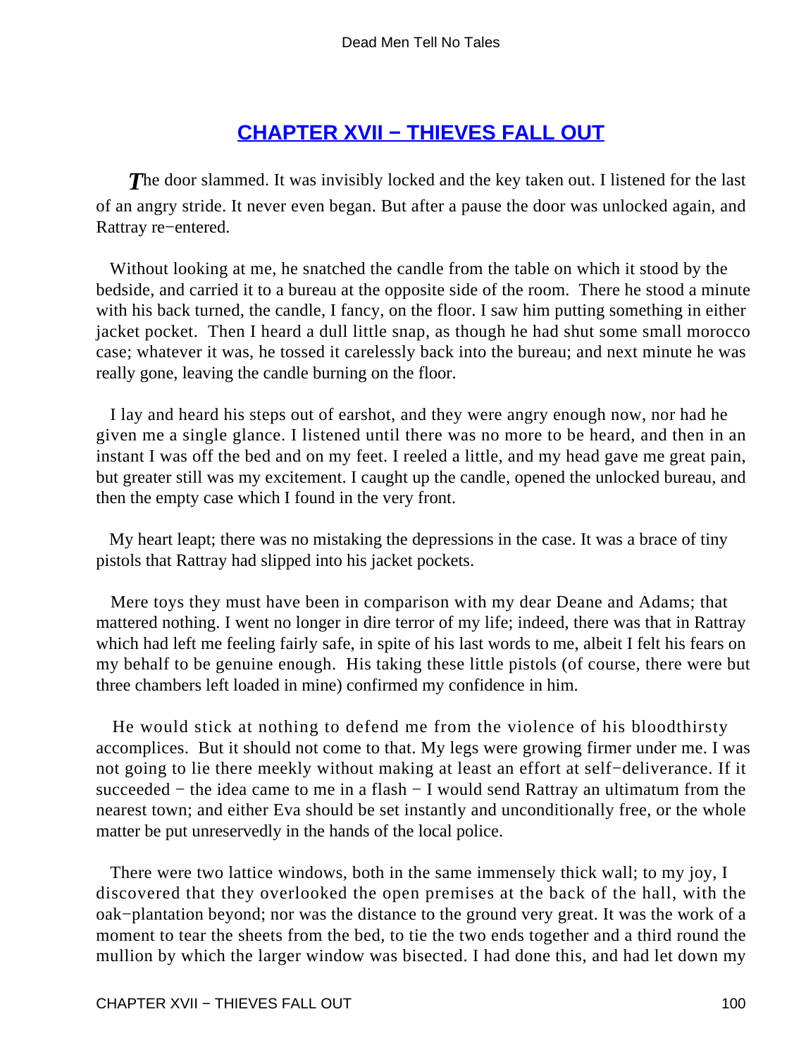## CHAPTER XVII − THIEVES FALL OUT

*The* door slammed. It was invisibly locked and the key taken out. I listened for the last of an angry stride. It never even began. But after a pause the door was unlocked again, and Rattray re−entered.

Without looking at me, he snatched the candle from the table on which it stood by the bedside, and carried it to a bureau at the opposite side of the room. There he stood a minute with his back turned, the candle, I fancy, on the floor. I saw him putting something in either jacket pocket. Then I heard a dull little snap, as though he had shut some small morocco case; whatever it was, he tossed it carelessly back into the bureau; and next minute he was really gone, leaving the candle burning on the floor.

I lay and heard his steps out of earshot, and they were angry enough now, nor had he given me a single glance. I listened until there was no more to be heard, and then in an instant I was off the bed and on my feet. I reeled a little, and my head gave me great pain, but greater still was my excitement. I caught up the candle, opened the unlocked bureau, and then the empty case which I found in the very front.

My heart leapt; there was no mistaking the depressions in the case. It was a brace of tiny pistols that Rattray had slipped into his jacket pockets.

Mere toys they must have been in comparison with my dear Deane and Adams; that mattered nothing. I went no longer in dire terror of my life; indeed, there was that in Rattray which had left me feeling fairly safe, in spite of his last words to me, albeit I felt his fears on my behalf to be genuine enough. His taking these little pistols (of course, there were but three chambers left loaded in mine) confirmed my confidence in him.

He would stick at nothing to defend me from the violence of his bloodthirsty accomplices. But it should not come to that. My legs were growing firmer under me. I was not going to lie there meekly without making at least an effort at self−deliverance. If it succeeded − the idea came to me in a flash − I would send Rattray an ultimatum from the nearest town; and either Eva should be set instantly and unconditionally free, or the whole matter be put unreservedly in the hands of the local police.

There were two lattice windows, both in the same immensely thick wall; to my joy, I discovered that they overlooked the open premises at the back of the hall, with the oak−plantation beyond; nor was the distance to the ground very great. It was the work of a moment to tear the sheets from the bed, to tie the two ends together and a third round the mullion by which the larger window was bisected. I had done this, and had let down my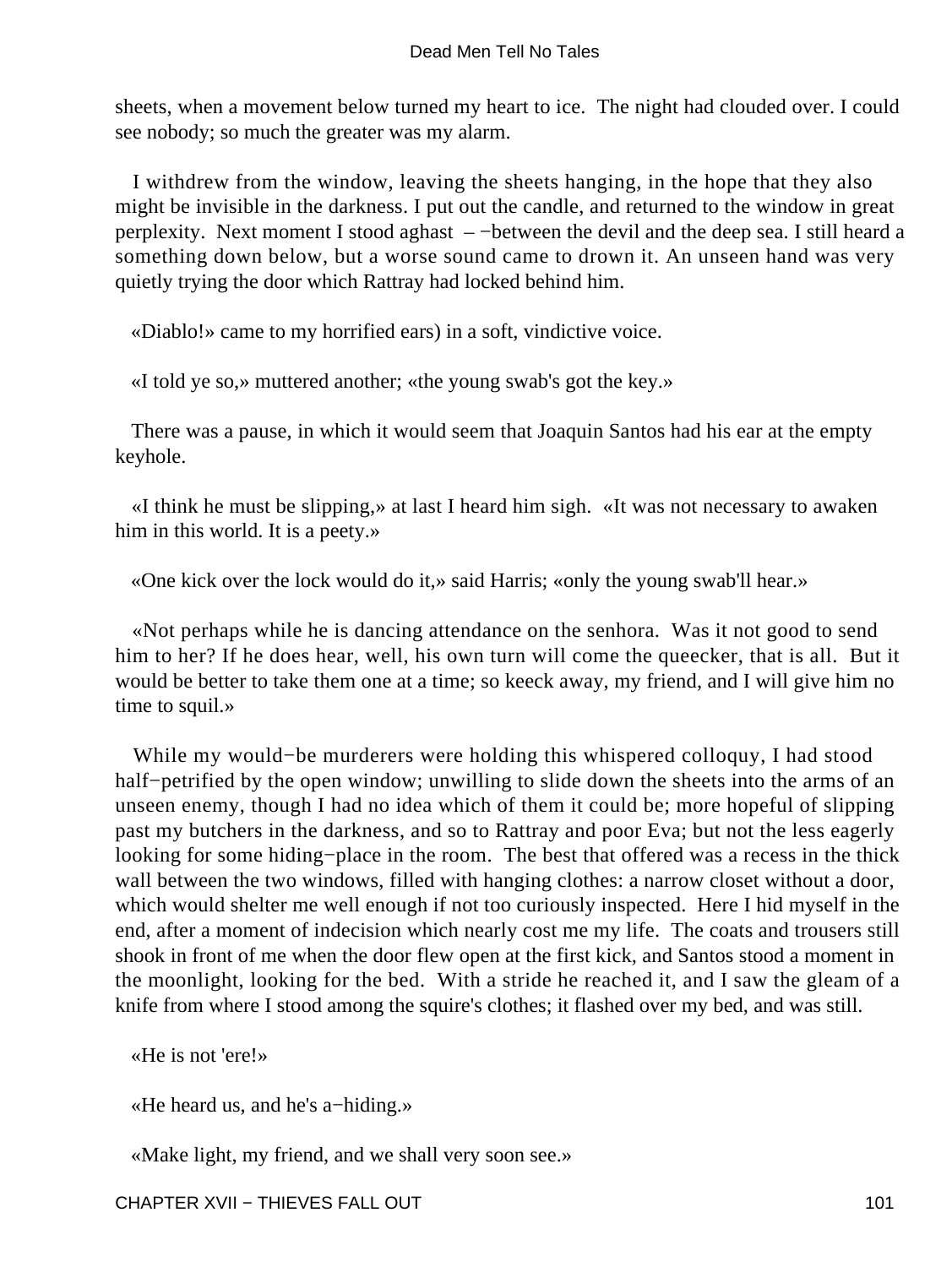sheets, when a movement below turned my heart to ice. The night had clouded over. I could see nobody; so much the greater was my alarm.

I withdrew from the window, leaving the sheets hanging, in the hope that they also might be invisible in the darkness. I put out the candle, and returned to the window in great perplexity. Next moment I stood aghast – −between the devil and the deep sea. I still heard a something down below, but a worse sound came to drown it. An unseen hand was very quietly trying the door which Rattray had locked behind him.

«Diablo!» came to my horrified ears) in a soft, vindictive voice.

«I told ye so,» muttered another; «the young swab's got the key.»

There was a pause, in which it would seem that Joaquin Santos had his ear at the empty keyhole.

«I think he must be slipping,» at last I heard him sigh. «It was not necessary to awaken him in this world. It is a peety.»

«One kick over the lock would do it,» said Harris; «only the young swab'll hear.»

«Not perhaps while he is dancing attendance on the senhora. Was it not good to send him to her? If he does hear, well, his own turn will come the queecker, that is all. But it would be better to take them one at a time; so keeck away, my friend, and I will give him no time to squil.»

While my would−be murderers were holding this whispered colloquy, I had stood half−petrified by the open window; unwilling to slide down the sheets into the arms of an unseen enemy, though I had no idea which of them it could be; more hopeful of slipping past my butchers in the darkness, and so to Rattray and poor Eva; but not the less eagerly looking for some hiding−place in the room. The best that offered was a recess in the thick wall between the two windows, filled with hanging clothes: a narrow closet without a door, which would shelter me well enough if not too curiously inspected. Here I hid myself in the end, after a moment of indecision which nearly cost me my life. The coats and trousers still shook in front of me when the door flew open at the first kick, and Santos stood a moment in the moonlight, looking for the bed. With a stride he reached it, and I saw the gleam of a knife from where I stood among the squire's clothes; it flashed over my bed, and was still.

«He is not 'ere!»

«He heard us, and he's a−hiding.»

«Make light, my friend, and we shall very soon see.»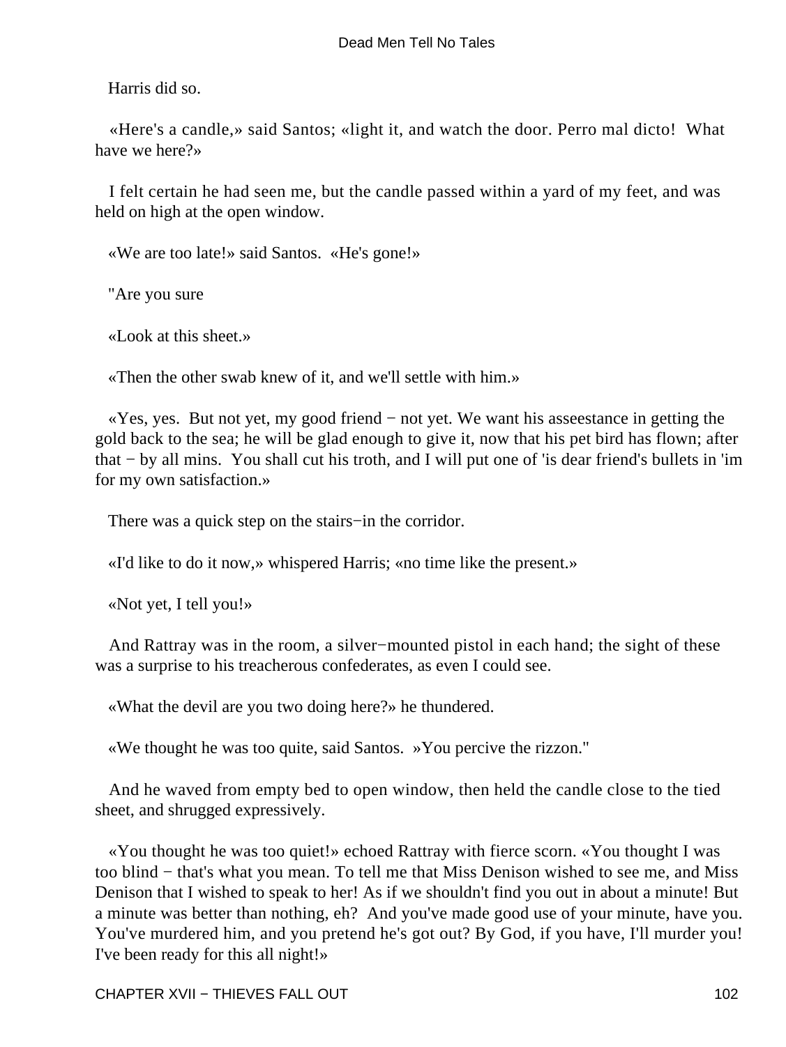Harris did so.

«Here's a candle,» said Santos; «light it, and watch the door. Perro mal dicto! What have we here?»

I felt certain he had seen me, but the candle passed within a yard of my feet, and was held on high at the open window.

«We are too late!» said Santos. «He's gone!»

"Are you sure

«Look at this sheet.»

«Then the other swab knew of it, and we'll settle with him.»

«Yes, yes. But not yet, my good friend − not yet. We want his asseestance in getting the gold back to the sea; he will be glad enough to give it, now that his pet bird has flown; after that − by all mins. You shall cut his troth, and I will put one of 'is dear friend's bullets in 'im for my own satisfaction.»

There was a quick step on the stairs−in the corridor.

«I'd like to do it now,» whispered Harris; «no time like the present.»

«Not yet, I tell you!»

And Rattray was in the room, a silver−mounted pistol in each hand; the sight of these was a surprise to his treacherous confederates, as even I could see.

«What the devil are you two doing here?» he thundered.

«We thought he was too quite, said Santos. »You percive the rizzon."

And he waved from empty bed to open window, then held the candle close to the tied sheet, and shrugged expressively.

«You thought he was too quiet!» echoed Rattray with fierce scorn. «You thought I was too blind − that's what you mean. To tell me that Miss Denison wished to see me, and Miss Denison that I wished to speak to her! As if we shouldn't find you out in about a minute! But a minute was better than nothing, eh? And you've made good use of your minute, have you. You've murdered him, and you pretend he's got out? By God, if you have, I'll murder you! I've been ready for this all night!»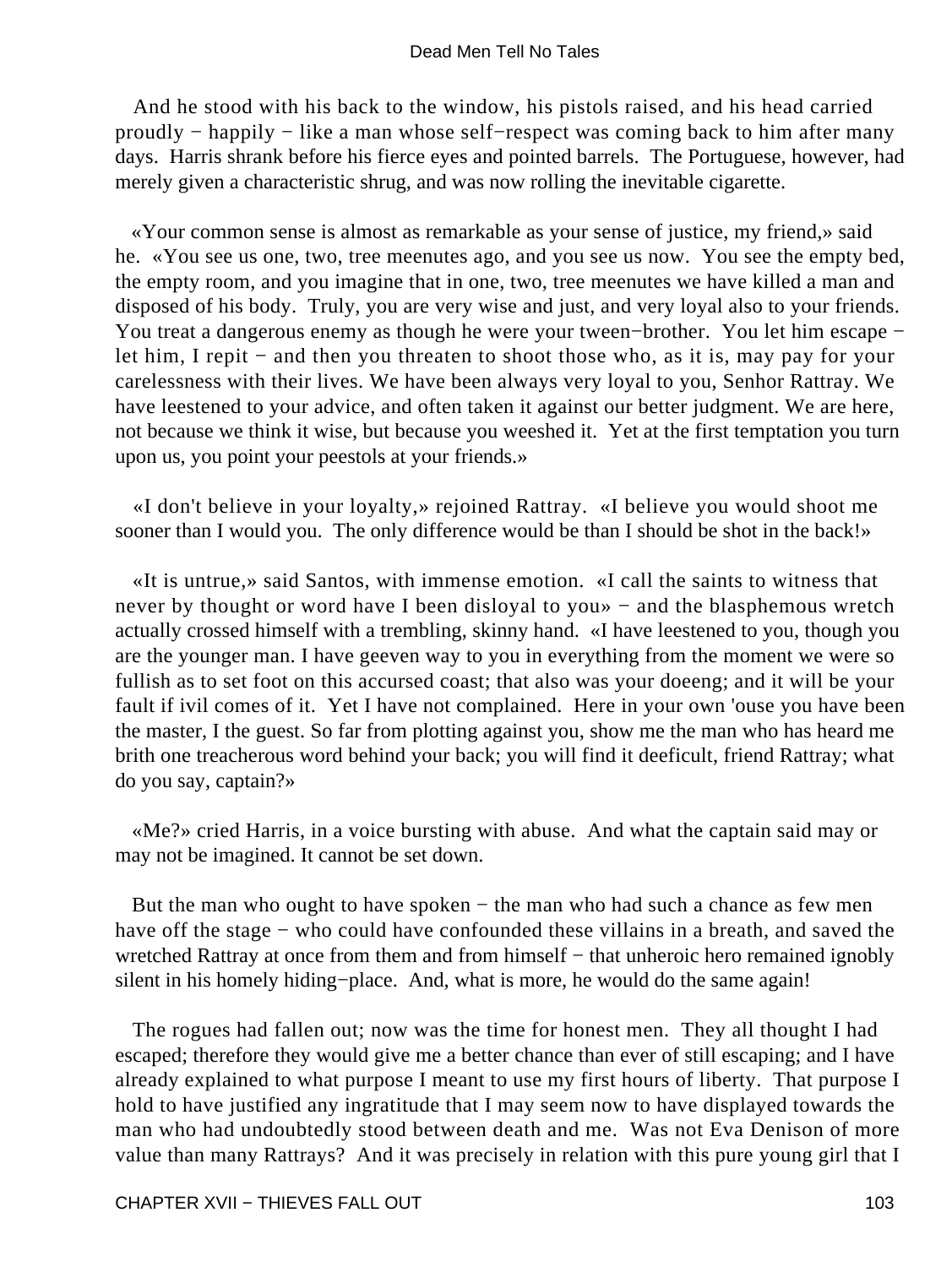And he stood with his back to the window, his pistols raised, and his head carried proudly − happily − like a man whose self−respect was coming back to him after many days. Harris shrank before his fierce eyes and pointed barrels. The Portuguese, however, had merely given a characteristic shrug, and was now rolling the inevitable cigarette.

«Your common sense is almost as remarkable as your sense of justice, my friend,» said he. «You see us one, two, tree meenutes ago, and you see us now. You see the empty bed, the empty room, and you imagine that in one, two, tree meenutes we have killed a man and disposed of his body. Truly, you are very wise and just, and very loyal also to your friends. You treat a dangerous enemy as though he were your tween−brother. You let him escape − let him, I repit − and then you threaten to shoot those who, as it is, may pay for your carelessness with their lives. We have been always very loyal to you, Senhor Rattray. We have leestened to your advice, and often taken it against our better judgment. We are here, not because we think it wise, but because you weeshed it. Yet at the first temptation you turn upon us, you point your peestols at your friends.»

«I don't believe in your loyalty,» rejoined Rattray. «I believe you would shoot me sooner than I would you. The only difference would be than I should be shot in the back!»

«It is untrue,» said Santos, with immense emotion. «I call the saints to witness that never by thought or word have I been disloyal to you» − and the blasphemous wretch actually crossed himself with a trembling, skinny hand. «I have leestened to you, though you are the younger man. I have geeven way to you in everything from the moment we were so fullish as to set foot on this accursed coast; that also was your doeeng; and it will be your fault if ivil comes of it. Yet I have not complained. Here in your own 'ouse you have been the master, I the guest. So far from plotting against you, show me the man who has heard me brith one treacherous word behind your back; you will find it deeficult, friend Rattray; what do you say, captain?»

«Me?» cried Harris, in a voice bursting with abuse. And what the captain said may or may not be imagined. It cannot be set down.

But the man who ought to have spoken − the man who had such a chance as few men have off the stage − who could have confounded these villains in a breath, and saved the wretched Rattray at once from them and from himself − that unheroic hero remained ignobly silent in his homely hiding−place. And, what is more, he would do the same again!

The rogues had fallen out; now was the time for honest men. They all thought I had escaped; therefore they would give me a better chance than ever of still escaping; and I have already explained to what purpose I meant to use my first hours of liberty. That purpose I hold to have justified any ingratitude that I may seem now to have displayed towards the man who had undoubtedly stood between death and me. Was not Eva Denison of more value than many Rattrays? And it was precisely in relation with this pure young girl that I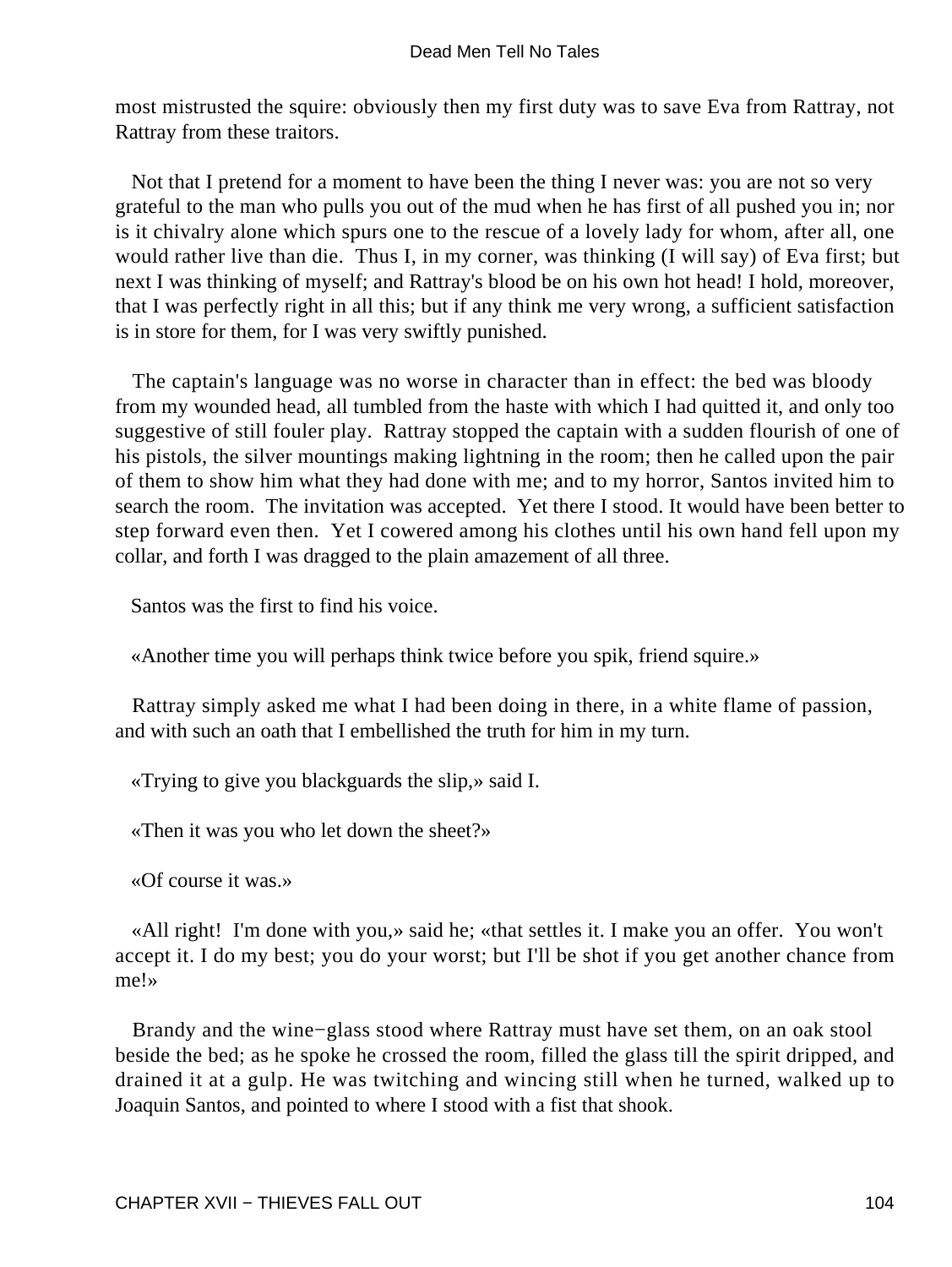most mistrusted the squire: obviously then my first duty was to save Eva from Rattray, not Rattray from these traitors.

Not that I pretend for a moment to have been the thing I never was: you are not so very grateful to the man who pulls you out of the mud when he has first of all pushed you in; nor is it chivalry alone which spurs one to the rescue of a lovely lady for whom, after all, one would rather live than die. Thus I, in my corner, was thinking (I will say) of Eva first; but next I was thinking of myself; and Rattray's blood be on his own hot head! I hold, moreover, that I was perfectly right in all this; but if any think me very wrong, a sufficient satisfaction is in store for them, for I was very swiftly punished.

The captain's language was no worse in character than in effect: the bed was bloody from my wounded head, all tumbled from the haste with which I had quitted it, and only too suggestive of still fouler play. Rattray stopped the captain with a sudden flourish of one of his pistols, the silver mountings making lightning in the room; then he called upon the pair of them to show him what they had done with me; and to my horror, Santos invited him to search the room. The invitation was accepted. Yet there I stood. It would have been better to step forward even then. Yet I cowered among his clothes until his own hand fell upon my collar, and forth I was dragged to the plain amazement of all three.

Santos was the first to find his voice.

«Another time you will perhaps think twice before you spik, friend squire.»

Rattray simply asked me what I had been doing in there, in a white flame of passion, and with such an oath that I embellished the truth for him in my turn.

«Trying to give you blackguards the slip,» said I.

«Then it was you who let down the sheet?»

«Of course it was.»

«All right! I'm done with you,» said he; «that settles it. I make you an offer. You won't accept it. I do my best; you do your worst; but I'll be shot if you get another chance from me!»

Brandy and the wine−glass stood where Rattray must have set them, on an oak stool beside the bed; as he spoke he crossed the room, filled the glass till the spirit dripped, and drained it at a gulp. He was twitching and wincing still when he turned, walked up to Joaquin Santos, and pointed to where I stood with a fist that shook.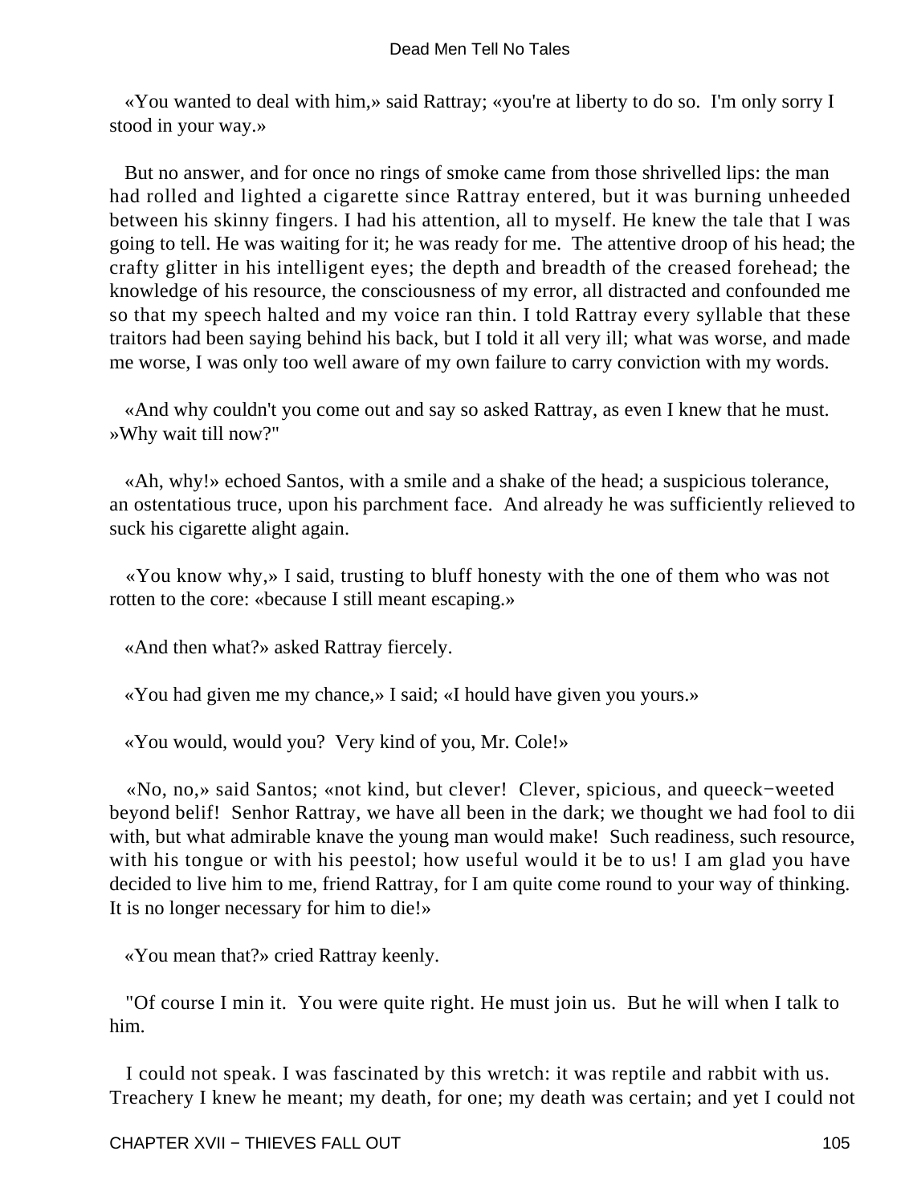«You wanted to deal with him,» said Rattray; «you're at liberty to do so. I'm only sorry I stood in your way.»

But no answer, and for once no rings of smoke came from those shrivelled lips: the man had rolled and lighted a cigarette since Rattray entered, but it was burning unheeded between his skinny fingers. I had his attention, all to myself. He knew the tale that I was going to tell. He was waiting for it; he was ready for me. The attentive droop of his head; the crafty glitter in his intelligent eyes; the depth and breadth of the creased forehead; the knowledge of his resource, the consciousness of my error, all distracted and confounded me so that my speech halted and my voice ran thin. I told Rattray every syllable that these traitors had been saying behind his back, but I told it all very ill; what was worse, and made me worse, I was only too well aware of my own failure to carry conviction with my words.

«And why couldn't you come out and say so asked Rattray, as even I knew that he must. »Why wait till now?"

«Ah, why!» echoed Santos, with a smile and a shake of the head; a suspicious tolerance, an ostentatious truce, upon his parchment face. And already he was sufficiently relieved to suck his cigarette alight again.

«You know why,» I said, trusting to bluff honesty with the one of them who was not rotten to the core: «because I still meant escaping.»

«And then what?» asked Rattray fiercely.

«You had given me my chance,» I said; «I hould have given you yours.»

«You would, would you? Very kind of you, Mr. Cole!»

«No, no,» said Santos; «not kind, but clever! Clever, spicious, and queeck−weeted beyond belif! Senhor Rattray, we have all been in the dark; we thought we had fool to dii with, but what admirable knave the young man would make! Such readiness, such resource, with his tongue or with his peestol; how useful would it be to us! I am glad you have decided to live him to me, friend Rattray, for I am quite come round to your way of thinking. It is no longer necessary for him to die!»

«You mean that?» cried Rattray keenly.

"Of course I min it. You were quite right. He must join us. But he will when I talk to him.

I could not speak. I was fascinated by this wretch: it was reptile and rabbit with us. Treachery I knew he meant; my death, for one; my death was certain; and yet I could not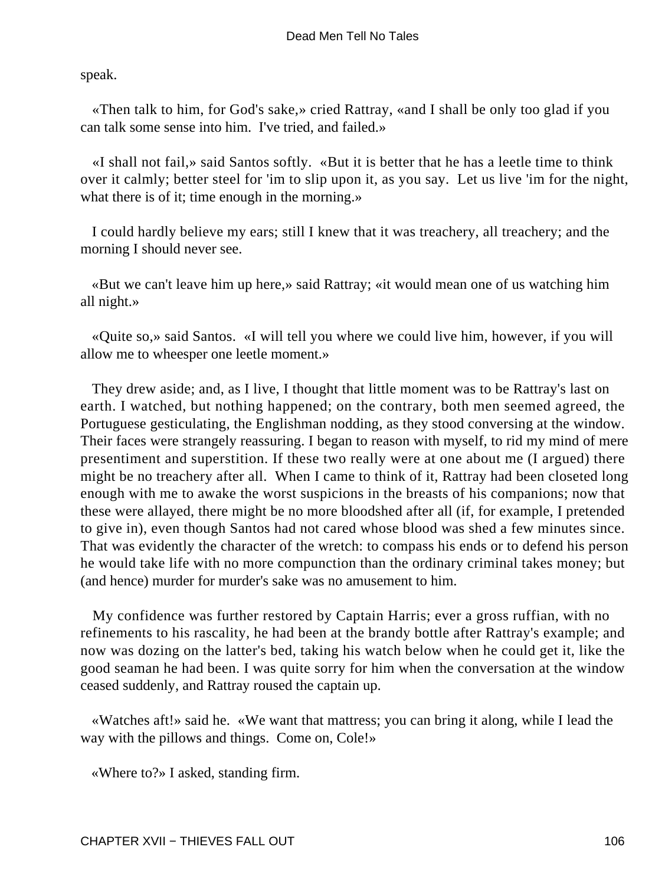speak.

«Then talk to him, for God's sake,» cried Rattray, «and I shall be only too glad if you can talk some sense into him. I've tried, and failed.»

«I shall not fail,» said Santos softly. «But it is better that he has a leetle time to think over it calmly; better steel for 'im to slip upon it, as you say. Let us live 'im for the night, what there is of it; time enough in the morning.»

I could hardly believe my ears; still I knew that it was treachery, all treachery; and the morning I should never see.

«But we can't leave him up here,» said Rattray; «it would mean one of us watching him all night.»

«Quite so,» said Santos. «I will tell you where we could live him, however, if you will allow me to wheesper one leetle moment.»

They drew aside; and, as I live, I thought that little moment was to be Rattray's last on earth. I watched, but nothing happened; on the contrary, both men seemed agreed, the Portuguese gesticulating, the Englishman nodding, as they stood conversing at the window. Their faces were strangely reassuring. I began to reason with myself, to rid my mind of mere presentiment and superstition. If these two really were at one about me (I argued) there might be no treachery after all. When I came to think of it, Rattray had been closeted long enough with me to awake the worst suspicions in the breasts of his companions; now that these were allayed, there might be no more bloodshed after all (if, for example, I pretended to give in), even though Santos had not cared whose blood was shed a few minutes since. That was evidently the character of the wretch: to compass his ends or to defend his person he would take life with no more compunction than the ordinary criminal takes money; but (and hence) murder for murder's sake was no amusement to him.

My confidence was further restored by Captain Harris; ever a gross ruffian, with no refinements to his rascality, he had been at the brandy bottle after Rattray's example; and now was dozing on the latter's bed, taking his watch below when he could get it, like the good seaman he had been. I was quite sorry for him when the conversation at the window ceased suddenly, and Rattray roused the captain up.

«Watches aft!» said he. «We want that mattress; you can bring it along, while I lead the way with the pillows and things. Come on, Cole!»

«Where to?» I asked, standing firm.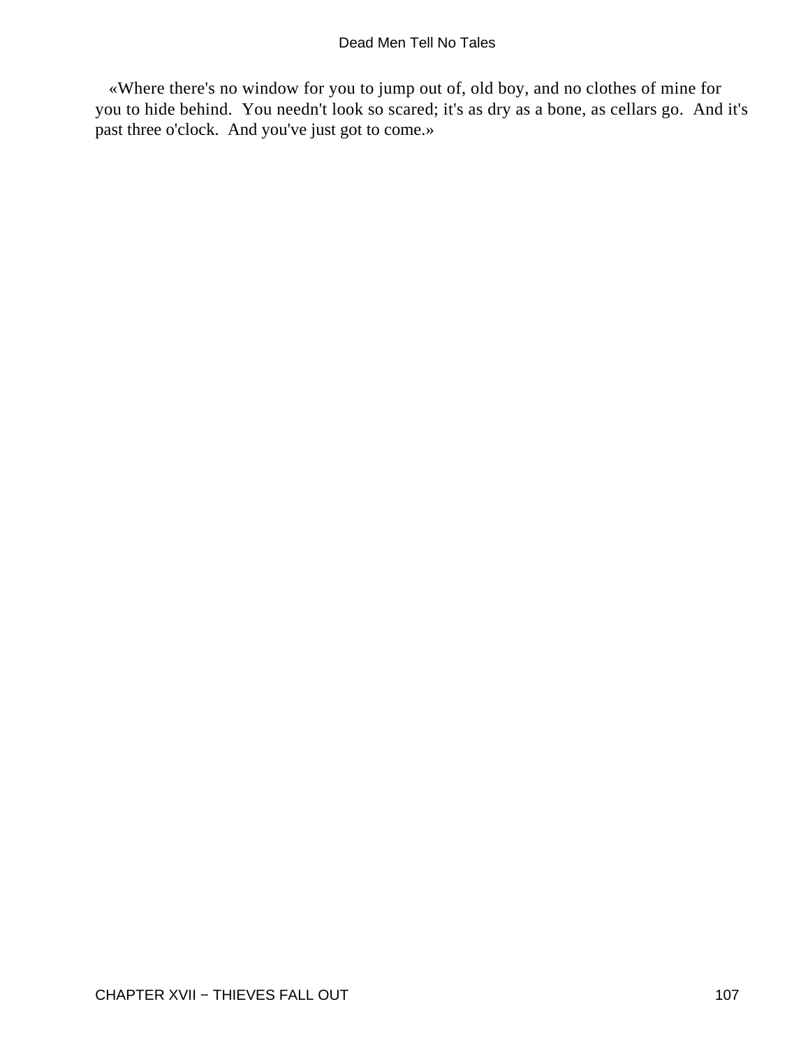«Where there's no window for you to jump out of, old boy, and no clothes of mine for you to hide behind.  You needn't look so scared; it's as dry as a bone, as cellars go.  And it's past three o'clock.  And you've just got to come.»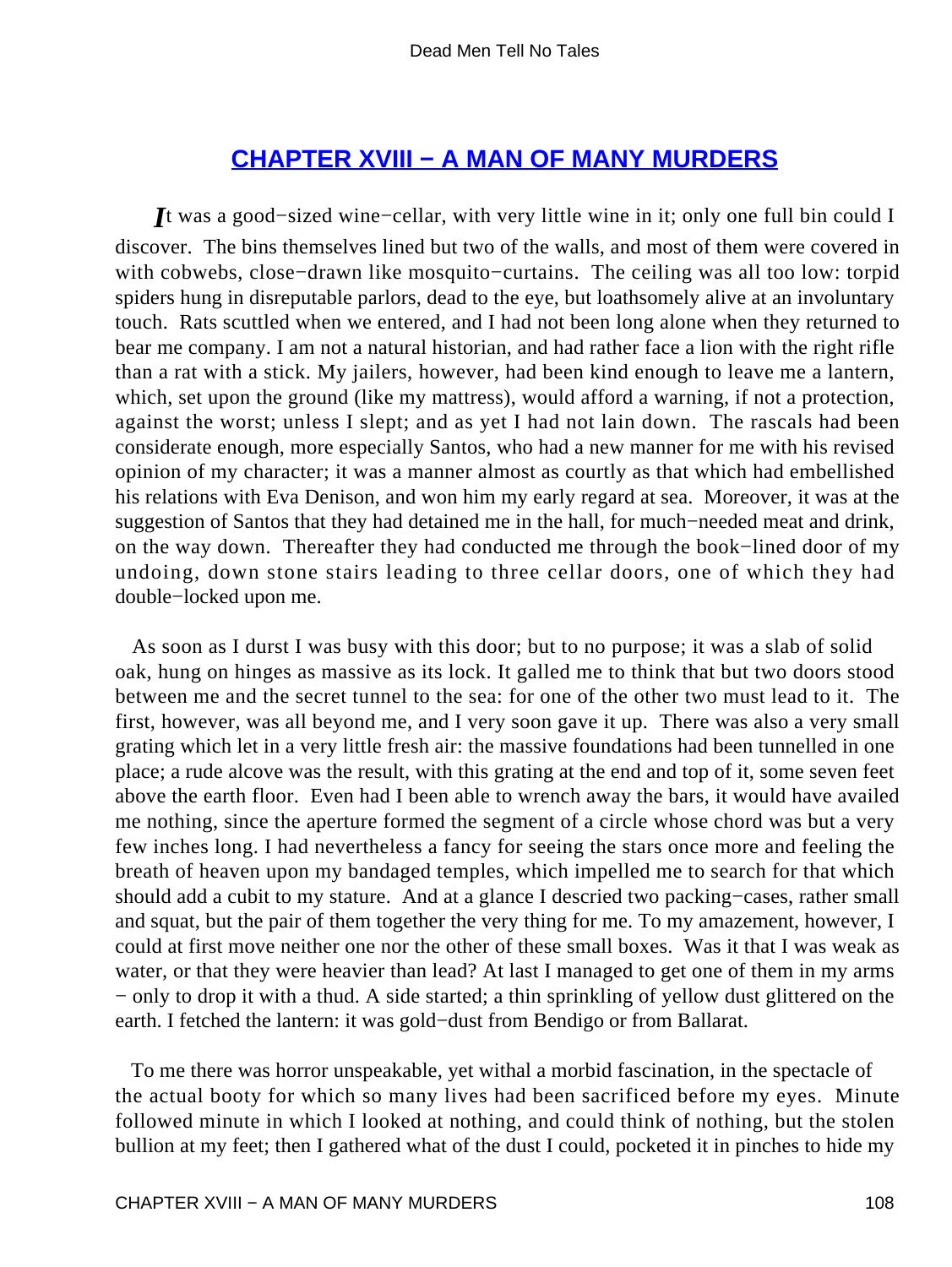## CHAPTER XVIII − A MAN OF MANY MURDERS

It was a good−sized wine−cellar, with very little wine in it; only one full bin could I discover. The bins themselves lined but two of the walls, and most of them were covered in with cobwebs, close−drawn like mosquito−curtains. The ceiling was all too low: torpid spiders hung in disreputable parlors, dead to the eye, but loathsomely alive at an involuntary touch. Rats scuttled when we entered, and I had not been long alone when they returned to bear me company. I am not a natural historian, and had rather face a lion with the right rifle than a rat with a stick. My jailers, however, had been kind enough to leave me a lantern, which, set upon the ground (like my mattress), would afford a warning, if not a protection, against the worst; unless I slept; and as yet I had not lain down. The rascals had been considerate enough, more especially Santos, who had a new manner for me with his revised opinion of my character; it was a manner almost as courtly as that which had embellished his relations with Eva Denison, and won him my early regard at sea. Moreover, it was at the suggestion of Santos that they had detained me in the hall, for much−needed meat and drink, on the way down. Thereafter they had conducted me through the book−lined door of my undoing, down stone stairs leading to three cellar doors, one of which they had double−locked upon me.

As soon as I durst I was busy with this door; but to no purpose; it was a slab of solid oak, hung on hinges as massive as its lock. It galled me to think that but two doors stood between me and the secret tunnel to the sea: for one of the other two must lead to it. The first, however, was all beyond me, and I very soon gave it up. There was also a very small grating which let in a very little fresh air: the massive foundations had been tunnelled in one place; a rude alcove was the result, with this grating at the end and top of it, some seven feet above the earth floor. Even had I been able to wrench away the bars, it would have availed me nothing, since the aperture formed the segment of a circle whose chord was but a very few inches long. I had nevertheless a fancy for seeing the stars once more and feeling the breath of heaven upon my bandaged temples, which impelled me to search for that which should add a cubit to my stature. And at a glance I descried two packing−cases, rather small and squat, but the pair of them together the very thing for me. To my amazement, however, I could at first move neither one nor the other of these small boxes. Was it that I was weak as water, or that they were heavier than lead? At last I managed to get one of them in my arms − only to drop it with a thud. A side started; a thin sprinkling of yellow dust glittered on the earth. I fetched the lantern: it was gold−dust from Bendigo or from Ballarat.

To me there was horror unspeakable, yet withal a morbid fascination, in the spectacle of the actual booty for which so many lives had been sacrificed before my eyes. Minute followed minute in which I looked at nothing, and could think of nothing, but the stolen bullion at my feet; then I gathered what of the dust I could, pocketed it in pinches to hide my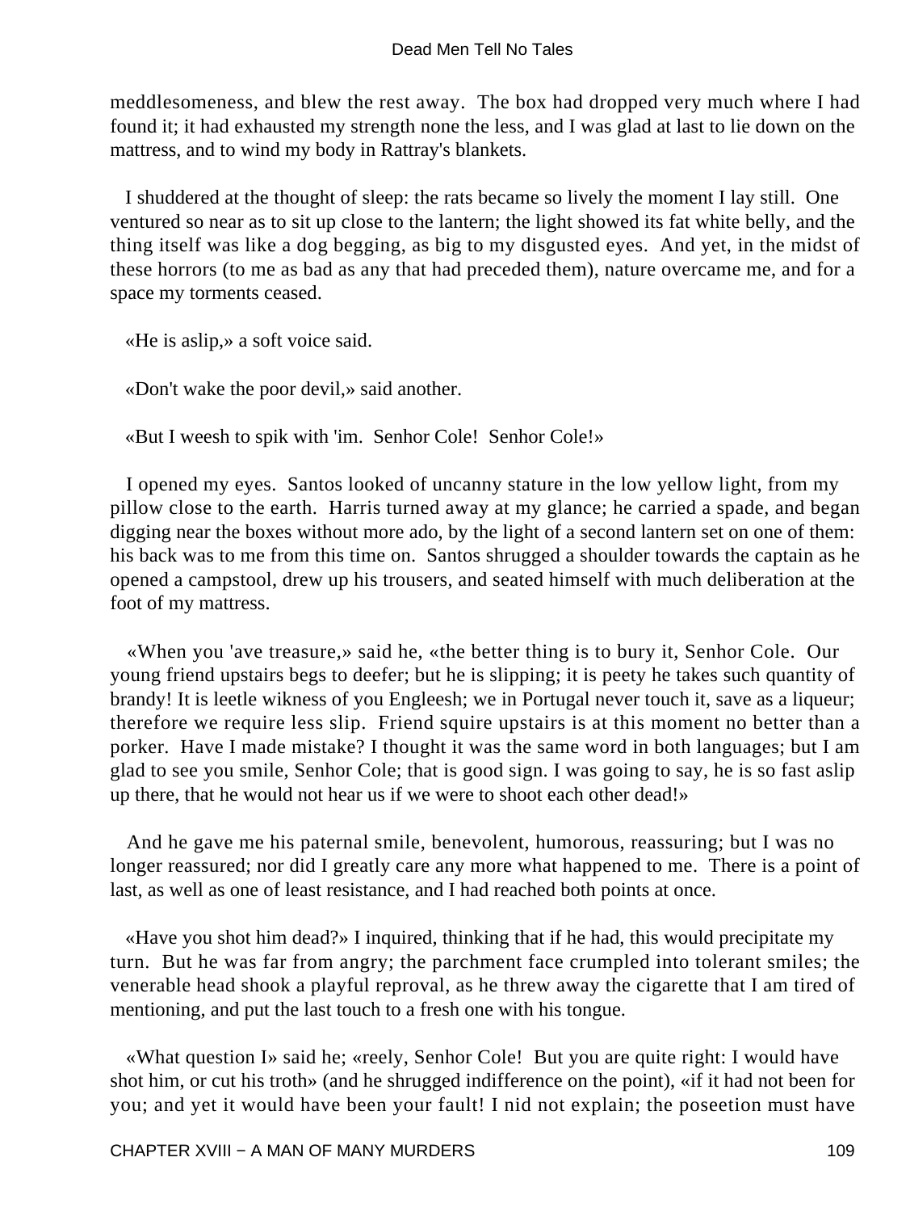meddlesomeness, and blew the rest away. The box had dropped very much where I had found it; it had exhausted my strength none the less, and I was glad at last to lie down on the mattress, and to wind my body in Rattray's blankets.

I shuddered at the thought of sleep: the rats became so lively the moment I lay still. One ventured so near as to sit up close to the lantern; the light showed its fat white belly, and the thing itself was like a dog begging, as big to my disgusted eyes. And yet, in the midst of these horrors (to me as bad as any that had preceded them), nature overcame me, and for a space my torments ceased.

«He is aslip,» a soft voice said.

«Don't wake the poor devil,» said another.

«But I weesh to spik with 'im. Senhor Cole! Senhor Cole!»

I opened my eyes. Santos looked of uncanny stature in the low yellow light, from my pillow close to the earth. Harris turned away at my glance; he carried a spade, and began digging near the boxes without more ado, by the light of a second lantern set on one of them: his back was to me from this time on. Santos shrugged a shoulder towards the captain as he opened a campstool, drew up his trousers, and seated himself with much deliberation at the foot of my mattress.

«When you 'ave treasure,» said he, «the better thing is to bury it, Senhor Cole. Our young friend upstairs begs to deefer; but he is slipping; it is peety he takes such quantity of brandy! It is leetle wikness of you Engleesh; we in Portugal never touch it, save as a liqueur; therefore we require less slip. Friend squire upstairs is at this moment no better than a porker. Have I made mistake? I thought it was the same word in both languages; but I am glad to see you smile, Senhor Cole; that is good sign. I was going to say, he is so fast aslip up there, that he would not hear us if we were to shoot each other dead!»

And he gave me his paternal smile, benevolent, humorous, reassuring; but I was no longer reassured; nor did I greatly care any more what happened to me. There is a point of last, as well as one of least resistance, and I had reached both points at once.

«Have you shot him dead?» I inquired, thinking that if he had, this would precipitate my turn. But he was far from angry; the parchment face crumpled into tolerant smiles; the venerable head shook a playful reproval, as he threw away the cigarette that I am tired of mentioning, and put the last touch to a fresh one with his tongue.

«What question I» said he; «reely, Senhor Cole! But you are quite right: I would have shot him, or cut his troth» (and he shrugged indifference on the point), «if it had not been for you; and yet it would have been your fault! I nid not explain; the poseetion must have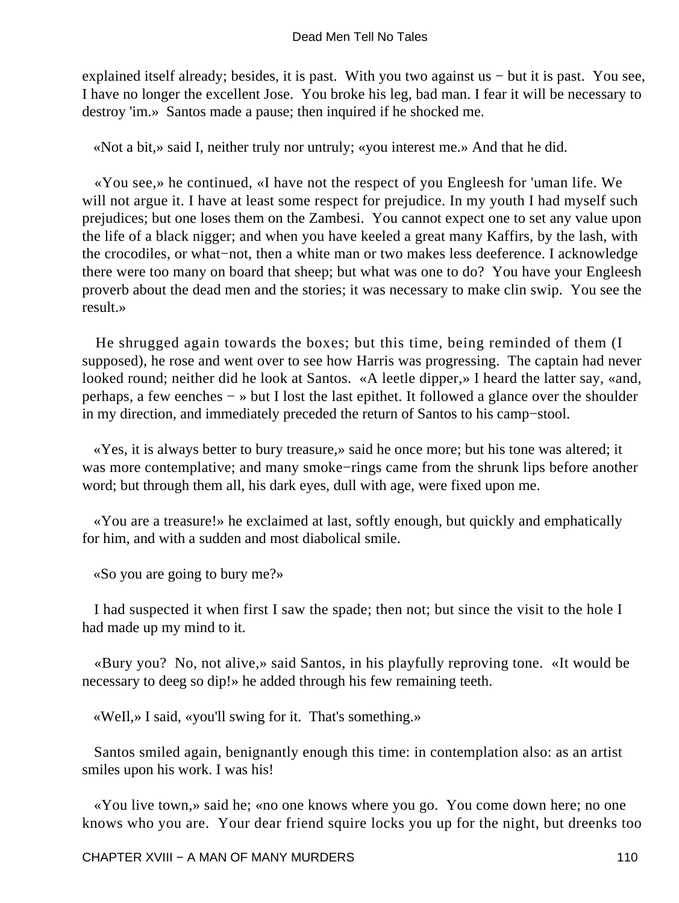explained itself already; besides, it is past. With you two against us − but it is past. You see, I have no longer the excellent Jose. You broke his leg, bad man. I fear it will be necessary to destroy 'im.» Santos made a pause; then inquired if he shocked me.

«Not a bit,» said I, neither truly nor untruly; «you interest me.» And that he did.

«You see,» he continued, «I have not the respect of you Engleesh for 'uman life. We will not argue it. I have at least some respect for prejudice. In my youth I had myself such prejudices; but one loses them on the Zambesi. You cannot expect one to set any value upon the life of a black nigger; and when you have keeled a great many Kaffirs, by the lash, with the crocodiles, or what−not, then a white man or two makes less deeference. I acknowledge there were too many on board that sheep; but what was one to do? You have your Engleesh proverb about the dead men and the stories; it was necessary to make clin swip. You see the result.»

He shrugged again towards the boxes; but this time, being reminded of them (I supposed), he rose and went over to see how Harris was progressing. The captain had never looked round; neither did he look at Santos. «A leetle dipper,» I heard the latter say, «and, perhaps, a few eenches − » but I lost the last epithet. It followed a glance over the shoulder in my direction, and immediately preceded the return of Santos to his camp−stool.

«Yes, it is always better to bury treasure,» said he once more; but his tone was altered; it was more contemplative; and many smoke−rings came from the shrunk lips before another word; but through them all, his dark eyes, dull with age, were fixed upon me.

«You are a treasure!» he exclaimed at last, softly enough, but quickly and emphatically for him, and with a sudden and most diabolical smile.

«So you are going to bury me?»

I had suspected it when first I saw the spade; then not; but since the visit to the hole I had made up my mind to it.

«Bury you? No, not alive,» said Santos, in his playfully reproving tone. «It would be necessary to deeg so dip!» he added through his few remaining teeth.

«Well,» I said, «you'll swing for it. That's something.»

Santos smiled again, benignantly enough this time: in contemplation also: as an artist smiles upon his work. I was his!

«You live town,» said he; «no one knows where you go. You come down here; no one knows who you are. Your dear friend squire locks you up for the night, but dreenks too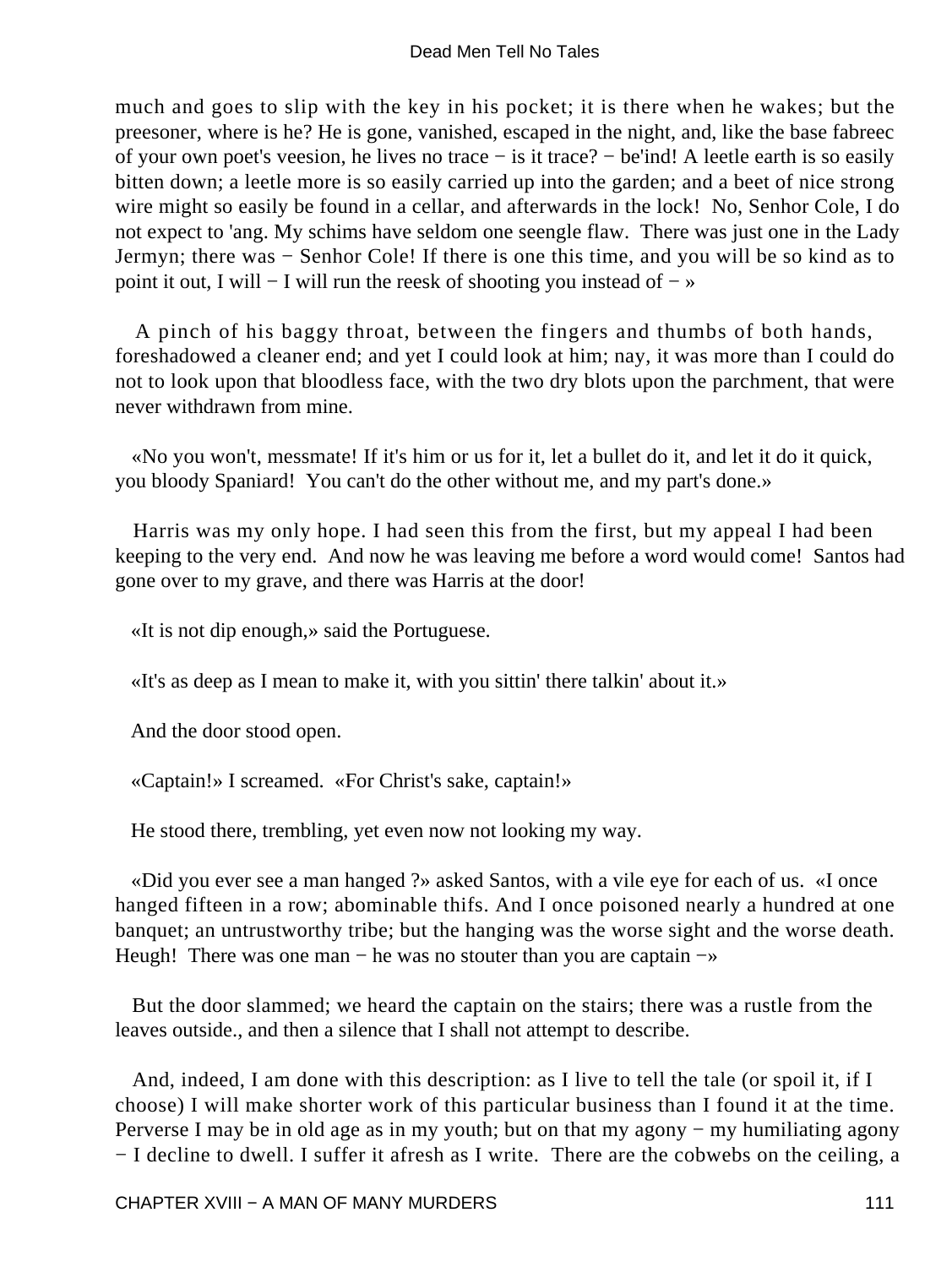much and goes to slip with the key in his pocket; it is there when he wakes; but the preesoner, where is he? He is gone, vanished, escaped in the night, and, like the base fabreec of your own poet's veesion, he lives no trace − is it trace? − be'ind! A leetle earth is so easily bitten down; a leetle more is so easily carried up into the garden; and a beet of nice strong wire might so easily be found in a cellar, and afterwards in the lock! No, Senhor Cole, I do not expect to 'ang. My schims have seldom one seengle flaw. There was just one in the Lady Jermyn; there was − Senhor Cole! If there is one this time, and you will be so kind as to point it out, I will − I will run the reesk of shooting you instead of − »

A pinch of his baggy throat, between the fingers and thumbs of both hands, foreshadowed a cleaner end; and yet I could look at him; nay, it was more than I could do not to look upon that bloodless face, with the two dry blots upon the parchment, that were never withdrawn from mine.

«No you won't, messmate! If it's him or us for it, let a bullet do it, and let it do it quick, you bloody Spaniard! You can't do the other without me, and my part's done.»

Harris was my only hope. I had seen this from the first, but my appeal I had been keeping to the very end. And now he was leaving me before a word would come! Santos had gone over to my grave, and there was Harris at the door!

«It is not dip enough,» said the Portuguese.

«It's as deep as I mean to make it, with you sittin' there talkin' about it.»

And the door stood open.

«Captain!» I screamed. «For Christ's sake, captain!»

He stood there, trembling, yet even now not looking my way.

«Did you ever see a man hanged ?» asked Santos, with a vile eye for each of us. «I once hanged fifteen in a row; abominable thifs. And I once poisoned nearly a hundred at one banquet; an untrustworthy tribe; but the hanging was the worse sight and the worse death. Heugh! There was one man − he was no stouter than you are captain −»

But the door slammed; we heard the captain on the stairs; there was a rustle from the leaves outside., and then a silence that I shall not attempt to describe.

And, indeed, I am done with this description: as I live to tell the tale (or spoil it, if I choose) I will make shorter work of this particular business than I found it at the time. Perverse I may be in old age as in my youth; but on that my agony − my humiliating agony − I decline to dwell. I suffer it afresh as I write. There are the cobwebs on the ceiling, a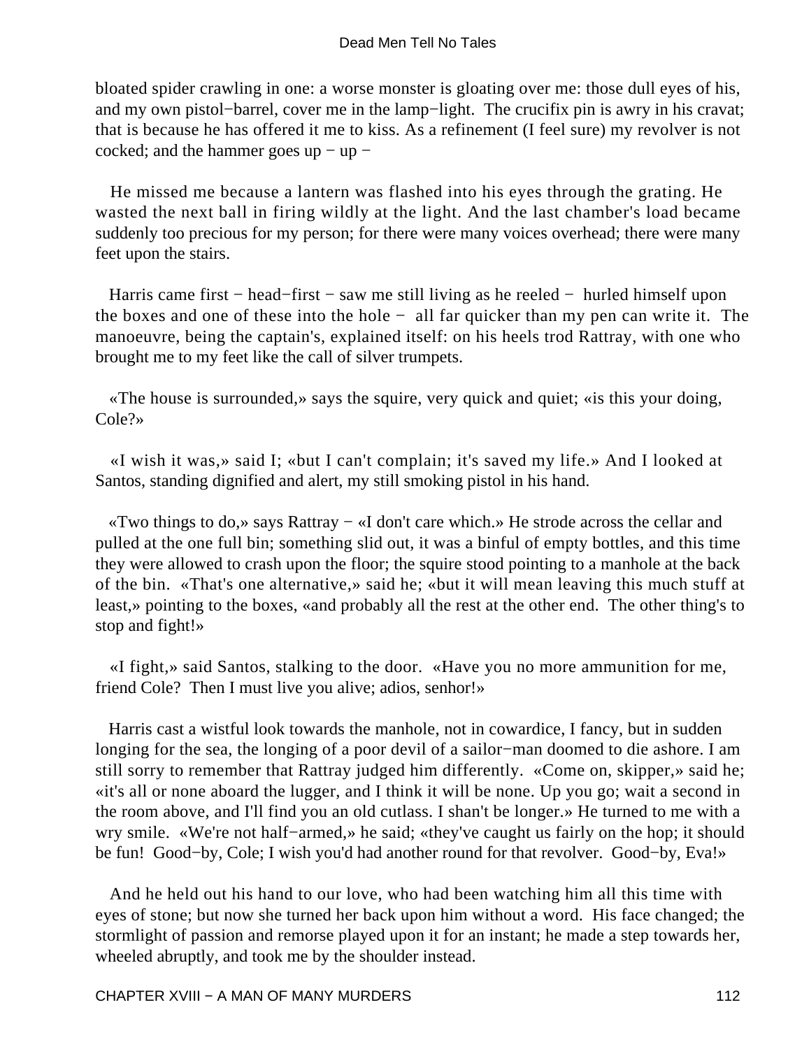bloated spider crawling in one: a worse monster is gloating over me: those dull eyes of his, and my own pistol−barrel, cover me in the lamp−light. The crucifix pin is awry in his cravat; that is because he has offered it me to kiss. As a refinement (I feel sure) my revolver is not cocked; and the hammer goes up − up −

He missed me because a lantern was flashed into his eyes through the grating. He wasted the next ball in firing wildly at the light. And the last chamber's load became suddenly too precious for my person; for there were many voices overhead; there were many feet upon the stairs.

Harris came first − head−first − saw me still living as he reeled − hurled himself upon the boxes and one of these into the hole − all far quicker than my pen can write it. The manoeuvre, being the captain's, explained itself: on his heels trod Rattray, with one who brought me to my feet like the call of silver trumpets.

«The house is surrounded,» says the squire, very quick and quiet; «is this your doing, Cole?»

«I wish it was,» said I; «but I can't complain; it's saved my life.» And I looked at Santos, standing dignified and alert, my still smoking pistol in his hand.

«Two things to do,» says Rattray − «I don't care which.» He strode across the cellar and pulled at the one full bin; something slid out, it was a binful of empty bottles, and this time they were allowed to crash upon the floor; the squire stood pointing to a manhole at the back of the bin. «That's one alternative,» said he; «but it will mean leaving this much stuff at least,» pointing to the boxes, «and probably all the rest at the other end. The other thing's to stop and fight!»

«I fight,» said Santos, stalking to the door. «Have you no more ammunition for me, friend Cole? Then I must live you alive; adios, senhor!»

Harris cast a wistful look towards the manhole, not in cowardice, I fancy, but in sudden longing for the sea, the longing of a poor devil of a sailor−man doomed to die ashore. I am still sorry to remember that Rattray judged him differently. «Come on, skipper,» said he; «it's all or none aboard the lugger, and I think it will be none. Up you go; wait a second in the room above, and I'll find you an old cutlass. I shan't be longer.» He turned to me with a wry smile. «We're not half−armed,» he said; «they've caught us fairly on the hop; it should be fun! Good−by, Cole; I wish you'd had another round for that revolver. Good−by, Eva!»

And he held out his hand to our love, who had been watching him all this time with eyes of stone; but now she turned her back upon him without a word. His face changed; the stormlight of passion and remorse played upon it for an instant; he made a step towards her, wheeled abruptly, and took me by the shoulder instead.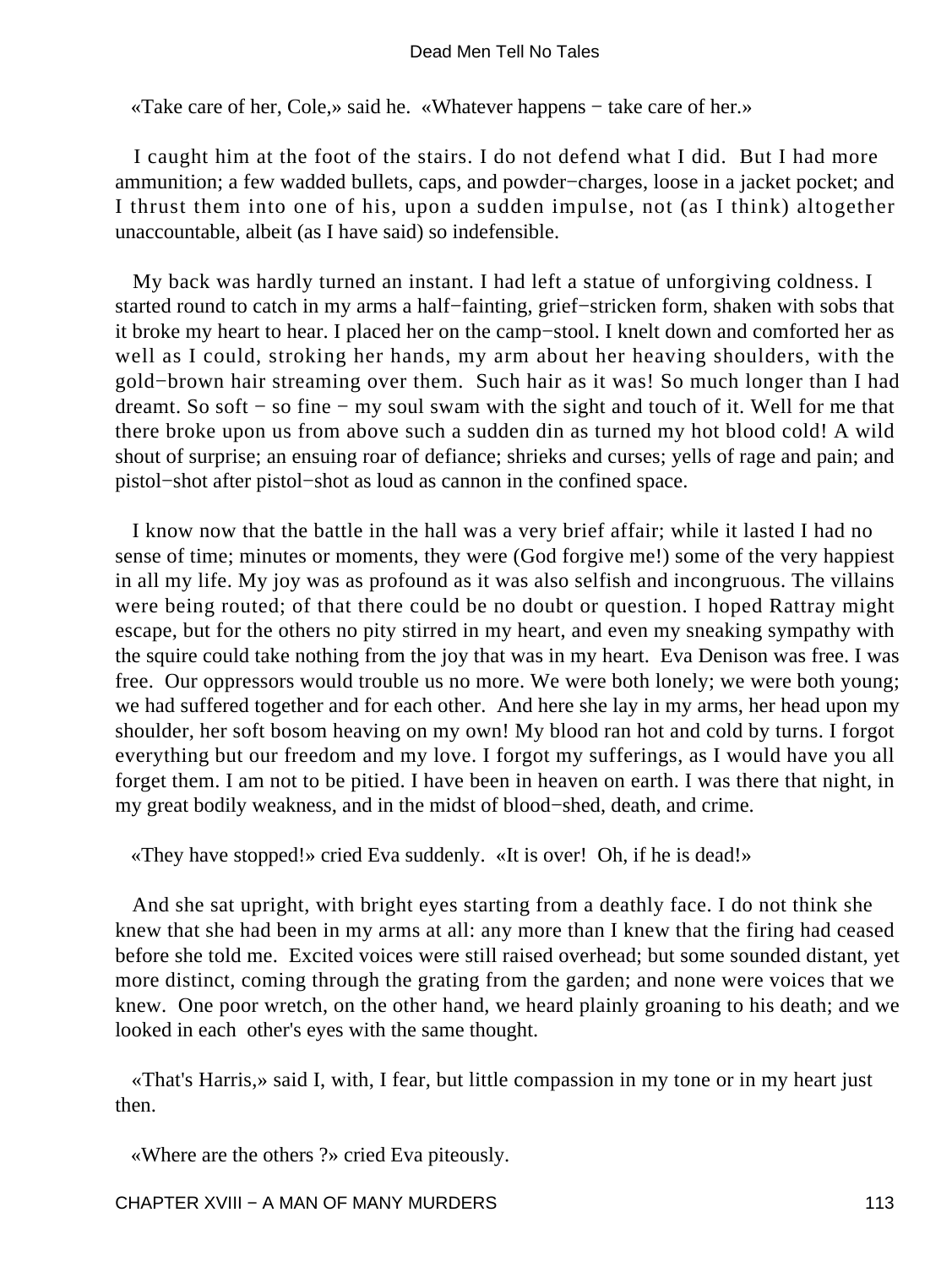«Take care of her, Cole,» said he. «Whatever happens − take care of her.»

I caught him at the foot of the stairs. I do not defend what I did. But I had more ammunition; a few wadded bullets, caps, and powder−charges, loose in a jacket pocket; and I thrust them into one of his, upon a sudden impulse, not (as I think) altogether unaccountable, albeit (as I have said) so indefensible.

My back was hardly turned an instant. I had left a statue of unforgiving coldness. I started round to catch in my arms a half−fainting, grief−stricken form, shaken with sobs that it broke my heart to hear. I placed her on the camp−stool. I knelt down and comforted her as well as I could, stroking her hands, my arm about her heaving shoulders, with the gold−brown hair streaming over them. Such hair as it was! So much longer than I had dreamt. So soft − so fine − my soul swam with the sight and touch of it. Well for me that there broke upon us from above such a sudden din as turned my hot blood cold! A wild shout of surprise; an ensuing roar of defiance; shrieks and curses; yells of rage and pain; and pistol−shot after pistol−shot as loud as cannon in the confined space.

I know now that the battle in the hall was a very brief affair; while it lasted I had no sense of time; minutes or moments, they were (God forgive me!) some of the very happiest in all my life. My joy was as profound as it was also selfish and incongruous. The villains were being routed; of that there could be no doubt or question. I hoped Rattray might escape, but for the others no pity stirred in my heart, and even my sneaking sympathy with the squire could take nothing from the joy that was in my heart. Eva Denison was free. I was free. Our oppressors would trouble us no more. We were both lonely; we were both young; we had suffered together and for each other. And here she lay in my arms, her head upon my shoulder, her soft bosom heaving on my own! My blood ran hot and cold by turns. I forgot everything but our freedom and my love. I forgot my sufferings, as I would have you all forget them. I am not to be pitied. I have been in heaven on earth. I was there that night, in my great bodily weakness, and in the midst of blood−shed, death, and crime.

«They have stopped!» cried Eva suddenly. «It is over! Oh, if he is dead!»

And she sat upright, with bright eyes starting from a deathly face. I do not think she knew that she had been in my arms at all: any more than I knew that the firing had ceased before she told me. Excited voices were still raised overhead; but some sounded distant, yet more distinct, coming through the grating from the garden; and none were voices that we knew. One poor wretch, on the other hand, we heard plainly groaning to his death; and we looked in each other's eyes with the same thought.

«That's Harris,» said I, with, I fear, but little compassion in my tone or in my heart just then.

«Where are the others ?» cried Eva piteously.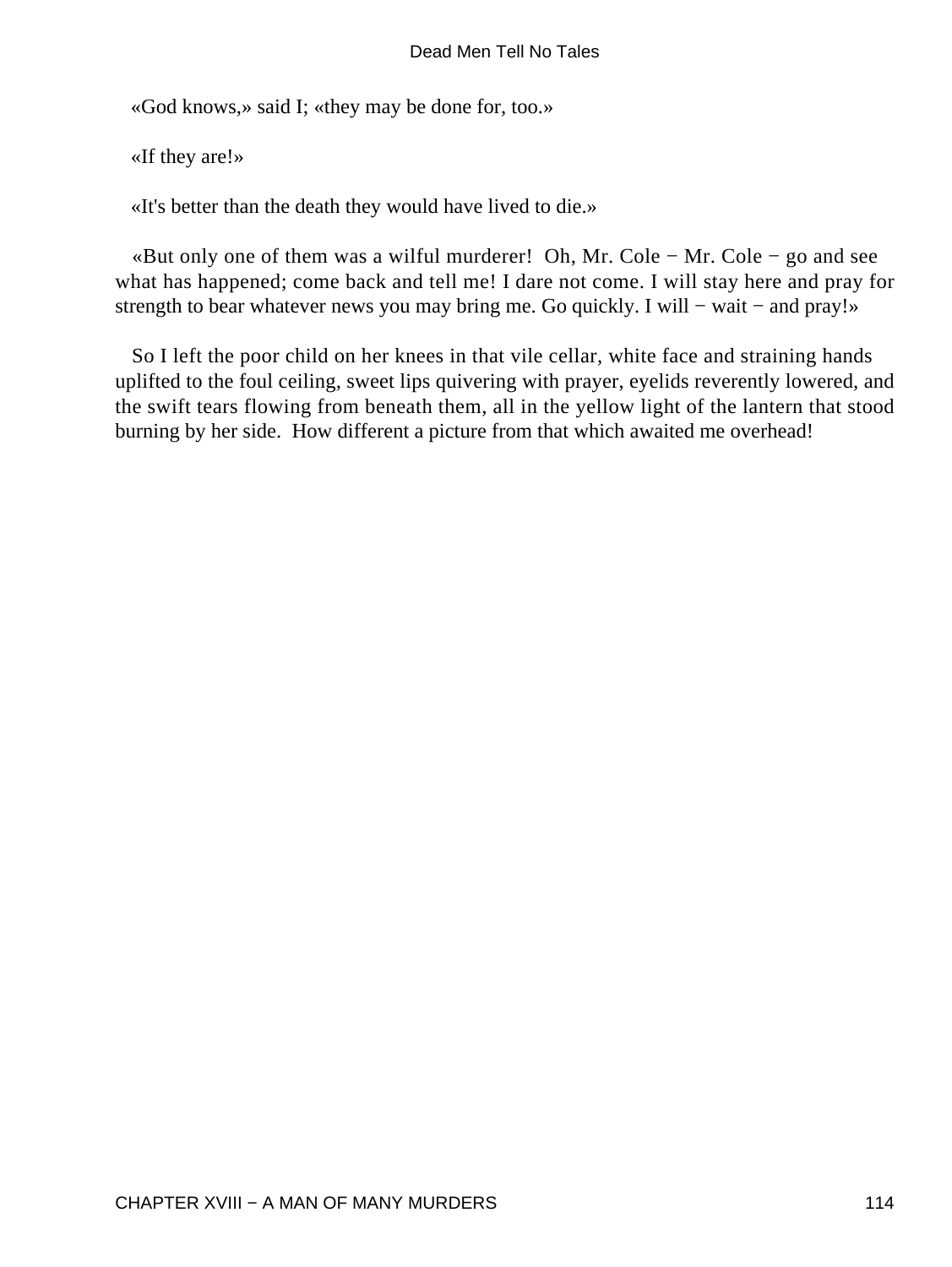«God knows,» said I; «they may be done for, too.»

«If they are!»

«It's better than the death they would have lived to die.»

«But only one of them was a wilful murderer! Oh, Mr. Cole − Mr. Cole − go and see what has happened; come back and tell me! I dare not come. I will stay here and pray for strength to bear whatever news you may bring me. Go quickly. I will − wait − and pray!»

So I left the poor child on her knees in that vile cellar, white face and straining hands uplifted to the foul ceiling, sweet lips quivering with prayer, eyelids reverently lowered, and the swift tears flowing from beneath them, all in the yellow light of the lantern that stood burning by her side. How different a picture from that which awaited me overhead!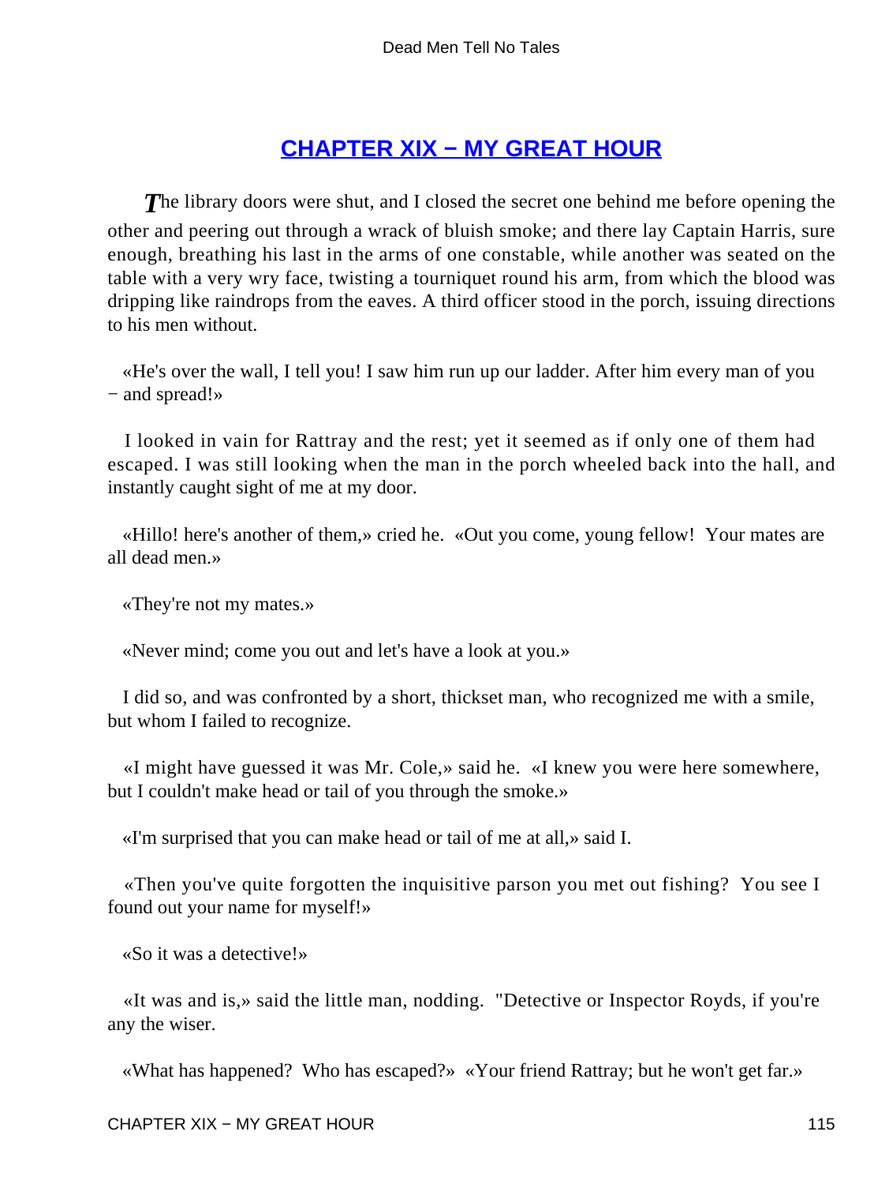## CHAPTER XIX − MY GREAT HOUR

*T*he library doors were shut, and I closed the secret one behind me before opening the other and peering out through a wrack of bluish smoke; and there lay Captain Harris, sure enough, breathing his last in the arms of one constable, while another was seated on the table with a very wry face, twisting a tourniquet round his arm, from which the blood was dripping like raindrops from the eaves. A third officer stood in the porch, issuing directions to his men without.

«He's over the wall, I tell you! I saw him run up our ladder. After him every man of you − and spread!»

I looked in vain for Rattray and the rest; yet it seemed as if only one of them had escaped. I was still looking when the man in the porch wheeled back into the hall, and instantly caught sight of me at my door.

«Hillo! here's another of them,» cried he. «Out you come, young fellow! Your mates are all dead men.»

«They're not my mates.»

«Never mind; come you out and let's have a look at you.»

I did so, and was confronted by a short, thickset man, who recognized me with a smile, but whom I failed to recognize.

«I might have guessed it was Mr. Cole,» said he. «I knew you were here somewhere, but I couldn't make head or tail of you through the smoke.»

«I'm surprised that you can make head or tail of me at all,» said I.

«Then you've quite forgotten the inquisitive parson you met out fishing? You see I found out your name for myself!»

«So it was a detective!»

«It was and is,» said the little man, nodding. "Detective or Inspector Royds, if you're any the wiser.

«What has happened? Who has escaped?» «Your friend Rattray; but he won't get far.»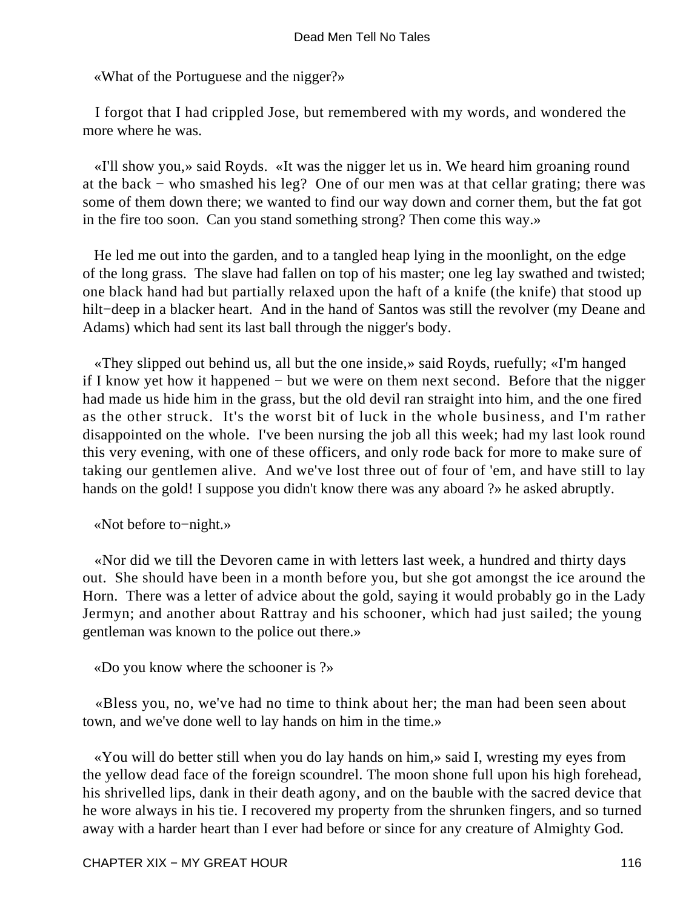«What of the Portuguese and the nigger?»

I forgot that I had crippled Jose, but remembered with my words, and wondered the more where he was.

«I'll show you,» said Royds. «It was the nigger let us in. We heard him groaning round at the back − who smashed his leg? One of our men was at that cellar grating; there was some of them down there; we wanted to find our way down and corner them, but the fat got in the fire too soon. Can you stand something strong? Then come this way.»

He led me out into the garden, and to a tangled heap lying in the moonlight, on the edge of the long grass. The slave had fallen on top of his master; one leg lay swathed and twisted; one black hand had but partially relaxed upon the haft of a knife (the knife) that stood up hilt−deep in a blacker heart. And in the hand of Santos was still the revolver (my Deane and Adams) which had sent its last ball through the nigger's body.

«They slipped out behind us, all but the one inside,» said Royds, ruefully; «I'm hanged if I know yet how it happened − but we were on them next second. Before that the nigger had made us hide him in the grass, but the old devil ran straight into him, and the one fired as the other struck. It's the worst bit of luck in the whole business, and I'm rather disappointed on the whole. I've been nursing the job all this week; had my last look round this very evening, with one of these officers, and only rode back for more to make sure of taking our gentlemen alive. And we've lost three out of four of 'em, and have still to lay hands on the gold! I suppose you didn't know there was any aboard ?» he asked abruptly.

«Not before to−night.»

«Nor did we till the Devoren came in with letters last week, a hundred and thirty days out. She should have been in a month before you, but she got amongst the ice around the Horn. There was a letter of advice about the gold, saying it would probably go in the Lady Jermyn; and another about Rattray and his schooner, which had just sailed; the young gentleman was known to the police out there.»

«Do you know where the schooner is ?»

«Bless you, no, we've had no time to think about her; the man had been seen about town, and we've done well to lay hands on him in the time.»

«You will do better still when you do lay hands on him,» said I, wresting my eyes from the yellow dead face of the foreign scoundrel. The moon shone full upon his high forehead, his shrivelled lips, dank in their death agony, and on the bauble with the sacred device that he wore always in his tie. I recovered my property from the shrunken fingers, and so turned away with a harder heart than I ever had before or since for any creature of Almighty God.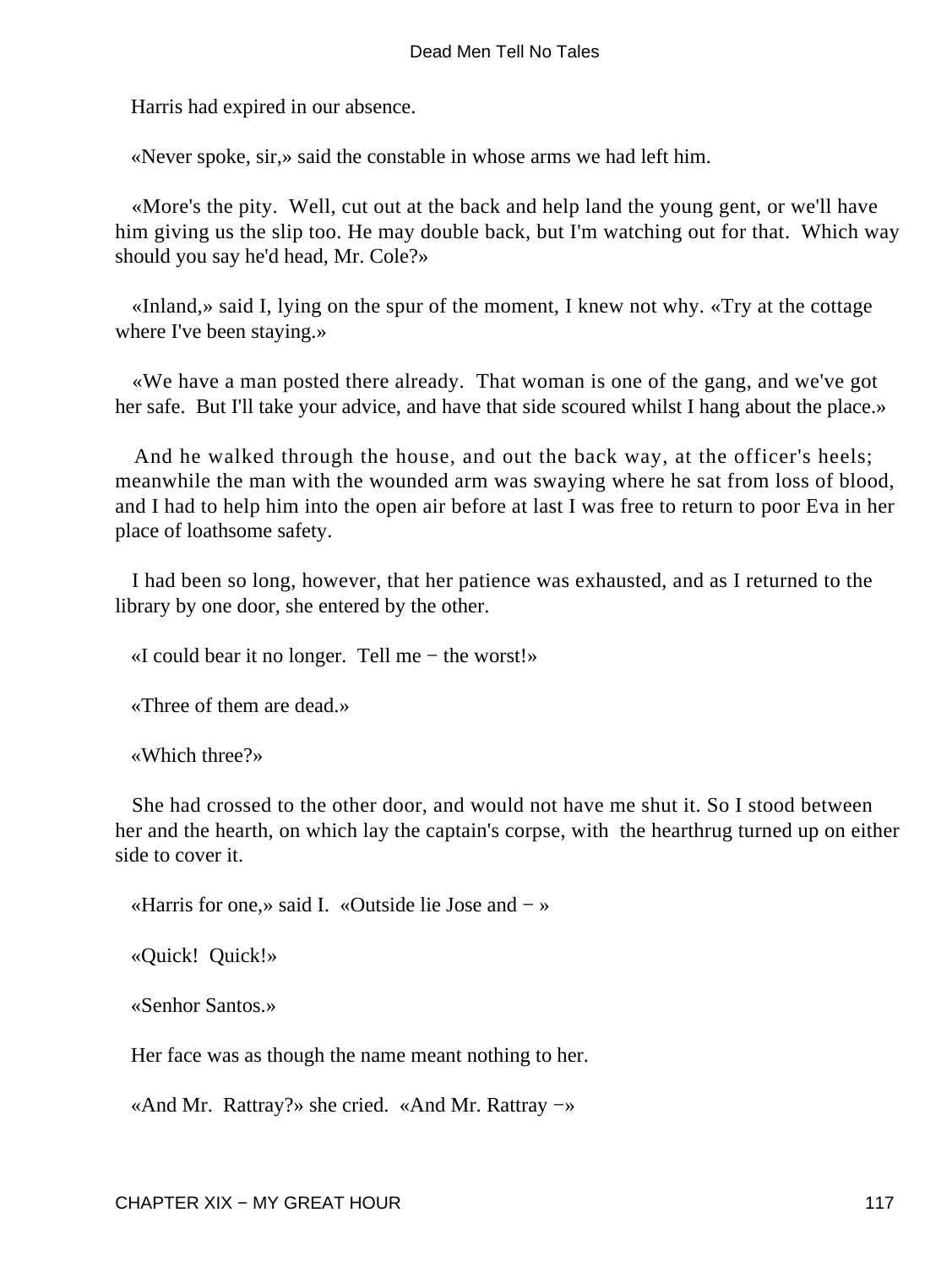Harris had expired in our absence.

«Never spoke, sir,» said the constable in whose arms we had left him.

«More's the pity. Well, cut out at the back and help land the young gent, or we'll have him giving us the slip too. He may double back, but I'm watching out for that. Which way should you say he'd head, Mr. Cole?»

«Inland,» said I, lying on the spur of the moment, I knew not why. «Try at the cottage where I've been staying.»

«We have a man posted there already. That woman is one of the gang, and we've got her safe. But I'll take your advice, and have that side scoured whilst I hang about the place.»

And he walked through the house, and out the back way, at the officer's heels; meanwhile the man with the wounded arm was swaying where he sat from loss of blood, and I had to help him into the open air before at last I was free to return to poor Eva in her place of loathsome safety.

I had been so long, however, that her patience was exhausted, and as I returned to the library by one door, she entered by the other.

«I could bear it no longer. Tell me − the worst!»

«Three of them are dead.»

«Which three?»

She had crossed to the other door, and would not have me shut it. So I stood between her and the hearth, on which lay the captain's corpse, with the hearthrug turned up on either side to cover it.

«Harris for one,» said I. «Outside lie Jose and − »

«Quick! Quick!»

«Senhor Santos.»

Her face was as though the name meant nothing to her.

«And Mr. Rattray?» she cried. «And Mr. Rattray −»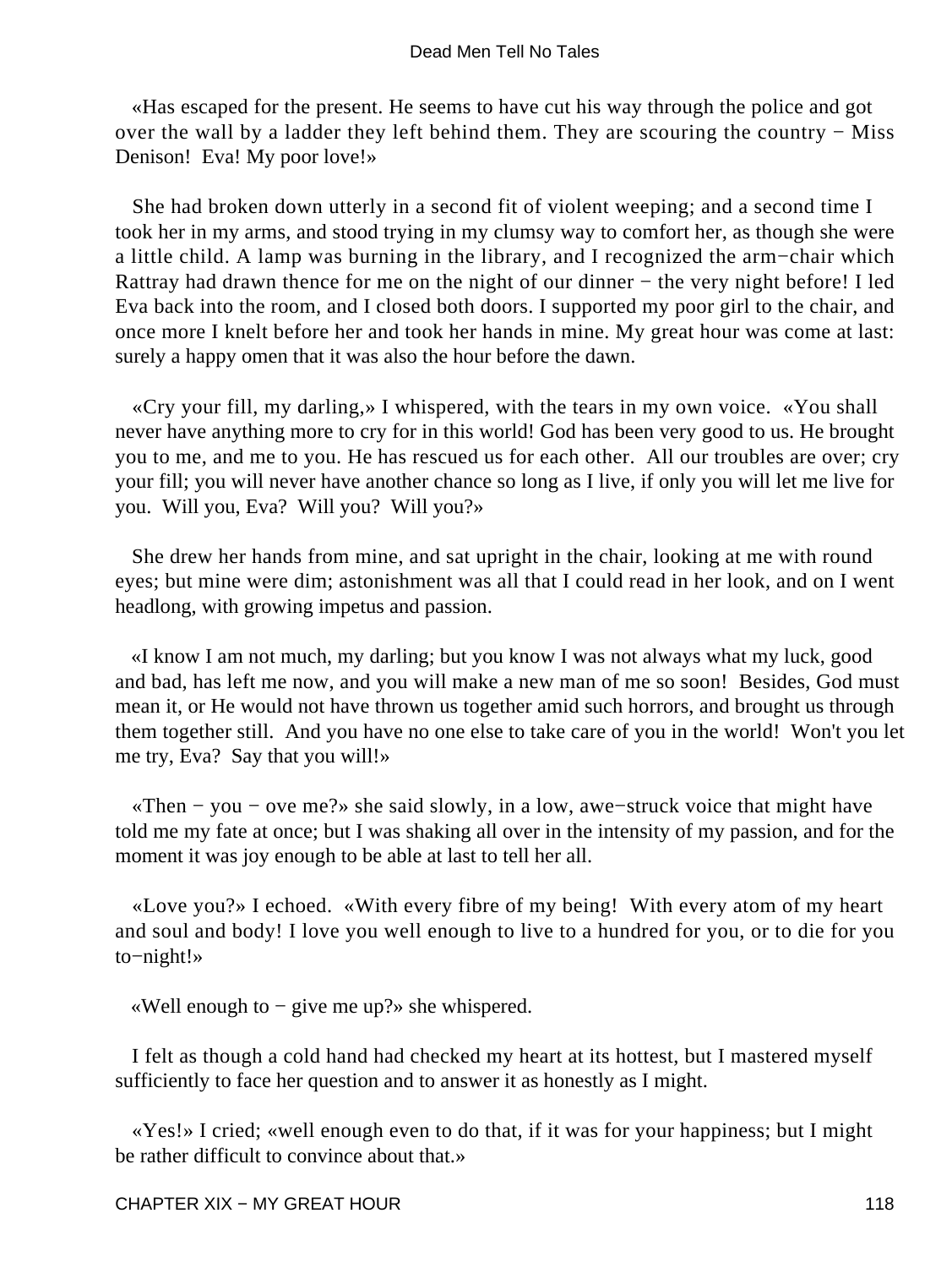«Has escaped for the present. He seems to have cut his way through the police and got over the wall by a ladder they left behind them. They are scouring the country − Miss Denison! Eva! My poor love!»

She had broken down utterly in a second fit of violent weeping; and a second time I took her in my arms, and stood trying in my clumsy way to comfort her, as though she were a little child. A lamp was burning in the library, and I recognized the arm−chair which Rattray had drawn thence for me on the night of our dinner − the very night before! I led Eva back into the room, and I closed both doors. I supported my poor girl to the chair, and once more I knelt before her and took her hands in mine. My great hour was come at last: surely a happy omen that it was also the hour before the dawn.

«Cry your fill, my darling,» I whispered, with the tears in my own voice. «You shall never have anything more to cry for in this world! God has been very good to us. He brought you to me, and me to you. He has rescued us for each other. All our troubles are over; cry your fill; you will never have another chance so long as I live, if only you will let me live for you. Will you, Eva? Will you? Will you?»

She drew her hands from mine, and sat upright in the chair, looking at me with round eyes; but mine were dim; astonishment was all that I could read in her look, and on I went headlong, with growing impetus and passion.

«I know I am not much, my darling; but you know I was not always what my luck, good and bad, has left me now, and you will make a new man of me so soon! Besides, God must mean it, or He would not have thrown us together amid such horrors, and brought us through them together still. And you have no one else to take care of you in the world! Won't you let me try, Eva? Say that you will!»

«Then − you − ove me?» she said slowly, in a low, awe−struck voice that might have told me my fate at once; but I was shaking all over in the intensity of my passion, and for the moment it was joy enough to be able at last to tell her all.

«Love you?» I echoed. «With every fibre of my being! With every atom of my heart and soul and body! I love you well enough to live to a hundred for you, or to die for you to−night!»

«Well enough to − give me up?» she whispered.

I felt as though a cold hand had checked my heart at its hottest, but I mastered myself sufficiently to face her question and to answer it as honestly as I might.

«Yes!» I cried; «well enough even to do that, if it was for your happiness; but I might be rather difficult to convince about that.»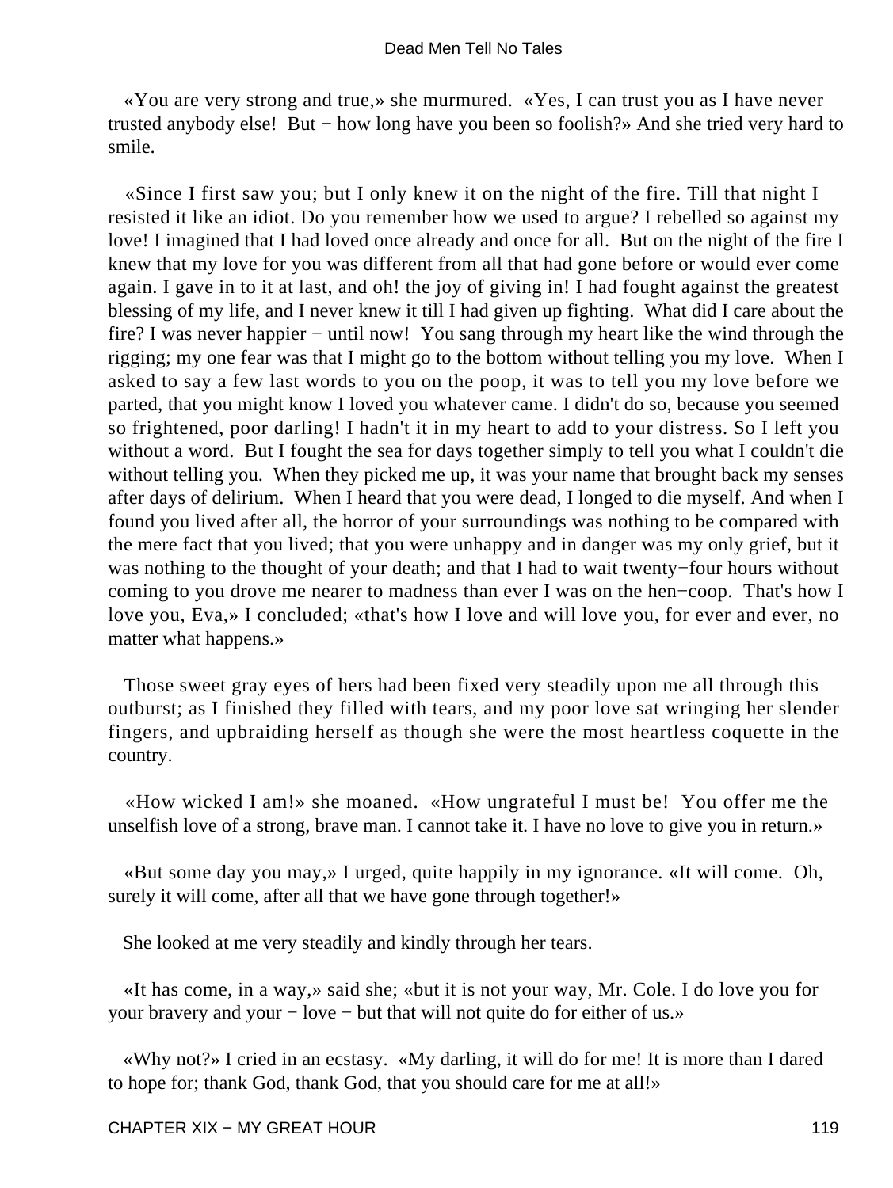«You are very strong and true,» she murmured. «Yes, I can trust you as I have never trusted anybody else! But − how long have you been so foolish?» And she tried very hard to smile.

«Since I first saw you; but I only knew it on the night of the fire. Till that night I resisted it like an idiot. Do you remember how we used to argue? I rebelled so against my love! I imagined that I had loved once already and once for all. But on the night of the fire I knew that my love for you was different from all that had gone before or would ever come again. I gave in to it at last, and oh! the joy of giving in! I had fought against the greatest blessing of my life, and I never knew it till I had given up fighting. What did I care about the fire? I was never happier − until now! You sang through my heart like the wind through the rigging; my one fear was that I might go to the bottom without telling you my love. When I asked to say a few last words to you on the poop, it was to tell you my love before we parted, that you might know I loved you whatever came. I didn't do so, because you seemed so frightened, poor darling! I hadn't it in my heart to add to your distress. So I left you without a word. But I fought the sea for days together simply to tell you what I couldn't die without telling you. When they picked me up, it was your name that brought back my senses after days of delirium. When I heard that you were dead, I longed to die myself. And when I found you lived after all, the horror of your surroundings was nothing to be compared with the mere fact that you lived; that you were unhappy and in danger was my only grief, but it was nothing to the thought of your death; and that I had to wait twenty−four hours without coming to you drove me nearer to madness than ever I was on the hen−coop. That's how I love you, Eva,» I concluded; «that's how I love and will love you, for ever and ever, no matter what happens.»

Those sweet gray eyes of hers had been fixed very steadily upon me all through this outburst; as I finished they filled with tears, and my poor love sat wringing her slender fingers, and upbraiding herself as though she were the most heartless coquette in the country.

«How wicked I am!» she moaned. «How ungrateful I must be! You offer me the unselfish love of a strong, brave man. I cannot take it. I have no love to give you in return.»

«But some day you may,» I urged, quite happily in my ignorance. «It will come. Oh, surely it will come, after all that we have gone through together!»

She looked at me very steadily and kindly through her tears.

«It has come, in a way,» said she; «but it is not your way, Mr. Cole. I do love you for your bravery and your − love − but that will not quite do for either of us.»

«Why not?» I cried in an ecstasy. «My darling, it will do for me! It is more than I dared to hope for; thank God, thank God, that you should care for me at all!»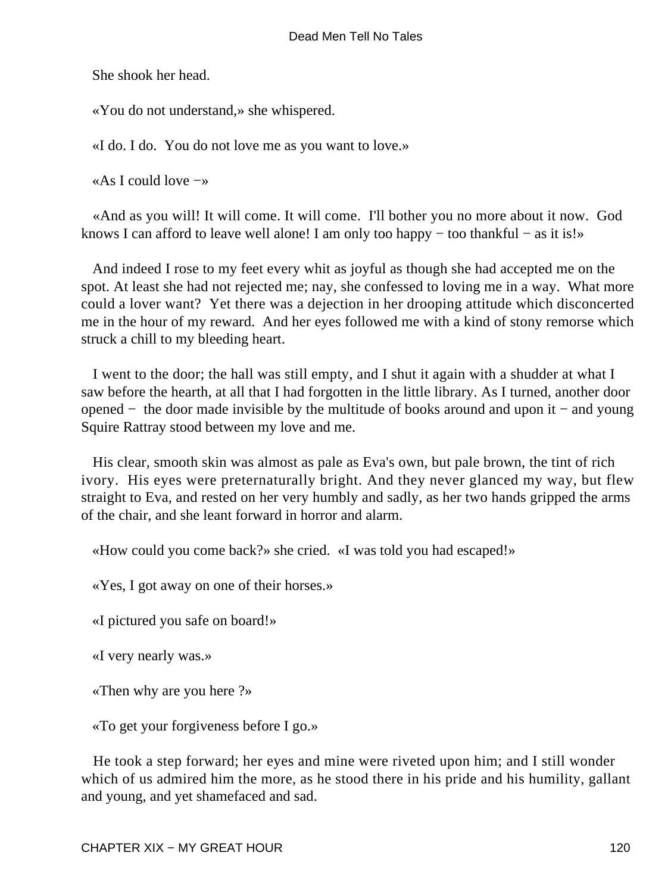She shook her head.

«You do not understand,» she whispered.

«I do. I do.  You do not love me as you want to love.»

«As I could love −»

«And as you will! It will come. It will come.  I'll bother you no more about it now.  God knows I can afford to leave well alone! I am only too happy − too thankful − as it is!»

And indeed I rose to my feet every whit as joyful as though she had accepted me on the spot. At least she had not rejected me; nay, she confessed to loving me in a way.  What more could a lover want?  Yet there was a dejection in her drooping attitude which disconcerted me in the hour of my reward.  And her eyes followed me with a kind of stony remorse which struck a chill to my bleeding heart.

I went to the door; the hall was still empty, and I shut it again with a shudder at what I saw before the hearth, at all that I had forgotten in the little library. As I turned, another door opened −  the door made invisible by the multitude of books around and upon it − and young Squire Rattray stood between my love and me.

His clear, smooth skin was almost as pale as Eva's own, but pale brown, the tint of rich ivory.  His eyes were preternaturally bright. And they never glanced my way, but flew straight to Eva, and rested on her very humbly and sadly, as her two hands gripped the arms of the chair, and she leant forward in horror and alarm.

«How could you come back?» she cried.  «I was told you had escaped!»

«Yes, I got away on one of their horses.»

«I pictured you safe on board!»

«I very nearly was.»

«Then why are you here ?»

«To get your forgiveness before I go.»

He took a step forward; her eyes and mine were riveted upon him; and I still wonder which of us admired him the more, as he stood there in his pride and his humility, gallant and young, and yet shamefaced and sad.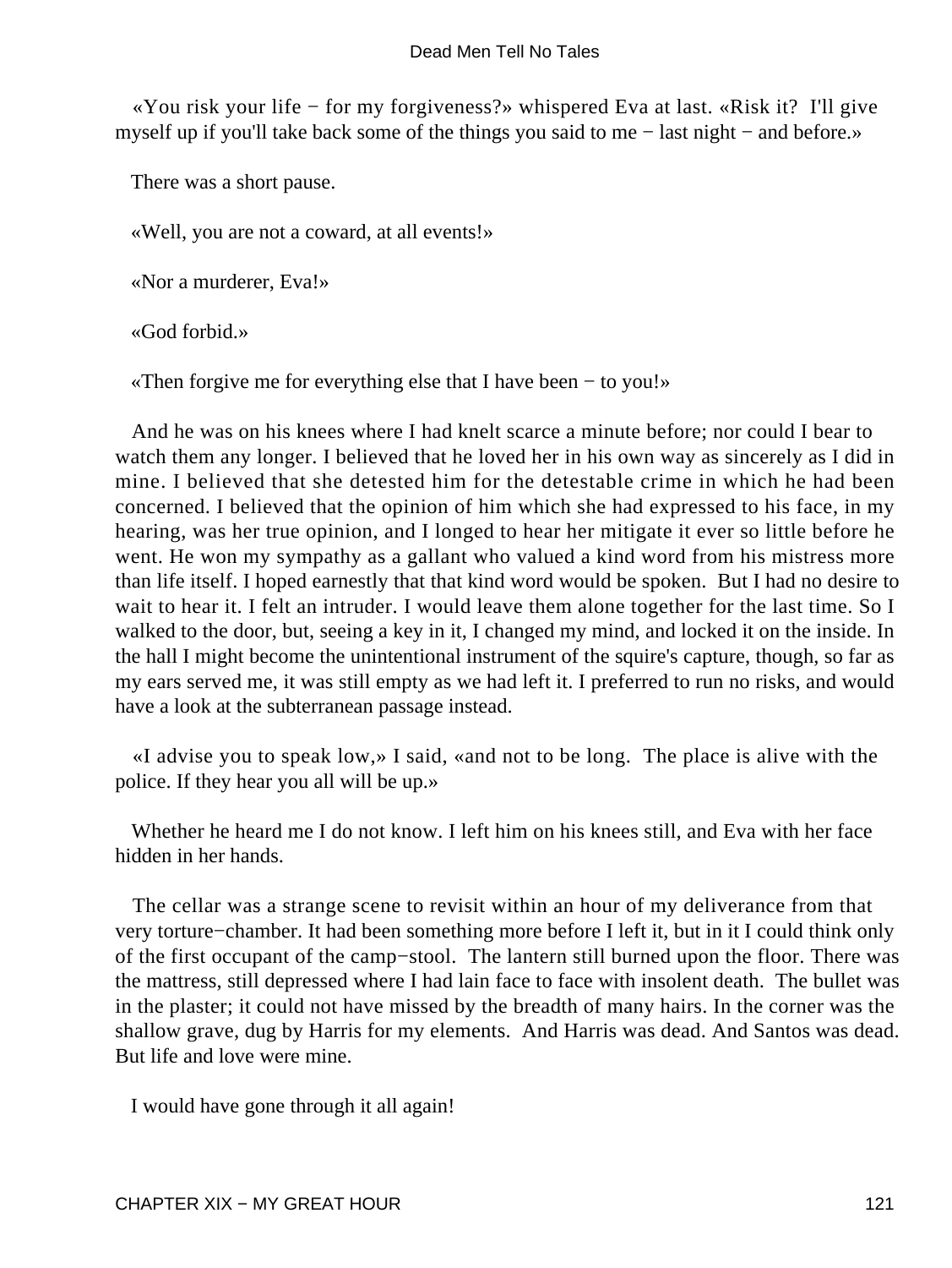«You risk your life − for my forgiveness?» whispered Eva at last. «Risk it? I'll give myself up if you'll take back some of the things you said to me − last night − and before.»

There was a short pause.

«Well, you are not a coward, at all events!»

«Nor a murderer, Eva!»

«God forbid.»

«Then forgive me for everything else that I have been − to you!»

And he was on his knees where I had knelt scarce a minute before; nor could I bear to watch them any longer. I believed that he loved her in his own way as sincerely as I did in mine. I believed that she detested him for the detestable crime in which he had been concerned. I believed that the opinion of him which she had expressed to his face, in my hearing, was her true opinion, and I longed to hear her mitigate it ever so little before he went. He won my sympathy as a gallant who valued a kind word from his mistress more than life itself. I hoped earnestly that that kind word would be spoken. But I had no desire to wait to hear it. I felt an intruder. I would leave them alone together for the last time. So I walked to the door, but, seeing a key in it, I changed my mind, and locked it on the inside. In the hall I might become the unintentional instrument of the squire's capture, though, so far as my ears served me, it was still empty as we had left it. I preferred to run no risks, and would have a look at the subterranean passage instead.

«I advise you to speak low,» I said, «and not to be long. The place is alive with the police. If they hear you all will be up.»

Whether he heard me I do not know. I left him on his knees still, and Eva with her face hidden in her hands.

The cellar was a strange scene to revisit within an hour of my deliverance from that very torture−chamber. It had been something more before I left it, but in it I could think only of the first occupant of the camp−stool. The lantern still burned upon the floor. There was the mattress, still depressed where I had lain face to face with insolent death. The bullet was in the plaster; it could not have missed by the breadth of many hairs. In the corner was the shallow grave, dug by Harris for my elements. And Harris was dead. And Santos was dead. But life and love were mine.

I would have gone through it all again!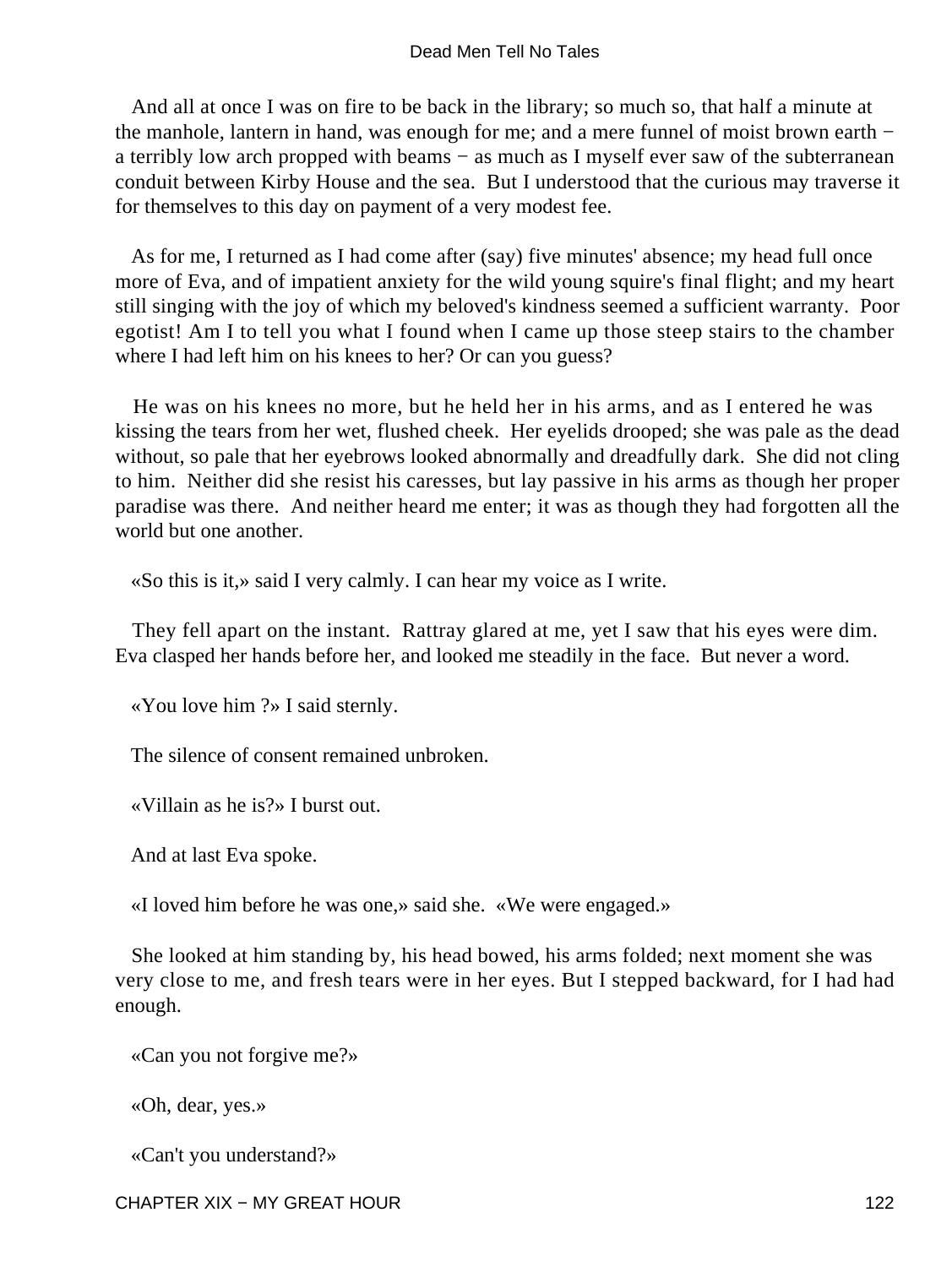And all at once I was on fire to be back in the library; so much so, that half a minute at the manhole, lantern in hand, was enough for me; and a mere funnel of moist brown earth − a terribly low arch propped with beams − as much as I myself ever saw of the subterranean conduit between Kirby House and the sea. But I understood that the curious may traverse it for themselves to this day on payment of a very modest fee.

As for me, I returned as I had come after (say) five minutes' absence; my head full once more of Eva, and of impatient anxiety for the wild young squire's final flight; and my heart still singing with the joy of which my beloved's kindness seemed a sufficient warranty. Poor egotist! Am I to tell you what I found when I came up those steep stairs to the chamber where I had left him on his knees to her? Or can you guess?

He was on his knees no more, but he held her in his arms, and as I entered he was kissing the tears from her wet, flushed cheek. Her eyelids drooped; she was pale as the dead without, so pale that her eyebrows looked abnormally and dreadfully dark. She did not cling to him. Neither did she resist his caresses, but lay passive in his arms as though her proper paradise was there. And neither heard me enter; it was as though they had forgotten all the world but one another.

«So this is it,» said I very calmly. I can hear my voice as I write.

They fell apart on the instant. Rattray glared at me, yet I saw that his eyes were dim. Eva clasped her hands before her, and looked me steadily in the face. But never a word.

«You love him ?» I said sternly.

The silence of consent remained unbroken.

«Villain as he is?» I burst out.

And at last Eva spoke.

«I loved him before he was one,» said she. «We were engaged.»

She looked at him standing by, his head bowed, his arms folded; next moment she was very close to me, and fresh tears were in her eyes. But I stepped backward, for I had had enough.

«Can you not forgive me?»

«Oh, dear, yes.»

«Can't you understand?»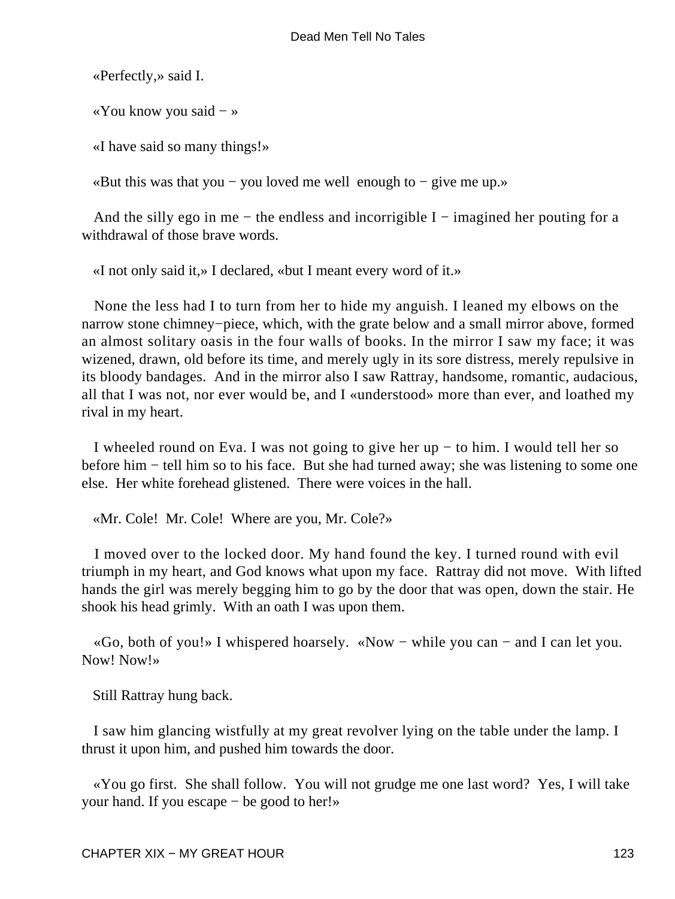«Perfectly,» said I.

«You know you said − »

«I have said so many things!»

«But this was that you − you loved me well enough to − give me up.»

And the silly ego in me − the endless and incorrigible I − imagined her pouting for a withdrawal of those brave words.

«I not only said it,» I declared, «but I meant every word of it.»

None the less had I to turn from her to hide my anguish. I leaned my elbows on the narrow stone chimney−piece, which, with the grate below and a small mirror above, formed an almost solitary oasis in the four walls of books. In the mirror I saw my face; it was wizened, drawn, old before its time, and merely ugly in its sore distress, merely repulsive in its bloody bandages. And in the mirror also I saw Rattray, handsome, romantic, audacious, all that I was not, nor ever would be, and I «understood» more than ever, and loathed my rival in my heart.

I wheeled round on Eva. I was not going to give her up − to him. I would tell her so before him − tell him so to his face. But she had turned away; she was listening to some one else. Her white forehead glistened. There were voices in the hall.

«Mr. Cole! Mr. Cole! Where are you, Mr. Cole?»

I moved over to the locked door. My hand found the key. I turned round with evil triumph in my heart, and God knows what upon my face. Rattray did not move. With lifted hands the girl was merely begging him to go by the door that was open, down the stair. He shook his head grimly. With an oath I was upon them.

«Go, both of you!» I whispered hoarsely. «Now − while you can − and I can let you. Now! Now!»

Still Rattray hung back.

I saw him glancing wistfully at my great revolver lying on the table under the lamp. I thrust it upon him, and pushed him towards the door.

«You go first. She shall follow. You will not grudge me one last word? Yes, I will take your hand. If you escape − be good to her!»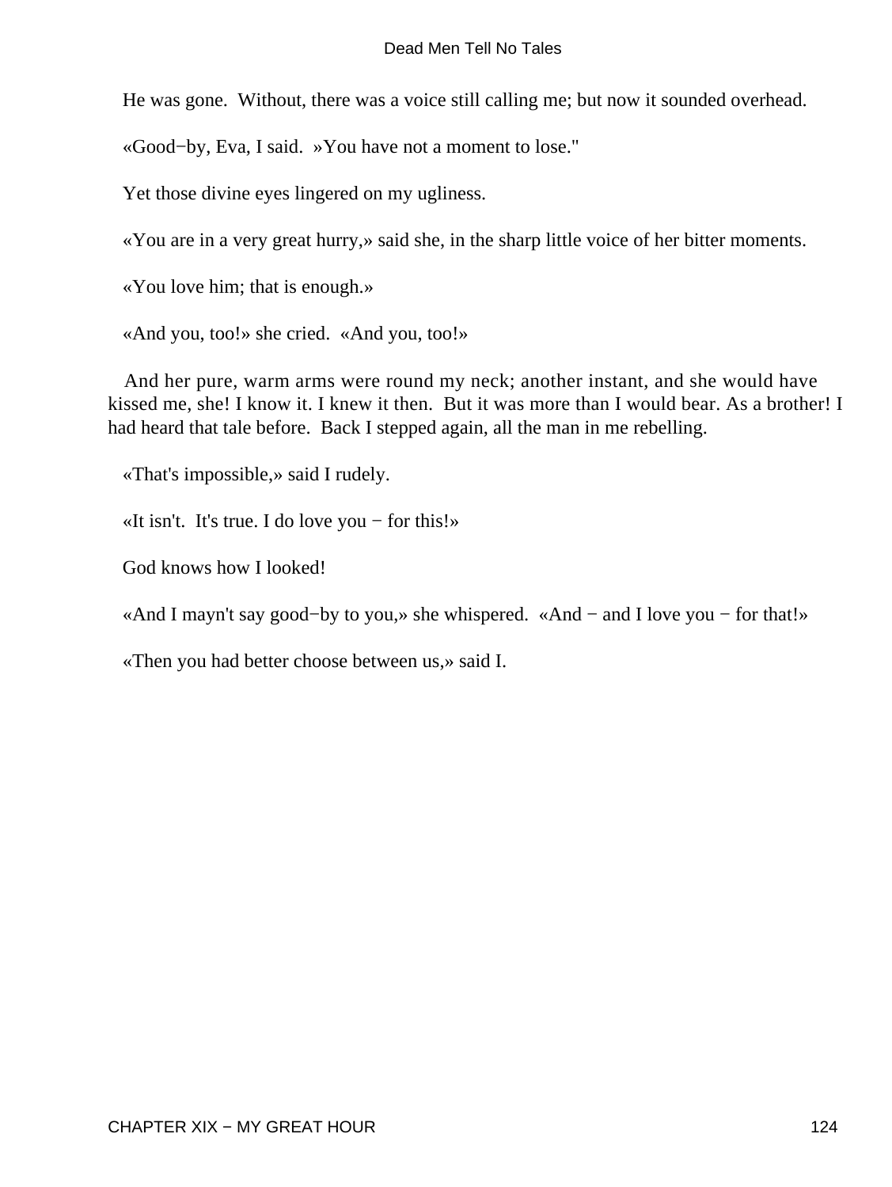He was gone. Without, there was a voice still calling me; but now it sounded overhead.

«Good−by, Eva, I said. »You have not a moment to lose."

Yet those divine eyes lingered on my ugliness.

«You are in a very great hurry,» said she, in the sharp little voice of her bitter moments.

«You love him; that is enough.»

«And you, too!» she cried. «And you, too!»

And her pure, warm arms were round my neck; another instant, and she would have kissed me, she! I know it. I knew it then. But it was more than I would bear. As a brother! I had heard that tale before. Back I stepped again, all the man in me rebelling.

«That's impossible,» said I rudely.

«It isn't. It's true. I do love you − for this!»

God knows how I looked!

«And I mayn't say good−by to you,» she whispered. «And − and I love you − for that!»

«Then you had better choose between us,» said I.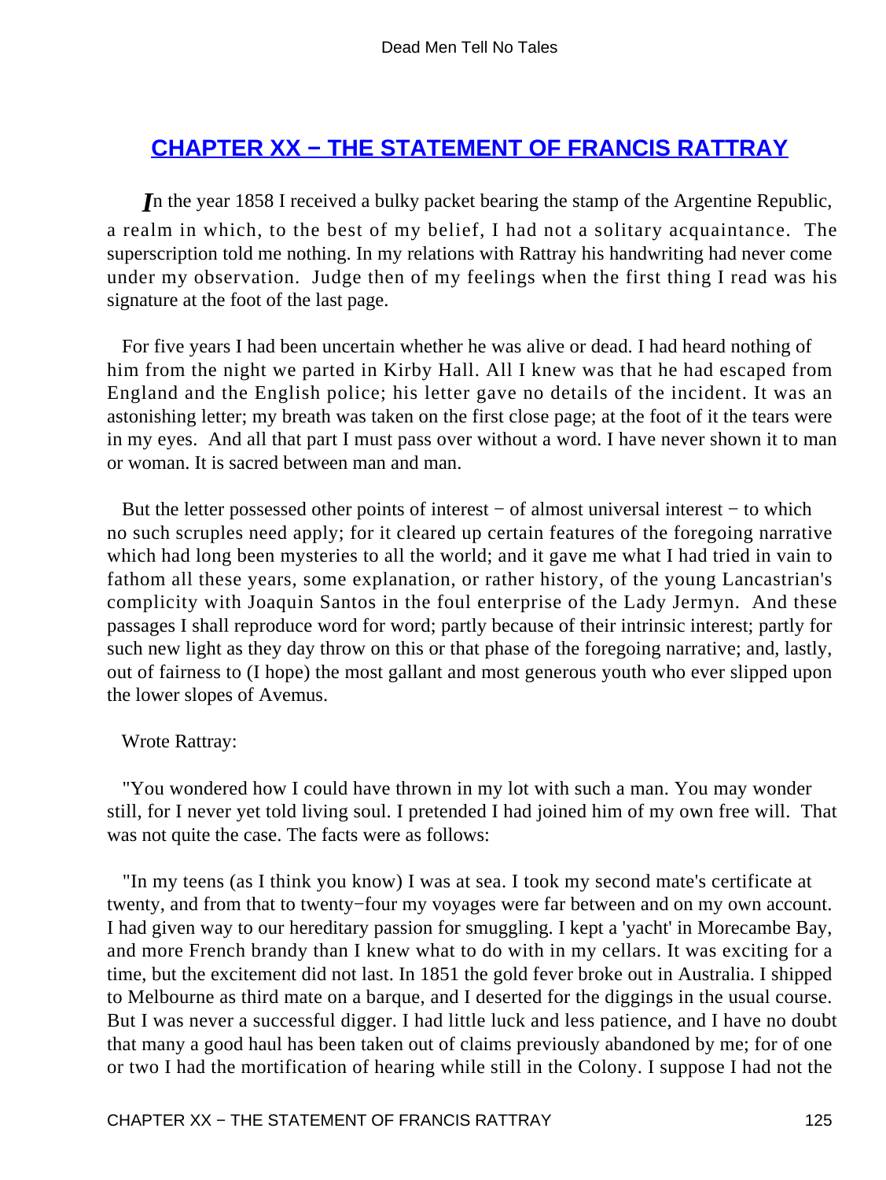## [CHAPTER XX − THE STATEMENT OF FRANCIS RATTRAY]()

*I*n the year 1858 I received a bulky packet bearing the stamp of the Argentine Republic, a realm in which, to the best of my belief, I had not a solitary acquaintance. The superscription told me nothing. In my relations with Rattray his handwriting had never come under my observation. Judge then of my feelings when the first thing I read was his signature at the foot of the last page.

For five years I had been uncertain whether he was alive or dead. I had heard nothing of him from the night we parted in Kirby Hall. All I knew was that he had escaped from England and the English police; his letter gave no details of the incident. It was an astonishing letter; my breath was taken on the first close page; at the foot of it the tears were in my eyes. And all that part I must pass over without a word. I have never shown it to man or woman. It is sacred between man and man.

But the letter possessed other points of interest − of almost universal interest − to which no such scruples need apply; for it cleared up certain features of the foregoing narrative which had long been mysteries to all the world; and it gave me what I had tried in vain to fathom all these years, some explanation, or rather history, of the young Lancastrian's complicity with Joaquin Santos in the foul enterprise of the Lady Jermyn. And these passages I shall reproduce word for word; partly because of their intrinsic interest; partly for such new light as they day throw on this or that phase of the foregoing narrative; and, lastly, out of fairness to (I hope) the most gallant and most generous youth who ever slipped upon the lower slopes of Avemus.

Wrote Rattray:

"You wondered how I could have thrown in my lot with such a man. You may wonder still, for I never yet told living soul. I pretended I had joined him of my own free will. That was not quite the case. The facts were as follows:

"In my teens (as I think you know) I was at sea. I took my second mate's certificate at twenty, and from that to twenty−four my voyages were far between and on my own account. I had given way to our hereditary passion for smuggling. I kept a 'yacht' in Morecambe Bay, and more French brandy than I knew what to do with in my cellars. It was exciting for a time, but the excitement did not last. In 1851 the gold fever broke out in Australia. I shipped to Melbourne as third mate on a barque, and I deserted for the diggings in the usual course. But I was never a successful digger. I had little luck and less patience, and I have no doubt that many a good haul has been taken out of claims previously abandoned by me; for of one or two I had the mortification of hearing while still in the Colony. I suppose I had not the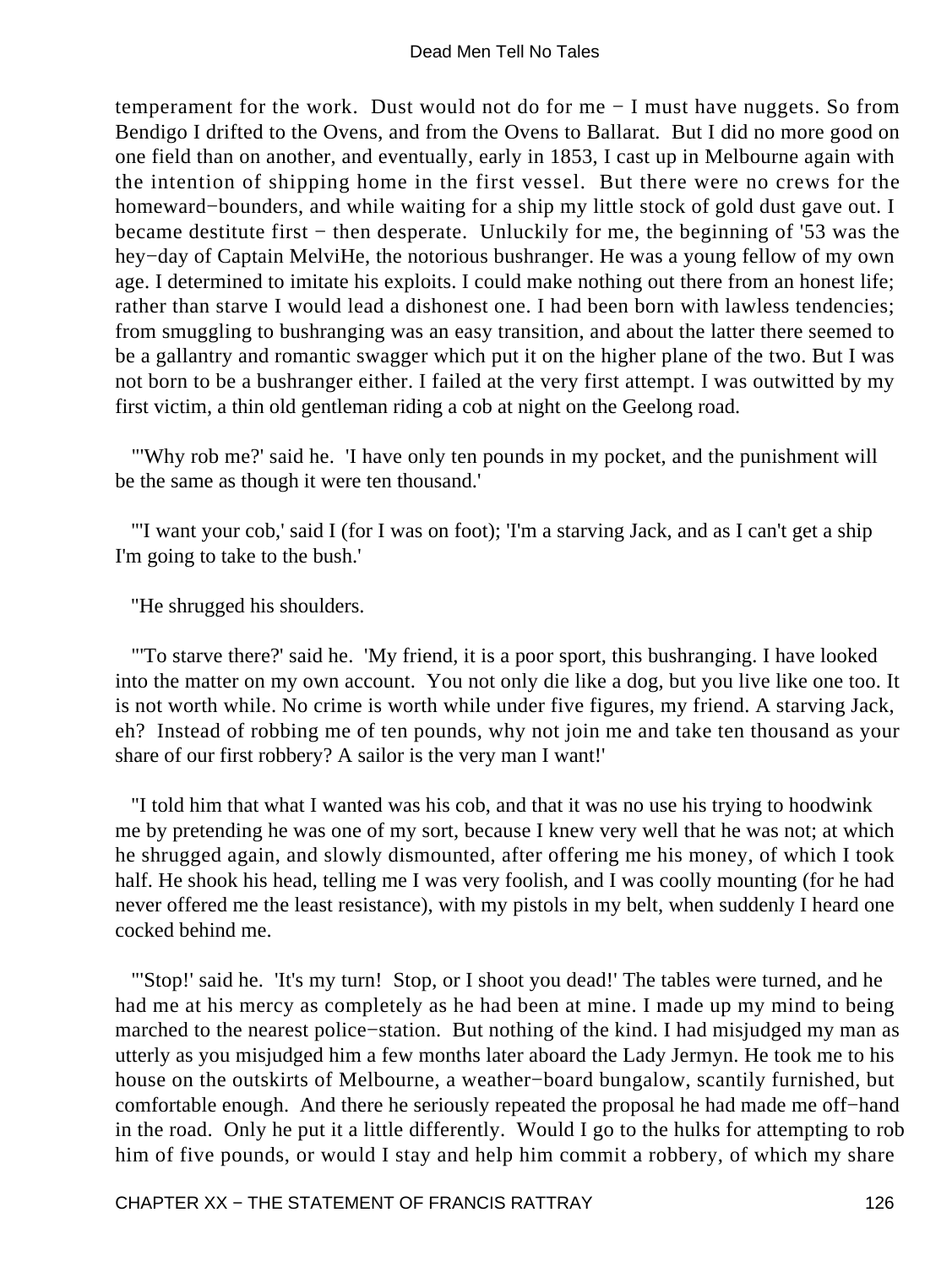temperament for the work. Dust would not do for me − I must have nuggets. So from Bendigo I drifted to the Ovens, and from the Ovens to Ballarat. But I did no more good on one field than on another, and eventually, early in 1853, I cast up in Melbourne again with the intention of shipping home in the first vessel. But there were no crews for the homeward−bounders, and while waiting for a ship my little stock of gold dust gave out. I became destitute first − then desperate. Unluckily for me, the beginning of '53 was the hey−day of Captain MelviHe, the notorious bushranger. He was a young fellow of my own age. I determined to imitate his exploits. I could make nothing out there from an honest life; rather than starve I would lead a dishonest one. I had been born with lawless tendencies; from smuggling to bushranging was an easy transition, and about the latter there seemed to be a gallantry and romantic swagger which put it on the higher plane of the two. But I was not born to be a bushranger either. I failed at the very first attempt. I was outwitted by my first victim, a thin old gentleman riding a cob at night on the Geelong road.

"'Why rob me?' said he. 'I have only ten pounds in my pocket, and the punishment will be the same as though it were ten thousand.'

"'I want your cob,' said I (for I was on foot); 'I'm a starving Jack, and as I can't get a ship I'm going to take to the bush.'

"He shrugged his shoulders.

"'To starve there?' said he. 'My friend, it is a poor sport, this bushranging. I have looked into the matter on my own account. You not only die like a dog, but you live like one too. It is not worth while. No crime is worth while under five figures, my friend. A starving Jack, eh? Instead of robbing me of ten pounds, why not join me and take ten thousand as your share of our first robbery? A sailor is the very man I want!'

"I told him that what I wanted was his cob, and that it was no use his trying to hoodwink me by pretending he was one of my sort, because I knew very well that he was not; at which he shrugged again, and slowly dismounted, after offering me his money, of which I took half. He shook his head, telling me I was very foolish, and I was coolly mounting (for he had never offered me the least resistance), with my pistols in my belt, when suddenly I heard one cocked behind me.

"'Stop!' said he. 'It's my turn! Stop, or I shoot you dead!' The tables were turned, and he had me at his mercy as completely as he had been at mine. I made up my mind to being marched to the nearest police−station. But nothing of the kind. I had misjudged my man as utterly as you misjudged him a few months later aboard the Lady Jermyn. He took me to his house on the outskirts of Melbourne, a weather−board bungalow, scantily furnished, but comfortable enough. And there he seriously repeated the proposal he had made me off−hand in the road. Only he put it a little differently. Would I go to the hulks for attempting to rob him of five pounds, or would I stay and help him commit a robbery, of which my share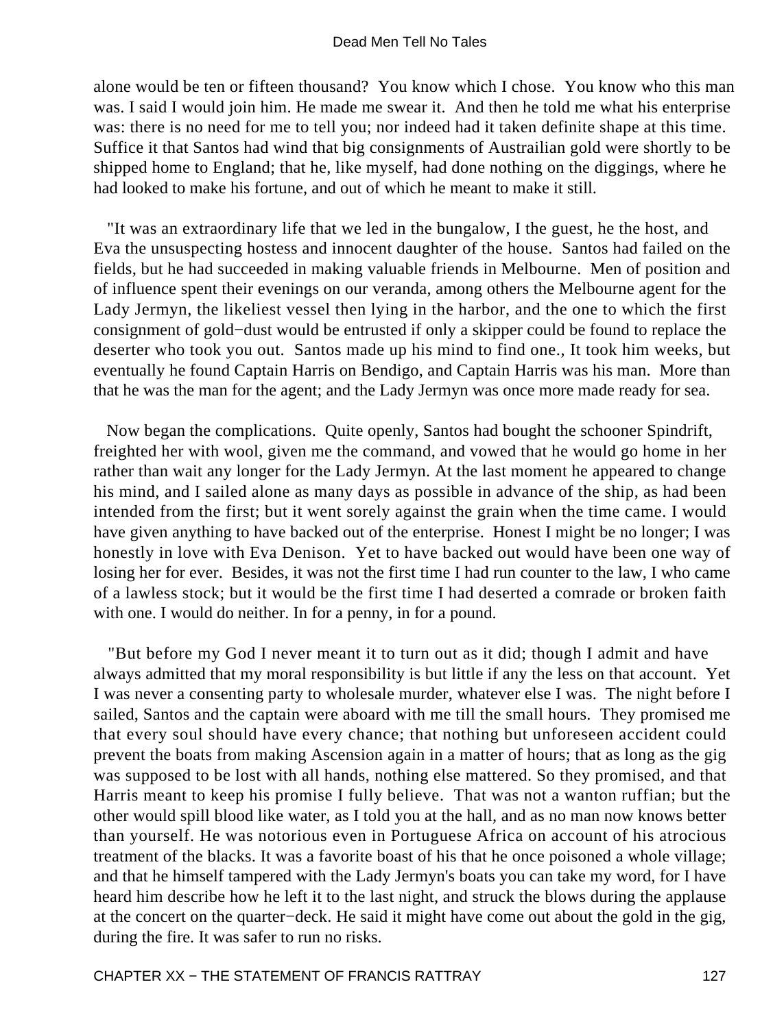alone would be ten or fifteen thousand? You know which I chose. You know who this man was. I said I would join him. He made me swear it. And then he told me what his enterprise was: there is no need for me to tell you; nor indeed had it taken definite shape at this time. Suffice it that Santos had wind that big consignments of Austrailian gold were shortly to be shipped home to England; that he, like myself, had done nothing on the diggings, where he had looked to make his fortune, and out of which he meant to make it still.

"It was an extraordinary life that we led in the bungalow, I the guest, he the host, and Eva the unsuspecting hostess and innocent daughter of the house. Santos had failed on the fields, but he had succeeded in making valuable friends in Melbourne. Men of position and of influence spent their evenings on our veranda, among others the Melbourne agent for the Lady Jermyn, the likeliest vessel then lying in the harbor, and the one to which the first consignment of gold−dust would be entrusted if only a skipper could be found to replace the deserter who took you out. Santos made up his mind to find one., It took him weeks, but eventually he found Captain Harris on Bendigo, and Captain Harris was his man. More than that he was the man for the agent; and the Lady Jermyn was once more made ready for sea.

Now began the complications. Quite openly, Santos had bought the schooner Spindrift, freighted her with wool, given me the command, and vowed that he would go home in her rather than wait any longer for the Lady Jermyn. At the last moment he appeared to change his mind, and I sailed alone as many days as possible in advance of the ship, as had been intended from the first; but it went sorely against the grain when the time came. I would have given anything to have backed out of the enterprise. Honest I might be no longer; I was honestly in love with Eva Denison. Yet to have backed out would have been one way of losing her for ever. Besides, it was not the first time I had run counter to the law, I who came of a lawless stock; but it would be the first time I had deserted a comrade or broken faith with one. I would do neither. In for a penny, in for a pound.

"But before my God I never meant it to turn out as it did; though I admit and have always admitted that my moral responsibility is but little if any the less on that account. Yet I was never a consenting party to wholesale murder, whatever else I was. The night before I sailed, Santos and the captain were aboard with me till the small hours. They promised me that every soul should have every chance; that nothing but unforeseen accident could prevent the boats from making Ascension again in a matter of hours; that as long as the gig was supposed to be lost with all hands, nothing else mattered. So they promised, and that Harris meant to keep his promise I fully believe. That was not a wanton ruffian; but the other would spill blood like water, as I told you at the hall, and as no man now knows better than yourself. He was notorious even in Portuguese Africa on account of his atrocious treatment of the blacks. It was a favorite boast of his that he once poisoned a whole village; and that he himself tampered with the Lady Jermyn's boats you can take my word, for I have heard him describe how he left it to the last night, and struck the blows during the applause at the concert on the quarter−deck. He said it might have come out about the gold in the gig, during the fire. It was safer to run no risks.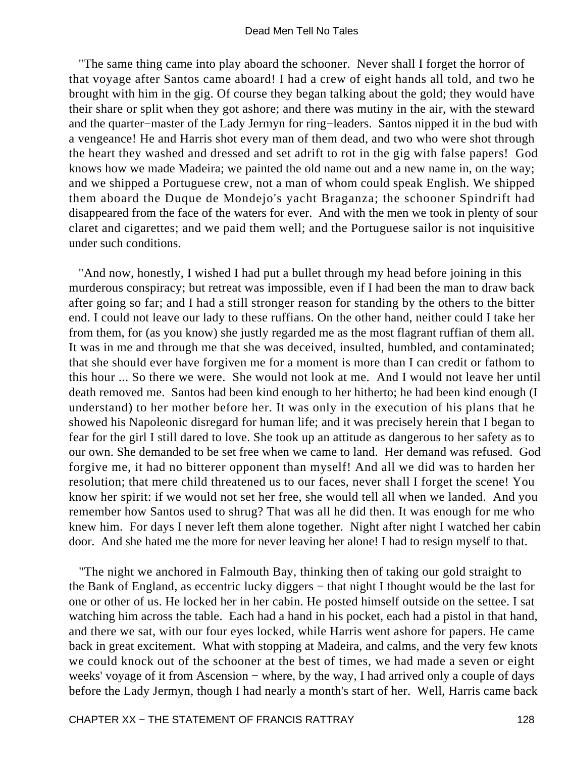"The same thing came into play aboard the schooner. Never shall I forget the horror of that voyage after Santos came aboard! I had a crew of eight hands all told, and two he brought with him in the gig. Of course they began talking about the gold; they would have their share or split when they got ashore; and there was mutiny in the air, with the steward and the quarter−master of the Lady Jermyn for ring−leaders. Santos nipped it in the bud with a vengeance! He and Harris shot every man of them dead, and two who were shot through the heart they washed and dressed and set adrift to rot in the gig with false papers! God knows how we made Madeira; we painted the old name out and a new name in, on the way; and we shipped a Portuguese crew, not a man of whom could speak English. We shipped them aboard the Duque de Mondejo's yacht Braganza; the schooner Spindrift had disappeared from the face of the waters for ever. And with the men we took in plenty of sour claret and cigarettes; and we paid them well; and the Portuguese sailor is not inquisitive under such conditions.

"And now, honestly, I wished I had put a bullet through my head before joining in this murderous conspiracy; but retreat was impossible, even if I had been the man to draw back after going so far; and I had a still stronger reason for standing by the others to the bitter end. I could not leave our lady to these ruffians. On the other hand, neither could I take her from them, for (as you know) she justly regarded me as the most flagrant ruffian of them all. It was in me and through me that she was deceived, insulted, humbled, and contaminated; that she should ever have forgiven me for a moment is more than I can credit or fathom to this hour ... So there we were. She would not look at me. And I would not leave her until death removed me. Santos had been kind enough to her hitherto; he had been kind enough (I understand) to her mother before her. It was only in the execution of his plans that he showed his Napoleonic disregard for human life; and it was precisely herein that I began to fear for the girl I still dared to love. She took up an attitude as dangerous to her safety as to our own. She demanded to be set free when we came to land. Her demand was refused. God forgive me, it had no bitterer opponent than myself! And all we did was to harden her resolution; that mere child threatened us to our faces, never shall I forget the scene! You know her spirit: if we would not set her free, she would tell all when we landed. And you remember how Santos used to shrug? That was all he did then. It was enough for me who knew him. For days I never left them alone together. Night after night I watched her cabin door. And she hated me the more for never leaving her alone! I had to resign myself to that.

"The night we anchored in Falmouth Bay, thinking then of taking our gold straight to the Bank of England, as eccentric lucky diggers − that night I thought would be the last for one or other of us. He locked her in her cabin. He posted himself outside on the settee. I sat watching him across the table. Each had a hand in his pocket, each had a pistol in that hand, and there we sat, with our four eyes locked, while Harris went ashore for papers. He came back in great excitement. What with stopping at Madeira, and calms, and the very few knots we could knock out of the schooner at the best of times, we had made a seven or eight weeks' voyage of it from Ascension − where, by the way, I had arrived only a couple of days before the Lady Jermyn, though I had nearly a month's start of her. Well, Harris came back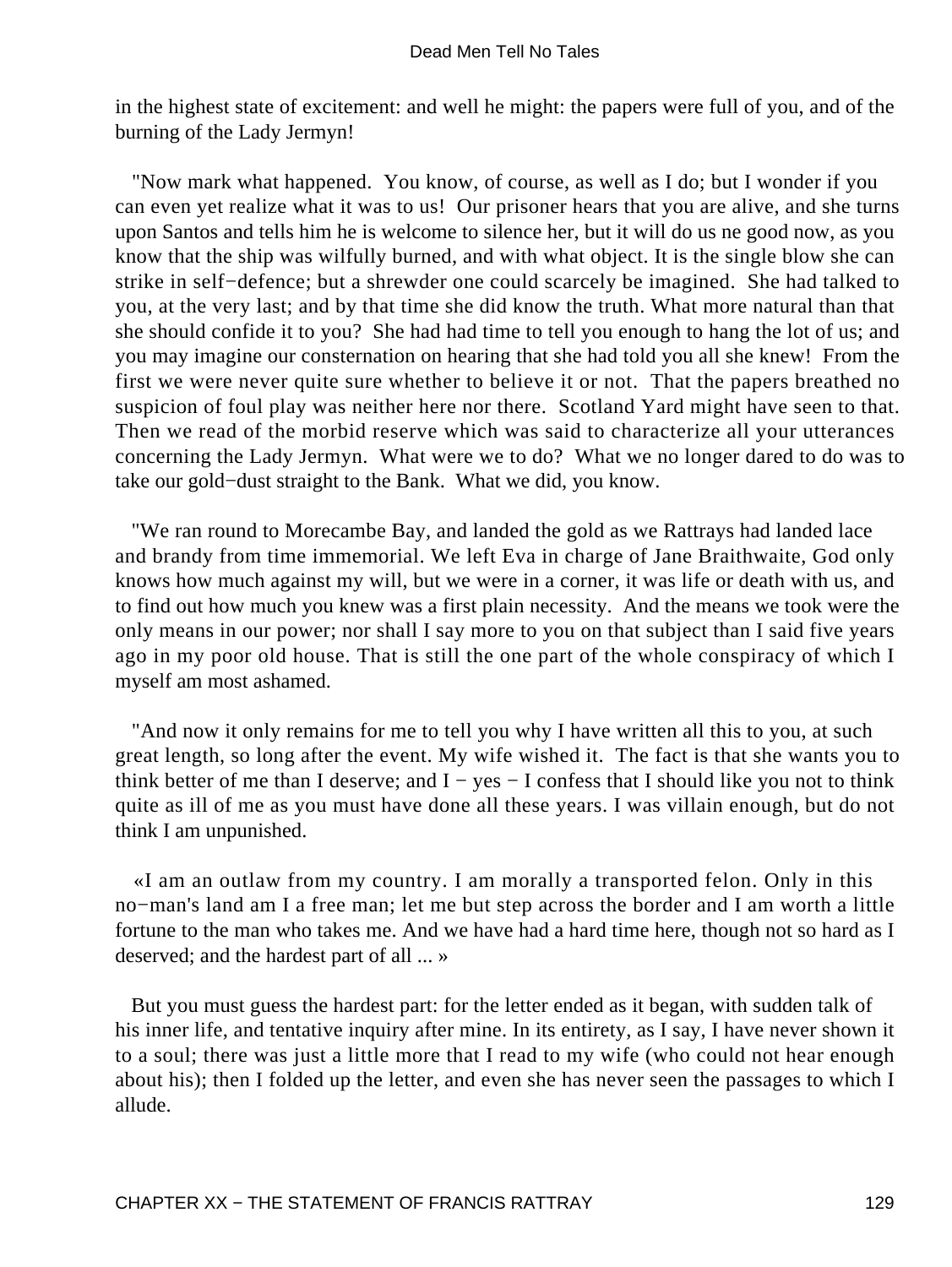in the highest state of excitement: and well he might: the papers were full of you, and of the burning of the Lady Jermyn!

"Now mark what happened. You know, of course, as well as I do; but I wonder if you can even yet realize what it was to us! Our prisoner hears that you are alive, and she turns upon Santos and tells him he is welcome to silence her, but it will do us ne good now, as you know that the ship was wilfully burned, and with what object. It is the single blow she can strike in self−defence; but a shrewder one could scarcely be imagined. She had talked to you, at the very last; and by that time she did know the truth. What more natural than that she should confide it to you? She had had time to tell you enough to hang the lot of us; and you may imagine our consternation on hearing that she had told you all she knew! From the first we were never quite sure whether to believe it or not. That the papers breathed no suspicion of foul play was neither here nor there. Scotland Yard might have seen to that. Then we read of the morbid reserve which was said to characterize all your utterances concerning the Lady Jermyn. What were we to do? What we no longer dared to do was to take our gold−dust straight to the Bank. What we did, you know.

"We ran round to Morecambe Bay, and landed the gold as we Rattrays had landed lace and brandy from time immemorial. We left Eva in charge of Jane Braithwaite, God only knows how much against my will, but we were in a corner, it was life or death with us, and to find out how much you knew was a first plain necessity. And the means we took were the only means in our power; nor shall I say more to you on that subject than I said five years ago in my poor old house. That is still the one part of the whole conspiracy of which I myself am most ashamed.

"And now it only remains for me to tell you why I have written all this to you, at such great length, so long after the event. My wife wished it. The fact is that she wants you to think better of me than I deserve; and I − yes − I confess that I should like you not to think quite as ill of me as you must have done all these years. I was villain enough, but do not think I am unpunished.

«I am an outlaw from my country. I am morally a transported felon. Only in this no−man's land am I a free man; let me but step across the border and I am worth a little fortune to the man who takes me. And we have had a hard time here, though not so hard as I deserved; and the hardest part of all ... »

But you must guess the hardest part: for the letter ended as it began, with sudden talk of his inner life, and tentative inquiry after mine. In its entirety, as I say, I have never shown it to a soul; there was just a little more that I read to my wife (who could not hear enough about his); then I folded up the letter, and even she has never seen the passages to which I allude.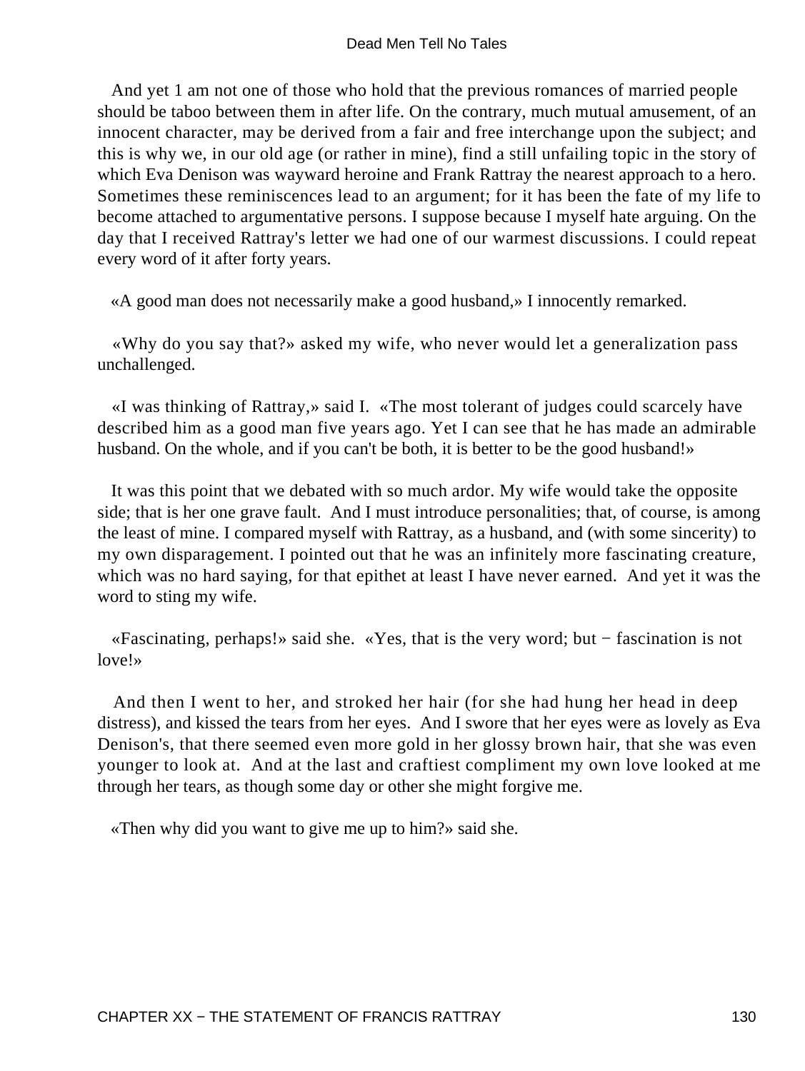And yet 1 am not one of those who hold that the previous romances of married people should be taboo between them in after life. On the contrary, much mutual amusement, of an innocent character, may be derived from a fair and free interchange upon the subject; and this is why we, in our old age (or rather in mine), find a still unfailing topic in the story of which Eva Denison was wayward heroine and Frank Rattray the nearest approach to a hero. Sometimes these reminiscences lead to an argument; for it has been the fate of my life to become attached to argumentative persons. I suppose because I myself hate arguing. On the day that I received Rattray's letter we had one of our warmest discussions. I could repeat every word of it after forty years.

«A good man does not necessarily make a good husband,» I innocently remarked.

«Why do you say that?» asked my wife, who never would let a generalization pass unchallenged.

«I was thinking of Rattray,» said I. «The most tolerant of judges could scarcely have described him as a good man five years ago. Yet I can see that he has made an admirable husband. On the whole, and if you can't be both, it is better to be the good husband!»

It was this point that we debated with so much ardor. My wife would take the opposite side; that is her one grave fault. And I must introduce personalities; that, of course, is among the least of mine. I compared myself with Rattray, as a husband, and (with some sincerity) to my own disparagement. I pointed out that he was an infinitely more fascinating creature, which was no hard saying, for that epithet at least I have never earned. And yet it was the word to sting my wife.

«Fascinating, perhaps!» said she. «Yes, that is the very word; but − fascination is not love!»

And then I went to her, and stroked her hair (for she had hung her head in deep distress), and kissed the tears from her eyes. And I swore that her eyes were as lovely as Eva Denison's, that there seemed even more gold in her glossy brown hair, that she was even younger to look at. And at the last and craftiest compliment my own love looked at me through her tears, as though some day or other she might forgive me.

«Then why did you want to give me up to him?» said she.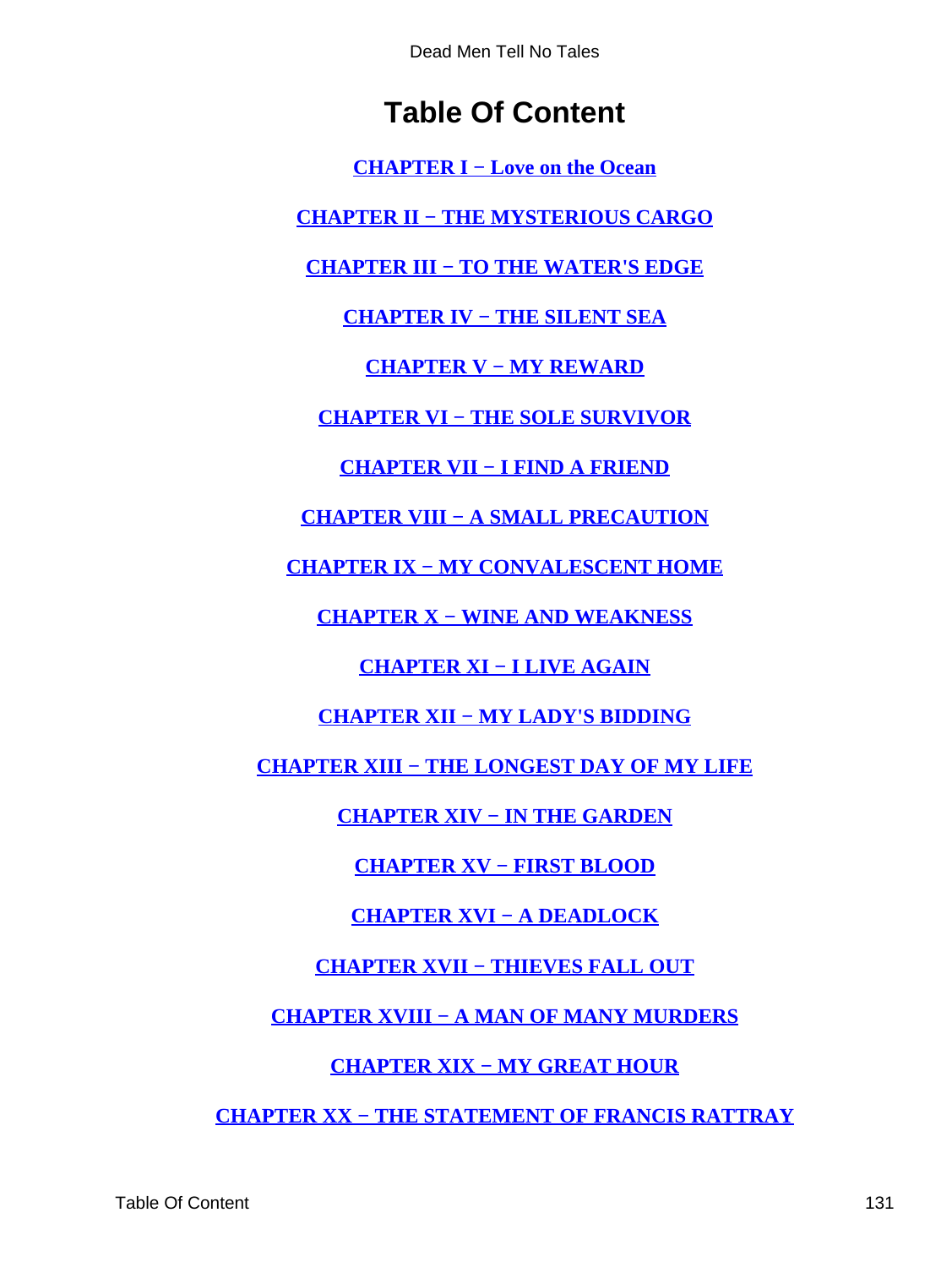# Table Of Content

CHAPTER I − Love on the Ocean

CHAPTER II − THE MYSTERIOUS CARGO

CHAPTER III − TO THE WATER'S EDGE

CHAPTER IV − THE SILENT SEA

CHAPTER V − MY REWARD

CHAPTER VI − THE SOLE SURVIVOR

CHAPTER VII − I FIND A FRIEND

CHAPTER VIII − A SMALL PRECAUTION

CHAPTER IX − MY CONVALESCENT HOME

CHAPTER X − WINE AND WEAKNESS

CHAPTER XI − I LIVE AGAIN

CHAPTER XII − MY LADY'S BIDDING

CHAPTER XIII − THE LONGEST DAY OF MY LIFE

CHAPTER XIV − IN THE GARDEN

CHAPTER XV − FIRST BLOOD

CHAPTER XVI − A DEADLOCK

CHAPTER XVII − THIEVES FALL OUT

CHAPTER XVIII − A MAN OF MANY MURDERS

CHAPTER XIX − MY GREAT HOUR

CHAPTER XX − THE STATEMENT OF FRANCIS RATTRAY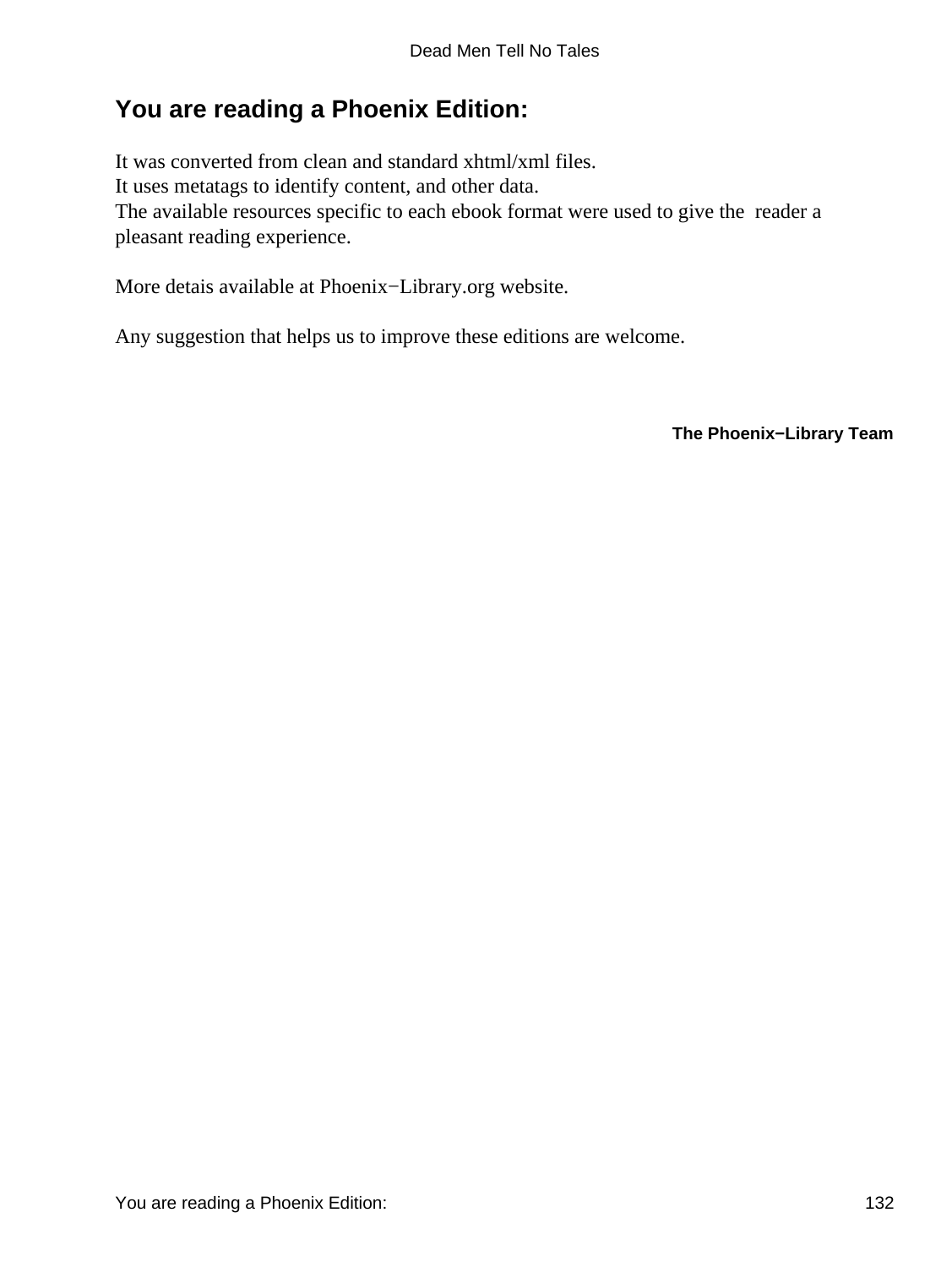## You are reading a Phoenix Edition:

It was converted from clean and standard xhtml/xml files.
It uses metatags to identify content, and other data.
The available resources specific to each ebook format were used to give the reader a pleasant reading experience.

More detais available at Phoenix−Library.org website.

Any suggestion that helps us to improve these editions are welcome.

**The Phoenix−Library Team**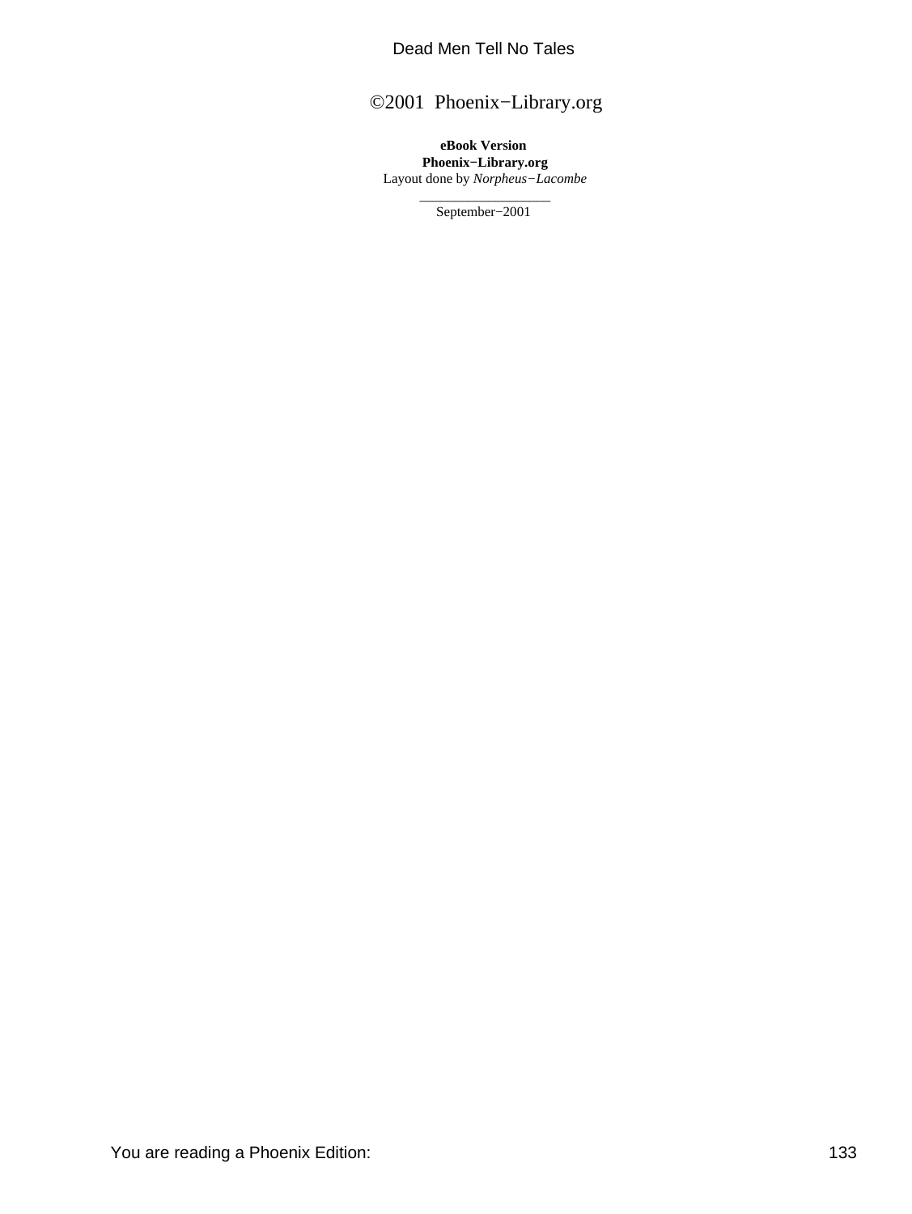©2001 Phoenix−Library.org

**eBook Version**
**Phoenix−Library.org**
Layout done by *Norpheus−Lacombe*

\_\_\_\_\_\_\_\_\_\_\_\_\_\_\_\_\_\_\_\_

September−2001